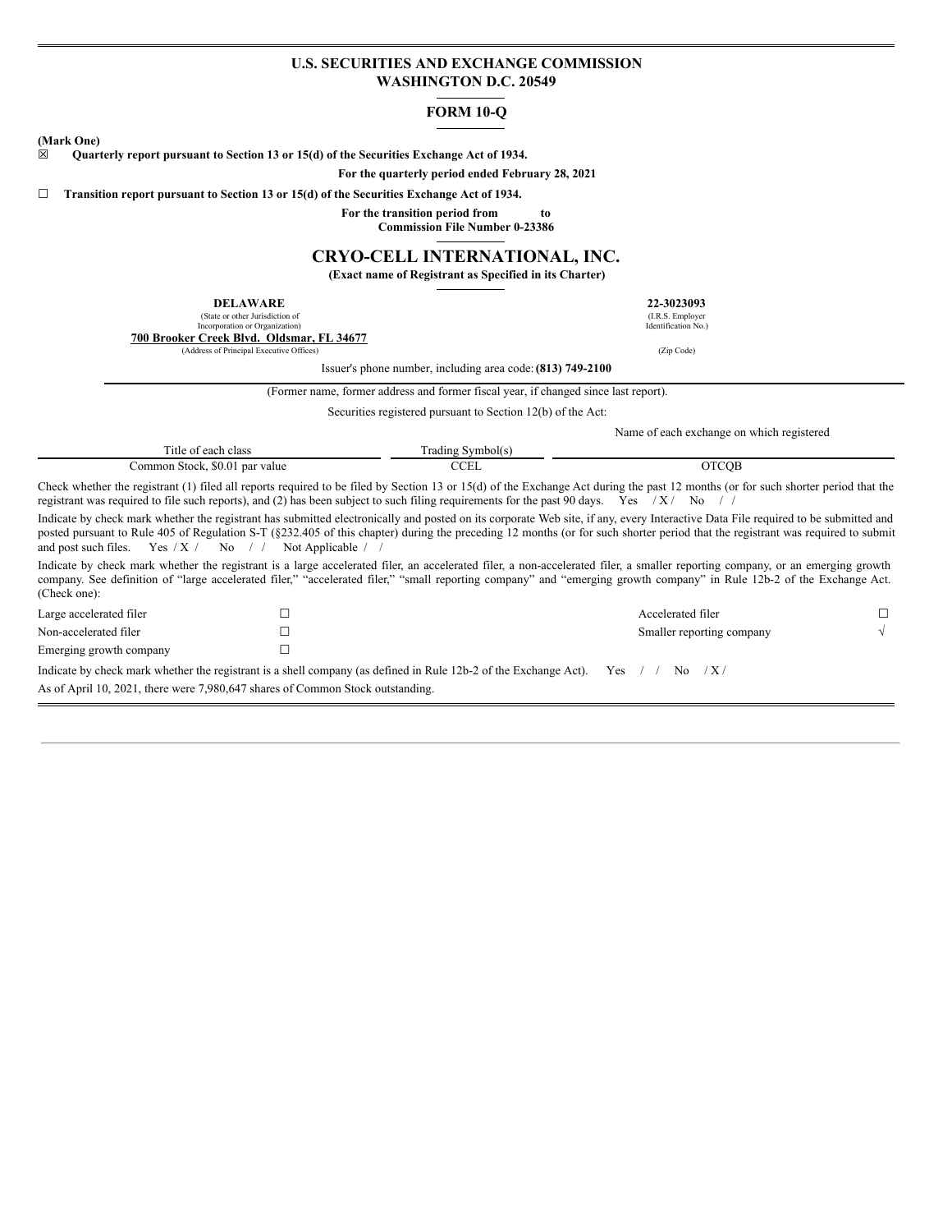**U.S. SECURITIES AND EXCHANGE COMMISSION**
**WASHINGTON D.C. 20549**

---

**FORM 10-Q**

---

**(Mark One)**

☒ **Quarterly report pursuant to Section 13 or 15(d) of the Securities Exchange Act of 1934.**

**For the quarterly period ended February 28, 2021**

☐ **Transition report pursuant to Section 13 or 15(d) of the Securities Exchange Act of 1934.**

**For the transition period from to**
**Commission File Number 0-23386**

---

# CRYO-CELL INTERNATIONAL, INC.

**(Exact name of Registrant as Specified in its Charter)**

---

| **DELAWARE** | **22-3023093** |
|---|---|
| (State or other Jurisdiction of Incorporation or Organization) | (I.R.S. Employer Identification No.) |
| **700 Brooker Creek Blvd. Oldsmar, FL 34677** | |
| (Address of Principal Executive Offices) | (Zip Code) |

Issuer's phone number, including area code: **(813) 749-2100**

(Former name, former address and former fiscal year, if changed since last report).

Securities registered pursuant to Section 12(b) of the Act:

| Title of each class | Trading Symbol(s) | Name of each exchange on which registered |
|---|---|---|
| Common Stock, $0.01 par value | CCEL | OTCQB |

Check whether the registrant (1) filed all reports required to be filed by Section 13 or 15(d) of the Exchange Act during the past 12 months (or for such shorter period that the registrant was required to file such reports), and (2) has been subject to such filing requirements for the past 90 days. Yes / X / No / /

Indicate by check mark whether the registrant has submitted electronically and posted on its corporate Web site, if any, every Interactive Data File required to be submitted and posted pursuant to Rule 405 of Regulation S-T (§232.405 of this chapter) during the preceding 12 months (or for such shorter period that the registrant was required to submit and post such files. Yes / X / No / / Not Applicable / /

Indicate by check mark whether the registrant is a large accelerated filer, an accelerated filer, a non-accelerated filer, a smaller reporting company, or an emerging growth company. See definition of "large accelerated filer," "accelerated filer," "small reporting company" and "emerging growth company" in Rule 12b-2 of the Exchange Act. (Check one):

| | | | |
|---|---|---|---|
| Large accelerated filer | ☐ | Accelerated filer | ☐ |
| Non-accelerated filer | ☐ | Smaller reporting company | √ |
| Emerging growth company | ☐ | | |

Indicate by check mark whether the registrant is a shell company (as defined in Rule 12b-2 of the Exchange Act). Yes / / No / X /

As of April 10, 2021, there were 7,980,647 shares of Common Stock outstanding.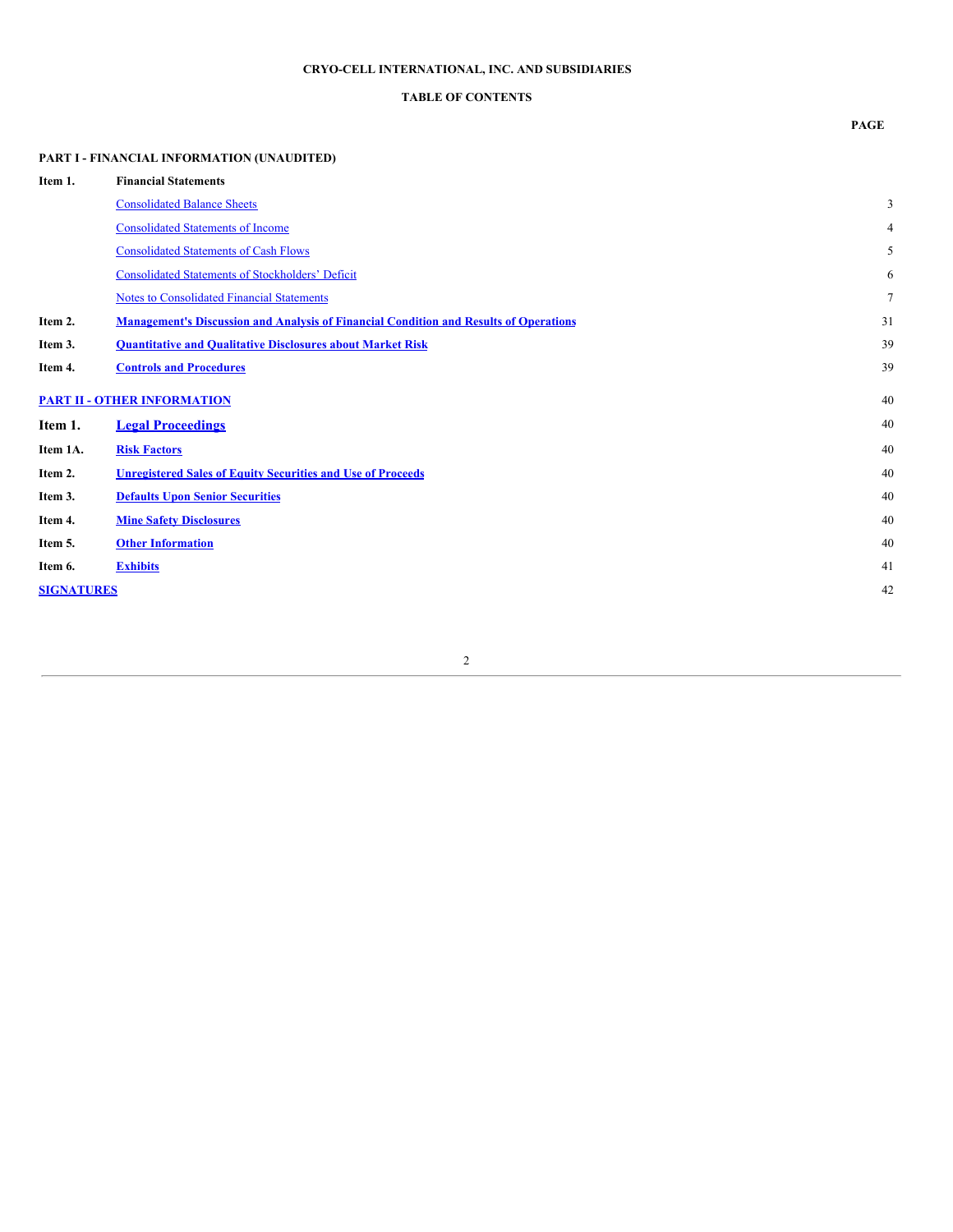**CRYO-CELL INTERNATIONAL, INC. AND SUBSIDIARIES**

**TABLE OF CONTENTS**

| | | **PAGE** |
|---|---|---|
| **PART I - FINANCIAL INFORMATION (UNAUDITED)** | | |
| **Item 1.** | **Financial Statements** | |
| | Consolidated Balance Sheets | 3 |
| | Consolidated Statements of Income | 4 |
| | Consolidated Statements of Cash Flows | 5 |
| | Consolidated Statements of Stockholders' Deficit | 6 |
| | Notes to Consolidated Financial Statements | 7 |
| **Item 2.** | **Management's Discussion and Analysis of Financial Condition and Results of Operations** | 31 |
| **Item 3.** | **Quantitative and Qualitative Disclosures about Market Risk** | 39 |
| **Item 4.** | **Controls and Procedures** | 39 |
| **PART II - OTHER INFORMATION** | | 40 |
| **Item 1.** | **Legal Proceedings** | 40 |
| **Item 1A.** | **Risk Factors** | 40 |
| **Item 2.** | **Unregistered Sales of Equity Securities and Use of Proceeds** | 40 |
| **Item 3.** | **Defaults Upon Senior Securities** | 40 |
| **Item 4.** | **Mine Safety Disclosures** | 40 |
| **Item 5.** | **Other Information** | 40 |
| **Item 6.** | **Exhibits** | 41 |
| **SIGNATURES** | | 42 |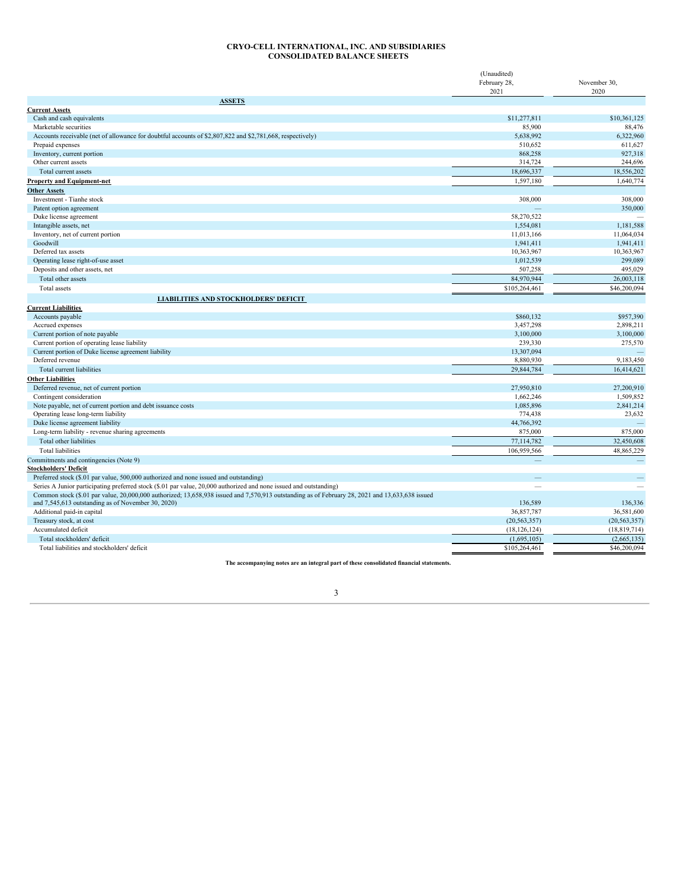**CRYO-CELL INTERNATIONAL, INC. AND SUBSIDIARIES**
**CONSOLIDATED BALANCE SHEETS**

| | (Unaudited) February 28, 2021 | November 30, 2020 |
|---|---|---|
| **ASSETS** | | |
| **Current Assets** | | |
| Cash and cash equivalents | $11,277,811 | $10,361,125 |
| Marketable securities | 85,900 | 88,476 |
| Accounts receivable (net of allowance for doubtful accounts of $2,807,822 and $2,781,668, respectively) | 5,638,992 | 6,322,960 |
| Prepaid expenses | 510,652 | 611,627 |
| Inventory, current portion | 868,258 | 927,318 |
| Other current assets | 314,724 | 244,696 |
| Total current assets | 18,696,337 | 18,556,202 |
| **Property and Equipment-net** | 1,597,180 | 1,640,774 |
| **Other Assets** | | |
| Investment - Tianhe stock | 308,000 | 308,000 |
| Patent option agreement | — | 350,000 |
| Duke license agreement | 58,270,522 | — |
| Intangible assets, net | 1,554,081 | 1,181,588 |
| Inventory, net of current portion | 11,013,166 | 11,064,034 |
| Goodwill | 1,941,411 | 1,941,411 |
| Deferred tax assets | 10,363,967 | 10,363,967 |
| Operating lease right-of-use asset | 1,012,539 | 299,089 |
| Deposits and other assets, net | 507,258 | 495,029 |
| Total other assets | 84,970,944 | 26,003,118 |
| Total assets | $105,264,461 | $46,200,094 |
| **LIABILITIES AND STOCKHOLDERS' DEFICIT** | | |
| **Current Liabilities** | | |
| Accounts payable | $860,132 | $957,390 |
| Accrued expenses | 3,457,298 | 2,898,211 |
| Current portion of note payable | 3,100,000 | 3,100,000 |
| Current portion of operating lease liability | 239,330 | 275,570 |
| Current portion of Duke license agreement liability | 13,307,094 | — |
| Deferred revenue | 8,880,930 | 9,183,450 |
| Total current liabilities | 29,844,784 | 16,414,621 |
| **Other Liabilities** | | |
| Deferred revenue, net of current portion | 27,950,810 | 27,200,910 |
| Contingent consideration | 1,662,246 | 1,509,852 |
| Note payable, net of current portion and debt issuance costs | 1,085,896 | 2,841,214 |
| Operating lease long-term liability | 774,438 | 23,632 |
| Duke license agreement liability | 44,766,392 | — |
| Long-term liability - revenue sharing agreements | 875,000 | 875,000 |
| Total other liabilities | 77,114,782 | 32,450,608 |
| Total liabilities | 106,959,566 | 48,865,229 |
| Commitments and contingencies (Note 9) | — | — |
| **Stockholders' Deficit** | | |
| Preferred stock ($.01 par value, 500,000 authorized and none issued and outstanding) | — | — |
| Series A Junior participating preferred stock ($.01 par value, 20,000 authorized and none issued and outstanding) | — | — |
| Common stock ($.01 par value, 20,000,000 authorized; 13,658,938 issued and 7,570,913 outstanding as of February 28, 2021 and 13,633,638 issued and 7,545,613 outstanding as of November 30, 2020) | 136,589 | 136,336 |
| Additional paid-in capital | 36,857,787 | 36,581,600 |
| Treasury stock, at cost | (20,563,357) | (20,563,357) |
| Accumulated deficit | (18,126,124) | (18,819,714) |
| Total stockholders' deficit | (1,695,105) | (2,665,135) |
| Total liabilities and stockholders' deficit | $105,264,461 | $46,200,094 |

**The accompanying notes are an integral part of these consolidated financial statements.**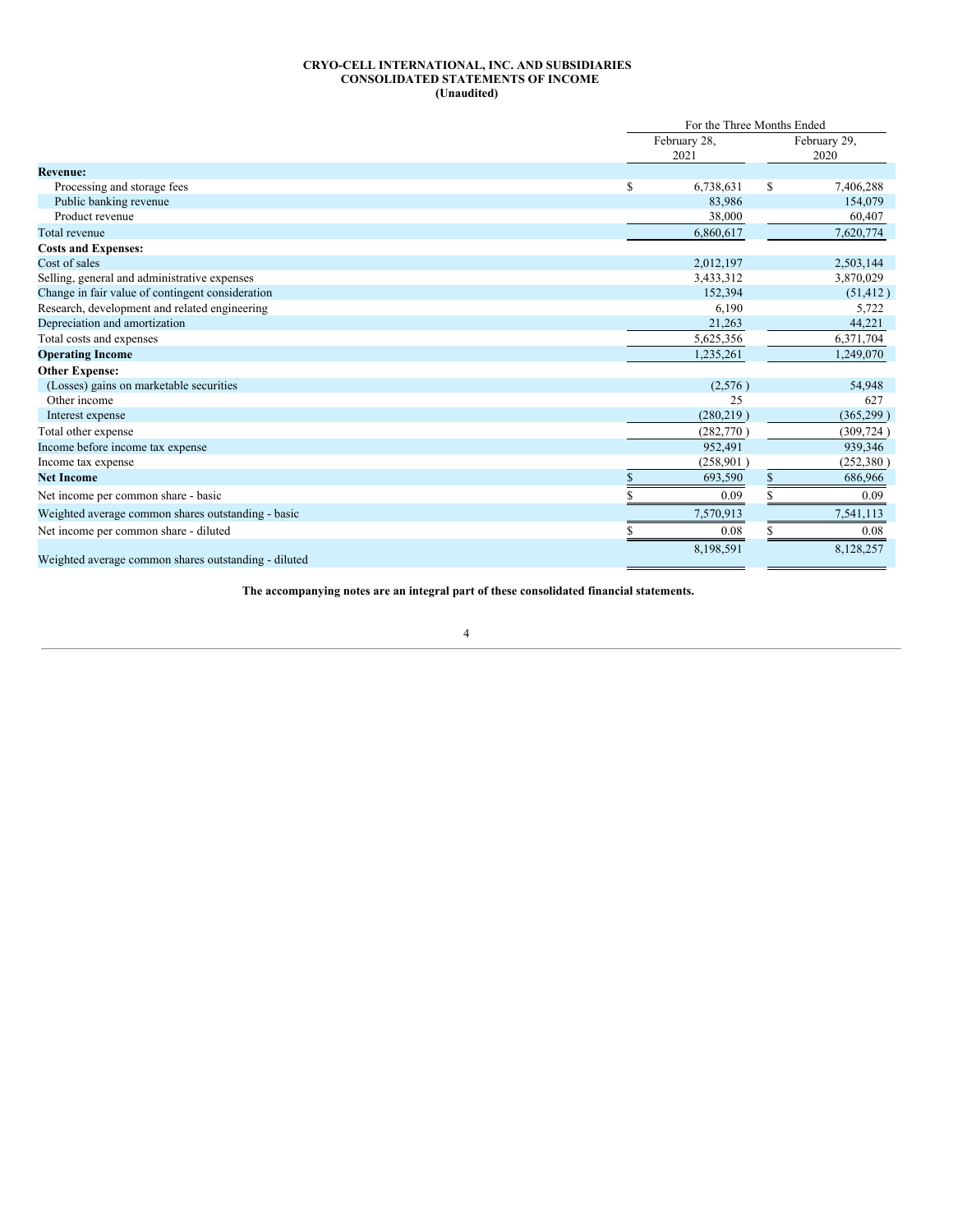**CRYO-CELL INTERNATIONAL, INC. AND SUBSIDIARIES**
**CONSOLIDATED STATEMENTS OF INCOME**
**(Unaudited)**

| | For the Three Months Ended | |
|---|---|---|
| | February 28, 2021 | February 29, 2020 |
| **Revenue:** | | |
| Processing and storage fees | $ 6,738,631 | $ 7,406,288 |
| Public banking revenue | 83,986 | 154,079 |
| Product revenue | 38,000 | 60,407 |
| Total revenue | 6,860,617 | 7,620,774 |
| **Costs and Expenses:** | | |
| Cost of sales | 2,012,197 | 2,503,144 |
| Selling, general and administrative expenses | 3,433,312 | 3,870,029 |
| Change in fair value of contingent consideration | 152,394 | (51,412 ) |
| Research, development and related engineering | 6,190 | 5,722 |
| Depreciation and amortization | 21,263 | 44,221 |
| Total costs and expenses | 5,625,356 | 6,371,704 |
| **Operating Income** | 1,235,261 | 1,249,070 |
| **Other Expense:** | | |
| (Losses) gains on marketable securities | (2,576 ) | 54,948 |
| Other income | 25 | 627 |
| Interest expense | (280,219 ) | (365,299 ) |
| Total other expense | (282,770 ) | (309,724 ) |
| Income before income tax expense | 952,491 | 939,346 |
| Income tax expense | (258,901 ) | (252,380 ) |
| **Net Income** | $ 693,590 | $ 686,966 |
| Net income per common share - basic | $ 0.09 | $ 0.09 |
| Weighted average common shares outstanding - basic | 7,570,913 | 7,541,113 |
| Net income per common share - diluted | $ 0.08 | $ 0.08 |
| Weighted average common shares outstanding - diluted | 8,198,591 | 8,128,257 |

**The accompanying notes are an integral part of these consolidated financial statements.**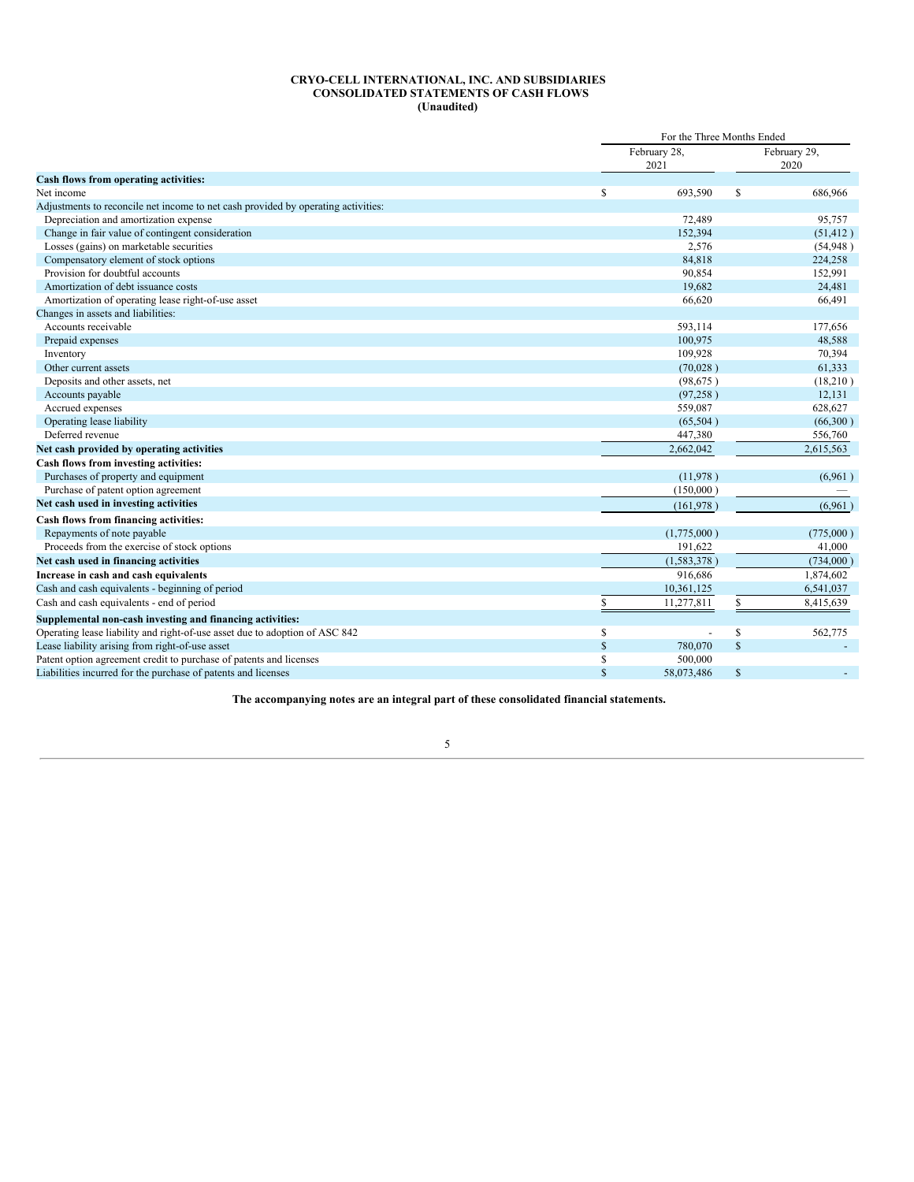**CRYO-CELL INTERNATIONAL, INC. AND SUBSIDIARIES**
**CONSOLIDATED STATEMENTS OF CASH FLOWS**
**(Unaudited)**

| | For the Three Months Ended | |
|---|---|---|
| | February 28, 2021 | February 29, 2020 |
| **Cash flows from operating activities:** | | |
| Net income | $ 693,590 | $ 686,966 |
| Adjustments to reconcile net income to net cash provided by operating activities: | | |
| Depreciation and amortization expense | 72,489 | 95,757 |
| Change in fair value of contingent consideration | 152,394 | (51,412 ) |
| Losses (gains) on marketable securities | 2,576 | (54,948 ) |
| Compensatory element of stock options | 84,818 | 224,258 |
| Provision for doubtful accounts | 90,854 | 152,991 |
| Amortization of debt issuance costs | 19,682 | 24,481 |
| Amortization of operating lease right-of-use asset | 66,620 | 66,491 |
| Changes in assets and liabilities: | | |
| Accounts receivable | 593,114 | 177,656 |
| Prepaid expenses | 100,975 | 48,588 |
| Inventory | 109,928 | 70,394 |
| Other current assets | (70,028 ) | 61,333 |
| Deposits and other assets, net | (98,675 ) | (18,210 ) |
| Accounts payable | (97,258 ) | 12,131 |
| Accrued expenses | 559,087 | 628,627 |
| Operating lease liability | (65,504 ) | (66,300 ) |
| Deferred revenue | 447,380 | 556,760 |
| **Net cash provided by operating activities** | 2,662,042 | 2,615,563 |
| **Cash flows from investing activities:** | | |
| Purchases of property and equipment | (11,978 ) | (6,961 ) |
| Purchase of patent option agreement | (150,000 ) | — |
| **Net cash used in investing activities** | (161,978 ) | (6,961 ) |
| **Cash flows from financing activities:** | | |
| Repayments of note payable | (1,775,000 ) | (775,000 ) |
| Proceeds from the exercise of stock options | 191,622 | 41,000 |
| **Net cash used in financing activities** | (1,583,378 ) | (734,000 ) |
| **Increase in cash and cash equivalents** | 916,686 | 1,874,602 |
| Cash and cash equivalents - beginning of period | 10,361,125 | 6,541,037 |
| Cash and cash equivalents - end of period | $ 11,277,811 | $ 8,415,639 |
| **Supplemental non-cash investing and financing activities:** | | |
| Operating lease liability and right-of-use asset due to adoption of ASC 842 | $ - | $ 562,775 |
| Lease liability arising from right-of-use asset | $ 780,070 | $ - |
| Patent option agreement credit to purchase of patents and licenses | $ 500,000 | |
| Liabilities incurred for the purchase of patents and licenses | $ 58,073,486 | $ - |

**The accompanying notes are an integral part of these consolidated financial statements.**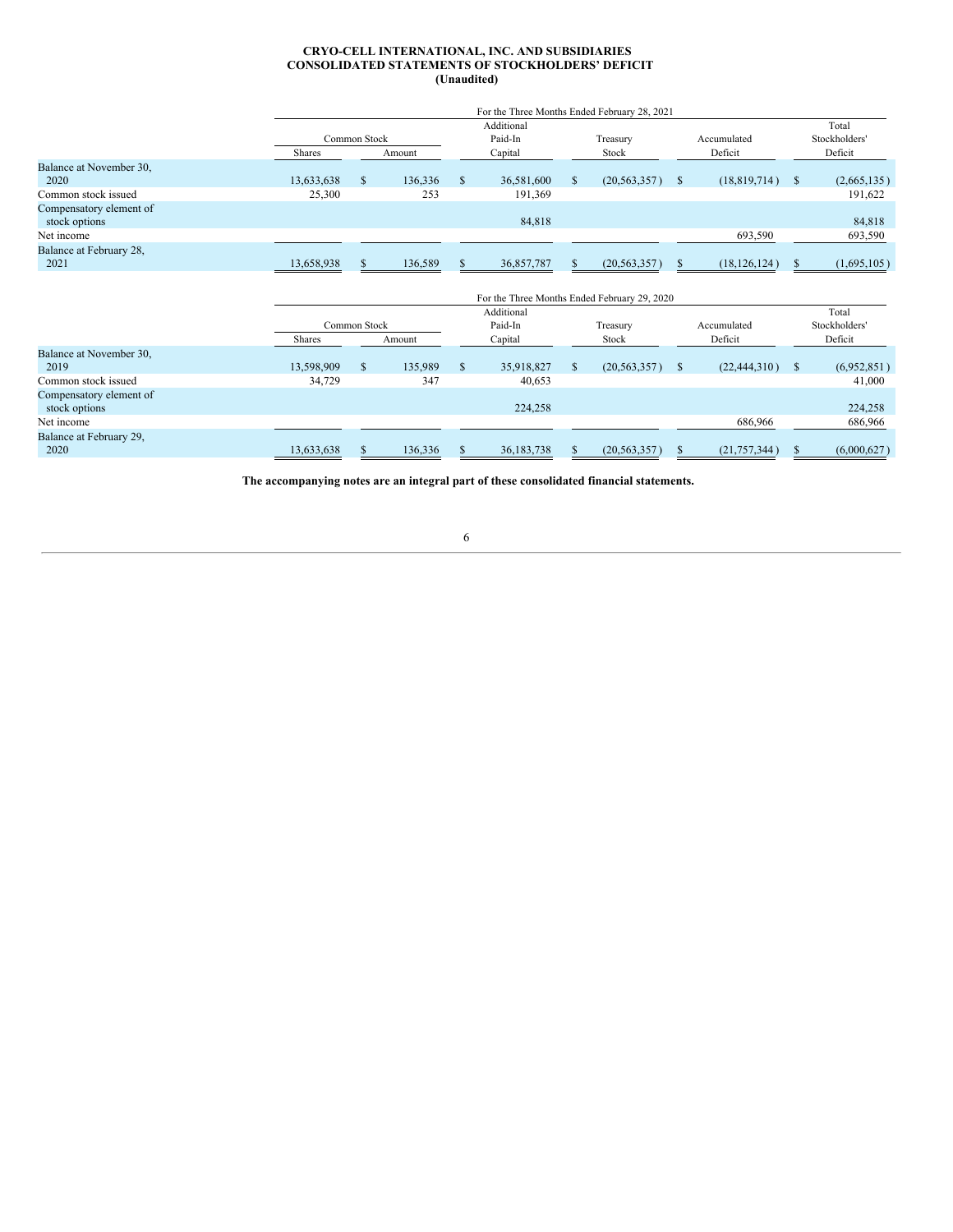**CRYO-CELL INTERNATIONAL, INC. AND SUBSIDIARIES**
**CONSOLIDATED STATEMENTS OF STOCKHOLDERS' DEFICIT**
**(Unaudited)**

| | For the Three Months Ended February 28, 2021 | | | | | |
|---|---|---|---|---|---|---|
| | Common Stock | | Additional Paid-In Capital | Treasury Stock | Accumulated Deficit | Total Stockholders' Deficit |
| | Shares | Amount | | | | |
| Balance at November 30, 2020 | 13,633,638 | $ 136,336 | $ 36,581,600 | $ (20,563,357) | $ (18,819,714) | $ (2,665,135) |
| Common stock issued | 25,300 | 253 | 191,369 | | | 191,622 |
| Compensatory element of stock options | | | 84,818 | | | 84,818 |
| Net income | | | | | 693,590 | 693,590 |
| Balance at February 28, 2021 | 13,658,938 | $ 136,589 | $ 36,857,787 | $ (20,563,357) | $ (18,126,124) | $ (1,695,105) |

| | For the Three Months Ended February 29, 2020 | | | | | |
|---|---|---|---|---|---|---|
| | Common Stock | | Additional Paid-In Capital | Treasury Stock | Accumulated Deficit | Total Stockholders' Deficit |
| | Shares | Amount | | | | |
| Balance at November 30, 2019 | 13,598,909 | $ 135,989 | $ 35,918,827 | $ (20,563,357) | $ (22,444,310) | $ (6,952,851) |
| Common stock issued | 34,729 | 347 | 40,653 | | | 41,000 |
| Compensatory element of stock options | | | 224,258 | | | 224,258 |
| Net income | | | | | 686,966 | 686,966 |
| Balance at February 29, 2020 | 13,633,638 | $ 136,336 | $ 36,183,738 | $ (20,563,357) | $ (21,757,344) | $ (6,000,627) |

**The accompanying notes are an integral part of these consolidated financial statements.**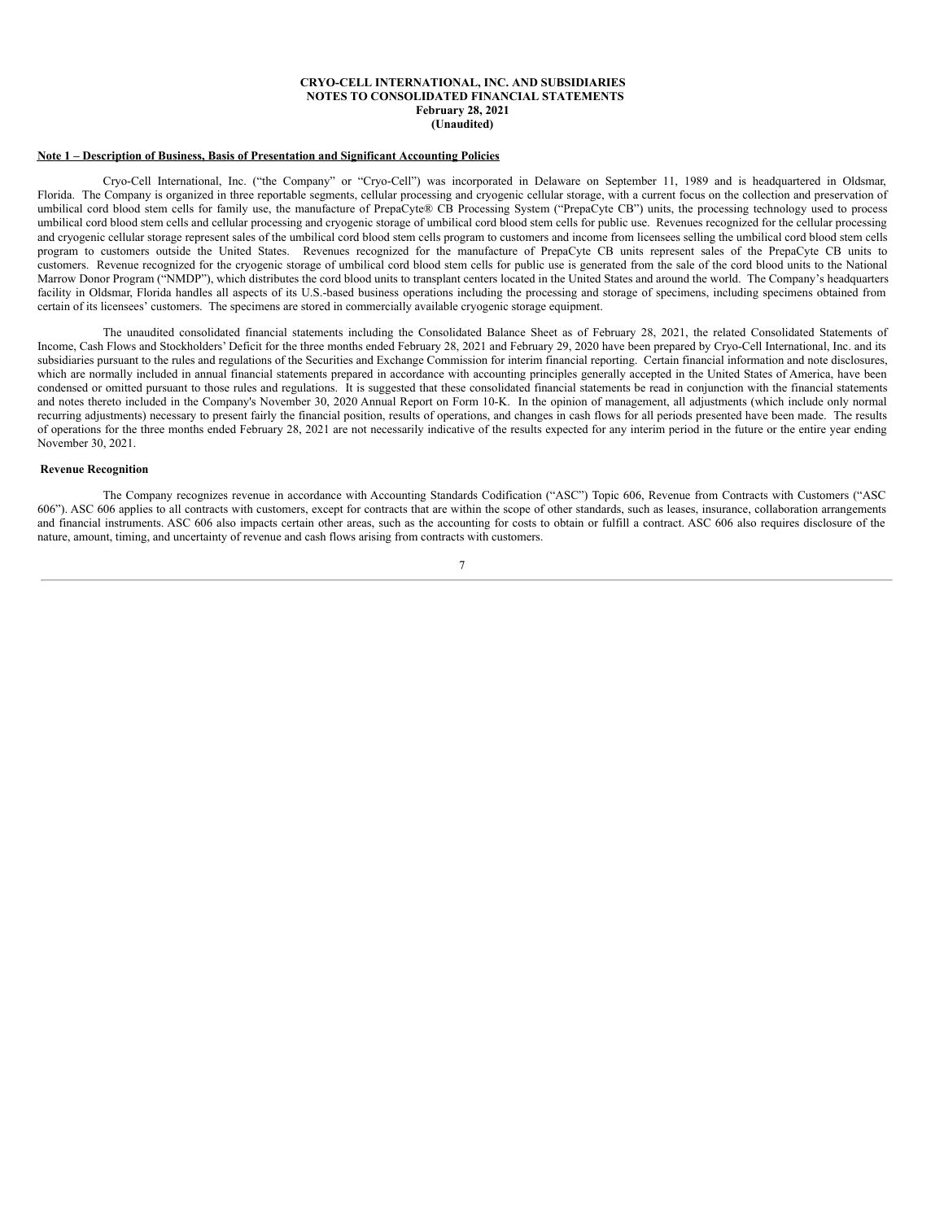**CRYO-CELL INTERNATIONAL, INC. AND SUBSIDIARIES**
**NOTES TO CONSOLIDATED FINANCIAL STATEMENTS**
**February 28, 2021**
**(Unaudited)**

**Note 1 – Description of Business, Basis of Presentation and Significant Accounting Policies**

Cryo-Cell International, Inc. ("the Company" or "Cryo-Cell") was incorporated in Delaware on September 11, 1989 and is headquartered in Oldsmar, Florida. The Company is organized in three reportable segments, cellular processing and cryogenic cellular storage, with a current focus on the collection and preservation of umbilical cord blood stem cells for family use, the manufacture of PrepaCyte® CB Processing System ("PrepaCyte CB") units, the processing technology used to process umbilical cord blood stem cells and cellular processing and cryogenic storage of umbilical cord blood stem cells for public use. Revenues recognized for the cellular processing and cryogenic cellular storage represent sales of the umbilical cord blood stem cells program to customers and income from licensees selling the umbilical cord blood stem cells program to customers outside the United States. Revenues recognized for the manufacture of PrepaCyte CB units represent sales of the PrepaCyte CB units to customers. Revenue recognized for the cryogenic storage of umbilical cord blood stem cells for public use is generated from the sale of the cord blood units to the National Marrow Donor Program ("NMDP"), which distributes the cord blood units to transplant centers located in the United States and around the world. The Company's headquarters facility in Oldsmar, Florida handles all aspects of its U.S.-based business operations including the processing and storage of specimens, including specimens obtained from certain of its licensees' customers. The specimens are stored in commercially available cryogenic storage equipment.

The unaudited consolidated financial statements including the Consolidated Balance Sheet as of February 28, 2021, the related Consolidated Statements of Income, Cash Flows and Stockholders' Deficit for the three months ended February 28, 2021 and February 29, 2020 have been prepared by Cryo-Cell International, Inc. and its subsidiaries pursuant to the rules and regulations of the Securities and Exchange Commission for interim financial reporting. Certain financial information and note disclosures, which are normally included in annual financial statements prepared in accordance with accounting principles generally accepted in the United States of America, have been condensed or omitted pursuant to those rules and regulations. It is suggested that these consolidated financial statements be read in conjunction with the financial statements and notes thereto included in the Company's November 30, 2020 Annual Report on Form 10-K. In the opinion of management, all adjustments (which include only normal recurring adjustments) necessary to present fairly the financial position, results of operations, and changes in cash flows for all periods presented have been made. The results of operations for the three months ended February 28, 2021 are not necessarily indicative of the results expected for any interim period in the future or the entire year ending November 30, 2021.

**Revenue Recognition**

The Company recognizes revenue in accordance with Accounting Standards Codification ("ASC") Topic 606, Revenue from Contracts with Customers ("ASC 606"). ASC 606 applies to all contracts with customers, except for contracts that are within the scope of other standards, such as leases, insurance, collaboration arrangements and financial instruments. ASC 606 also impacts certain other areas, such as the accounting for costs to obtain or fulfill a contract. ASC 606 also requires disclosure of the nature, amount, timing, and uncertainty of revenue and cash flows arising from contracts with customers.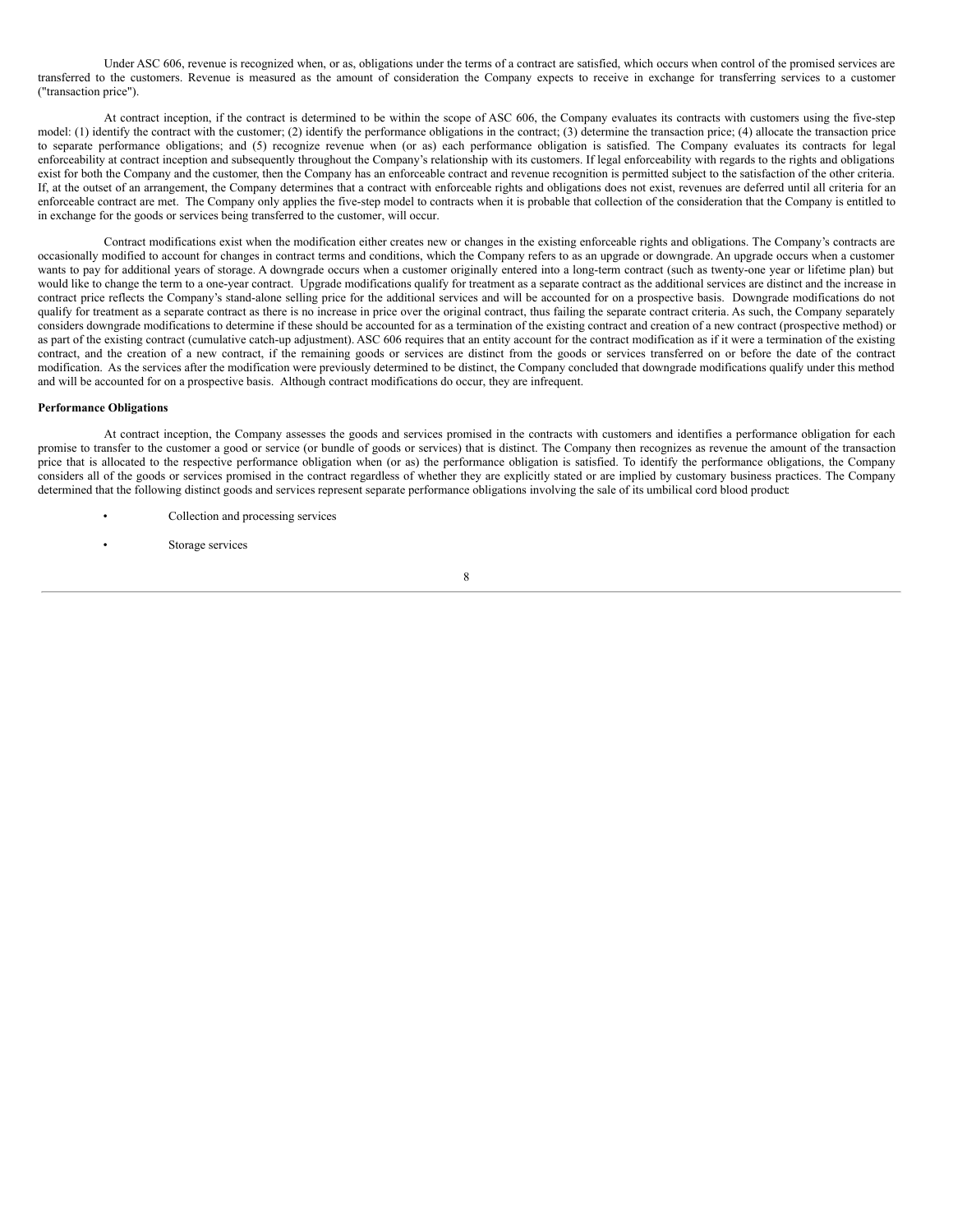Under ASC 606, revenue is recognized when, or as, obligations under the terms of a contract are satisfied, which occurs when control of the promised services are transferred to the customers. Revenue is measured as the amount of consideration the Company expects to receive in exchange for transferring services to a customer ("transaction price").

At contract inception, if the contract is determined to be within the scope of ASC 606, the Company evaluates its contracts with customers using the five-step model: (1) identify the contract with the customer; (2) identify the performance obligations in the contract; (3) determine the transaction price; (4) allocate the transaction price to separate performance obligations; and (5) recognize revenue when (or as) each performance obligation is satisfied. The Company evaluates its contracts for legal enforceability at contract inception and subsequently throughout the Company's relationship with its customers. If legal enforceability with regards to the rights and obligations exist for both the Company and the customer, then the Company has an enforceable contract and revenue recognition is permitted subject to the satisfaction of the other criteria. If, at the outset of an arrangement, the Company determines that a contract with enforceable rights and obligations does not exist, revenues are deferred until all criteria for an enforceable contract are met. The Company only applies the five-step model to contracts when it is probable that collection of the consideration that the Company is entitled to in exchange for the goods or services being transferred to the customer, will occur.

Contract modifications exist when the modification either creates new or changes in the existing enforceable rights and obligations. The Company's contracts are occasionally modified to account for changes in contract terms and conditions, which the Company refers to as an upgrade or downgrade. An upgrade occurs when a customer wants to pay for additional years of storage. A downgrade occurs when a customer originally entered into a long-term contract (such as twenty-one year or lifetime plan) but would like to change the term to a one-year contract. Upgrade modifications qualify for treatment as a separate contract as the additional services are distinct and the increase in contract price reflects the Company's stand-alone selling price for the additional services and will be accounted for on a prospective basis. Downgrade modifications do not qualify for treatment as a separate contract as there is no increase in price over the original contract, thus failing the separate contract criteria. As such, the Company separately considers downgrade modifications to determine if these should be accounted for as a termination of the existing contract and creation of a new contract (prospective method) or as part of the existing contract (cumulative catch-up adjustment). ASC 606 requires that an entity account for the contract modification as if it were a termination of the existing contract, and the creation of a new contract, if the remaining goods or services are distinct from the goods or services transferred on or before the date of the contract modification. As the services after the modification were previously determined to be distinct, the Company concluded that downgrade modifications qualify under this method and will be accounted for on a prospective basis. Although contract modifications do occur, they are infrequent.

**Performance Obligations**

At contract inception, the Company assesses the goods and services promised in the contracts with customers and identifies a performance obligation for each promise to transfer to the customer a good or service (or bundle of goods or services) that is distinct. The Company then recognizes as revenue the amount of the transaction price that is allocated to the respective performance obligation when (or as) the performance obligation is satisfied. To identify the performance obligations, the Company considers all of the goods or services promised in the contract regardless of whether they are explicitly stated or are implied by customary business practices. The Company determined that the following distinct goods and services represent separate performance obligations involving the sale of its umbilical cord blood product:

- Collection and processing services
- Storage services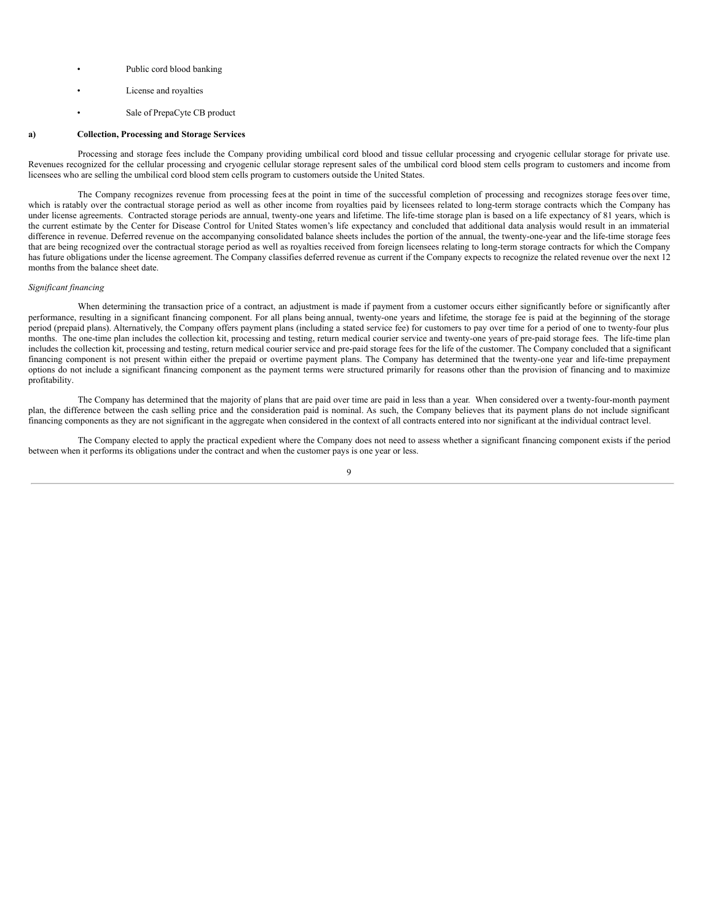- Public cord blood banking
- License and royalties
- Sale of PrepaCyte CB product

**a) Collection, Processing and Storage Services**

Processing and storage fees include the Company providing umbilical cord blood and tissue cellular processing and cryogenic cellular storage for private use. Revenues recognized for the cellular processing and cryogenic cellular storage represent sales of the umbilical cord blood stem cells program to customers and income from licensees who are selling the umbilical cord blood stem cells program to customers outside the United States.

The Company recognizes revenue from processing fees at the point in time of the successful completion of processing and recognizes storage fees over time, which is ratably over the contractual storage period as well as other income from royalties paid by licensees related to long-term storage contracts which the Company has under license agreements. Contracted storage periods are annual, twenty-one years and lifetime. The life-time storage plan is based on a life expectancy of 81 years, which is the current estimate by the Center for Disease Control for United States women's life expectancy and concluded that additional data analysis would result in an immaterial difference in revenue. Deferred revenue on the accompanying consolidated balance sheets includes the portion of the annual, the twenty-one-year and the life-time storage fees that are being recognized over the contractual storage period as well as royalties received from foreign licensees relating to long-term storage contracts for which the Company has future obligations under the license agreement. The Company classifies deferred revenue as current if the Company expects to recognize the related revenue over the next 12 months from the balance sheet date.

*Significant financing*

When determining the transaction price of a contract, an adjustment is made if payment from a customer occurs either significantly before or significantly after performance, resulting in a significant financing component. For all plans being annual, twenty-one years and lifetime, the storage fee is paid at the beginning of the storage period (prepaid plans). Alternatively, the Company offers payment plans (including a stated service fee) for customers to pay over time for a period of one to twenty-four plus months. The one-time plan includes the collection kit, processing and testing, return medical courier service and twenty-one years of pre-paid storage fees. The life-time plan includes the collection kit, processing and testing, return medical courier service and pre-paid storage fees for the life of the customer. The Company concluded that a significant financing component is not present within either the prepaid or overtime payment plans. The Company has determined that the twenty-one year and life-time prepayment options do not include a significant financing component as the payment terms were structured primarily for reasons other than the provision of financing and to maximize profitability.

The Company has determined that the majority of plans that are paid over time are paid in less than a year. When considered over a twenty-four-month payment plan, the difference between the cash selling price and the consideration paid is nominal. As such, the Company believes that its payment plans do not include significant financing components as they are not significant in the aggregate when considered in the context of all contracts entered into nor significant at the individual contract level.

The Company elected to apply the practical expedient where the Company does not need to assess whether a significant financing component exists if the period between when it performs its obligations under the contract and when the customer pays is one year or less.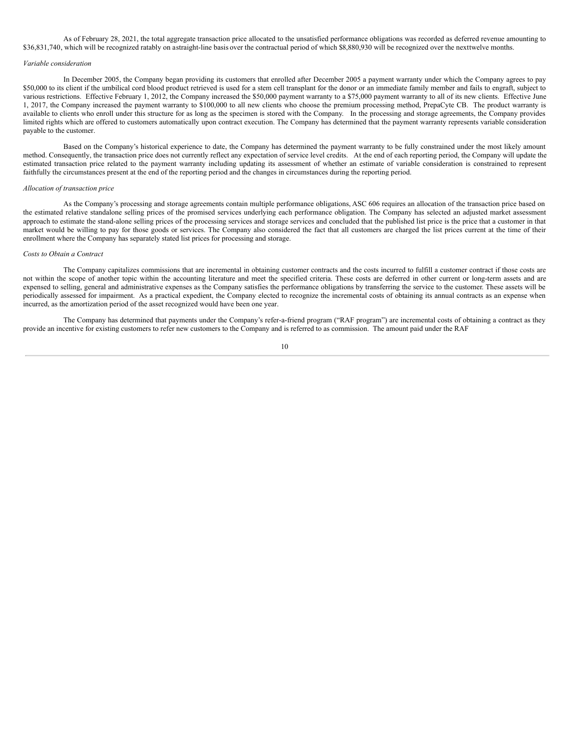As of February 28, 2021, the total aggregate transaction price allocated to the unsatisfied performance obligations was recorded as deferred revenue amounting to $36,831,740, which will be recognized ratably on astraight-line basis over the contractual period of which $8,880,930 will be recognized over the nexttwelve months.

*Variable consideration*

In December 2005, the Company began providing its customers that enrolled after December 2005 a payment warranty under which the Company agrees to pay $50,000 to its client if the umbilical cord blood product retrieved is used for a stem cell transplant for the donor or an immediate family member and fails to engraft, subject to various restrictions. Effective February 1, 2012, the Company increased the $50,000 payment warranty to a $75,000 payment warranty to all of its new clients. Effective June 1, 2017, the Company increased the payment warranty to $100,000 to all new clients who choose the premium processing method, PrepaCyte CB. The product warranty is available to clients who enroll under this structure for as long as the specimen is stored with the Company. In the processing and storage agreements, the Company provides limited rights which are offered to customers automatically upon contract execution. The Company has determined that the payment warranty represents variable consideration payable to the customer.

Based on the Company's historical experience to date, the Company has determined the payment warranty to be fully constrained under the most likely amount method. Consequently, the transaction price does not currently reflect any expectation of service level credits. At the end of each reporting period, the Company will update the estimated transaction price related to the payment warranty including updating its assessment of whether an estimate of variable consideration is constrained to represent faithfully the circumstances present at the end of the reporting period and the changes in circumstances during the reporting period.

*Allocation of transaction price*

As the Company's processing and storage agreements contain multiple performance obligations, ASC 606 requires an allocation of the transaction price based on the estimated relative standalone selling prices of the promised services underlying each performance obligation. The Company has selected an adjusted market assessment approach to estimate the stand-alone selling prices of the processing services and storage services and concluded that the published list price is the price that a customer in that market would be willing to pay for those goods or services. The Company also considered the fact that all customers are charged the list prices current at the time of their enrollment where the Company has separately stated list prices for processing and storage.

*Costs to Obtain a Contract*

The Company capitalizes commissions that are incremental in obtaining customer contracts and the costs incurred to fulfill a customer contract if those costs are not within the scope of another topic within the accounting literature and meet the specified criteria. These costs are deferred in other current or long-term assets and are expensed to selling, general and administrative expenses as the Company satisfies the performance obligations by transferring the service to the customer. These assets will be periodically assessed for impairment. As a practical expedient, the Company elected to recognize the incremental costs of obtaining its annual contracts as an expense when incurred, as the amortization period of the asset recognized would have been one year.

The Company has determined that payments under the Company's refer-a-friend program ("RAF program") are incremental costs of obtaining a contract as they provide an incentive for existing customers to refer new customers to the Company and is referred to as commission. The amount paid under the RAF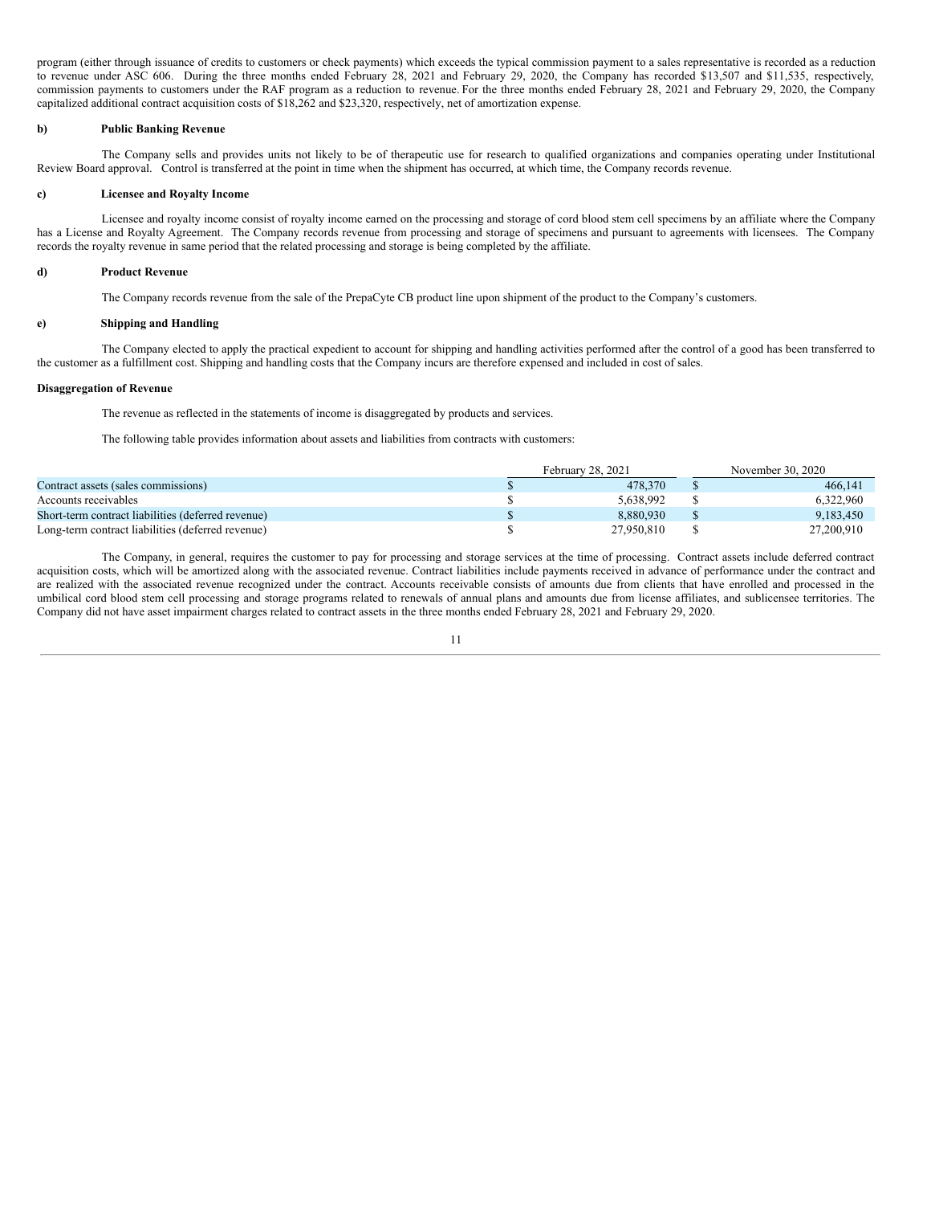program (either through issuance of credits to customers or check payments) which exceeds the typical commission payment to a sales representative is recorded as a reduction to revenue under ASC 606. During the three months ended February 28, 2021 and February 29, 2020, the Company has recorded $13,507 and $11,535, respectively, commission payments to customers under the RAF program as a reduction to revenue. For the three months ended February 28, 2021 and February 29, 2020, the Company capitalized additional contract acquisition costs of $18,262 and $23,320, respectively, net of amortization expense.

**b) Public Banking Revenue**

The Company sells and provides units not likely to be of therapeutic use for research to qualified organizations and companies operating under Institutional Review Board approval. Control is transferred at the point in time when the shipment has occurred, at which time, the Company records revenue.

**c) Licensee and Royalty Income**

Licensee and royalty income consist of royalty income earned on the processing and storage of cord blood stem cell specimens by an affiliate where the Company has a License and Royalty Agreement. The Company records revenue from processing and storage of specimens and pursuant to agreements with licensees. The Company records the royalty revenue in same period that the related processing and storage is being completed by the affiliate.

**d) Product Revenue**

The Company records revenue from the sale of the PrepaCyte CB product line upon shipment of the product to the Company's customers.

**e) Shipping and Handling**

The Company elected to apply the practical expedient to account for shipping and handling activities performed after the control of a good has been transferred to the customer as a fulfillment cost. Shipping and handling costs that the Company incurs are therefore expensed and included in cost of sales.

**Disaggregation of Revenue**

The revenue as reflected in the statements of income is disaggregated by products and services.

The following table provides information about assets and liabilities from contracts with customers:

| | February 28, 2021 | November 30, 2020 |
|---|---|---|
| Contract assets (sales commissions) | $ 478,370 | $ 466,141 |
| Accounts receivables | $ 5,638,992 | $ 6,322,960 |
| Short-term contract liabilities (deferred revenue) | $ 8,880,930 | $ 9,183,450 |
| Long-term contract liabilities (deferred revenue) | $ 27,950,810 | $ 27,200,910 |

The Company, in general, requires the customer to pay for processing and storage services at the time of processing. Contract assets include deferred contract acquisition costs, which will be amortized along with the associated revenue. Contract liabilities include payments received in advance of performance under the contract and are realized with the associated revenue recognized under the contract. Accounts receivable consists of amounts due from clients that have enrolled and processed in the umbilical cord blood stem cell processing and storage programs related to renewals of annual plans and amounts due from license affiliates, and sublicensee territories. The Company did not have asset impairment charges related to contract assets in the three months ended February 28, 2021 and February 29, 2020.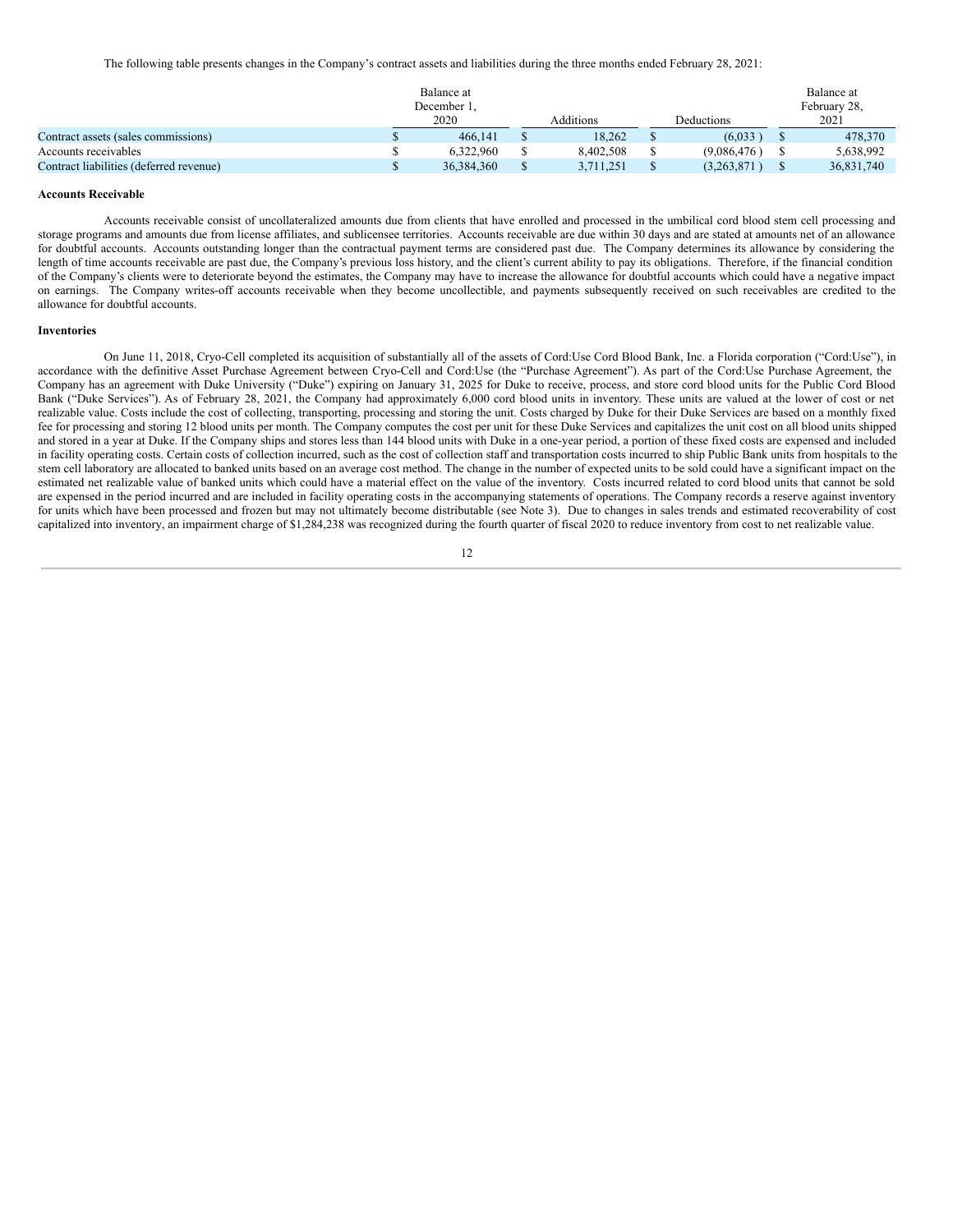The following table presents changes in the Company's contract assets and liabilities during the three months ended February 28, 2021:

| | Balance at December 1, 2020 | Additions | Deductions | Balance at February 28, 2021 |
|---|---|---|---|---|
| Contract assets (sales commissions) | $ 466,141 | $ 18,262 | $ (6,033) | $ 478,370 |
| Accounts receivables | $ 6,322,960 | $ 8,402,508 | $ (9,086,476) | $ 5,638,992 |
| Contract liabilities (deferred revenue) | $ 36,384,360 | $ 3,711,251 | $ (3,263,871) | $ 36,831,740 |

**Accounts Receivable**

Accounts receivable consist of uncollateralized amounts due from clients that have enrolled and processed in the umbilical cord blood stem cell processing and storage programs and amounts due from license affiliates, and sublicensee territories. Accounts receivable are due within 30 days and are stated at amounts net of an allowance for doubtful accounts. Accounts outstanding longer than the contractual payment terms are considered past due. The Company determines its allowance by considering the length of time accounts receivable are past due, the Company's previous loss history, and the client's current ability to pay its obligations. Therefore, if the financial condition of the Company's clients were to deteriorate beyond the estimates, the Company may have to increase the allowance for doubtful accounts which could have a negative impact on earnings. The Company writes-off accounts receivable when they become uncollectible, and payments subsequently received on such receivables are credited to the allowance for doubtful accounts.

**Inventories**

On June 11, 2018, Cryo-Cell completed its acquisition of substantially all of the assets of Cord:Use Cord Blood Bank, Inc. a Florida corporation ("Cord:Use"), in accordance with the definitive Asset Purchase Agreement between Cryo-Cell and Cord:Use (the "Purchase Agreement"). As part of the Cord:Use Purchase Agreement, the Company has an agreement with Duke University ("Duke") expiring on January 31, 2025 for Duke to receive, process, and store cord blood units for the Public Cord Blood Bank ("Duke Services"). As of February 28, 2021, the Company had approximately 6,000 cord blood units in inventory. These units are valued at the lower of cost or net realizable value. Costs include the cost of collecting, transporting, processing and storing the unit. Costs charged by Duke for their Duke Services are based on a monthly fixed fee for processing and storing 12 blood units per month. The Company computes the cost per unit for these Duke Services and capitalizes the unit cost on all blood units shipped and stored in a year at Duke. If the Company ships and stores less than 144 blood units with Duke in a one-year period, a portion of these fixed costs are expensed and included in facility operating costs. Certain costs of collection incurred, such as the cost of collection staff and transportation costs incurred to ship Public Bank units from hospitals to the stem cell laboratory are allocated to banked units based on an average cost method. The change in the number of expected units to be sold could have a significant impact on the estimated net realizable value of banked units which could have a material effect on the value of the inventory. Costs incurred related to cord blood units that cannot be sold are expensed in the period incurred and are included in facility operating costs in the accompanying statements of operations. The Company records a reserve against inventory for units which have been processed and frozen but may not ultimately become distributable (see Note 3). Due to changes in sales trends and estimated recoverability of cost capitalized into inventory, an impairment charge of $1,284,238 was recognized during the fourth quarter of fiscal 2020 to reduce inventory from cost to net realizable value.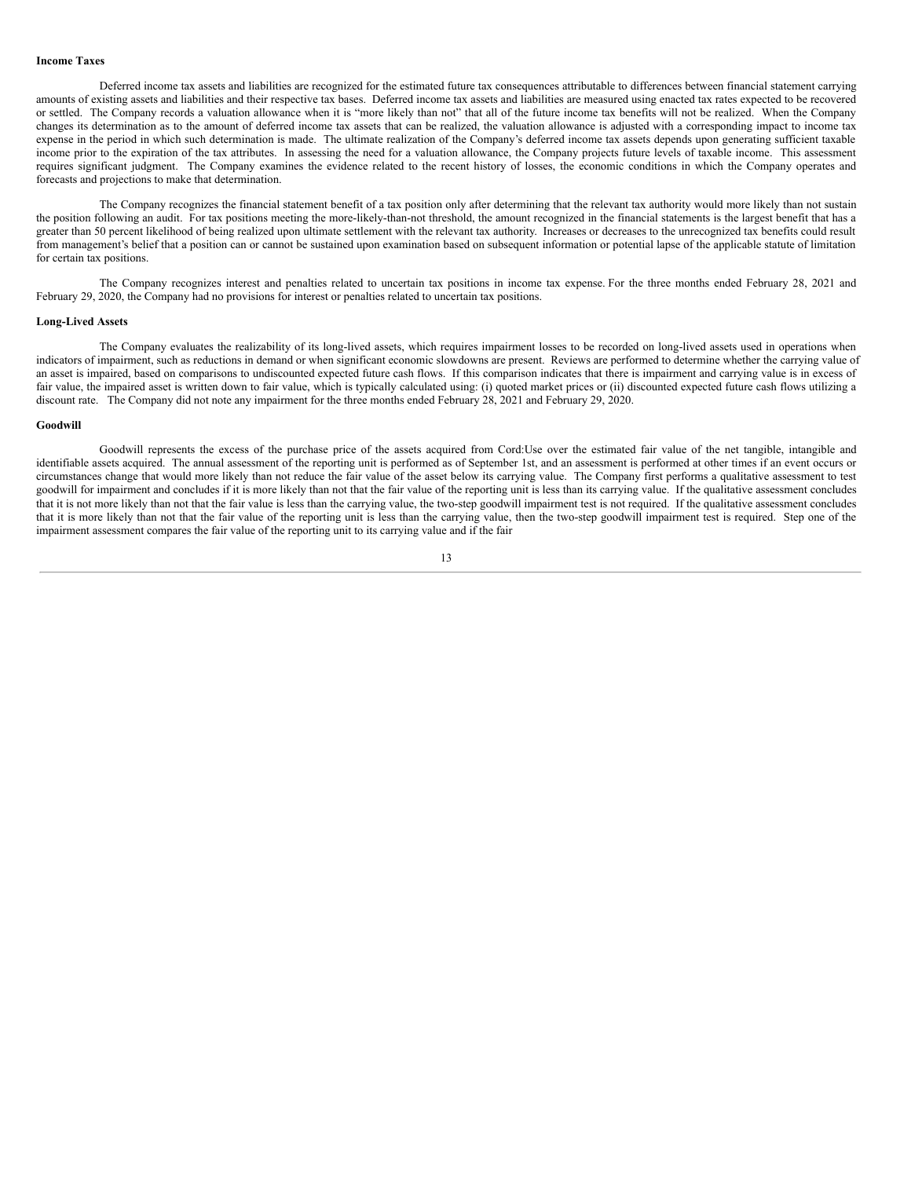**Income Taxes**

Deferred income tax assets and liabilities are recognized for the estimated future tax consequences attributable to differences between financial statement carrying amounts of existing assets and liabilities and their respective tax bases. Deferred income tax assets and liabilities are measured using enacted tax rates expected to be recovered or settled. The Company records a valuation allowance when it is "more likely than not" that all of the future income tax benefits will not be realized. When the Company changes its determination as to the amount of deferred income tax assets that can be realized, the valuation allowance is adjusted with a corresponding impact to income tax expense in the period in which such determination is made. The ultimate realization of the Company's deferred income tax assets depends upon generating sufficient taxable income prior to the expiration of the tax attributes. In assessing the need for a valuation allowance, the Company projects future levels of taxable income. This assessment requires significant judgment. The Company examines the evidence related to the recent history of losses, the economic conditions in which the Company operates and forecasts and projections to make that determination.

The Company recognizes the financial statement benefit of a tax position only after determining that the relevant tax authority would more likely than not sustain the position following an audit. For tax positions meeting the more-likely-than-not threshold, the amount recognized in the financial statements is the largest benefit that has a greater than 50 percent likelihood of being realized upon ultimate settlement with the relevant tax authority. Increases or decreases to the unrecognized tax benefits could result from management's belief that a position can or cannot be sustained upon examination based on subsequent information or potential lapse of the applicable statute of limitation for certain tax positions.

The Company recognizes interest and penalties related to uncertain tax positions in income tax expense. For the three months ended February 28, 2021 and February 29, 2020, the Company had no provisions for interest or penalties related to uncertain tax positions.

**Long-Lived Assets**

The Company evaluates the realizability of its long-lived assets, which requires impairment losses to be recorded on long-lived assets used in operations when indicators of impairment, such as reductions in demand or when significant economic slowdowns are present. Reviews are performed to determine whether the carrying value of an asset is impaired, based on comparisons to undiscounted expected future cash flows. If this comparison indicates that there is impairment and carrying value is in excess of fair value, the impaired asset is written down to fair value, which is typically calculated using: (i) quoted market prices or (ii) discounted expected future cash flows utilizing a discount rate. The Company did not note any impairment for the three months ended February 28, 2021 and February 29, 2020.

**Goodwill**

Goodwill represents the excess of the purchase price of the assets acquired from Cord:Use over the estimated fair value of the net tangible, intangible and identifiable assets acquired. The annual assessment of the reporting unit is performed as of September 1st, and an assessment is performed at other times if an event occurs or circumstances change that would more likely than not reduce the fair value of the asset below its carrying value. The Company first performs a qualitative assessment to test goodwill for impairment and concludes if it is more likely than not that the fair value of the reporting unit is less than its carrying value. If the qualitative assessment concludes that it is not more likely than not that the fair value is less than the carrying value, the two-step goodwill impairment test is not required. If the qualitative assessment concludes that it is more likely than not that the fair value of the reporting unit is less than the carrying value, then the two-step goodwill impairment test is required. Step one of the impairment assessment compares the fair value of the reporting unit to its carrying value and if the fair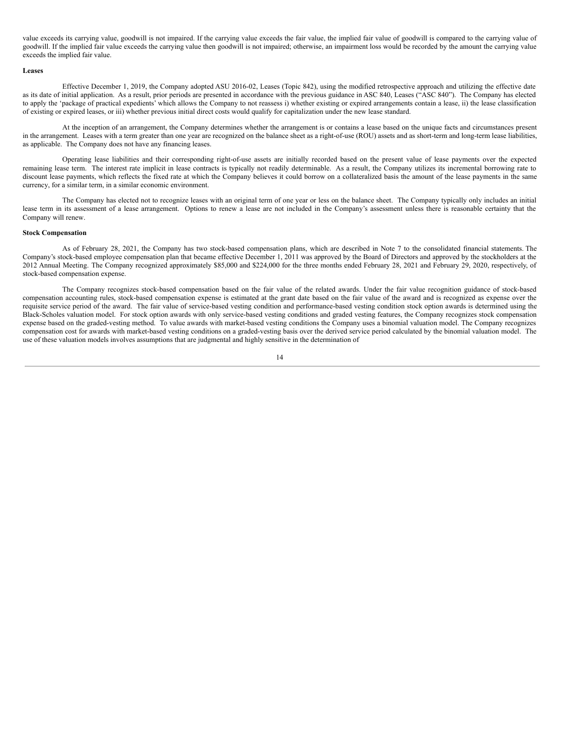value exceeds its carrying value, goodwill is not impaired. If the carrying value exceeds the fair value, the implied fair value of goodwill is compared to the carrying value of goodwill. If the implied fair value exceeds the carrying value then goodwill is not impaired; otherwise, an impairment loss would be recorded by the amount the carrying value exceeds the implied fair value.

**Leases**

Effective December 1, 2019, the Company adopted ASU 2016-02, Leases (Topic 842), using the modified retrospective approach and utilizing the effective date as its date of initial application. As a result, prior periods are presented in accordance with the previous guidance in ASC 840, Leases ("ASC 840"). The Company has elected to apply the 'package of practical expedients' which allows the Company to not reassess i) whether existing or expired arrangements contain a lease, ii) the lease classification of existing or expired leases, or iii) whether previous initial direct costs would qualify for capitalization under the new lease standard.

At the inception of an arrangement, the Company determines whether the arrangement is or contains a lease based on the unique facts and circumstances present in the arrangement. Leases with a term greater than one year are recognized on the balance sheet as a right-of-use (ROU) assets and as short-term and long-term lease liabilities, as applicable. The Company does not have any financing leases.

Operating lease liabilities and their corresponding right-of-use assets are initially recorded based on the present value of lease payments over the expected remaining lease term. The interest rate implicit in lease contracts is typically not readily determinable. As a result, the Company utilizes its incremental borrowing rate to discount lease payments, which reflects the fixed rate at which the Company believes it could borrow on a collateralized basis the amount of the lease payments in the same currency, for a similar term, in a similar economic environment.

The Company has elected not to recognize leases with an original term of one year or less on the balance sheet. The Company typically only includes an initial lease term in its assessment of a lease arrangement. Options to renew a lease are not included in the Company's assessment unless there is reasonable certainty that the Company will renew.

**Stock Compensation**

As of February 28, 2021, the Company has two stock-based compensation plans, which are described in Note 7 to the consolidated financial statements. The Company's stock-based employee compensation plan that became effective December 1, 2011 was approved by the Board of Directors and approved by the stockholders at the 2012 Annual Meeting. The Company recognized approximately $85,000 and $224,000 for the three months ended February 28, 2021 and February 29, 2020, respectively, of stock-based compensation expense.

The Company recognizes stock-based compensation based on the fair value of the related awards. Under the fair value recognition guidance of stock-based compensation accounting rules, stock-based compensation expense is estimated at the grant date based on the fair value of the award and is recognized as expense over the requisite service period of the award. The fair value of service-based vesting condition and performance-based vesting condition stock option awards is determined using the Black-Scholes valuation model. For stock option awards with only service-based vesting conditions and graded vesting features, the Company recognizes stock compensation expense based on the graded-vesting method. To value awards with market-based vesting conditions the Company uses a binomial valuation model. The Company recognizes compensation cost for awards with market-based vesting conditions on a graded-vesting basis over the derived service period calculated by the binomial valuation model. The use of these valuation models involves assumptions that are judgmental and highly sensitive in the determination of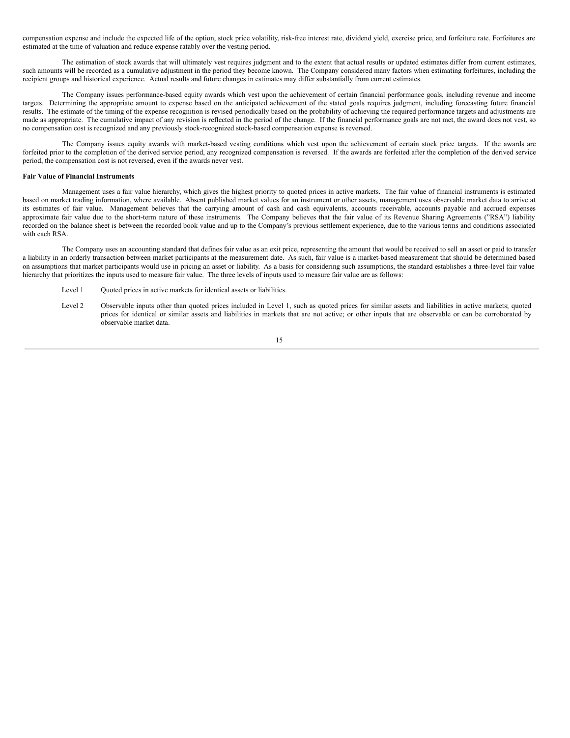compensation expense and include the expected life of the option, stock price volatility, risk-free interest rate, dividend yield, exercise price, and forfeiture rate. Forfeitures are estimated at the time of valuation and reduce expense ratably over the vesting period.

The estimation of stock awards that will ultimately vest requires judgment and to the extent that actual results or updated estimates differ from current estimates, such amounts will be recorded as a cumulative adjustment in the period they become known. The Company considered many factors when estimating forfeitures, including the recipient groups and historical experience. Actual results and future changes in estimates may differ substantially from current estimates.

The Company issues performance-based equity awards which vest upon the achievement of certain financial performance goals, including revenue and income targets. Determining the appropriate amount to expense based on the anticipated achievement of the stated goals requires judgment, including forecasting future financial results. The estimate of the timing of the expense recognition is revised periodically based on the probability of achieving the required performance targets and adjustments are made as appropriate. The cumulative impact of any revision is reflected in the period of the change. If the financial performance goals are not met, the award does not vest, so no compensation cost is recognized and any previously stock-recognized stock-based compensation expense is reversed.

The Company issues equity awards with market-based vesting conditions which vest upon the achievement of certain stock price targets. If the awards are forfeited prior to the completion of the derived service period, any recognized compensation is reversed. If the awards are forfeited after the completion of the derived service period, the compensation cost is not reversed, even if the awards never vest.

**Fair Value of Financial Instruments**

Management uses a fair value hierarchy, which gives the highest priority to quoted prices in active markets. The fair value of financial instruments is estimated based on market trading information, where available. Absent published market values for an instrument or other assets, management uses observable market data to arrive at its estimates of fair value. Management believes that the carrying amount of cash and cash equivalents, accounts receivable, accounts payable and accrued expenses approximate fair value due to the short-term nature of these instruments. The Company believes that the fair value of its Revenue Sharing Agreements ("RSA") liability recorded on the balance sheet is between the recorded book value and up to the Company's previous settlement experience, due to the various terms and conditions associated with each RSA.

The Company uses an accounting standard that defines fair value as an exit price, representing the amount that would be received to sell an asset or paid to transfer a liability in an orderly transaction between market participants at the measurement date. As such, fair value is a market-based measurement that should be determined based on assumptions that market participants would use in pricing an asset or liability. As a basis for considering such assumptions, the standard establishes a three-level fair value hierarchy that prioritizes the inputs used to measure fair value. The three levels of inputs used to measure fair value are as follows:

Level 1 Quoted prices in active markets for identical assets or liabilities.

Level 2 Observable inputs other than quoted prices included in Level 1, such as quoted prices for similar assets and liabilities in active markets; quoted prices for identical or similar assets and liabilities in markets that are not active; or other inputs that are observable or can be corroborated by observable market data.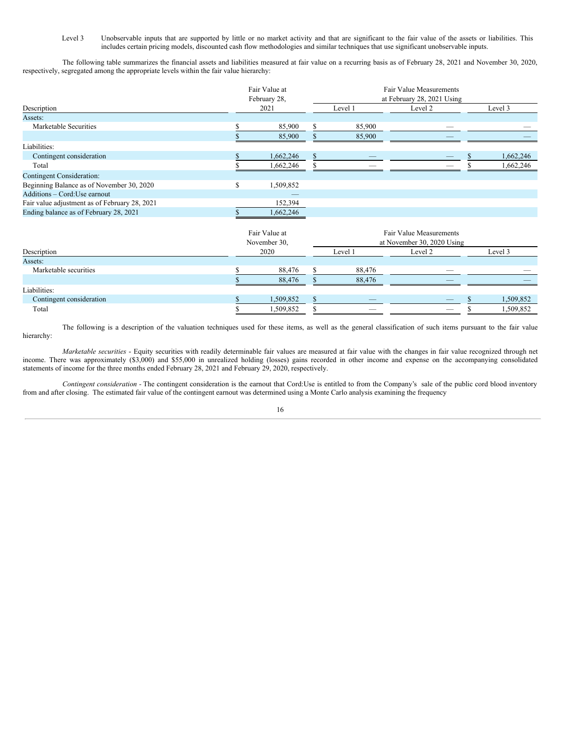| Level 3 | Unobservable inputs that are supported by little or no market activity and that are significant to the fair value of the assets or liabilities. This includes certain pricing models, discounted cash flow methodologies and similar techniques that use significant unobservable inputs. |
|---|---|

The following table summarizes the financial assets and liabilities measured at fair value on a recurring basis as of February 28, 2021 and November 30, 2020, respectively, segregated among the appropriate levels within the fair value hierarchy:

| Description | Fair Value at February 28, 2021 | Fair Value Measurements at February 28, 2021 Using | | |
|---|---|---|---|---|
| | | Level 1 | Level 2 | Level 3 |
| Assets: | | | | |
| Marketable Securities | $ 85,900 | $ 85,900 | — | — |
| | $ 85,900 | $ 85,900 | — | — |
| Liabilities: | | | | |
| Contingent consideration | $ 1,662,246 | $ — | — | $ 1,662,246 |
| Total | $ 1,662,246 | $ — | — | $ 1,662,246 |
| Contingent Consideration: | | | | |
| Beginning Balance as of November 30, 2020 | $ 1,509,852 | | | |
| Additions – Cord:Use earnout | — | | | |
| Fair value adjustment as of February 28, 2021 | 152,394 | | | |
| Ending balance as of February 28, 2021 | $ 1,662,246 | | | |

| Description | Fair Value at November 30, 2020 | Fair Value Measurements at November 30, 2020 Using | | |
|---|---|---|---|---|
| | | Level 1 | Level 2 | Level 3 |
| Assets: | | | | |
| Marketable securities | $ 88,476 | $ 88,476 | — | — |
| | $ 88,476 | $ 88,476 | — | — |
| Liabilities: | | | | |
| Contingent consideration | $ 1,509,852 | $ — | — | $ 1,509,852 |
| Total | $ 1,509,852 | $ — | — | $ 1,509,852 |

The following is a description of the valuation techniques used for these items, as well as the general classification of such items pursuant to the fair value hierarchy:

*Marketable securities* - Equity securities with readily determinable fair values are measured at fair value with the changes in fair value recognized through net income. There was approximately ($3,000) and $55,000 in unrealized holding (losses) gains recorded in other income and expense on the accompanying consolidated statements of income for the three months ended February 28, 2021 and February 29, 2020, respectively.

*Contingent consideration* - The contingent consideration is the earnout that Cord:Use is entitled to from the Company's sale of the public cord blood inventory from and after closing. The estimated fair value of the contingent earnout was determined using a Monte Carlo analysis examining the frequency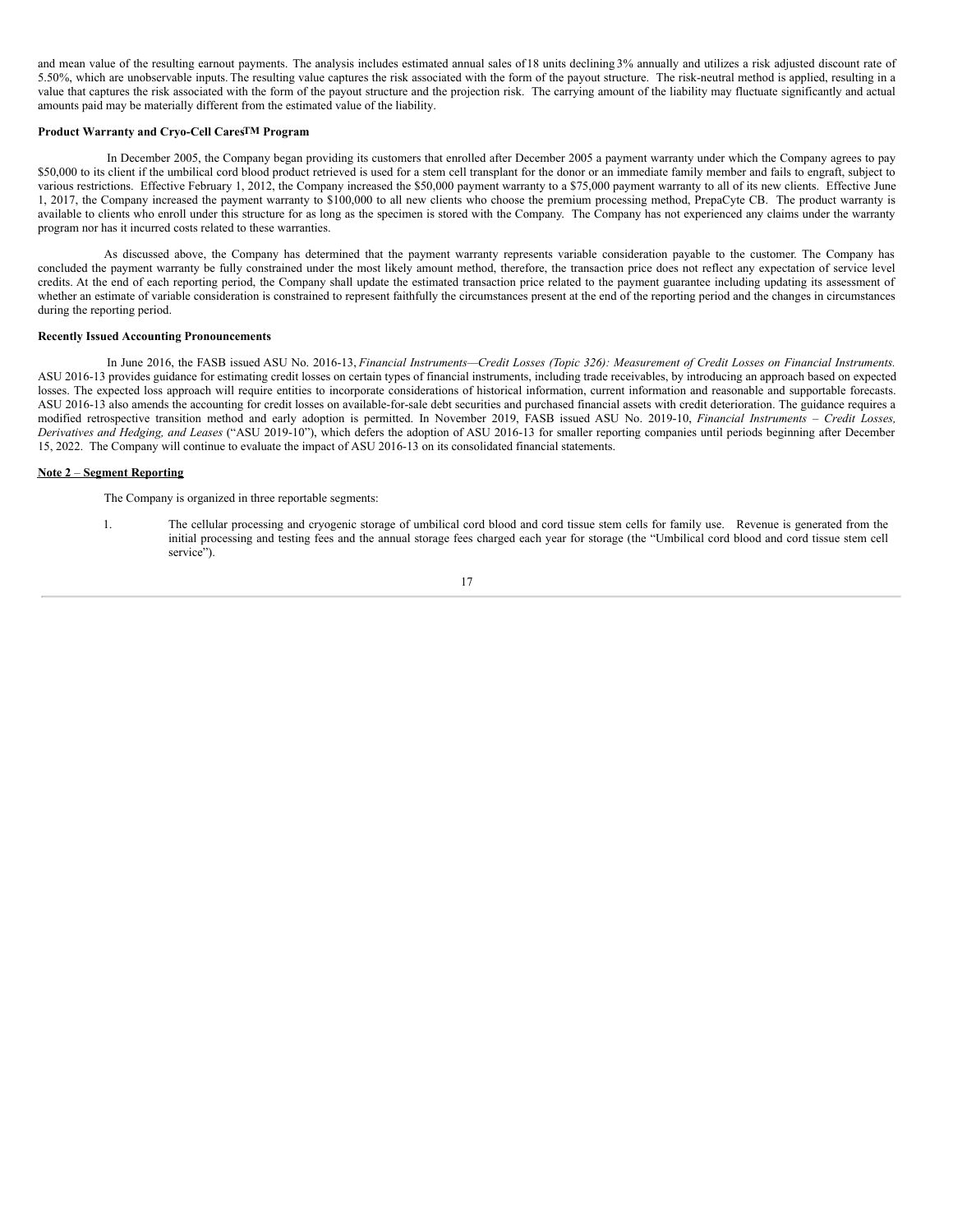and mean value of the resulting earnout payments. The analysis includes estimated annual sales of 18 units declining 3% annually and utilizes a risk adjusted discount rate of 5.50%, which are unobservable inputs. The resulting value captures the risk associated with the form of the payout structure. The risk-neutral method is applied, resulting in a value that captures the risk associated with the form of the payout structure and the projection risk. The carrying amount of the liability may fluctuate significantly and actual amounts paid may be materially different from the estimated value of the liability.

**Product Warranty and Cryo-Cell Cares™ Program**

In December 2005, the Company began providing its customers that enrolled after December 2005 a payment warranty under which the Company agrees to pay $50,000 to its client if the umbilical cord blood product retrieved is used for a stem cell transplant for the donor or an immediate family member and fails to engraft, subject to various restrictions. Effective February 1, 2012, the Company increased the $50,000 payment warranty to a $75,000 payment warranty to all of its new clients. Effective June 1, 2017, the Company increased the payment warranty to $100,000 to all new clients who choose the premium processing method, PrepaCyte CB. The product warranty is available to clients who enroll under this structure for as long as the specimen is stored with the Company. The Company has not experienced any claims under the warranty program nor has it incurred costs related to these warranties.

As discussed above, the Company has determined that the payment warranty represents variable consideration payable to the customer. The Company has concluded the payment warranty be fully constrained under the most likely amount method, therefore, the transaction price does not reflect any expectation of service level credits. At the end of each reporting period, the Company shall update the estimated transaction price related to the payment guarantee including updating its assessment of whether an estimate of variable consideration is constrained to represent faithfully the circumstances present at the end of the reporting period and the changes in circumstances during the reporting period.

**Recently Issued Accounting Pronouncements**

In June 2016, the FASB issued ASU No. 2016-13, *Financial Instruments—Credit Losses (Topic 326): Measurement of Credit Losses on Financial Instruments.* ASU 2016-13 provides guidance for estimating credit losses on certain types of financial instruments, including trade receivables, by introducing an approach based on expected losses. The expected loss approach will require entities to incorporate considerations of historical information, current information and reasonable and supportable forecasts. ASU 2016-13 also amends the accounting for credit losses on available-for-sale debt securities and purchased financial assets with credit deterioration. The guidance requires a modified retrospective transition method and early adoption is permitted. In November 2019, FASB issued ASU No. 2019-10, *Financial Instruments – Credit Losses, Derivatives and Hedging, and Leases* ("ASU 2019-10"), which defers the adoption of ASU 2016-13 for smaller reporting companies until periods beginning after December 15, 2022. The Company will continue to evaluate the impact of ASU 2016-13 on its consolidated financial statements.

## Note 2 – Segment Reporting

The Company is organized in three reportable segments:

1. The cellular processing and cryogenic storage of umbilical cord blood and cord tissue stem cells for family use. Revenue is generated from the initial processing and testing fees and the annual storage fees charged each year for storage (the "Umbilical cord blood and cord tissue stem cell service").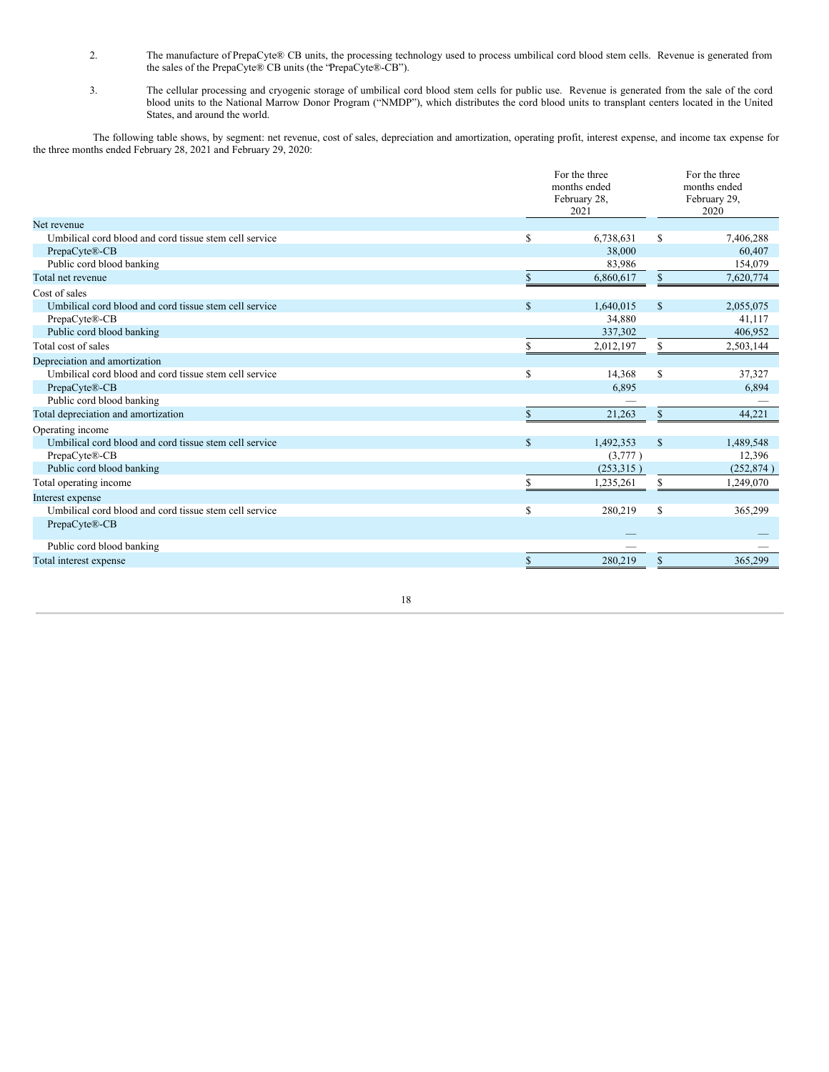2. The manufacture of PrepaCyte® CB units, the processing technology used to process umbilical cord blood stem cells. Revenue is generated from the sales of the PrepaCyte® CB units (the "PrepaCyte®-CB").

3. The cellular processing and cryogenic storage of umbilical cord blood stem cells for public use. Revenue is generated from the sale of the cord blood units to the National Marrow Donor Program ("NMDP"), which distributes the cord blood units to transplant centers located in the United States, and around the world.

The following table shows, by segment: net revenue, cost of sales, depreciation and amortization, operating profit, interest expense, and income tax expense for the three months ended February 28, 2021 and February 29, 2020:

| | For the three months ended February 28, 2021 | For the three months ended February 29, 2020 |
|---|---|---|
| Net revenue | | |
| Umbilical cord blood and cord tissue stem cell service | $ 6,738,631 | $ 7,406,288 |
| PrepaCyte®-CB | 38,000 | 60,407 |
| Public cord blood banking | 83,986 | 154,079 |
| Total net revenue | $ 6,860,617 | $ 7,620,774 |
| Cost of sales | | |
| Umbilical cord blood and cord tissue stem cell service | $ 1,640,015 | $ 2,055,075 |
| PrepaCyte®-CB | 34,880 | 41,117 |
| Public cord blood banking | 337,302 | 406,952 |
| Total cost of sales | $ 2,012,197 | $ 2,503,144 |
| Depreciation and amortization | | |
| Umbilical cord blood and cord tissue stem cell service | $ 14,368 | $ 37,327 |
| PrepaCyte®-CB | 6,895 | 6,894 |
| Public cord blood banking | — | — |
| Total depreciation and amortization | $ 21,263 | $ 44,221 |
| Operating income | | |
| Umbilical cord blood and cord tissue stem cell service | $ 1,492,353 | $ 1,489,548 |
| PrepaCyte®-CB | (3,777 ) | 12,396 |
| Public cord blood banking | (253,315 ) | (252,874 ) |
| Total operating income | $ 1,235,261 | $ 1,249,070 |
| Interest expense | | |
| Umbilical cord blood and cord tissue stem cell service | $ 280,219 | $ 365,299 |
| PrepaCyte®-CB | — | — |
| Public cord blood banking | — | — |
| Total interest expense | $ 280,219 | $ 365,299 |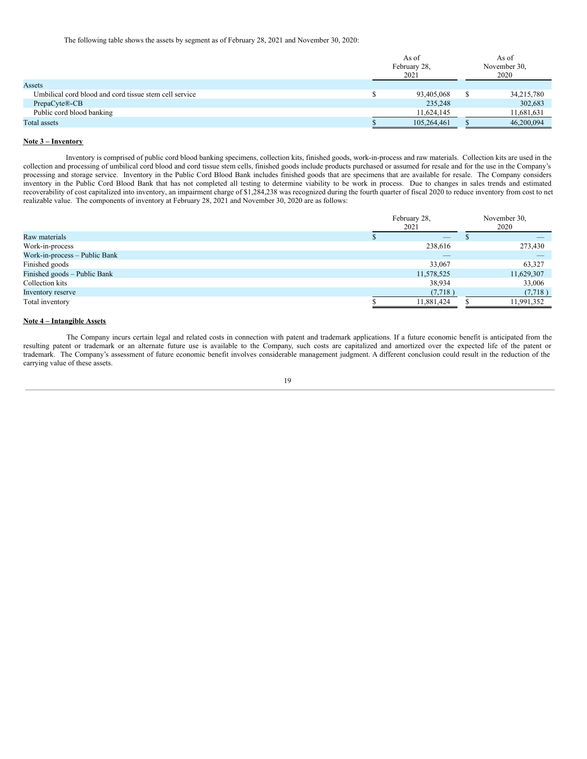The following table shows the assets by segment as of February 28, 2021 and November 30, 2020:

| | As of February 28, 2021 | As of November 30, 2020 |
|---|---|---|
| Assets | | |
| Umbilical cord blood and cord tissue stem cell service | $ 93,405,068 | $ 34,215,780 |
| PrepaCyte®-CB | 235,248 | 302,683 |
| Public cord blood banking | 11,624,145 | 11,681,631 |
| Total assets | $ 105,264,461 | $ 46,200,094 |

**Note 3 – Inventory**

Inventory is comprised of public cord blood banking specimens, collection kits, finished goods, work-in-process and raw materials. Collection kits are used in the collection and processing of umbilical cord blood and cord tissue stem cells, finished goods include products purchased or assumed for resale and for the use in the Company's processing and storage service. Inventory in the Public Cord Blood Bank includes finished goods that are specimens that are available for resale. The Company considers inventory in the Public Cord Blood Bank that has not completed all testing to determine viability to be work in process. Due to changes in sales trends and estimated recoverability of cost capitalized into inventory, an impairment charge of $1,284,238 was recognized during the fourth quarter of fiscal 2020 to reduce inventory from cost to net realizable value. The components of inventory at February 28, 2021 and November 30, 2020 are as follows:

| | February 28, 2021 | November 30, 2020 |
|---|---|---|
| Raw materials | $ — | $ — |
| Work-in-process | 238,616 | 273,430 |
| Work-in-process – Public Bank | — | — |
| Finished goods | 33,067 | 63,327 |
| Finished goods – Public Bank | 11,578,525 | 11,629,307 |
| Collection kits | 38,934 | 33,006 |
| Inventory reserve | (7,718 ) | (7,718 ) |
| Total inventory | $ 11,881,424 | $ 11,991,352 |

**Note 4 – Intangible Assets**

The Company incurs certain legal and related costs in connection with patent and trademark applications. If a future economic benefit is anticipated from the resulting patent or trademark or an alternate future use is available to the Company, such costs are capitalized and amortized over the expected life of the patent or trademark. The Company's assessment of future economic benefit involves considerable management judgment. A different conclusion could result in the reduction of the carrying value of these assets.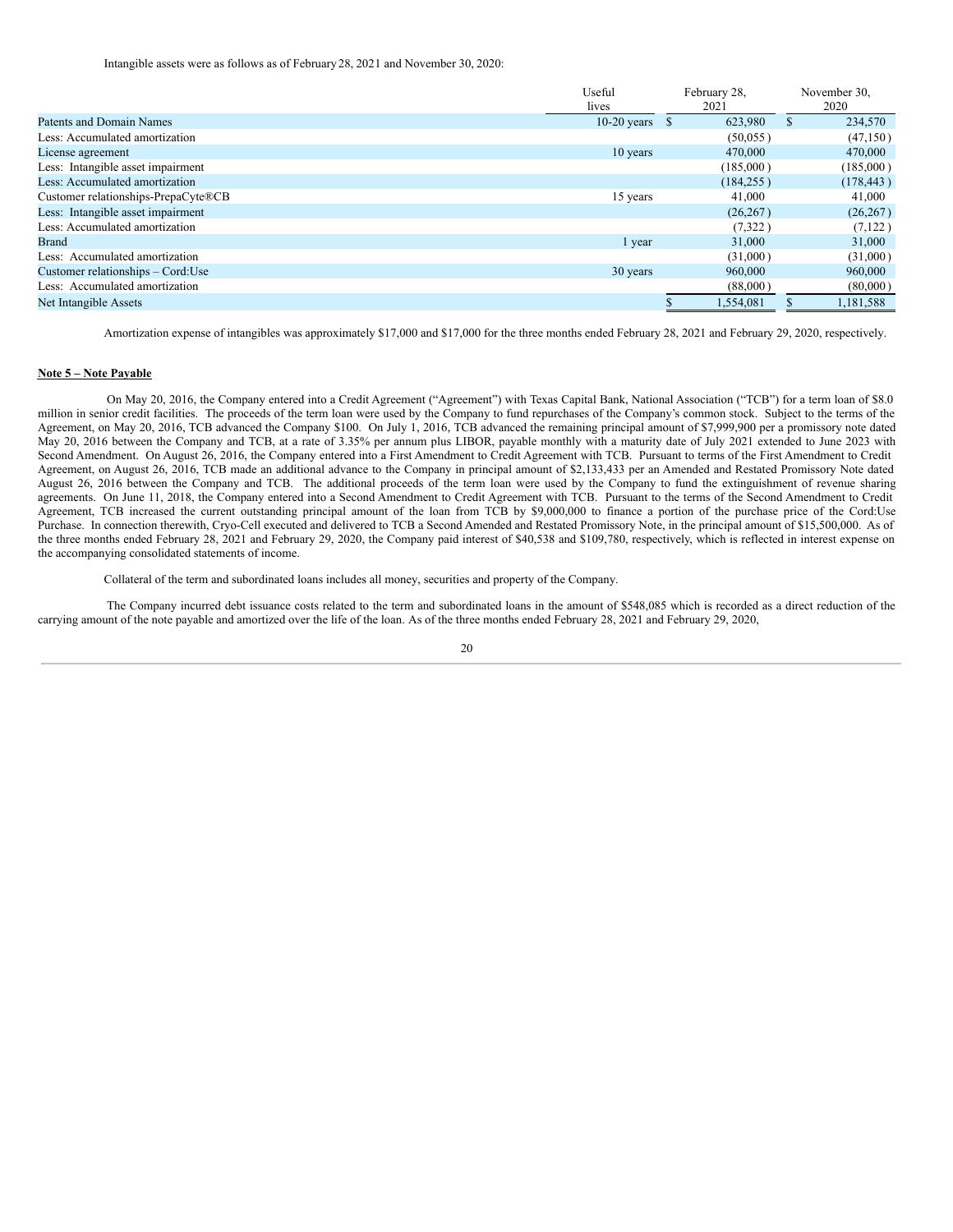Intangible assets were as follows as of February 28, 2021 and November 30, 2020:

| | Useful lives | February 28, 2021 | November 30, 2020 |
|---|---|---|---|
| Patents and Domain Names | 10-20 years | $ 623,980 | $ 234,570 |
| Less: Accumulated amortization | | (50,055 ) | (47,150 ) |
| License agreement | 10 years | 470,000 | 470,000 |
| Less: Intangible asset impairment | | (185,000 ) | (185,000 ) |
| Less: Accumulated amortization | | (184,255 ) | (178,443 ) |
| Customer relationships-PrepaCyte®CB | 15 years | 41,000 | 41,000 |
| Less: Intangible asset impairment | | (26,267 ) | (26,267 ) |
| Less: Accumulated amortization | | (7,322 ) | (7,122 ) |
| Brand | 1 year | 31,000 | 31,000 |
| Less: Accumulated amortization | | (31,000 ) | (31,000 ) |
| Customer relationships – Cord:Use | 30 years | 960,000 | 960,000 |
| Less: Accumulated amortization | | (88,000 ) | (80,000 ) |
| Net Intangible Assets | | $ 1,554,081 | $ 1,181,588 |

Amortization expense of intangibles was approximately $17,000 and $17,000 for the three months ended February 28, 2021 and February 29, 2020, respectively.

**Note 5 – Note Payable**

On May 20, 2016, the Company entered into a Credit Agreement ("Agreement") with Texas Capital Bank, National Association ("TCB") for a term loan of $8.0 million in senior credit facilities. The proceeds of the term loan were used by the Company to fund repurchases of the Company's common stock. Subject to the terms of the Agreement, on May 20, 2016, TCB advanced the Company $100. On July 1, 2016, TCB advanced the remaining principal amount of $7,999,900 per a promissory note dated May 20, 2016 between the Company and TCB, at a rate of 3.35% per annum plus LIBOR, payable monthly with a maturity date of July 2021 extended to June 2023 with Second Amendment. On August 26, 2016, the Company entered into a First Amendment to Credit Agreement with TCB. Pursuant to terms of the First Amendment to Credit Agreement, on August 26, 2016, TCB made an additional advance to the Company in principal amount of $2,133,433 per an Amended and Restated Promissory Note dated August 26, 2016 between the Company and TCB. The additional proceeds of the term loan were used by the Company to fund the extinguishment of revenue sharing agreements. On June 11, 2018, the Company entered into a Second Amendment to Credit Agreement with TCB. Pursuant to the terms of the Second Amendment to Credit Agreement, TCB increased the current outstanding principal amount of the loan from TCB by $9,000,000 to finance a portion of the purchase price of the Cord:Use Purchase. In connection therewith, Cryo-Cell executed and delivered to TCB a Second Amended and Restated Promissory Note, in the principal amount of $15,500,000. As of the three months ended February 28, 2021 and February 29, 2020, the Company paid interest of $40,538 and $109,780, respectively, which is reflected in interest expense on the accompanying consolidated statements of income.

Collateral of the term and subordinated loans includes all money, securities and property of the Company.

The Company incurred debt issuance costs related to the term and subordinated loans in the amount of $548,085 which is recorded as a direct reduction of the carrying amount of the note payable and amortized over the life of the loan. As of the three months ended February 28, 2021 and February 29, 2020,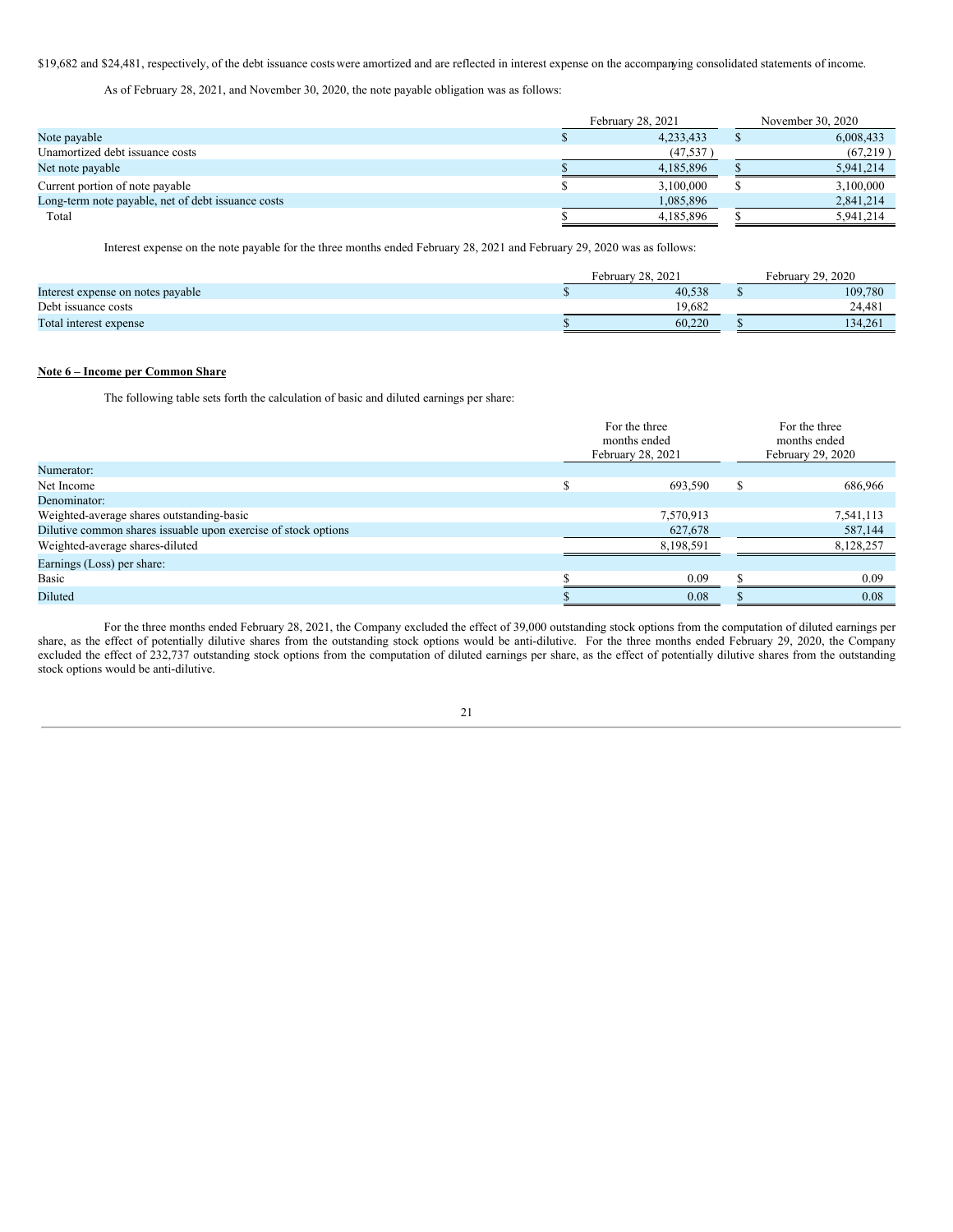$19,682 and $24,481, respectively, of the debt issuance costs were amortized and are reflected in interest expense on the accompanying consolidated statements of income.

As of February 28, 2021, and November 30, 2020, the note payable obligation was as follows:

| | February 28, 2021 | November 30, 2020 |
|---|---|---|
| Note payable | $ 4,233,433 | $ 6,008,433 |
| Unamortized debt issuance costs | (47,537 ) | (67,219 ) |
| Net note payable | $ 4,185,896 | $ 5,941,214 |
| Current portion of note payable | $ 3,100,000 | $ 3,100,000 |
| Long-term note payable, net of debt issuance costs | 1,085,896 | 2,841,214 |
| Total | $ 4,185,896 | $ 5,941,214 |

Interest expense on the note payable for the three months ended February 28, 2021 and February 29, 2020 was as follows:

| | February 28, 2021 | February 29, 2020 |
|---|---|---|
| Interest expense on notes payable | $ 40,538 | $ 109,780 |
| Debt issuance costs | 19,682 | 24,481 |
| Total interest expense | $ 60,220 | $ 134,261 |

**Note 6 – Income per Common Share**

The following table sets forth the calculation of basic and diluted earnings per share:

| | For the three months ended February 28, 2021 | For the three months ended February 29, 2020 |
|---|---|---|
| Numerator: | | |
| Net Income | $ 693,590 | $ 686,966 |
| Denominator: | | |
| Weighted-average shares outstanding-basic | 7,570,913 | 7,541,113 |
| Dilutive common shares issuable upon exercise of stock options | 627,678 | 587,144 |
| Weighted-average shares-diluted | 8,198,591 | 8,128,257 |
| Earnings (Loss) per share: | | |
| Basic | $ 0.09 | $ 0.09 |
| Diluted | $ 0.08 | $ 0.08 |

For the three months ended February 28, 2021, the Company excluded the effect of 39,000 outstanding stock options from the computation of diluted earnings per share, as the effect of potentially dilutive shares from the outstanding stock options would be anti-dilutive. For the three months ended February 29, 2020, the Company excluded the effect of 232,737 outstanding stock options from the computation of diluted earnings per share, as the effect of potentially dilutive shares from the outstanding stock options would be anti-dilutive.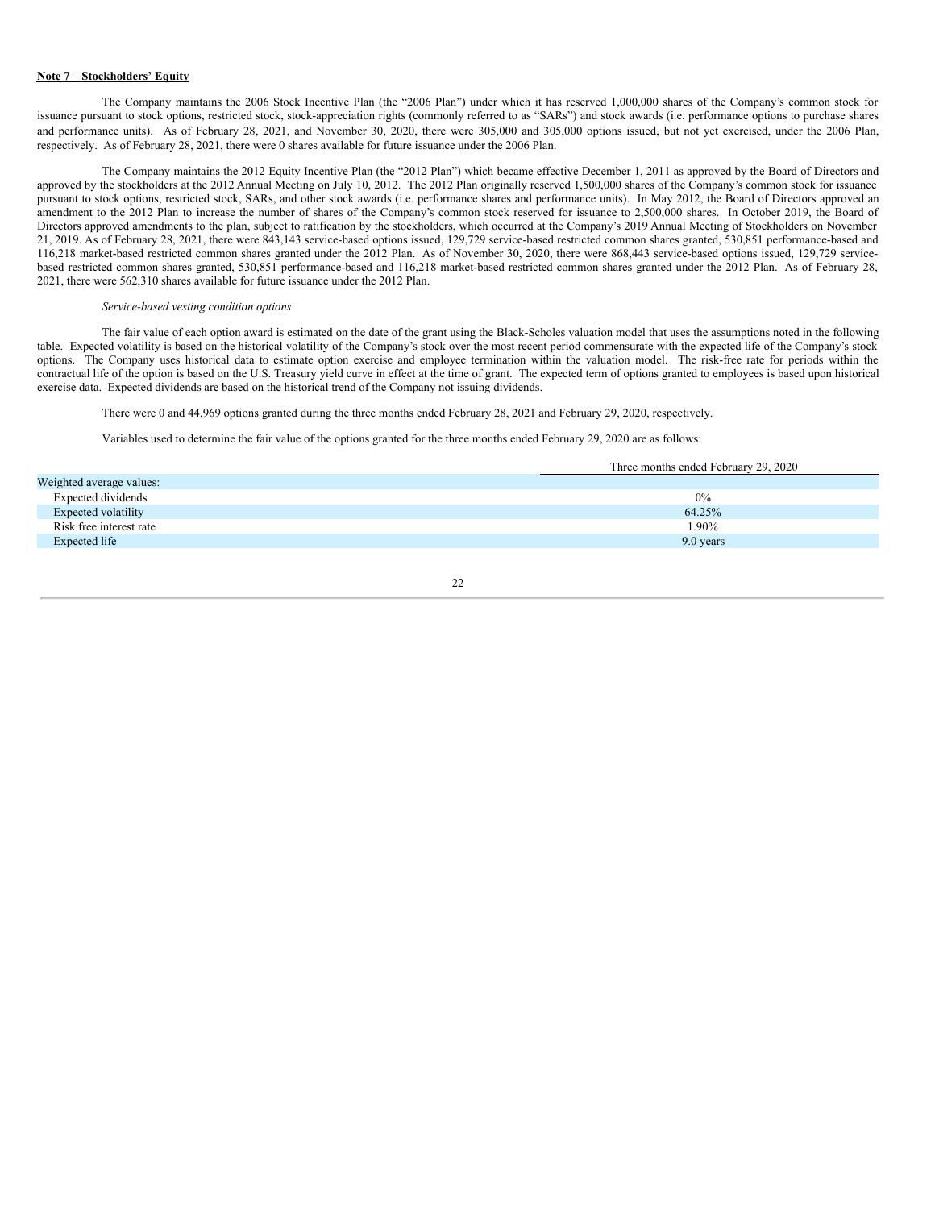**Note 7 – Stockholders' Equity**

The Company maintains the 2006 Stock Incentive Plan (the "2006 Plan") under which it has reserved 1,000,000 shares of the Company's common stock for issuance pursuant to stock options, restricted stock, stock-appreciation rights (commonly referred to as "SARs") and stock awards (i.e. performance options to purchase shares and performance units). As of February 28, 2021, and November 30, 2020, there were 305,000 and 305,000 options issued, but not yet exercised, under the 2006 Plan, respectively. As of February 28, 2021, there were 0 shares available for future issuance under the 2006 Plan.

The Company maintains the 2012 Equity Incentive Plan (the "2012 Plan") which became effective December 1, 2011 as approved by the Board of Directors and approved by the stockholders at the 2012 Annual Meeting on July 10, 2012. The 2012 Plan originally reserved 1,500,000 shares of the Company's common stock for issuance pursuant to stock options, restricted stock, SARs, and other stock awards (i.e. performance shares and performance units). In May 2012, the Board of Directors approved an amendment to the 2012 Plan to increase the number of shares of the Company's common stock reserved for issuance to 2,500,000 shares. In October 2019, the Board of Directors approved amendments to the plan, subject to ratification by the stockholders, which occurred at the Company's 2019 Annual Meeting of Stockholders on November 21, 2019. As of February 28, 2021, there were 843,143 service-based options issued, 129,729 service-based restricted common shares granted, 530,851 performance-based and 116,218 market-based restricted common shares granted under the 2012 Plan. As of November 30, 2020, there were 868,443 service-based options issued, 129,729 service-based restricted common shares granted, 530,851 performance-based and 116,218 market-based restricted common shares granted under the 2012 Plan. As of February 28, 2021, there were 562,310 shares available for future issuance under the 2012 Plan.

*Service-based vesting condition options*

The fair value of each option award is estimated on the date of the grant using the Black-Scholes valuation model that uses the assumptions noted in the following table. Expected volatility is based on the historical volatility of the Company's stock over the most recent period commensurate with the expected life of the Company's stock options. The Company uses historical data to estimate option exercise and employee termination within the valuation model. The risk-free rate for periods within the contractual life of the option is based on the U.S. Treasury yield curve in effect at the time of grant. The expected term of options granted to employees is based upon historical exercise data. Expected dividends are based on the historical trend of the Company not issuing dividends.

There were 0 and 44,969 options granted during the three months ended February 28, 2021 and February 29, 2020, respectively.

Variables used to determine the fair value of the options granted for the three months ended February 29, 2020 are as follows:

| | Three months ended February 29, 2020 |
|---|---|
| Weighted average values: | |
| Expected dividends | 0% |
| Expected volatility | 64.25% |
| Risk free interest rate | 1.90% |
| Expected life | 9.0 years |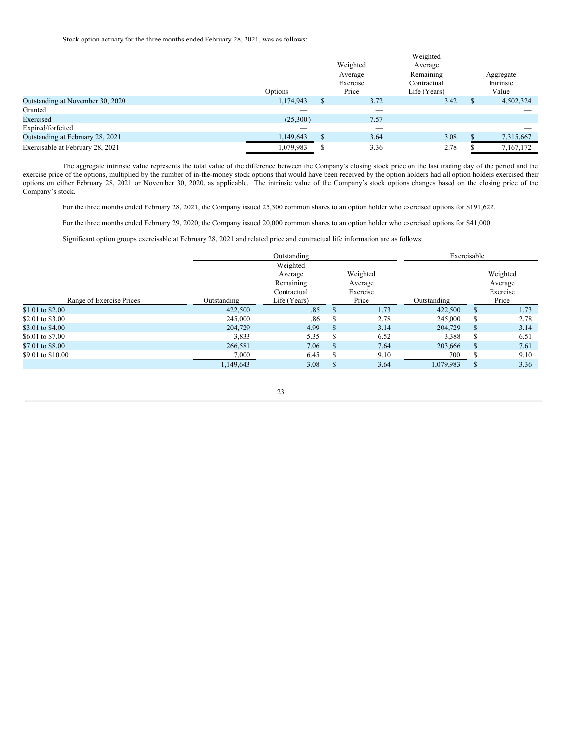Stock option activity for the three months ended February 28, 2021, was as follows:

| | Options | Weighted Average Exercise Price | Weighted Average Remaining Contractual Life (Years) | Aggregate Intrinsic Value |
|---|---|---|---|---|
| Outstanding at November 30, 2020 | 1,174,943 | $ 3.72 | 3.42 | $ 4,502,324 |
| Granted | — | — | | — |
| Exercised | (25,300) | 7.57 | | — |
| Expired/forfeited | — | — | | — |
| Outstanding at February 28, 2021 | 1,149,643 | $ 3.64 | 3.08 | $ 7,315,667 |
| Exercisable at February 28, 2021 | 1,079,983 | $ 3.36 | 2.78 | $ 7,167,172 |

The aggregate intrinsic value represents the total value of the difference between the Company's closing stock price on the last trading day of the period and the exercise price of the options, multiplied by the number of in-the-money stock options that would have been received by the option holders had all option holders exercised their options on either February 28, 2021 or November 30, 2020, as applicable. The intrinsic value of the Company's stock options changes based on the closing price of the Company's stock.

For the three months ended February 28, 2021, the Company issued 25,300 common shares to an option holder who exercised options for $191,622.

For the three months ended February 29, 2020, the Company issued 20,000 common shares to an option holder who exercised options for $41,000.

Significant option groups exercisable at February 28, 2021 and related price and contractual life information are as follows:

| | Outstanding | | | Exercisable | |
|---|---|---|---|---|---|
| Range of Exercise Prices | Outstanding | Weighted Average Remaining Contractual Life (Years) | Weighted Average Exercise Price | Outstanding | Weighted Average Exercise Price |
| $1.01 to $2.00 | 422,500 | .85 | $ 1.73 | 422,500 | $ 1.73 |
| $2.01 to $3.00 | 245,000 | .86 | $ 2.78 | 245,000 | $ 2.78 |
| $3.01 to $4.00 | 204,729 | 4.99 | $ 3.14 | 204,729 | $ 3.14 |
| $6.01 to $7.00 | 3,833 | 5.35 | $ 6.52 | 3,388 | $ 6.51 |
| $7.01 to $8.00 | 266,581 | 7.06 | $ 7.64 | 203,666 | $ 7.61 |
| $9.01 to $10.00 | 7,000 | 6.45 | $ 9.10 | 700 | $ 9.10 |
| | 1,149,643 | 3.08 | $ 3.64 | 1,079,983 | $ 3.36 |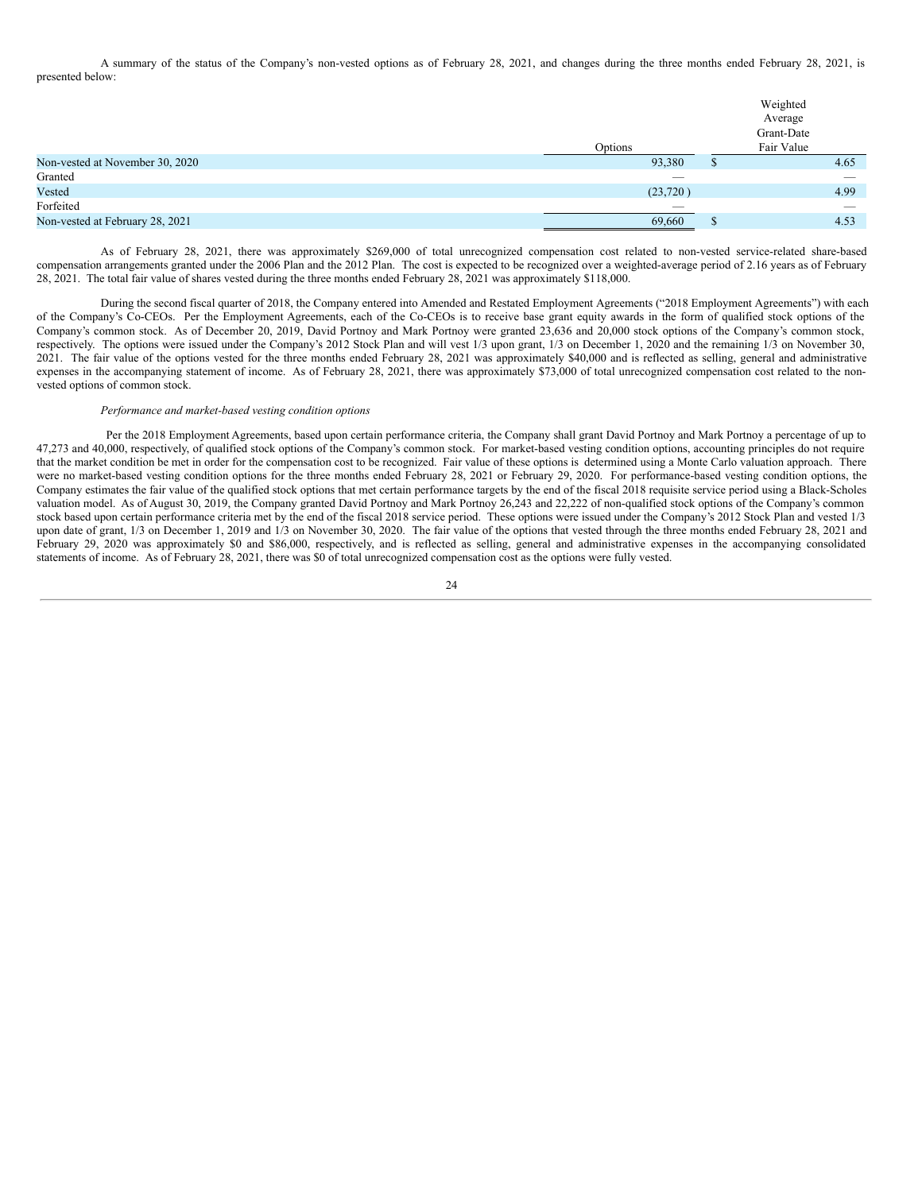A summary of the status of the Company's non-vested options as of February 28, 2021, and changes during the three months ended February 28, 2021, is presented below:

| | Options | Weighted Average Grant-Date Fair Value |
|---|---|---|
| Non-vested at November 30, 2020 | 93,380 | $ 4.65 |
| Granted | — | — |
| Vested | (23,720 ) | 4.99 |
| Forfeited | — | — |
| Non-vested at February 28, 2021 | 69,660 | $ 4.53 |

As of February 28, 2021, there was approximately $269,000 of total unrecognized compensation cost related to non-vested service-related share-based compensation arrangements granted under the 2006 Plan and the 2012 Plan. The cost is expected to be recognized over a weighted-average period of 2.16 years as of February 28, 2021. The total fair value of shares vested during the three months ended February 28, 2021 was approximately $118,000.

During the second fiscal quarter of 2018, the Company entered into Amended and Restated Employment Agreements ("2018 Employment Agreements") with each of the Company's Co-CEOs. Per the Employment Agreements, each of the Co-CEOs is to receive base grant equity awards in the form of qualified stock options of the Company's common stock. As of December 20, 2019, David Portnoy and Mark Portnoy were granted 23,636 and 20,000 stock options of the Company's common stock, respectively. The options were issued under the Company's 2012 Stock Plan and will vest 1/3 upon grant, 1/3 on December 1, 2020 and the remaining 1/3 on November 30, 2021. The fair value of the options vested for the three months ended February 28, 2021 was approximately $40,000 and is reflected as selling, general and administrative expenses in the accompanying statement of income. As of February 28, 2021, there was approximately $73,000 of total unrecognized compensation cost related to the non-vested options of common stock.

*Performance and market-based vesting condition options*

Per the 2018 Employment Agreements, based upon certain performance criteria, the Company shall grant David Portnoy and Mark Portnoy a percentage of up to 47,273 and 40,000, respectively, of qualified stock options of the Company's common stock. For market-based vesting condition options, accounting principles do not require that the market condition be met in order for the compensation cost to be recognized. Fair value of these options is determined using a Monte Carlo valuation approach. There were no market-based vesting condition options for the three months ended February 28, 2021 or February 29, 2020. For performance-based vesting condition options, the Company estimates the fair value of the qualified stock options that met certain performance targets by the end of the fiscal 2018 requisite service period using a Black-Scholes valuation model. As of August 30, 2019, the Company granted David Portnoy and Mark Portnoy 26,243 and 22,222 of non-qualified stock options of the Company's common stock based upon certain performance criteria met by the end of the fiscal 2018 service period. These options were issued under the Company's 2012 Stock Plan and vested 1/3 upon date of grant, 1/3 on December 1, 2019 and 1/3 on November 30, 2020. The fair value of the options that vested through the three months ended February 28, 2021 and February 29, 2020 was approximately $0 and $86,000, respectively, and is reflected as selling, general and administrative expenses in the accompanying consolidated statements of income. As of February 28, 2021, there was $0 of total unrecognized compensation cost as the options were fully vested.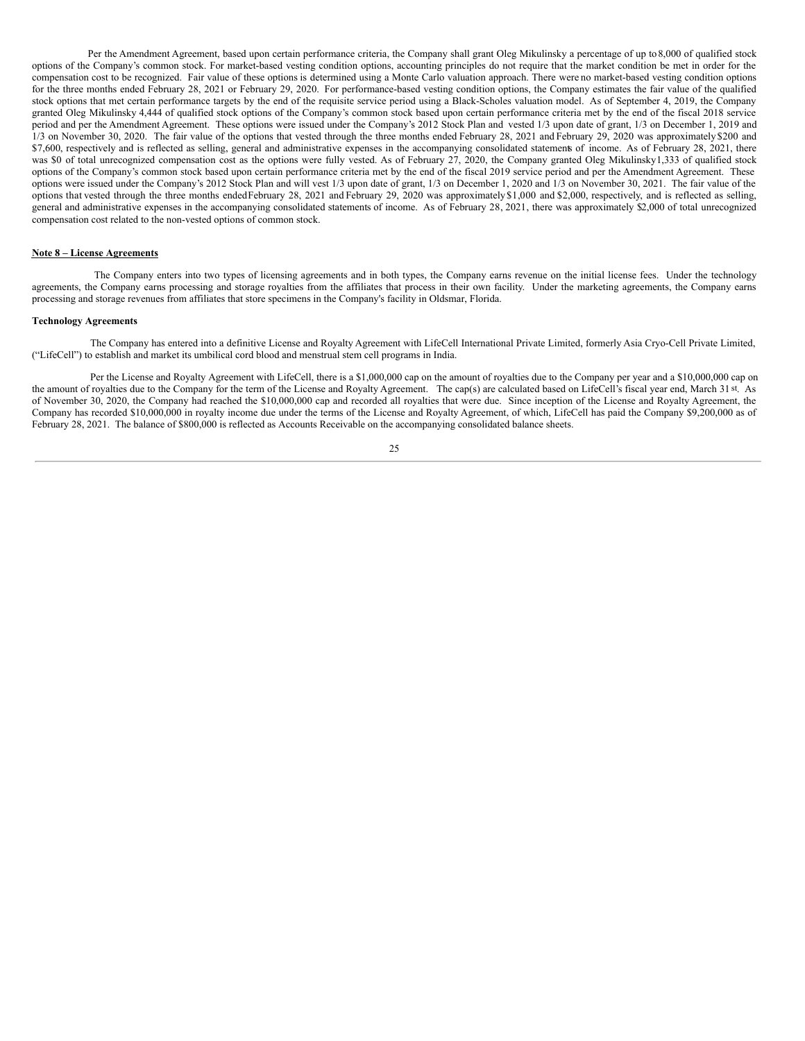Per the Amendment Agreement, based upon certain performance criteria, the Company shall grant Oleg Mikulinsky a percentage of up to 8,000 of qualified stock options of the Company's common stock. For market-based vesting condition options, accounting principles do not require that the market condition be met in order for the compensation cost to be recognized. Fair value of these options is determined using a Monte Carlo valuation approach. There were no market-based vesting condition options for the three months ended February 28, 2021 or February 29, 2020. For performance-based vesting condition options, the Company estimates the fair value of the qualified stock options that met certain performance targets by the end of the requisite service period using a Black-Scholes valuation model. As of September 4, 2019, the Company granted Oleg Mikulinsky 4,444 of qualified stock options of the Company's common stock based upon certain performance criteria met by the end of the fiscal 2018 service period and per the Amendment Agreement. These options were issued under the Company's 2012 Stock Plan and vested 1/3 upon date of grant, 1/3 on December 1, 2019 and 1/3 on November 30, 2020. The fair value of the options that vested through the three months ended February 28, 2021 and February 29, 2020 was approximately $200 and $7,600, respectively and is reflected as selling, general and administrative expenses in the accompanying consolidated statements of income. As of February 28, 2021, there was $0 of total unrecognized compensation cost as the options were fully vested. As of February 27, 2020, the Company granted Oleg Mikulinsky 1,333 of qualified stock options of the Company's common stock based upon certain performance criteria met by the end of the fiscal 2019 service period and per the Amendment Agreement. These options were issued under the Company's 2012 Stock Plan and will vest 1/3 upon date of grant, 1/3 on December 1, 2020 and 1/3 on November 30, 2021. The fair value of the options that vested through the three months ended February 28, 2021 and February 29, 2020 was approximately $1,000 and $2,000, respectively, and is reflected as selling, general and administrative expenses in the accompanying consolidated statements of income. As of February 28, 2021, there was approximately $2,000 of total unrecognized compensation cost related to the non-vested options of common stock.

## Note 8 – License Agreements

The Company enters into two types of licensing agreements and in both types, the Company earns revenue on the initial license fees. Under the technology agreements, the Company earns processing and storage royalties from the affiliates that process in their own facility. Under the marketing agreements, the Company earns processing and storage revenues from affiliates that store specimens in the Company's facility in Oldsmar, Florida.

**Technology Agreements**

The Company has entered into a definitive License and Royalty Agreement with LifeCell International Private Limited, formerly Asia Cryo-Cell Private Limited, ("LifeCell") to establish and market its umbilical cord blood and menstrual stem cell programs in India.

Per the License and Royalty Agreement with LifeCell, there is a $1,000,000 cap on the amount of royalties due to the Company per year and a $10,000,000 cap on the amount of royalties due to the Company for the term of the License and Royalty Agreement. The cap(s) are calculated based on LifeCell's fiscal year end, March 31st. As of November 30, 2020, the Company had reached the $10,000,000 cap and recorded all royalties that were due. Since inception of the License and Royalty Agreement, the Company has recorded $10,000,000 in royalty income due under the terms of the License and Royalty Agreement, of which, LifeCell has paid the Company $9,200,000 as of February 28, 2021. The balance of $800,000 is reflected as Accounts Receivable on the accompanying consolidated balance sheets.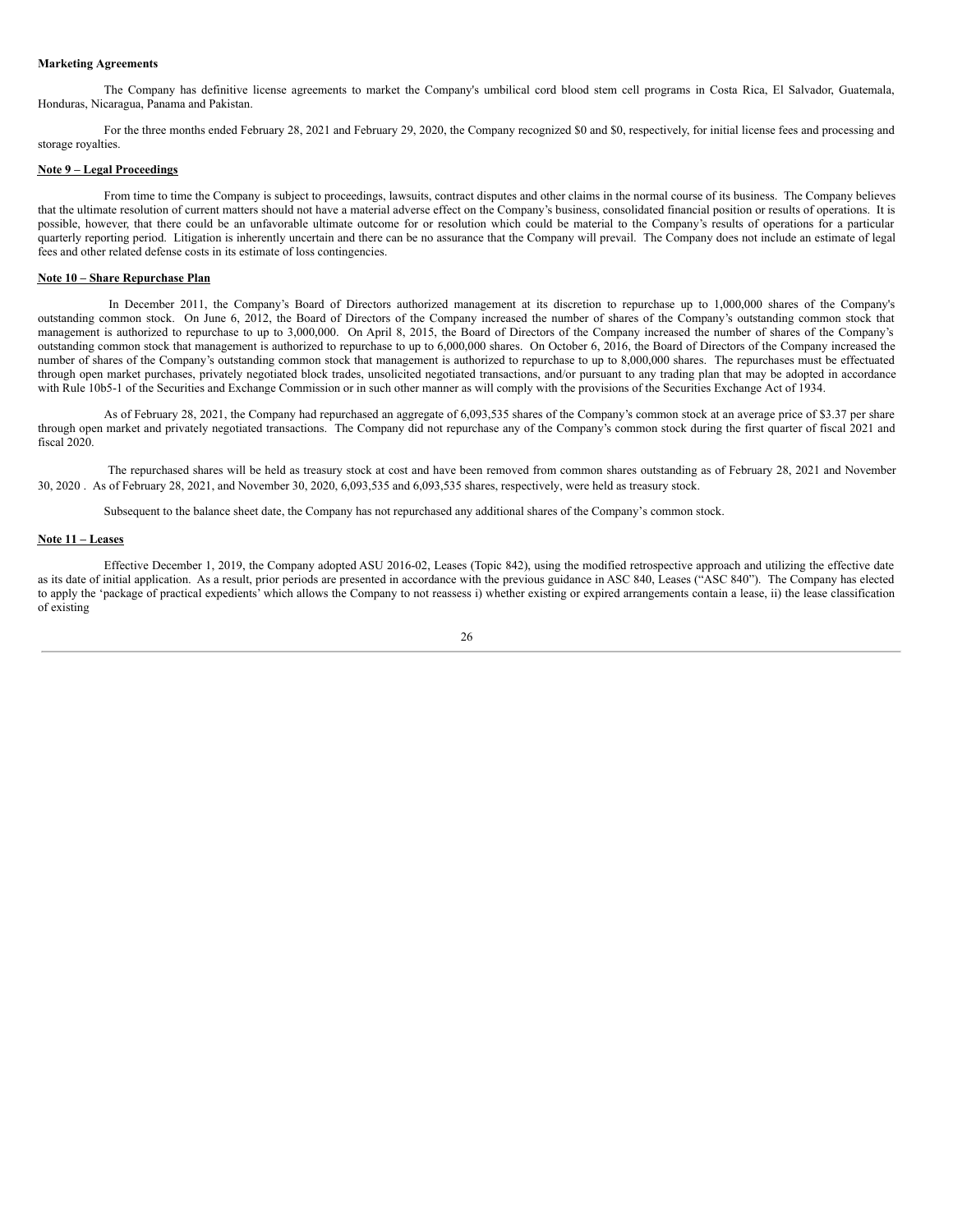**Marketing Agreements**

The Company has definitive license agreements to market the Company's umbilical cord blood stem cell programs in Costa Rica, El Salvador, Guatemala, Honduras, Nicaragua, Panama and Pakistan.

For the three months ended February 28, 2021 and February 29, 2020, the Company recognized $0 and $0, respectively, for initial license fees and processing and storage royalties.

**Note 9 – Legal Proceedings**

From time to time the Company is subject to proceedings, lawsuits, contract disputes and other claims in the normal course of its business. The Company believes that the ultimate resolution of current matters should not have a material adverse effect on the Company's business, consolidated financial position or results of operations. It is possible, however, that there could be an unfavorable ultimate outcome for or resolution which could be material to the Company's results of operations for a particular quarterly reporting period. Litigation is inherently uncertain and there can be no assurance that the Company will prevail. The Company does not include an estimate of legal fees and other related defense costs in its estimate of loss contingencies.

**Note 10 – Share Repurchase Plan**

In December 2011, the Company's Board of Directors authorized management at its discretion to repurchase up to 1,000,000 shares of the Company's outstanding common stock. On June 6, 2012, the Board of Directors of the Company increased the number of shares of the Company's outstanding common stock that management is authorized to repurchase to up to 3,000,000. On April 8, 2015, the Board of Directors of the Company increased the number of shares of the Company's outstanding common stock that management is authorized to repurchase to up to 6,000,000 shares. On October 6, 2016, the Board of Directors of the Company increased the number of shares of the Company's outstanding common stock that management is authorized to repurchase to up to 8,000,000 shares. The repurchases must be effectuated through open market purchases, privately negotiated block trades, unsolicited negotiated transactions, and/or pursuant to any trading plan that may be adopted in accordance with Rule 10b5-1 of the Securities and Exchange Commission or in such other manner as will comply with the provisions of the Securities Exchange Act of 1934.

As of February 28, 2021, the Company had repurchased an aggregate of 6,093,535 shares of the Company's common stock at an average price of $3.37 per share through open market and privately negotiated transactions. The Company did not repurchase any of the Company's common stock during the first quarter of fiscal 2021 and fiscal 2020.

The repurchased shares will be held as treasury stock at cost and have been removed from common shares outstanding as of February 28, 2021 and November 30, 2020 . As of February 28, 2021, and November 30, 2020, 6,093,535 and 6,093,535 shares, respectively, were held as treasury stock.

Subsequent to the balance sheet date, the Company has not repurchased any additional shares of the Company's common stock.

**Note 11 – Leases**

Effective December 1, 2019, the Company adopted ASU 2016-02, Leases (Topic 842), using the modified retrospective approach and utilizing the effective date as its date of initial application. As a result, prior periods are presented in accordance with the previous guidance in ASC 840, Leases ("ASC 840"). The Company has elected to apply the 'package of practical expedients' which allows the Company to not reassess i) whether existing or expired arrangements contain a lease, ii) the lease classification of existing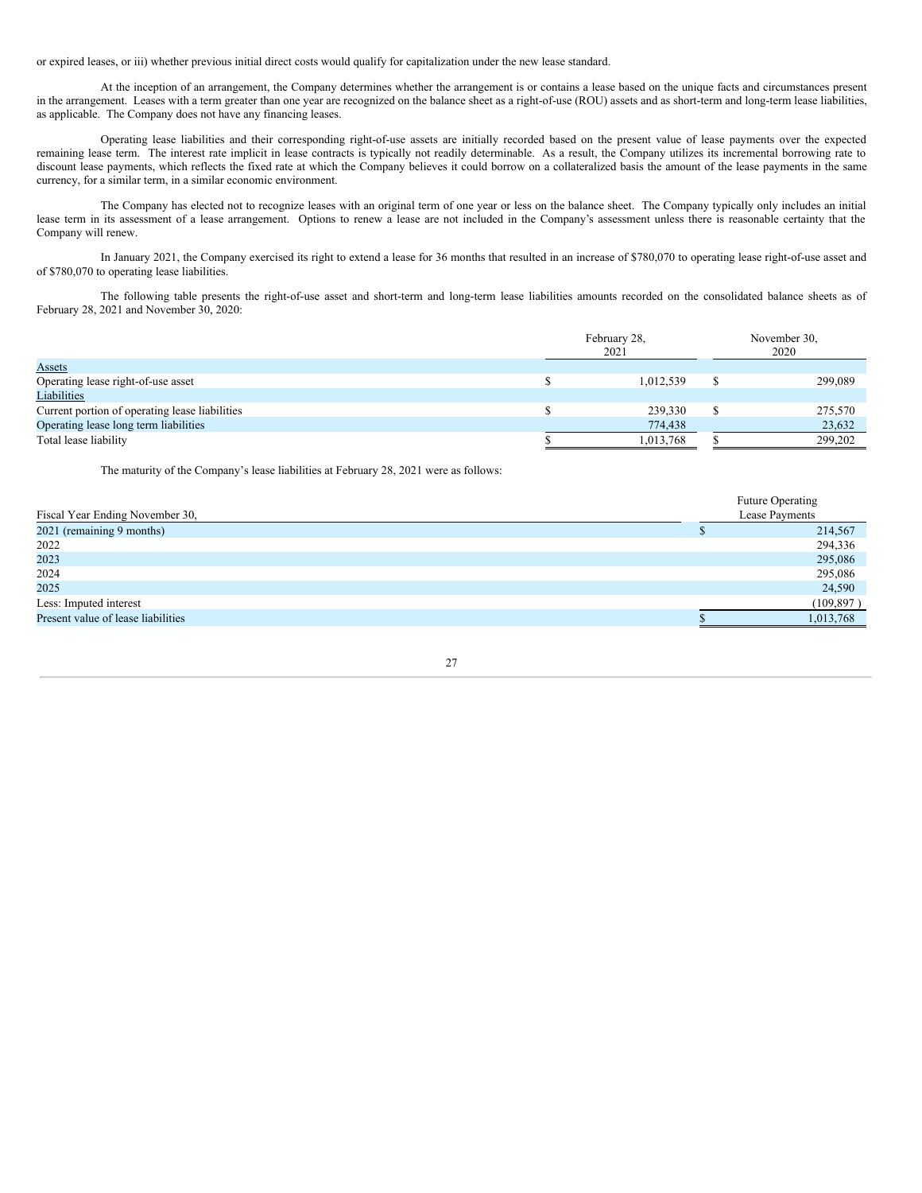or expired leases, or iii) whether previous initial direct costs would qualify for capitalization under the new lease standard.

At the inception of an arrangement, the Company determines whether the arrangement is or contains a lease based on the unique facts and circumstances present in the arrangement. Leases with a term greater than one year are recognized on the balance sheet as a right-of-use (ROU) assets and as short-term and long-term lease liabilities, as applicable. The Company does not have any financing leases.

Operating lease liabilities and their corresponding right-of-use assets are initially recorded based on the present value of lease payments over the expected remaining lease term. The interest rate implicit in lease contracts is typically not readily determinable. As a result, the Company utilizes its incremental borrowing rate to discount lease payments, which reflects the fixed rate at which the Company believes it could borrow on a collateralized basis the amount of the lease payments in the same currency, for a similar term, in a similar economic environment.

The Company has elected not to recognize leases with an original term of one year or less on the balance sheet. The Company typically only includes an initial lease term in its assessment of a lease arrangement. Options to renew a lease are not included in the Company's assessment unless there is reasonable certainty that the Company will renew.

In January 2021, the Company exercised its right to extend a lease for 36 months that resulted in an increase of $780,070 to operating lease right-of-use asset and of $780,070 to operating lease liabilities.

The following table presents the right-of-use asset and short-term and long-term lease liabilities amounts recorded on the consolidated balance sheets as of February 28, 2021 and November 30, 2020:

| | February 28, 2021 | November 30, 2020 |
|---|---|---|
| Assets | | |
| Operating lease right-of-use asset | $ 1,012,539 | $ 299,089 |
| Liabilities | | |
| Current portion of operating lease liabilities | $ 239,330 | $ 275,570 |
| Operating lease long term liabilities | 774,438 | 23,632 |
| Total lease liability | $ 1,013,768 | $ 299,202 |

The maturity of the Company's lease liabilities at February 28, 2021 were as follows:

| Fiscal Year Ending November 30, | Future Operating Lease Payments |
|---|---|
| 2021 (remaining 9 months) | $ 214,567 |
| 2022 | 294,336 |
| 2023 | 295,086 |
| 2024 | 295,086 |
| 2025 | 24,590 |
| Less: Imputed interest | (109,897 ) |
| Present value of lease liabilities | $ 1,013,768 |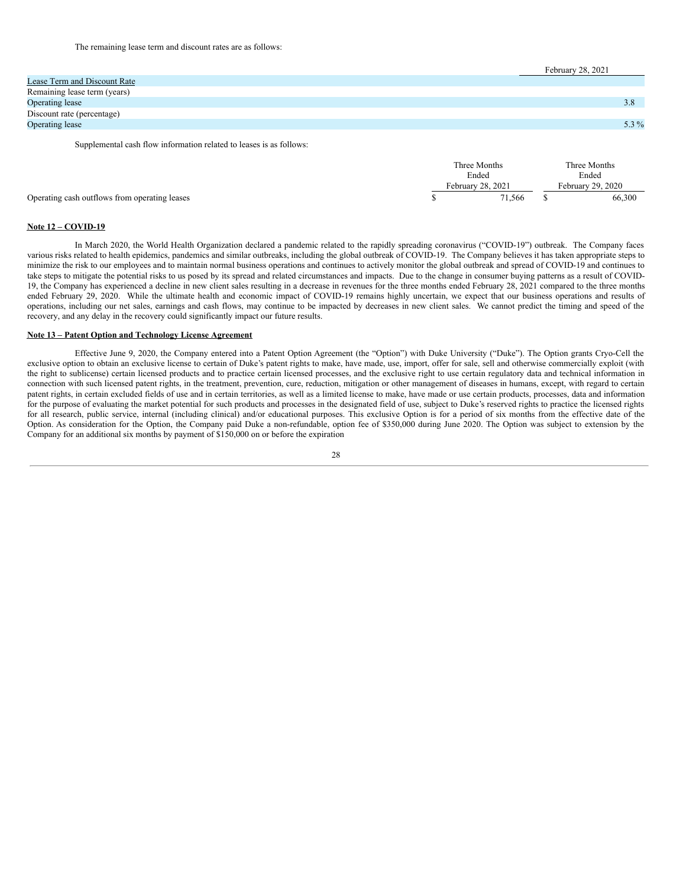The remaining lease term and discount rates are as follows:

| | February 28, 2021 |
|---|---|
| Lease Term and Discount Rate | |
| Remaining lease term (years) | |
| Operating lease | 3.8 |
| Discount rate (percentage) | |
| Operating lease | 5.3 % |

Supplemental cash flow information related to leases is as follows:

| | Three Months Ended February 28, 2021 | Three Months Ended February 29, 2020 |
|---|---|---|
| Operating cash outflows from operating leases | $ 71,566 | $ 66,300 |

**Note 12 – COVID-19**

In March 2020, the World Health Organization declared a pandemic related to the rapidly spreading coronavirus ("COVID-19") outbreak. The Company faces various risks related to health epidemics, pandemics and similar outbreaks, including the global outbreak of COVID-19. The Company believes it has taken appropriate steps to minimize the risk to our employees and to maintain normal business operations and continues to actively monitor the global outbreak and spread of COVID-19 and continues to take steps to mitigate the potential risks to us posed by its spread and related circumstances and impacts. Due to the change in consumer buying patterns as a result of COVID-19, the Company has experienced a decline in new client sales resulting in a decrease in revenues for the three months ended February 28, 2021 compared to the three months ended February 29, 2020. While the ultimate health and economic impact of COVID-19 remains highly uncertain, we expect that our business operations and results of operations, including our net sales, earnings and cash flows, may continue to be impacted by decreases in new client sales. We cannot predict the timing and speed of the recovery, and any delay in the recovery could significantly impact our future results.

**Note 13 – Patent Option and Technology License Agreement**

Effective June 9, 2020, the Company entered into a Patent Option Agreement (the "Option") with Duke University ("Duke"). The Option grants Cryo-Cell the exclusive option to obtain an exclusive license to certain of Duke's patent rights to make, have made, use, import, offer for sale, sell and otherwise commercially exploit (with the right to sublicense) certain licensed products and to practice certain licensed processes, and the exclusive right to use certain regulatory data and technical information in connection with such licensed patent rights, in the treatment, prevention, cure, reduction, mitigation or other management of diseases in humans, except, with regard to certain patent rights, in certain excluded fields of use and in certain territories, as well as a limited license to make, have made or use certain products, processes, data and information for the purpose of evaluating the market potential for such products and processes in the designated field of use, subject to Duke's reserved rights to practice the licensed rights for all research, public service, internal (including clinical) and/or educational purposes. This exclusive Option is for a period of six months from the effective date of the Option. As consideration for the Option, the Company paid Duke a non-refundable, option fee of $350,000 during June 2020. The Option was subject to extension by the Company for an additional six months by payment of $150,000 on or before the expiration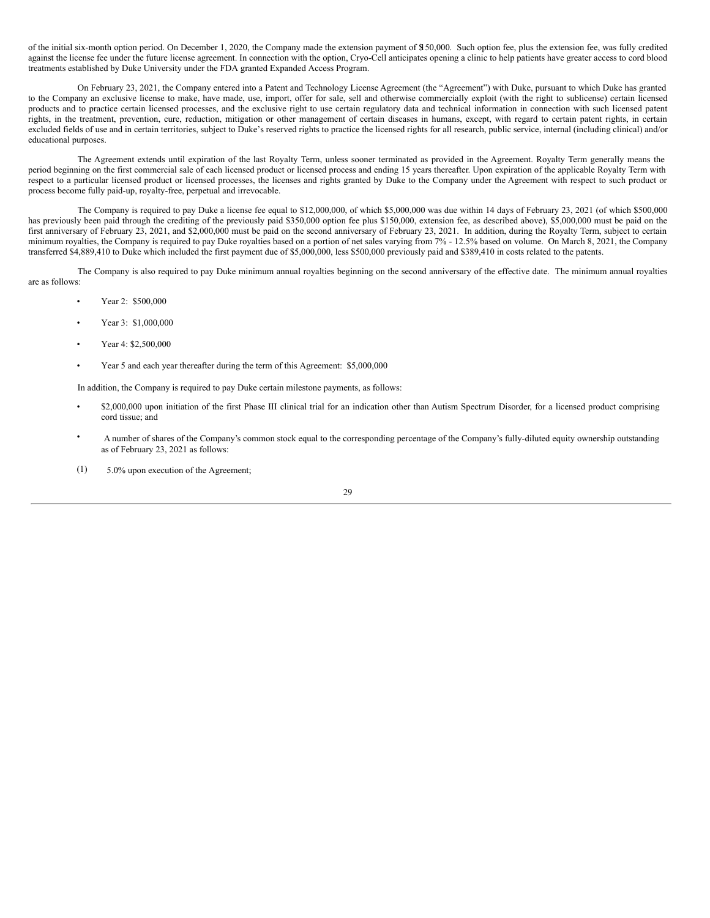of the initial six-month option period. On December 1, 2020, the Company made the extension payment of $150,000. Such option fee, plus the extension fee, was fully credited against the license fee under the future license agreement. In connection with the option, Cryo-Cell anticipates opening a clinic to help patients have greater access to cord blood treatments established by Duke University under the FDA granted Expanded Access Program.

On February 23, 2021, the Company entered into a Patent and Technology License Agreement (the "Agreement") with Duke, pursuant to which Duke has granted to the Company an exclusive license to make, have made, use, import, offer for sale, sell and otherwise commercially exploit (with the right to sublicense) certain licensed products and to practice certain licensed processes, and the exclusive right to use certain regulatory data and technical information in connection with such licensed patent rights, in the treatment, prevention, cure, reduction, mitigation or other management of certain diseases in humans, except, with regard to certain patent rights, in certain excluded fields of use and in certain territories, subject to Duke's reserved rights to practice the licensed rights for all research, public service, internal (including clinical) and/or educational purposes.

The Agreement extends until expiration of the last Royalty Term, unless sooner terminated as provided in the Agreement. Royalty Term generally means the period beginning on the first commercial sale of each licensed product or licensed process and ending 15 years thereafter. Upon expiration of the applicable Royalty Term with respect to a particular licensed product or licensed processes, the licenses and rights granted by Duke to the Company under the Agreement with respect to such product or process become fully paid-up, royalty-free, perpetual and irrevocable.

The Company is required to pay Duke a license fee equal to $12,000,000, of which $5,000,000 was due within 14 days of February 23, 2021 (of which $500,000 has previously been paid through the crediting of the previously paid $350,000 option fee plus $150,000, extension fee, as described above), $5,000,000 must be paid on the first anniversary of February 23, 2021, and $2,000,000 must be paid on the second anniversary of February 23, 2021. In addition, during the Royalty Term, subject to certain minimum royalties, the Company is required to pay Duke royalties based on a portion of net sales varying from 7% - 12.5% based on volume. On March 8, 2021, the Company transferred $4,889,410 to Duke which included the first payment due of $5,000,000, less $500,000 previously paid and $389,410 in costs related to the patents.

The Company is also required to pay Duke minimum annual royalties beginning on the second anniversary of the effective date. The minimum annual royalties are as follows:

- Year 2: $500,000
- Year 3: $1,000,000
- Year 4: $2,500,000
- Year 5 and each year thereafter during the term of this Agreement: $5,000,000

In addition, the Company is required to pay Duke certain milestone payments, as follows:

- $2,000,000 upon initiation of the first Phase III clinical trial for an indication other than Autism Spectrum Disorder, for a licensed product comprising cord tissue; and
- A number of shares of the Company's common stock equal to the corresponding percentage of the Company's fully-diluted equity ownership outstanding as of February 23, 2021 as follows:

(1) 5.0% upon execution of the Agreement;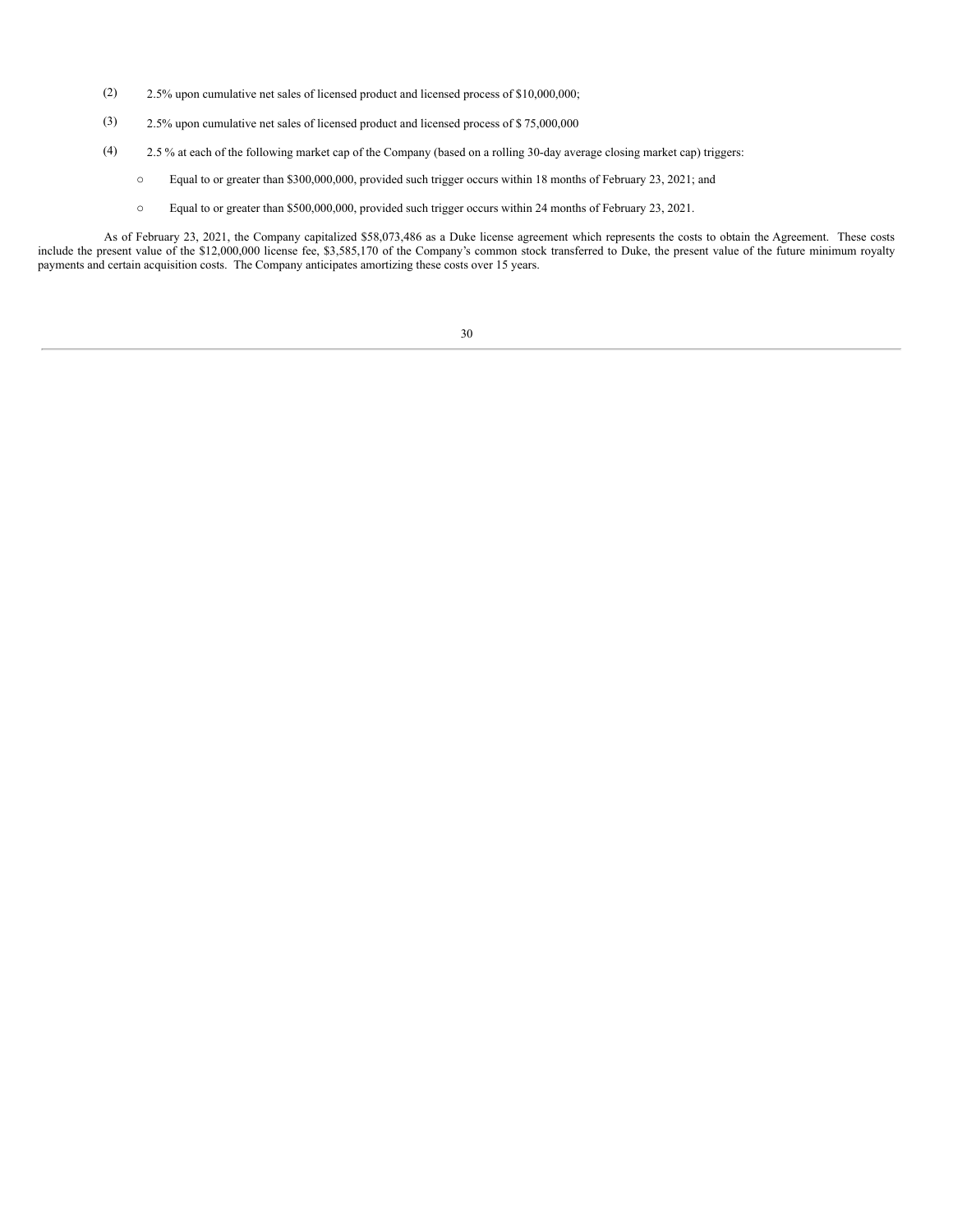(2) 2.5% upon cumulative net sales of licensed product and licensed process of $10,000,000;

(3) 2.5% upon cumulative net sales of licensed product and licensed process of $ 75,000,000

(4) 2.5 % at each of the following market cap of the Company (based on a rolling 30-day average closing market cap) triggers:

- Equal to or greater than $300,000,000, provided such trigger occurs within 18 months of February 23, 2021; and
- Equal to or greater than $500,000,000, provided such trigger occurs within 24 months of February 23, 2021.

As of February 23, 2021, the Company capitalized $58,073,486 as a Duke license agreement which represents the costs to obtain the Agreement. These costs include the present value of the $12,000,000 license fee, $3,585,170 of the Company's common stock transferred to Duke, the present value of the future minimum royalty payments and certain acquisition costs. The Company anticipates amortizing these costs over 15 years.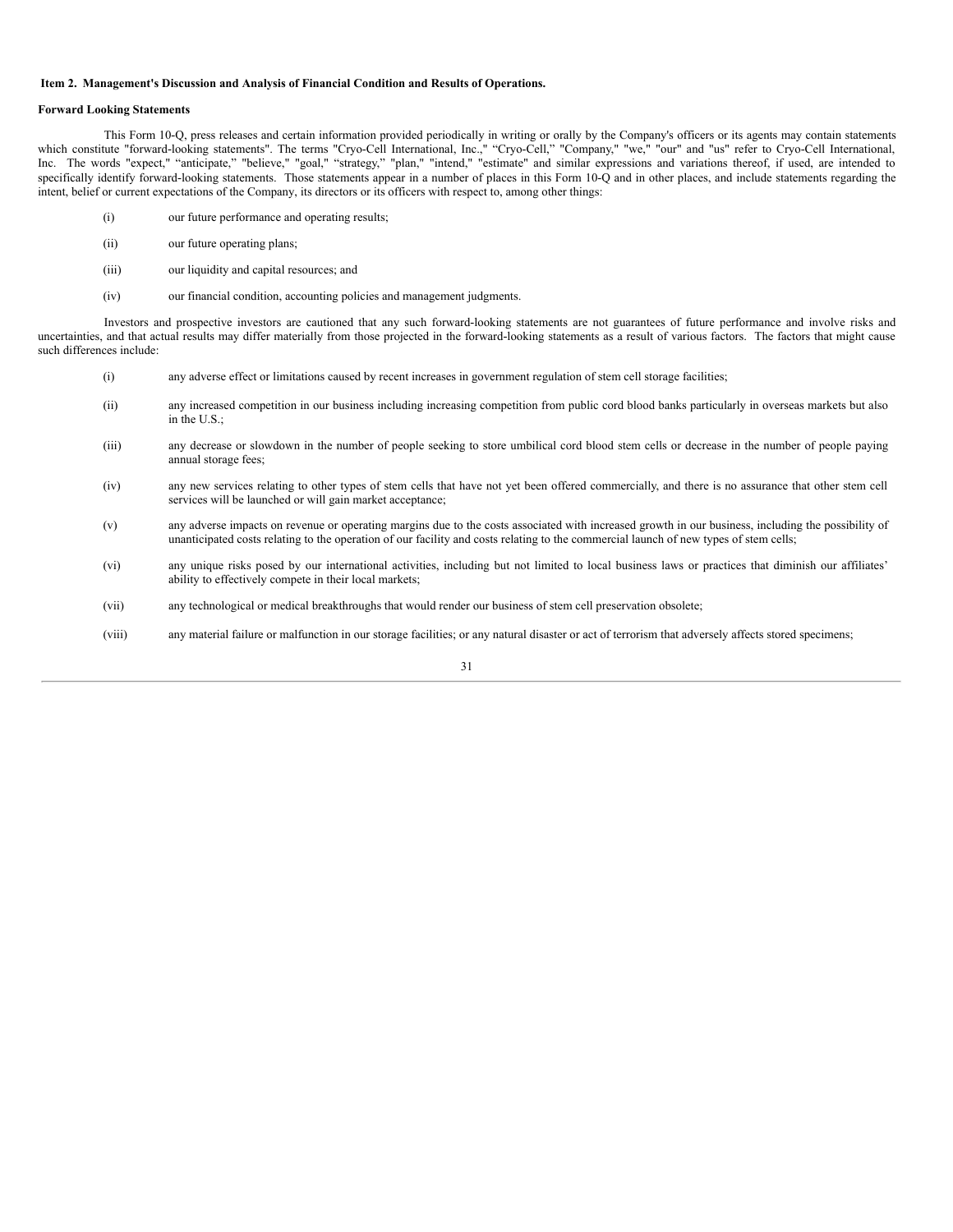## Item 2. Management's Discussion and Analysis of Financial Condition and Results of Operations.

### Forward Looking Statements

This Form 10-Q, press releases and certain information provided periodically in writing or orally by the Company's officers or its agents may contain statements which constitute "forward-looking statements". The terms "Cryo-Cell International, Inc.," "Cryo-Cell," "Company," "we," "our" and "us" refer to Cryo-Cell International, Inc. The words "expect," "anticipate," "believe," "goal," "strategy," "plan," "intend," "estimate" and similar expressions and variations thereof, if used, are intended to specifically identify forward-looking statements. Those statements appear in a number of places in this Form 10-Q and in other places, and include statements regarding the intent, belief or current expectations of the Company, its directors or its officers with respect to, among other things:

(i) our future performance and operating results;

(ii) our future operating plans;

(iii) our liquidity and capital resources; and

(iv) our financial condition, accounting policies and management judgments.

Investors and prospective investors are cautioned that any such forward-looking statements are not guarantees of future performance and involve risks and uncertainties, and that actual results may differ materially from those projected in the forward-looking statements as a result of various factors. The factors that might cause such differences include:

(i) any adverse effect or limitations caused by recent increases in government regulation of stem cell storage facilities;

(ii) any increased competition in our business including increasing competition from public cord blood banks particularly in overseas markets but also in the U.S.;

(iii) any decrease or slowdown in the number of people seeking to store umbilical cord blood stem cells or decrease in the number of people paying annual storage fees;

(iv) any new services relating to other types of stem cells that have not yet been offered commercially, and there is no assurance that other stem cell services will be launched or will gain market acceptance;

(v) any adverse impacts on revenue or operating margins due to the costs associated with increased growth in our business, including the possibility of unanticipated costs relating to the operation of our facility and costs relating to the commercial launch of new types of stem cells;

(vi) any unique risks posed by our international activities, including but not limited to local business laws or practices that diminish our affiliates' ability to effectively compete in their local markets;

(vii) any technological or medical breakthroughs that would render our business of stem cell preservation obsolete;

(viii) any material failure or malfunction in our storage facilities; or any natural disaster or act of terrorism that adversely affects stored specimens;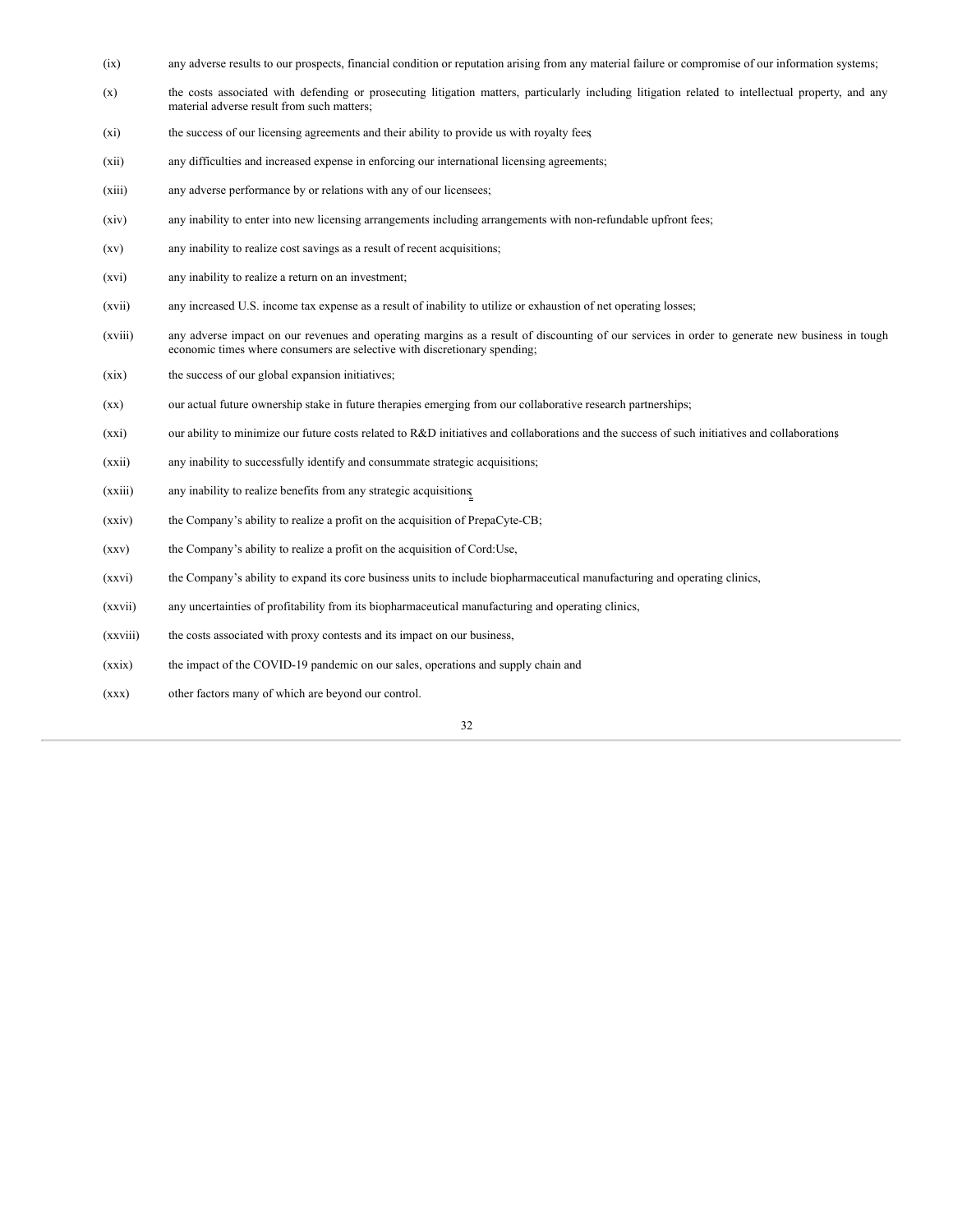(ix) any adverse results to our prospects, financial condition or reputation arising from any material failure or compromise of our information systems;

(x) the costs associated with defending or prosecuting litigation matters, particularly including litigation related to intellectual property, and any material adverse result from such matters;

(xi) the success of our licensing agreements and their ability to provide us with royalty fees;

(xii) any difficulties and increased expense in enforcing our international licensing agreements;

(xiii) any adverse performance by or relations with any of our licensees;

(xiv) any inability to enter into new licensing arrangements including arrangements with non-refundable upfront fees;

(xv) any inability to realize cost savings as a result of recent acquisitions;

(xvi) any inability to realize a return on an investment;

(xvii) any increased U.S. income tax expense as a result of inability to utilize or exhaustion of net operating losses;

(xviii) any adverse impact on our revenues and operating margins as a result of discounting of our services in order to generate new business in tough economic times where consumers are selective with discretionary spending;

(xix) the success of our global expansion initiatives;

(xx) our actual future ownership stake in future therapies emerging from our collaborative research partnerships;

(xxi) our ability to minimize our future costs related to R&D initiatives and collaborations and the success of such initiatives and collaborations;

(xxii) any inability to successfully identify and consummate strategic acquisitions;

(xxiii) any inability to realize benefits from any strategic acquisitions;

(xxiv) the Company's ability to realize a profit on the acquisition of PrepaCyte-CB;

(xxv) the Company's ability to realize a profit on the acquisition of Cord:Use,

(xxvi) the Company's ability to expand its core business units to include biopharmaceutical manufacturing and operating clinics,

(xxvii) any uncertainties of profitability from its biopharmaceutical manufacturing and operating clinics,

(xxviii) the costs associated with proxy contests and its impact on our business,

(xxix) the impact of the COVID-19 pandemic on our sales, operations and supply chain and

(xxx) other factors many of which are beyond our control.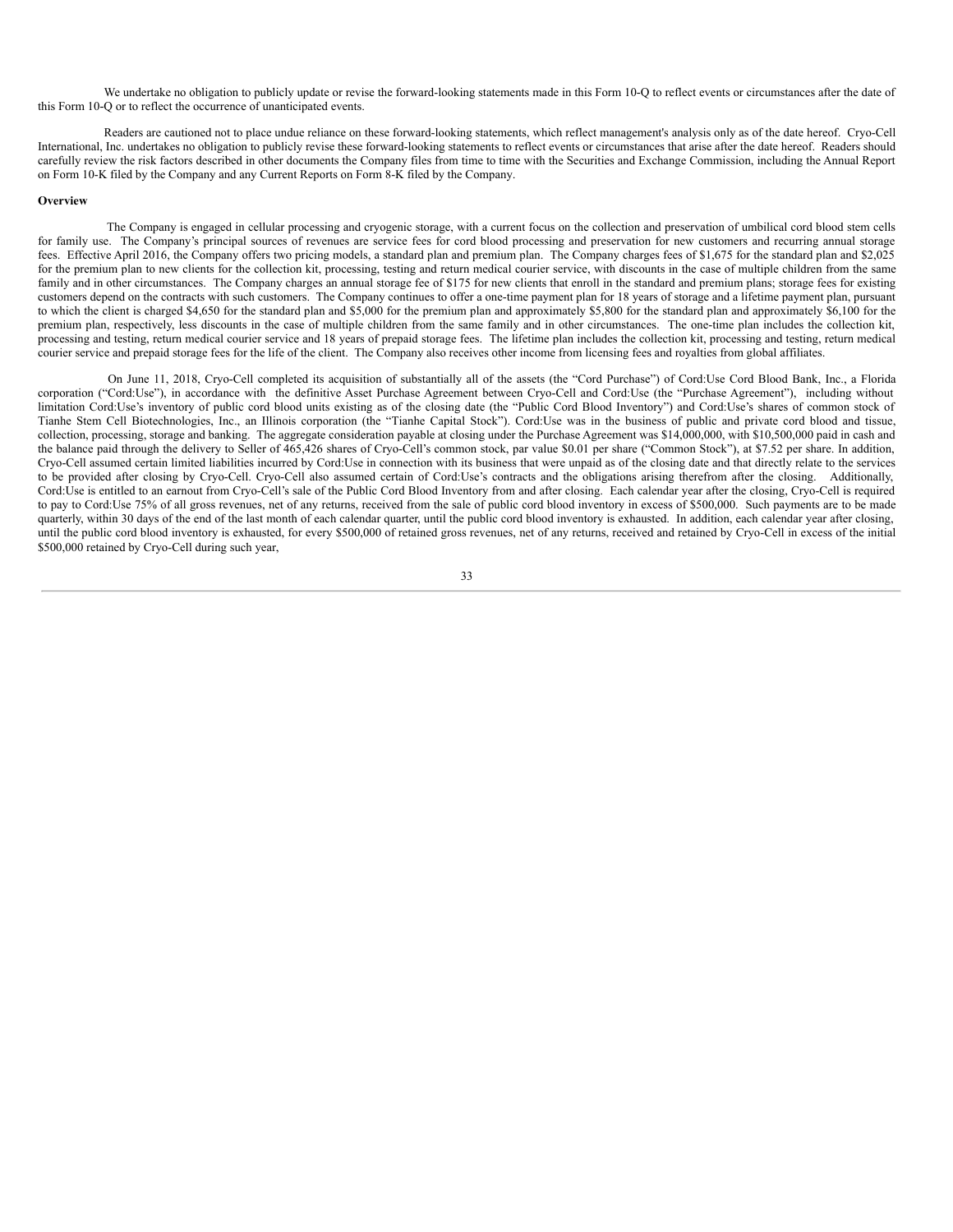We undertake no obligation to publicly update or revise the forward-looking statements made in this Form 10-Q to reflect events or circumstances after the date of this Form 10-Q or to reflect the occurrence of unanticipated events.

Readers are cautioned not to place undue reliance on these forward-looking statements, which reflect management's analysis only as of the date hereof. Cryo-Cell International, Inc. undertakes no obligation to publicly revise these forward-looking statements to reflect events or circumstances that arise after the date hereof. Readers should carefully review the risk factors described in other documents the Company files from time to time with the Securities and Exchange Commission, including the Annual Report on Form 10-K filed by the Company and any Current Reports on Form 8-K filed by the Company.

**Overview**

The Company is engaged in cellular processing and cryogenic storage, with a current focus on the collection and preservation of umbilical cord blood stem cells for family use. The Company's principal sources of revenues are service fees for cord blood processing and preservation for new customers and recurring annual storage fees. Effective April 2016, the Company offers two pricing models, a standard plan and premium plan. The Company charges fees of $1,675 for the standard plan and $2,025 for the premium plan to new clients for the collection kit, processing, testing and return medical courier service, with discounts in the case of multiple children from the same family and in other circumstances. The Company charges an annual storage fee of $175 for new clients that enroll in the standard and premium plans; storage fees for existing customers depend on the contracts with such customers. The Company continues to offer a one-time payment plan for 18 years of storage and a lifetime payment plan, pursuant to which the client is charged $4,650 for the standard plan and $5,000 for the premium plan and approximately $5,800 for the standard plan and approximately $6,100 for the premium plan, respectively, less discounts in the case of multiple children from the same family and in other circumstances. The one-time plan includes the collection kit, processing and testing, return medical courier service and 18 years of prepaid storage fees. The lifetime plan includes the collection kit, processing and testing, return medical courier service and prepaid storage fees for the life of the client. The Company also receives other income from licensing fees and royalties from global affiliates.

On June 11, 2018, Cryo-Cell completed its acquisition of substantially all of the assets (the "Cord Purchase") of Cord:Use Cord Blood Bank, Inc., a Florida corporation ("Cord:Use"), in accordance with the definitive Asset Purchase Agreement between Cryo-Cell and Cord:Use (the "Purchase Agreement"), including without limitation Cord:Use's inventory of public cord blood units existing as of the closing date (the "Public Cord Blood Inventory") and Cord:Use's shares of common stock of Tianhe Stem Cell Biotechnologies, Inc., an Illinois corporation (the "Tianhe Capital Stock"). Cord:Use was in the business of public and private cord blood and tissue, collection, processing, storage and banking. The aggregate consideration payable at closing under the Purchase Agreement was $14,000,000, with $10,500,000 paid in cash and the balance paid through the delivery to Seller of 465,426 shares of Cryo-Cell's common stock, par value $0.01 per share ("Common Stock"), at $7.52 per share. In addition, Cryo-Cell assumed certain limited liabilities incurred by Cord:Use in connection with its business that were unpaid as of the closing date and that directly relate to the services to be provided after closing by Cryo-Cell. Cryo-Cell also assumed certain of Cord:Use's contracts and the obligations arising therefrom after the closing. Additionally, Cord:Use is entitled to an earnout from Cryo-Cell's sale of the Public Cord Blood Inventory from and after closing. Each calendar year after the closing, Cryo-Cell is required to pay to Cord:Use 75% of all gross revenues, net of any returns, received from the sale of public cord blood inventory in excess of $500,000. Such payments are to be made quarterly, within 30 days of the end of the last month of each calendar quarter, until the public cord blood inventory is exhausted. In addition, each calendar year after closing, until the public cord blood inventory is exhausted, for every $500,000 of retained gross revenues, net of any returns, received and retained by Cryo-Cell in excess of the initial $500,000 retained by Cryo-Cell during such year,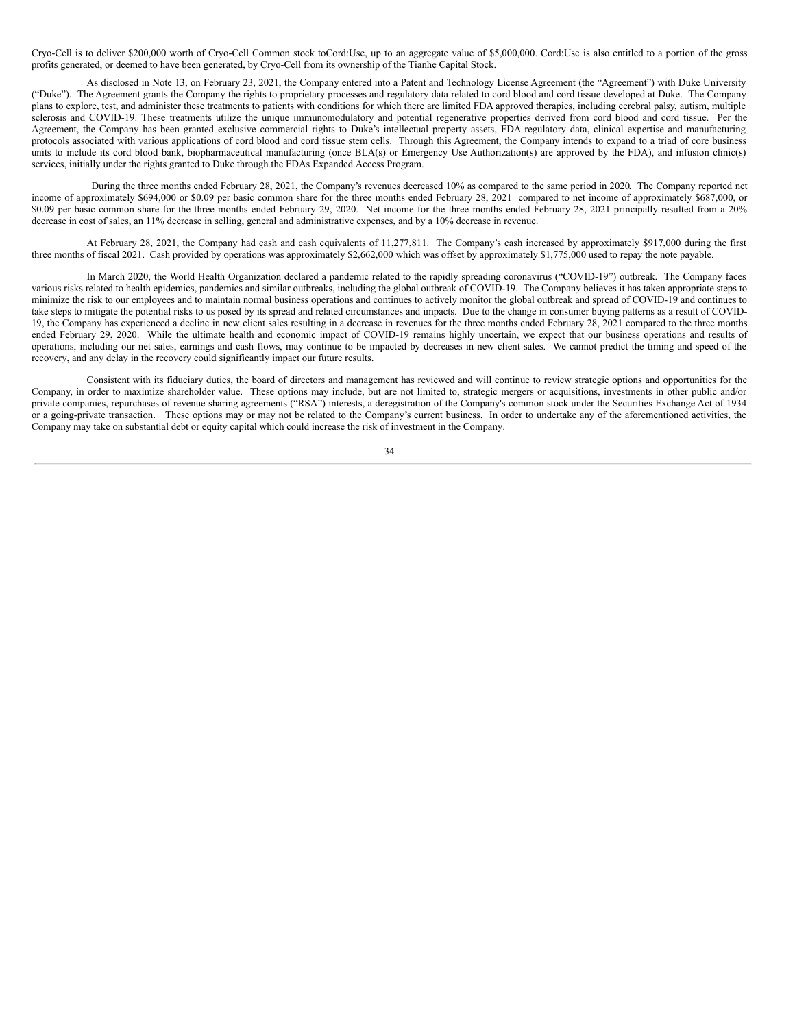Cryo-Cell is to deliver $200,000 worth of Cryo-Cell Common stock toCord:Use, up to an aggregate value of $5,000,000. Cord:Use is also entitled to a portion of the gross profits generated, or deemed to have been generated, by Cryo-Cell from its ownership of the Tianhe Capital Stock.

As disclosed in Note 13, on February 23, 2021, the Company entered into a Patent and Technology License Agreement (the "Agreement") with Duke University ("Duke"). The Agreement grants the Company the rights to proprietary processes and regulatory data related to cord blood and cord tissue developed at Duke. The Company plans to explore, test, and administer these treatments to patients with conditions for which there are limited FDA approved therapies, including cerebral palsy, autism, multiple sclerosis and COVID-19. These treatments utilize the unique immunomodulatory and potential regenerative properties derived from cord blood and cord tissue. Per the Agreement, the Company has been granted exclusive commercial rights to Duke's intellectual property assets, FDA regulatory data, clinical expertise and manufacturing protocols associated with various applications of cord blood and cord tissue stem cells. Through this Agreement, the Company intends to expand to a triad of core business units to include its cord blood bank, biopharmaceutical manufacturing (once BLA(s) or Emergency Use Authorization(s) are approved by the FDA), and infusion clinic(s) services, initially under the rights granted to Duke through the FDAs Expanded Access Program.

During the three months ended February 28, 2021, the Company's revenues decreased 10% as compared to the same period in 2020. The Company reported net income of approximately $694,000 or $0.09 per basic common share for the three months ended February 28, 2021 compared to net income of approximately $687,000, or $0.09 per basic common share for the three months ended February 29, 2020. Net income for the three months ended February 28, 2021 principally resulted from a 20% decrease in cost of sales, an 11% decrease in selling, general and administrative expenses, and by a 10% decrease in revenue.

At February 28, 2021, the Company had cash and cash equivalents of 11,277,811. The Company's cash increased by approximately $917,000 during the first three months of fiscal 2021. Cash provided by operations was approximately $2,662,000 which was offset by approximately $1,775,000 used to repay the note payable.

In March 2020, the World Health Organization declared a pandemic related to the rapidly spreading coronavirus ("COVID-19") outbreak. The Company faces various risks related to health epidemics, pandemics and similar outbreaks, including the global outbreak of COVID-19. The Company believes it has taken appropriate steps to minimize the risk to our employees and to maintain normal business operations and continues to actively monitor the global outbreak and spread of COVID-19 and continues to take steps to mitigate the potential risks to us posed by its spread and related circumstances and impacts. Due to the change in consumer buying patterns as a result of COVID-19, the Company has experienced a decline in new client sales resulting in a decrease in revenues for the three months ended February 28, 2021 compared to the three months ended February 29, 2020. While the ultimate health and economic impact of COVID-19 remains highly uncertain, we expect that our business operations and results of operations, including our net sales, earnings and cash flows, may continue to be impacted by decreases in new client sales. We cannot predict the timing and speed of the recovery, and any delay in the recovery could significantly impact our future results.

Consistent with its fiduciary duties, the board of directors and management has reviewed and will continue to review strategic options and opportunities for the Company, in order to maximize shareholder value. These options may include, but are not limited to, strategic mergers or acquisitions, investments in other public and/or private companies, repurchases of revenue sharing agreements ("RSA") interests, a deregistration of the Company's common stock under the Securities Exchange Act of 1934 or a going-private transaction. These options may or may not be related to the Company's current business. In order to undertake any of the aforementioned activities, the Company may take on substantial debt or equity capital which could increase the risk of investment in the Company.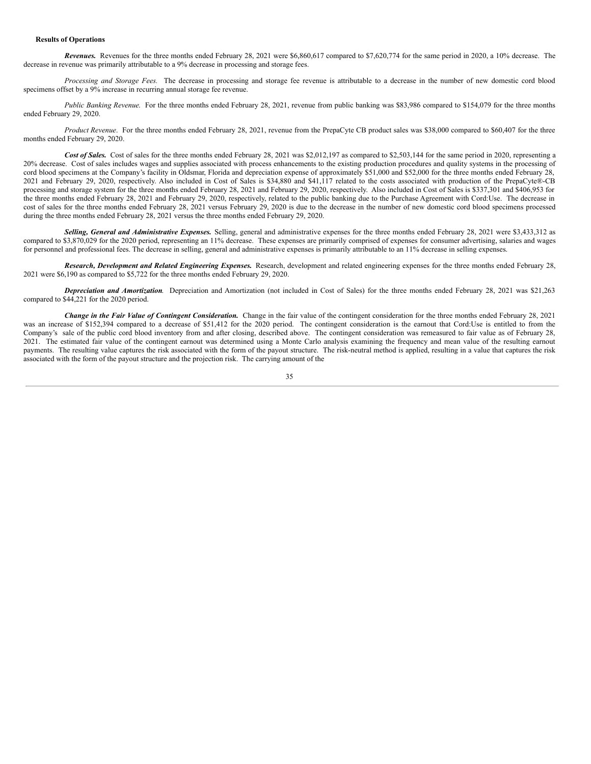**Results of Operations**

***Revenues.*** Revenues for the three months ended February 28, 2021 were $6,860,617 compared to $7,620,774 for the same period in 2020, a 10% decrease. The decrease in revenue was primarily attributable to a 9% decrease in processing and storage fees.

*Processing and Storage Fees.* The decrease in processing and storage fee revenue is attributable to a decrease in the number of new domestic cord blood specimens offset by a 9% increase in recurring annual storage fee revenue.

*Public Banking Revenue.* For the three months ended February 28, 2021, revenue from public banking was $83,986 compared to $154,079 for the three months ended February 29, 2020.

*Product Revenue*. For the three months ended February 28, 2021, revenue from the PrepaCyte CB product sales was $38,000 compared to $60,407 for the three months ended February 29, 2020.

***Cost of Sales.*** Cost of sales for the three months ended February 28, 2021 was $2,012,197 as compared to $2,503,144 for the same period in 2020, representing a 20% decrease. Cost of sales includes wages and supplies associated with process enhancements to the existing production procedures and quality systems in the processing of cord blood specimens at the Company's facility in Oldsmar, Florida and depreciation expense of approximately $51,000 and $52,000 for the three months ended February 28, 2021 and February 29, 2020, respectively. Also included in Cost of Sales is $34,880 and $41,117 related to the costs associated with production of the PrepaCyte®-CB processing and storage system for the three months ended February 28, 2021 and February 29, 2020, respectively. Also included in Cost of Sales is $337,301 and $406,953 for the three months ended February 28, 2021 and February 29, 2020, respectively, related to the public banking due to the Purchase Agreement with Cord:Use. The decrease in cost of sales for the three months ended February 28, 2021 versus February 29, 2020 is due to the decrease in the number of new domestic cord blood specimens processed during the three months ended February 28, 2021 versus the three months ended February 29, 2020.

***Selling, General and Administrative Expenses.*** Selling, general and administrative expenses for the three months ended February 28, 2021 were $3,433,312 as compared to $3,870,029 for the 2020 period, representing an 11% decrease. These expenses are primarily comprised of expenses for consumer advertising, salaries and wages for personnel and professional fees. The decrease in selling, general and administrative expenses is primarily attributable to an 11% decrease in selling expenses.

***Research, Development and Related Engineering Expenses.*** Research, development and related engineering expenses for the three months ended February 28, 2021 were $6,190 as compared to $5,722 for the three months ended February 29, 2020.

***Depreciation and Amortization****.* Depreciation and Amortization (not included in Cost of Sales) for the three months ended February 28, 2021 was $21,263 compared to $44,221 for the 2020 period.

***Change in the Fair Value of Contingent Consideration.*** Change in the fair value of the contingent consideration for the three months ended February 28, 2021 was an increase of $152,394 compared to a decrease of $51,412 for the 2020 period. The contingent consideration is the earnout that Cord:Use is entitled to from the Company's sale of the public cord blood inventory from and after closing, described above. The contingent consideration was remeasured to fair value as of February 28, 2021. The estimated fair value of the contingent earnout was determined using a Monte Carlo analysis examining the frequency and mean value of the resulting earnout payments. The resulting value captures the risk associated with the form of the payout structure. The risk-neutral method is applied, resulting in a value that captures the risk associated with the form of the payout structure and the projection risk. The carrying amount of the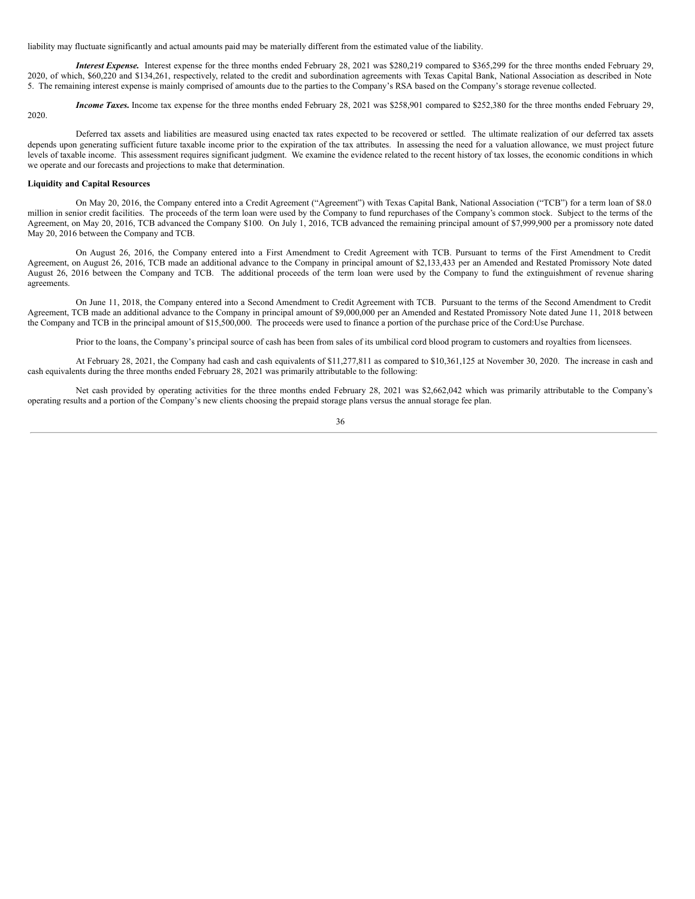liability may fluctuate significantly and actual amounts paid may be materially different from the estimated value of the liability.

***Interest Expense.*** Interest expense for the three months ended February 28, 2021 was $280,219 compared to $365,299 for the three months ended February 29, 2020, of which, $60,220 and $134,261, respectively, related to the credit and subordination agreements with Texas Capital Bank, National Association as described in Note 5. The remaining interest expense is mainly comprised of amounts due to the parties to the Company's RSA based on the Company's storage revenue collected.

***Income Taxes.*** Income tax expense for the three months ended February 28, 2021 was $258,901 compared to $252,380 for the three months ended February 29, 2020.

Deferred tax assets and liabilities are measured using enacted tax rates expected to be recovered or settled. The ultimate realization of our deferred tax assets depends upon generating sufficient future taxable income prior to the expiration of the tax attributes. In assessing the need for a valuation allowance, we must project future levels of taxable income. This assessment requires significant judgment. We examine the evidence related to the recent history of tax losses, the economic conditions in which we operate and our forecasts and projections to make that determination.

**Liquidity and Capital Resources**

On May 20, 2016, the Company entered into a Credit Agreement ("Agreement") with Texas Capital Bank, National Association ("TCB") for a term loan of $8.0 million in senior credit facilities. The proceeds of the term loan were used by the Company to fund repurchases of the Company's common stock. Subject to the terms of the Agreement, on May 20, 2016, TCB advanced the Company $100. On July 1, 2016, TCB advanced the remaining principal amount of $7,999,900 per a promissory note dated May 20, 2016 between the Company and TCB.

On August 26, 2016, the Company entered into a First Amendment to Credit Agreement with TCB. Pursuant to terms of the First Amendment to Credit Agreement, on August 26, 2016, TCB made an additional advance to the Company in principal amount of $2,133,433 per an Amended and Restated Promissory Note dated August 26, 2016 between the Company and TCB. The additional proceeds of the term loan were used by the Company to fund the extinguishment of revenue sharing agreements.

On June 11, 2018, the Company entered into a Second Amendment to Credit Agreement with TCB. Pursuant to the terms of the Second Amendment to Credit Agreement, TCB made an additional advance to the Company in principal amount of $9,000,000 per an Amended and Restated Promissory Note dated June 11, 2018 between the Company and TCB in the principal amount of $15,500,000. The proceeds were used to finance a portion of the purchase price of the Cord:Use Purchase.

Prior to the loans, the Company's principal source of cash has been from sales of its umbilical cord blood program to customers and royalties from licensees.

At February 28, 2021, the Company had cash and cash equivalents of $11,277,811 as compared to $10,361,125 at November 30, 2020. The increase in cash and cash equivalents during the three months ended February 28, 2021 was primarily attributable to the following:

Net cash provided by operating activities for the three months ended February 28, 2021 was $2,662,042 which was primarily attributable to the Company's operating results and a portion of the Company's new clients choosing the prepaid storage plans versus the annual storage fee plan.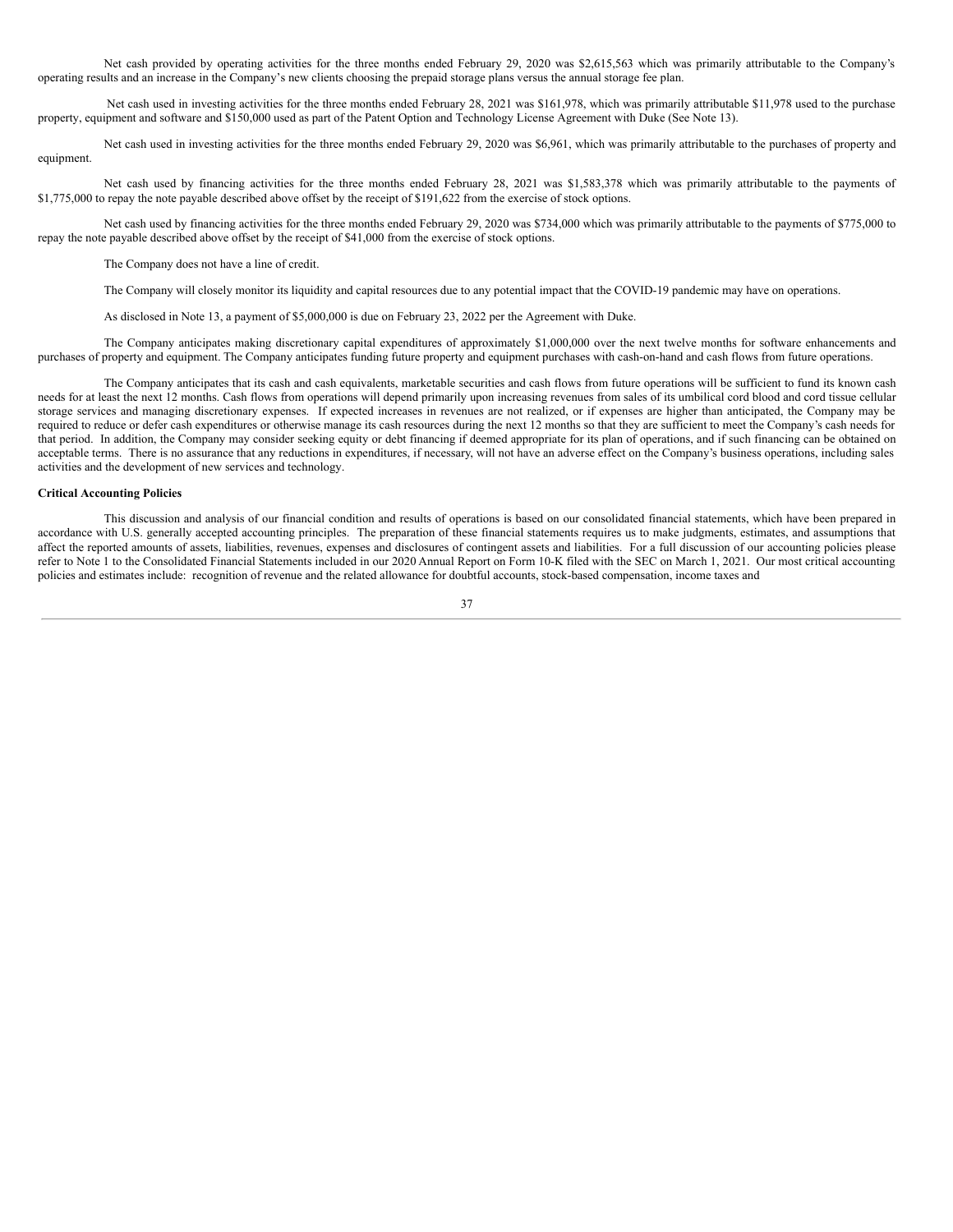Net cash provided by operating activities for the three months ended February 29, 2020 was $2,615,563 which was primarily attributable to the Company's operating results and an increase in the Company's new clients choosing the prepaid storage plans versus the annual storage fee plan.

Net cash used in investing activities for the three months ended February 28, 2021 was $161,978, which was primarily attributable $11,978 used to the purchase property, equipment and software and $150,000 used as part of the Patent Option and Technology License Agreement with Duke (See Note 13).

Net cash used in investing activities for the three months ended February 29, 2020 was $6,961, which was primarily attributable to the purchases of property and equipment.

Net cash used by financing activities for the three months ended February 28, 2021 was $1,583,378 which was primarily attributable to the payments of $1,775,000 to repay the note payable described above offset by the receipt of $191,622 from the exercise of stock options.

Net cash used by financing activities for the three months ended February 29, 2020 was $734,000 which was primarily attributable to the payments of $775,000 to repay the note payable described above offset by the receipt of $41,000 from the exercise of stock options.

The Company does not have a line of credit.

The Company will closely monitor its liquidity and capital resources due to any potential impact that the COVID-19 pandemic may have on operations.

As disclosed in Note 13, a payment of $5,000,000 is due on February 23, 2022 per the Agreement with Duke.

The Company anticipates making discretionary capital expenditures of approximately $1,000,000 over the next twelve months for software enhancements and purchases of property and equipment. The Company anticipates funding future property and equipment purchases with cash-on-hand and cash flows from future operations.

The Company anticipates that its cash and cash equivalents, marketable securities and cash flows from future operations will be sufficient to fund its known cash needs for at least the next 12 months. Cash flows from operations will depend primarily upon increasing revenues from sales of its umbilical cord blood and cord tissue cellular storage services and managing discretionary expenses. If expected increases in revenues are not realized, or if expenses are higher than anticipated, the Company may be required to reduce or defer cash expenditures or otherwise manage its cash resources during the next 12 months so that they are sufficient to meet the Company's cash needs for that period. In addition, the Company may consider seeking equity or debt financing if deemed appropriate for its plan of operations, and if such financing can be obtained on acceptable terms. There is no assurance that any reductions in expenditures, if necessary, will not have an adverse effect on the Company's business operations, including sales activities and the development of new services and technology.

**Critical Accounting Policies**

This discussion and analysis of our financial condition and results of operations is based on our consolidated financial statements, which have been prepared in accordance with U.S. generally accepted accounting principles. The preparation of these financial statements requires us to make judgments, estimates, and assumptions that affect the reported amounts of assets, liabilities, revenues, expenses and disclosures of contingent assets and liabilities. For a full discussion of our accounting policies please refer to Note 1 to the Consolidated Financial Statements included in our 2020 Annual Report on Form 10-K filed with the SEC on March 1, 2021. Our most critical accounting policies and estimates include: recognition of revenue and the related allowance for doubtful accounts, stock-based compensation, income taxes and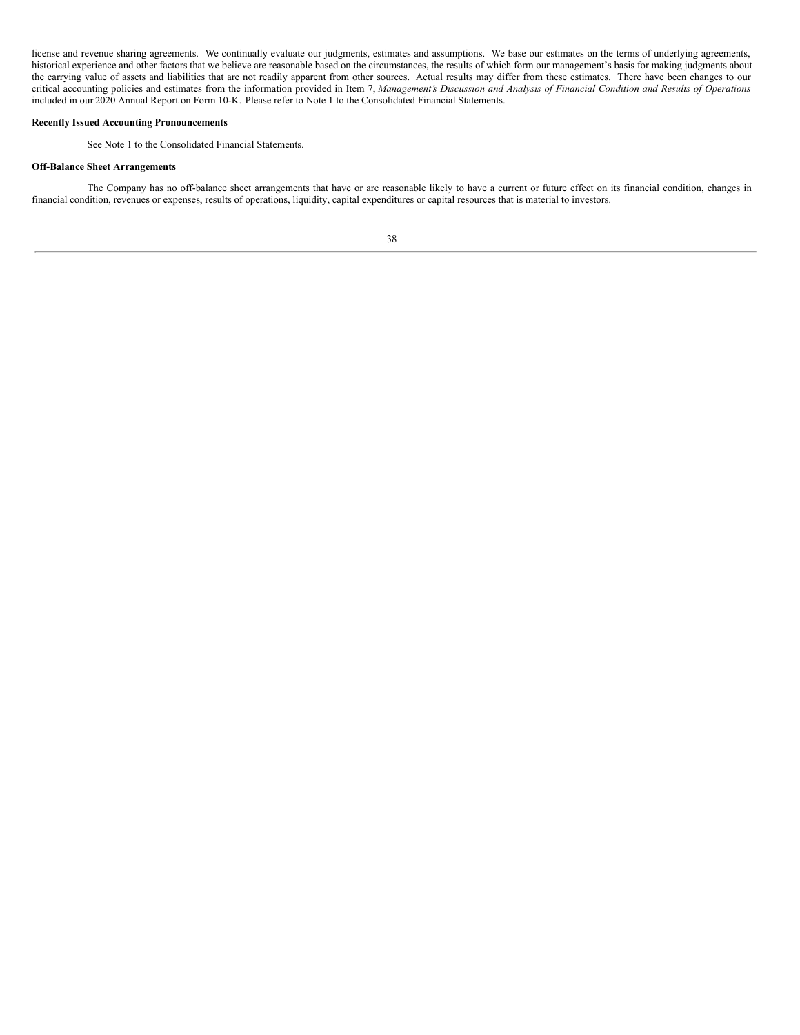license and revenue sharing agreements. We continually evaluate our judgments, estimates and assumptions. We base our estimates on the terms of underlying agreements, historical experience and other factors that we believe are reasonable based on the circumstances, the results of which form our management's basis for making judgments about the carrying value of assets and liabilities that are not readily apparent from other sources. Actual results may differ from these estimates. There have been changes to our critical accounting policies and estimates from the information provided in Item 7, *Management's Discussion and Analysis of Financial Condition and Results of Operations* included in our 2020 Annual Report on Form 10-K. Please refer to Note 1 to the Consolidated Financial Statements.

**Recently Issued Accounting Pronouncements**

See Note 1 to the Consolidated Financial Statements.

**Off-Balance Sheet Arrangements**

The Company has no off-balance sheet arrangements that have or are reasonable likely to have a current or future effect on its financial condition, changes in financial condition, revenues or expenses, results of operations, liquidity, capital expenditures or capital resources that is material to investors.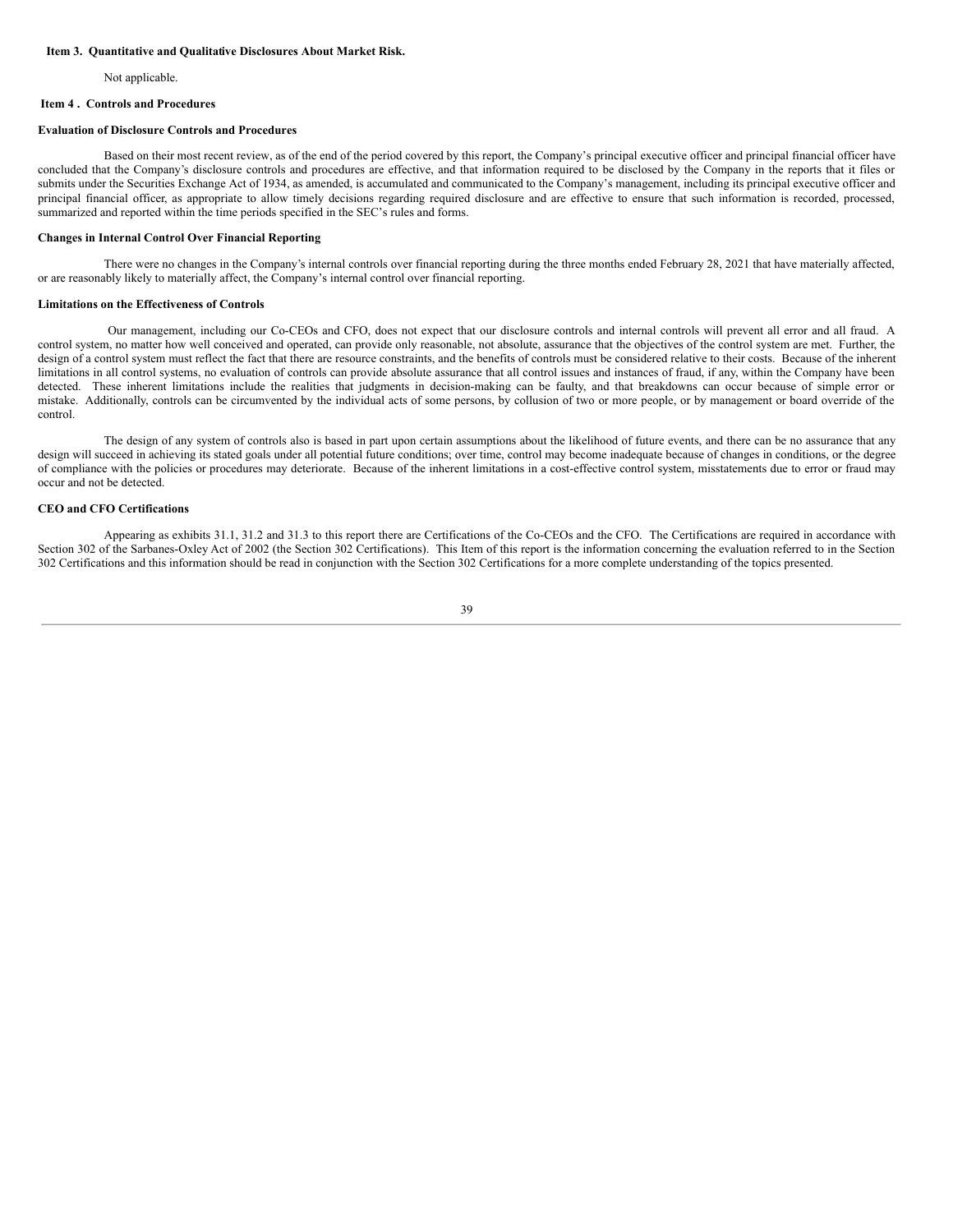## Item 3. Quantitative and Qualitative Disclosures About Market Risk.

Not applicable.

## Item 4 . Controls and Procedures

### Evaluation of Disclosure Controls and Procedures

Based on their most recent review, as of the end of the period covered by this report, the Company's principal executive officer and principal financial officer have concluded that the Company's disclosure controls and procedures are effective, and that information required to be disclosed by the Company in the reports that it files or submits under the Securities Exchange Act of 1934, as amended, is accumulated and communicated to the Company's management, including its principal executive officer and principal financial officer, as appropriate to allow timely decisions regarding required disclosure and are effective to ensure that such information is recorded, processed, summarized and reported within the time periods specified in the SEC's rules and forms.

### Changes in Internal Control Over Financial Reporting

There were no changes in the Company's internal controls over financial reporting during the three months ended February 28, 2021 that have materially affected, or are reasonably likely to materially affect, the Company's internal control over financial reporting.

### Limitations on the Effectiveness of Controls

Our management, including our Co-CEOs and CFO, does not expect that our disclosure controls and internal controls will prevent all error and all fraud. A control system, no matter how well conceived and operated, can provide only reasonable, not absolute, assurance that the objectives of the control system are met. Further, the design of a control system must reflect the fact that there are resource constraints, and the benefits of controls must be considered relative to their costs. Because of the inherent limitations in all control systems, no evaluation of controls can provide absolute assurance that all control issues and instances of fraud, if any, within the Company have been detected. These inherent limitations include the realities that judgments in decision-making can be faulty, and that breakdowns can occur because of simple error or mistake. Additionally, controls can be circumvented by the individual acts of some persons, by collusion of two or more people, or by management or board override of the control.

The design of any system of controls also is based in part upon certain assumptions about the likelihood of future events, and there can be no assurance that any design will succeed in achieving its stated goals under all potential future conditions; over time, control may become inadequate because of changes in conditions, or the degree of compliance with the policies or procedures may deteriorate. Because of the inherent limitations in a cost-effective control system, misstatements due to error or fraud may occur and not be detected.

### CEO and CFO Certifications

Appearing as exhibits 31.1, 31.2 and 31.3 to this report there are Certifications of the Co-CEOs and the CFO. The Certifications are required in accordance with Section 302 of the Sarbanes-Oxley Act of 2002 (the Section 302 Certifications). This Item of this report is the information concerning the evaluation referred to in the Section 302 Certifications and this information should be read in conjunction with the Section 302 Certifications for a more complete understanding of the topics presented.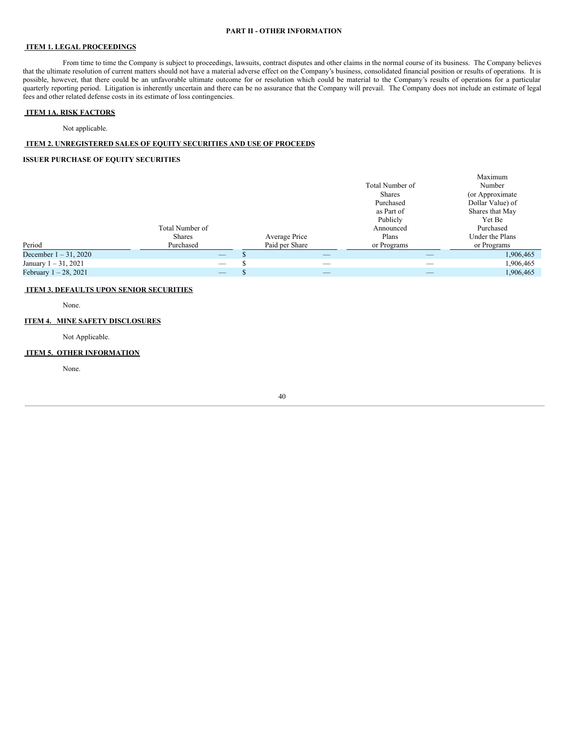# PART II - OTHER INFORMATION

## ITEM 1. LEGAL PROCEEDINGS

From time to time the Company is subject to proceedings, lawsuits, contract disputes and other claims in the normal course of its business. The Company believes that the ultimate resolution of current matters should not have a material adverse effect on the Company's business, consolidated financial position or results of operations. It is possible, however, that there could be an unfavorable ultimate outcome for or resolution which could be material to the Company's results of operations for a particular quarterly reporting period. Litigation is inherently uncertain and there can be no assurance that the Company will prevail. The Company does not include an estimate of legal fees and other related defense costs in its estimate of loss contingencies.

## ITEM 1A. RISK FACTORS

Not applicable.

## ITEM 2. UNREGISTERED SALES OF EQUITY SECURITIES AND USE OF PROCEEDS

### ISSUER PURCHASE OF EQUITY SECURITIES

| Period | Total Number of Shares Purchased | Average Price Paid per Share | Total Number of Shares Purchased as Part of Publicly Announced Plans or Programs | Maximum Number (or Approximate Dollar Value) of Shares that May Yet Be Purchased Under the Plans or Programs |
|---|---|---|---|---|
| December 1 – 31, 2020 | — | $ — | — | 1,906,465 |
| January 1 – 31, 2021 | — | $ — | — | 1,906,465 |
| February 1 – 28, 2021 | — | $ — | — | 1,906,465 |

## ITEM 3. DEFAULTS UPON SENIOR SECURITIES

None.

## ITEM 4. MINE SAFETY DISCLOSURES

Not Applicable.

## ITEM 5. OTHER INFORMATION

None.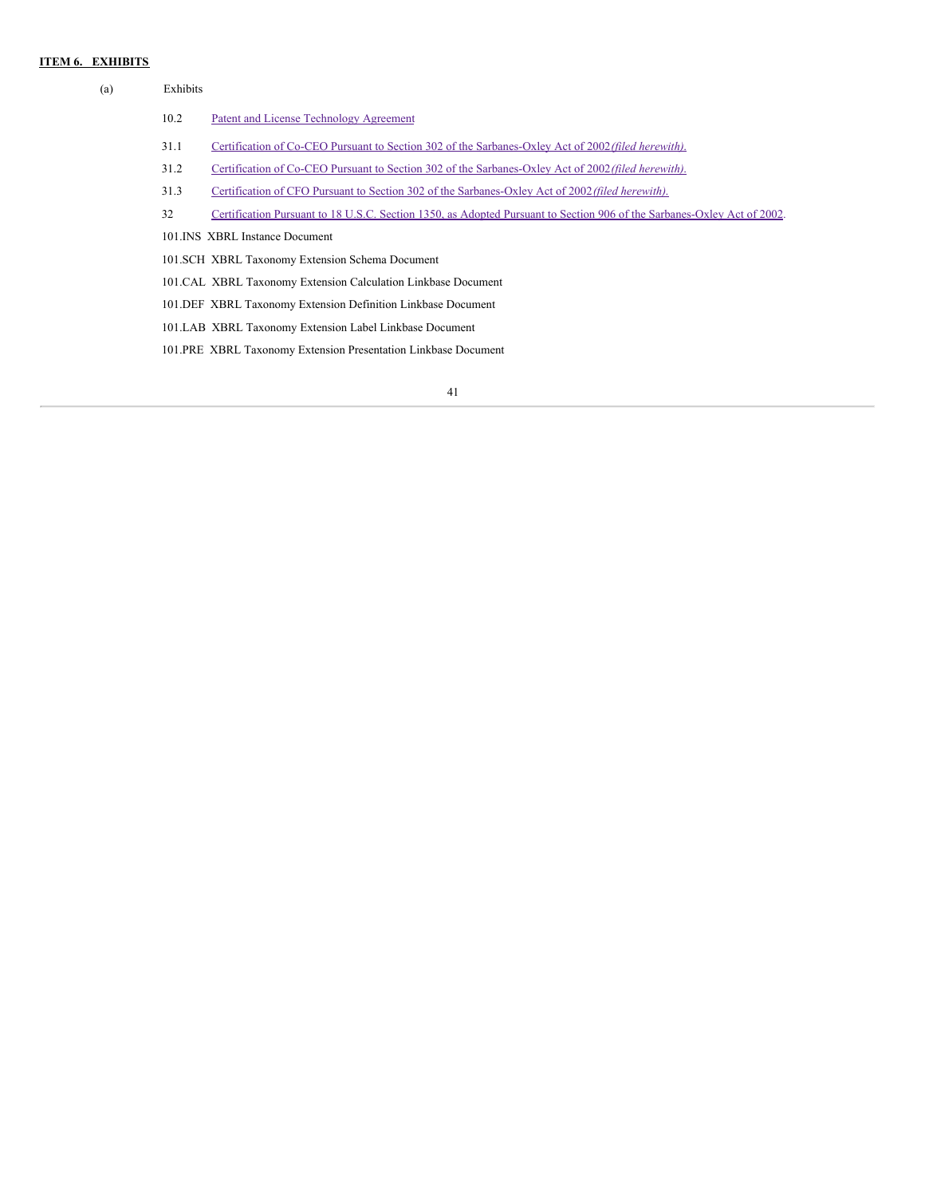**ITEM 6. EXHIBITS**

(a) Exhibits

| | |
|---|---|
| 10.2 | Patent and License Technology Agreement |
| 31.1 | Certification of Co-CEO Pursuant to Section 302 of the Sarbanes-Oxley Act of 2002 *(filed herewith).* |
| 31.2 | Certification of Co-CEO Pursuant to Section 302 of the Sarbanes-Oxley Act of 2002 *(filed herewith).* |
| 31.3 | Certification of CFO Pursuant to Section 302 of the Sarbanes-Oxley Act of 2002 *(filed herewith).* |
| 32 | Certification Pursuant to 18 U.S.C. Section 1350, as Adopted Pursuant to Section 906 of the Sarbanes-Oxley Act of 2002. |
| 101.INS | XBRL Instance Document |
| 101.SCH | XBRL Taxonomy Extension Schema Document |
| 101.CAL | XBRL Taxonomy Extension Calculation Linkbase Document |
| 101.DEF | XBRL Taxonomy Extension Definition Linkbase Document |
| 101.LAB | XBRL Taxonomy Extension Label Linkbase Document |
| 101.PRE | XBRL Taxonomy Extension Presentation Linkbase Document |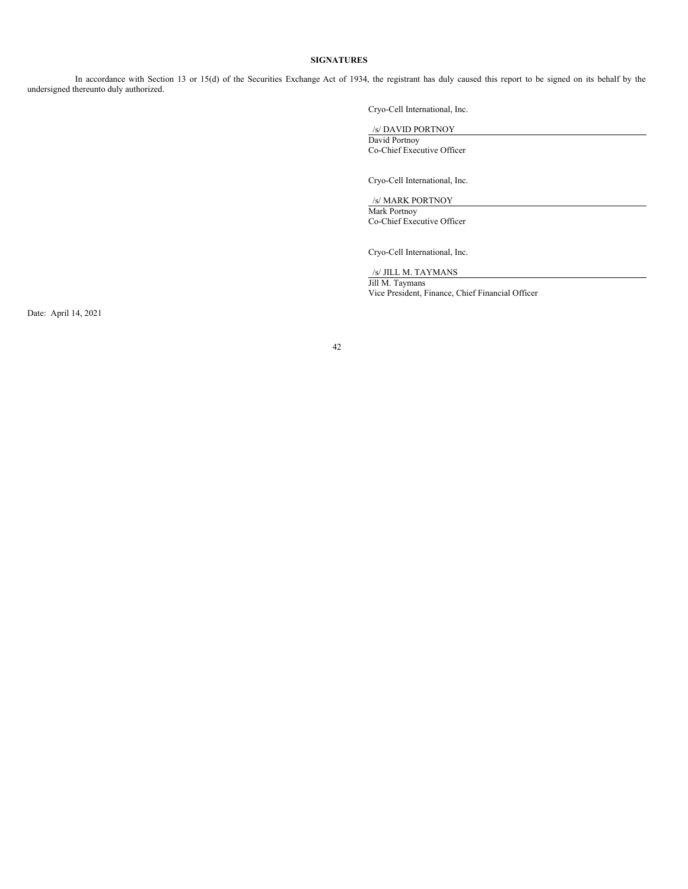**SIGNATURES**

In accordance with Section 13 or 15(d) of the Securities Exchange Act of 1934, the registrant has duly caused this report to be signed on its behalf by the undersigned thereunto duly authorized.

Cryo-Cell International, Inc.

/s/ DAVID PORTNOY  
David Portnoy  
Co-Chief Executive Officer

Cryo-Cell International, Inc.

/s/ MARK PORTNOY  
Mark Portnoy  
Co-Chief Executive Officer

Cryo-Cell International, Inc.

/s/ JILL M. TAYMANS  
Jill M. Taymans  
Vice President, Finance, Chief Financial Officer

Date: April 14, 2021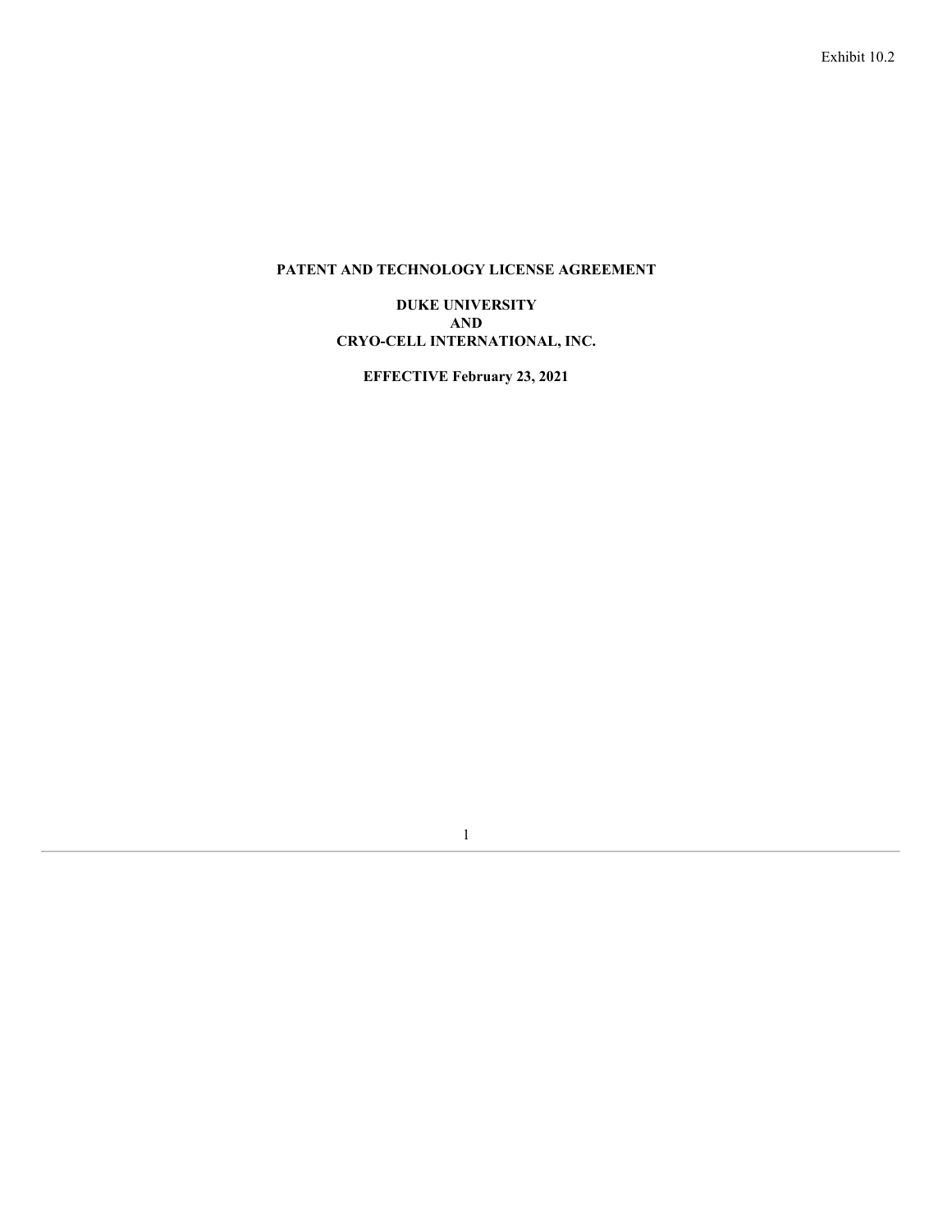Exhibit 10.2

**PATENT AND TECHNOLOGY LICENSE AGREEMENT**

**DUKE UNIVERSITY**
**AND**
**CRYO-CELL INTERNATIONAL, INC.**

**EFFECTIVE February 23, 2021**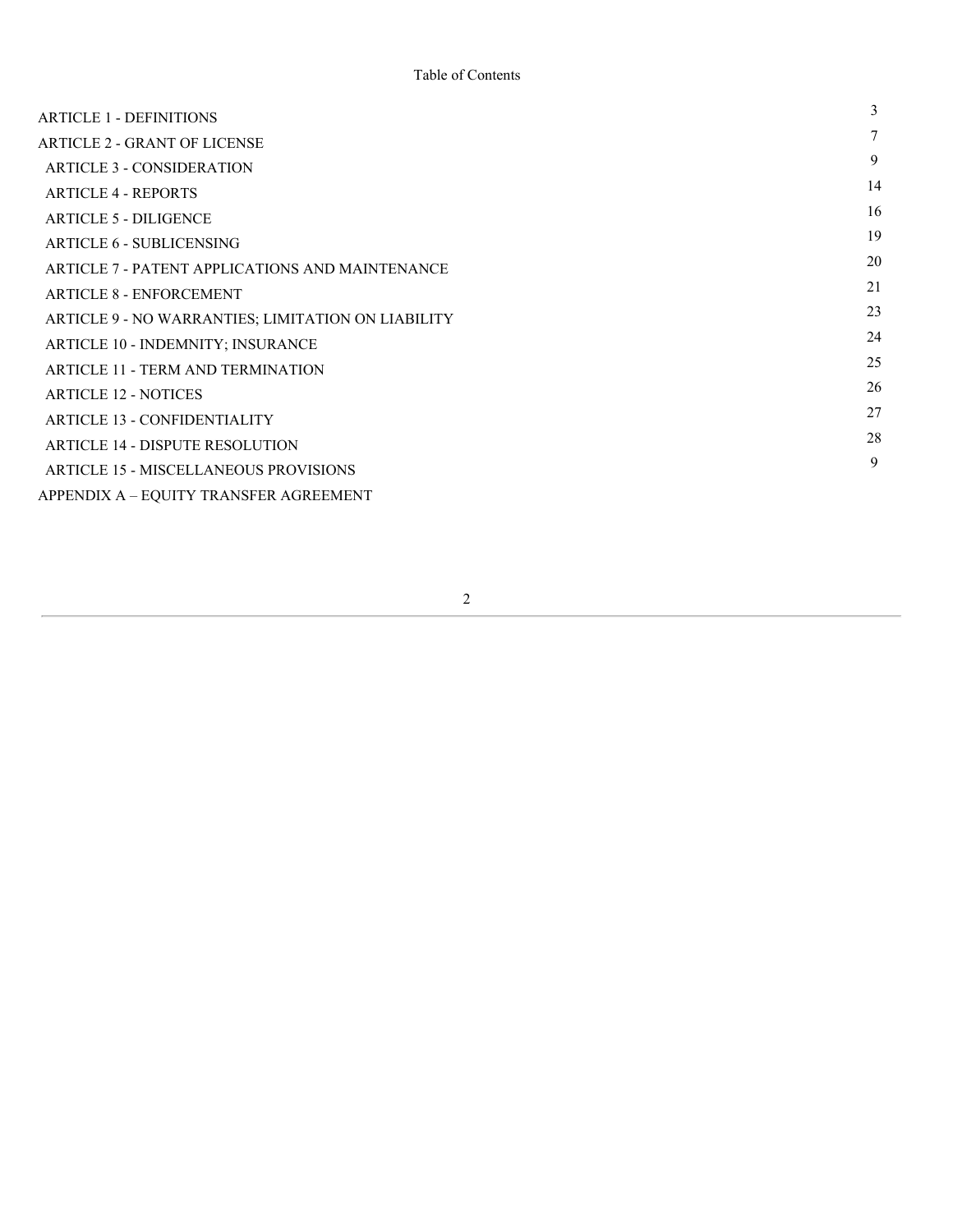Table of Contents

| | |
|---|---|
| ARTICLE 1 - DEFINITIONS | 3 |
| ARTICLE 2 - GRANT OF LICENSE | 7 |
| ARTICLE 3 - CONSIDERATION | 9 |
| ARTICLE 4 - REPORTS | 14 |
| ARTICLE 5 - DILIGENCE | 16 |
| ARTICLE 6 - SUBLICENSING | 19 |
| ARTICLE 7 - PATENT APPLICATIONS AND MAINTENANCE | 20 |
| ARTICLE 8 - ENFORCEMENT | 21 |
| ARTICLE 9 - NO WARRANTIES; LIMITATION ON LIABILITY | 23 |
| ARTICLE 10 - INDEMNITY; INSURANCE | 24 |
| ARTICLE 11 - TERM AND TERMINATION | 25 |
| ARTICLE 12 - NOTICES | 26 |
| ARTICLE 13 - CONFIDENTIALITY | 27 |
| ARTICLE 14 - DISPUTE RESOLUTION | 28 |
| ARTICLE 15 - MISCELLANEOUS PROVISIONS | 9 |
| APPENDIX A – EQUITY TRANSFER AGREEMENT | |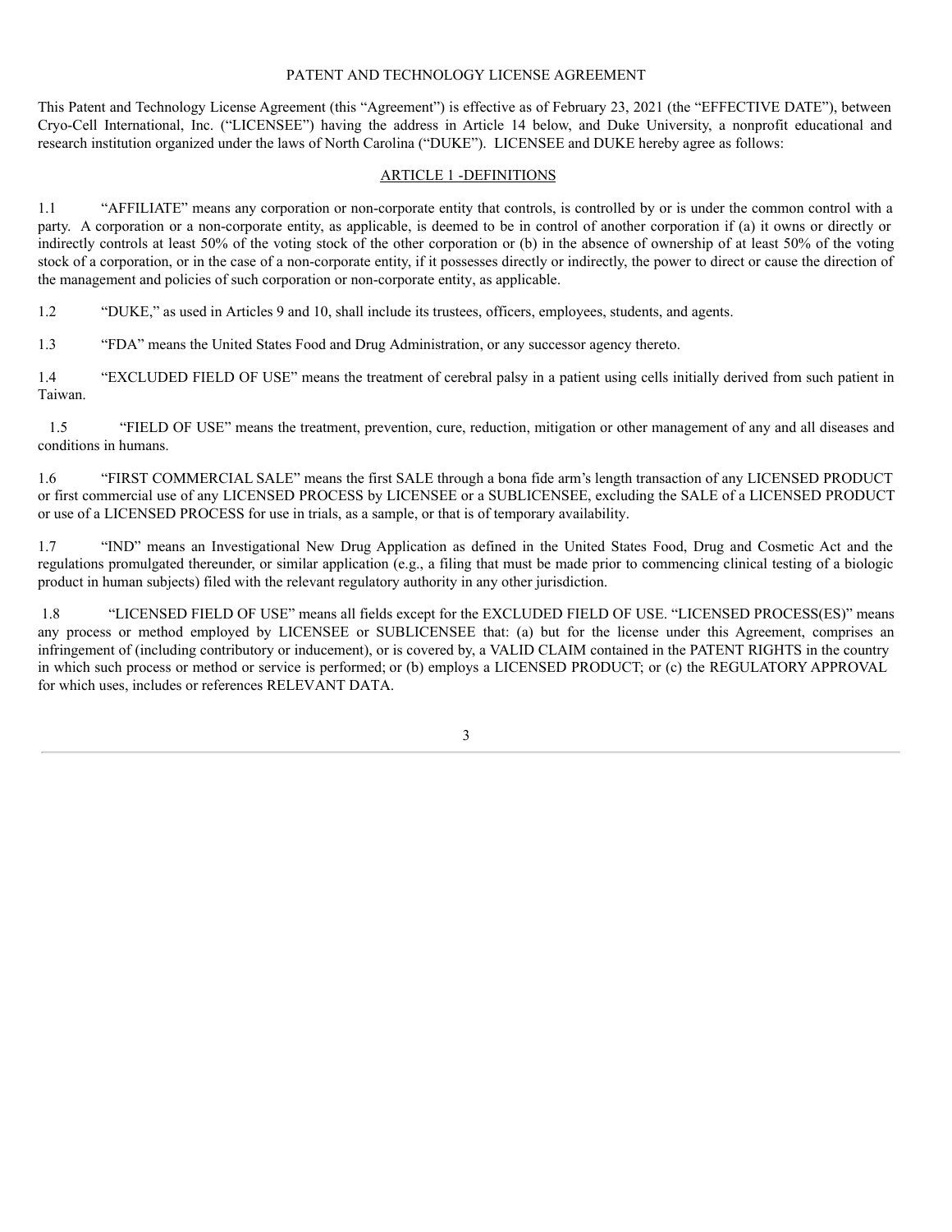PATENT AND TECHNOLOGY LICENSE AGREEMENT

This Patent and Technology License Agreement (this "Agreement") is effective as of February 23, 2021 (the "EFFECTIVE DATE"), between Cryo-Cell International, Inc. ("LICENSEE") having the address in Article 14 below, and Duke University, a nonprofit educational and research institution organized under the laws of North Carolina ("DUKE"). LICENSEE and DUKE hereby agree as follows:

## ARTICLE 1 -DEFINITIONS

1.1 "AFFILIATE" means any corporation or non-corporate entity that controls, is controlled by or is under the common control with a party. A corporation or a non-corporate entity, as applicable, is deemed to be in control of another corporation if (a) it owns or directly or indirectly controls at least 50% of the voting stock of the other corporation or (b) in the absence of ownership of at least 50% of the voting stock of a corporation, or in the case of a non-corporate entity, if it possesses directly or indirectly, the power to direct or cause the direction of the management and policies of such corporation or non-corporate entity, as applicable.

1.2 "DUKE," as used in Articles 9 and 10, shall include its trustees, officers, employees, students, and agents.

1.3 "FDA" means the United States Food and Drug Administration, or any successor agency thereto.

1.4 "EXCLUDED FIELD OF USE" means the treatment of cerebral palsy in a patient using cells initially derived from such patient in Taiwan.

1.5 "FIELD OF USE" means the treatment, prevention, cure, reduction, mitigation or other management of any and all diseases and conditions in humans.

1.6 "FIRST COMMERCIAL SALE" means the first SALE through a bona fide arm's length transaction of any LICENSED PRODUCT or first commercial use of any LICENSED PROCESS by LICENSEE or a SUBLICENSEE, excluding the SALE of a LICENSED PRODUCT or use of a LICENSED PROCESS for use in trials, as a sample, or that is of temporary availability.

1.7 "IND" means an Investigational New Drug Application as defined in the United States Food, Drug and Cosmetic Act and the regulations promulgated thereunder, or similar application (e.g., a filing that must be made prior to commencing clinical testing of a biologic product in human subjects) filed with the relevant regulatory authority in any other jurisdiction.

1.8 "LICENSED FIELD OF USE" means all fields except for the EXCLUDED FIELD OF USE. "LICENSED PROCESS(ES)" means any process or method employed by LICENSEE or SUBLICENSEE that: (a) but for the license under this Agreement, comprises an infringement of (including contributory or inducement), or is covered by, a VALID CLAIM contained in the PATENT RIGHTS in the country in which such process or method or service is performed; or (b) employs a LICENSED PRODUCT; or (c) the REGULATORY APPROVAL for which uses, includes or references RELEVANT DATA.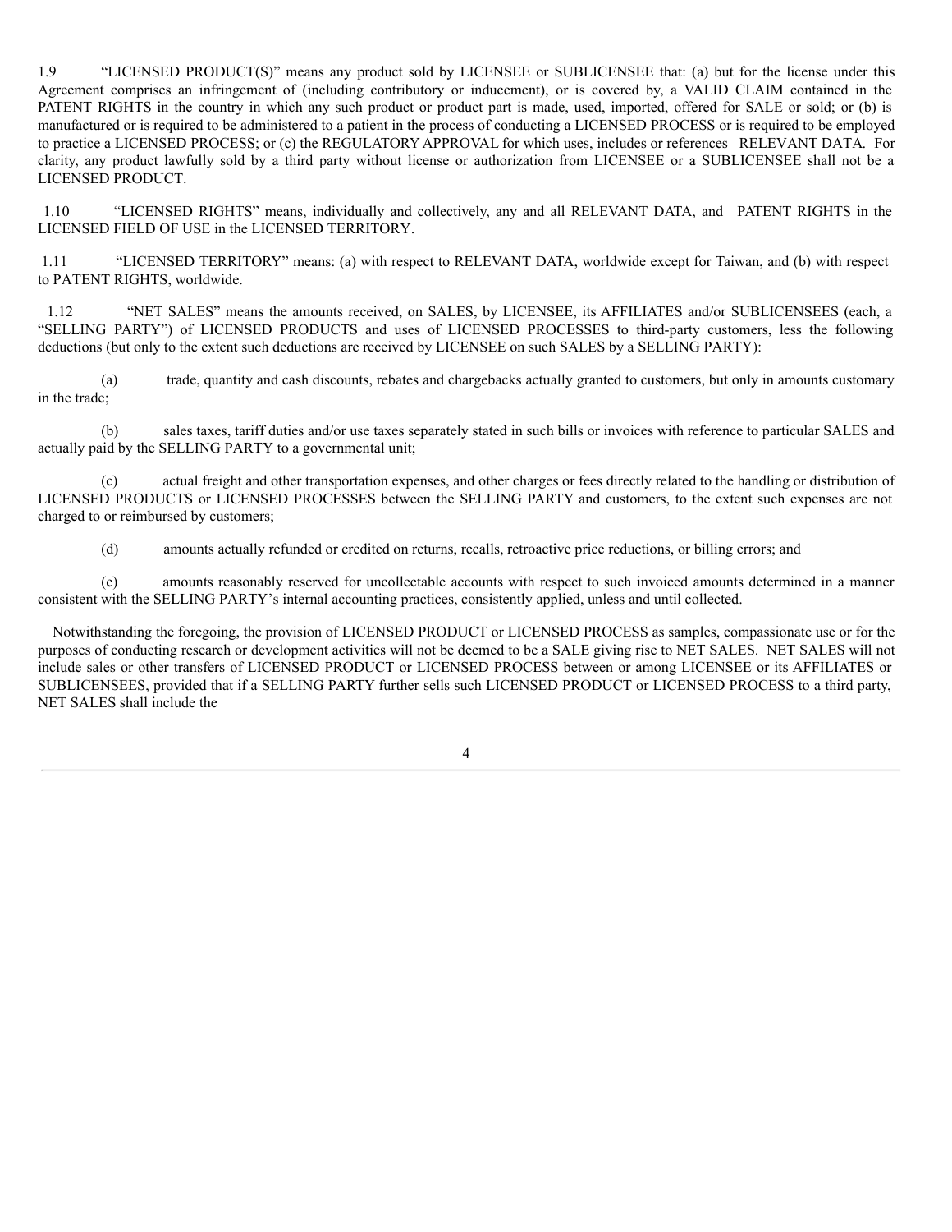1.9 "LICENSED PRODUCT(S)" means any product sold by LICENSEE or SUBLICENSEE that: (a) but for the license under this Agreement comprises an infringement of (including contributory or inducement), or is covered by, a VALID CLAIM contained in the PATENT RIGHTS in the country in which any such product or product part is made, used, imported, offered for SALE or sold; or (b) is manufactured or is required to be administered to a patient in the process of conducting a LICENSED PROCESS or is required to be employed to practice a LICENSED PROCESS; or (c) the REGULATORY APPROVAL for which uses, includes or references RELEVANT DATA. For clarity, any product lawfully sold by a third party without license or authorization from LICENSEE or a SUBLICENSEE shall not be a LICENSED PRODUCT.

1.10 "LICENSED RIGHTS" means, individually and collectively, any and all RELEVANT DATA, and PATENT RIGHTS in the LICENSED FIELD OF USE in the LICENSED TERRITORY.

1.11 "LICENSED TERRITORY" means: (a) with respect to RELEVANT DATA, worldwide except for Taiwan, and (b) with respect to PATENT RIGHTS, worldwide.

1.12 "NET SALES" means the amounts received, on SALES, by LICENSEE, its AFFILIATES and/or SUBLICENSEES (each, a "SELLING PARTY") of LICENSED PRODUCTS and uses of LICENSED PROCESSES to third-party customers, less the following deductions (but only to the extent such deductions are received by LICENSEE on such SALES by a SELLING PARTY):

(a) trade, quantity and cash discounts, rebates and chargebacks actually granted to customers, but only in amounts customary in the trade;

(b) sales taxes, tariff duties and/or use taxes separately stated in such bills or invoices with reference to particular SALES and actually paid by the SELLING PARTY to a governmental unit;

(c) actual freight and other transportation expenses, and other charges or fees directly related to the handling or distribution of LICENSED PRODUCTS or LICENSED PROCESSES between the SELLING PARTY and customers, to the extent such expenses are not charged to or reimbursed by customers;

(d) amounts actually refunded or credited on returns, recalls, retroactive price reductions, or billing errors; and

(e) amounts reasonably reserved for uncollectable accounts with respect to such invoiced amounts determined in a manner consistent with the SELLING PARTY's internal accounting practices, consistently applied, unless and until collected.

Notwithstanding the foregoing, the provision of LICENSED PRODUCT or LICENSED PROCESS as samples, compassionate use or for the purposes of conducting research or development activities will not be deemed to be a SALE giving rise to NET SALES. NET SALES will not include sales or other transfers of LICENSED PRODUCT or LICENSED PROCESS between or among LICENSEE or its AFFILIATES or SUBLICENSEES, provided that if a SELLING PARTY further sells such LICENSED PRODUCT or LICENSED PROCESS to a third party, NET SALES shall include the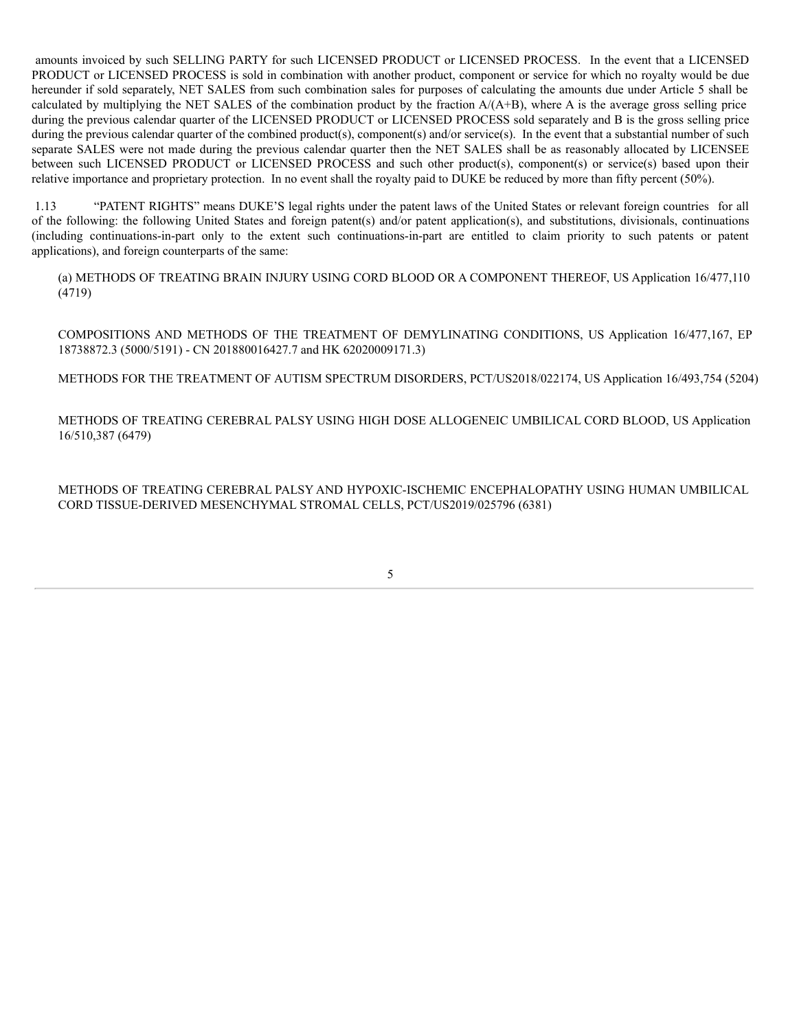amounts invoiced by such SELLING PARTY for such LICENSED PRODUCT or LICENSED PROCESS. In the event that a LICENSED PRODUCT or LICENSED PROCESS is sold in combination with another product, component or service for which no royalty would be due hereunder if sold separately, NET SALES from such combination sales for purposes of calculating the amounts due under Article 5 shall be calculated by multiplying the NET SALES of the combination product by the fraction $A/(A+B)$, where A is the average gross selling price during the previous calendar quarter of the LICENSED PRODUCT or LICENSED PROCESS sold separately and B is the gross selling price during the previous calendar quarter of the combined product(s), component(s) and/or service(s). In the event that a substantial number of such separate SALES were not made during the previous calendar quarter then the NET SALES shall be as reasonably allocated by LICENSEE between such LICENSED PRODUCT or LICENSED PROCESS and such other product(s), component(s) or service(s) based upon their relative importance and proprietary protection. In no event shall the royalty paid to DUKE be reduced by more than fifty percent (50%).

1.13 "PATENT RIGHTS" means DUKE'S legal rights under the patent laws of the United States or relevant foreign countries for all of the following: the following United States and foreign patent(s) and/or patent application(s), and substitutions, divisionals, continuations (including continuations-in-part only to the extent such continuations-in-part are entitled to claim priority to such patents or patent applications), and foreign counterparts of the same:

(a) METHODS OF TREATING BRAIN INJURY USING CORD BLOOD OR A COMPONENT THEREOF, US Application 16/477,110 (4719)

COMPOSITIONS AND METHODS OF THE TREATMENT OF DEMYLINATING CONDITIONS, US Application 16/477,167, EP 18738872.3 (5000/5191) - CN 201880016427.7 and HK 62020009171.3)

METHODS FOR THE TREATMENT OF AUTISM SPECTRUM DISORDERS, PCT/US2018/022174, US Application 16/493,754 (5204)

METHODS OF TREATING CEREBRAL PALSY USING HIGH DOSE ALLOGENEIC UMBILICAL CORD BLOOD, US Application 16/510,387 (6479)

METHODS OF TREATING CEREBRAL PALSY AND HYPOXIC-ISCHEMIC ENCEPHALOPATHY USING HUMAN UMBILICAL CORD TISSUE-DERIVED MESENCHYMAL STROMAL CELLS, PCT/US2019/025796 (6381)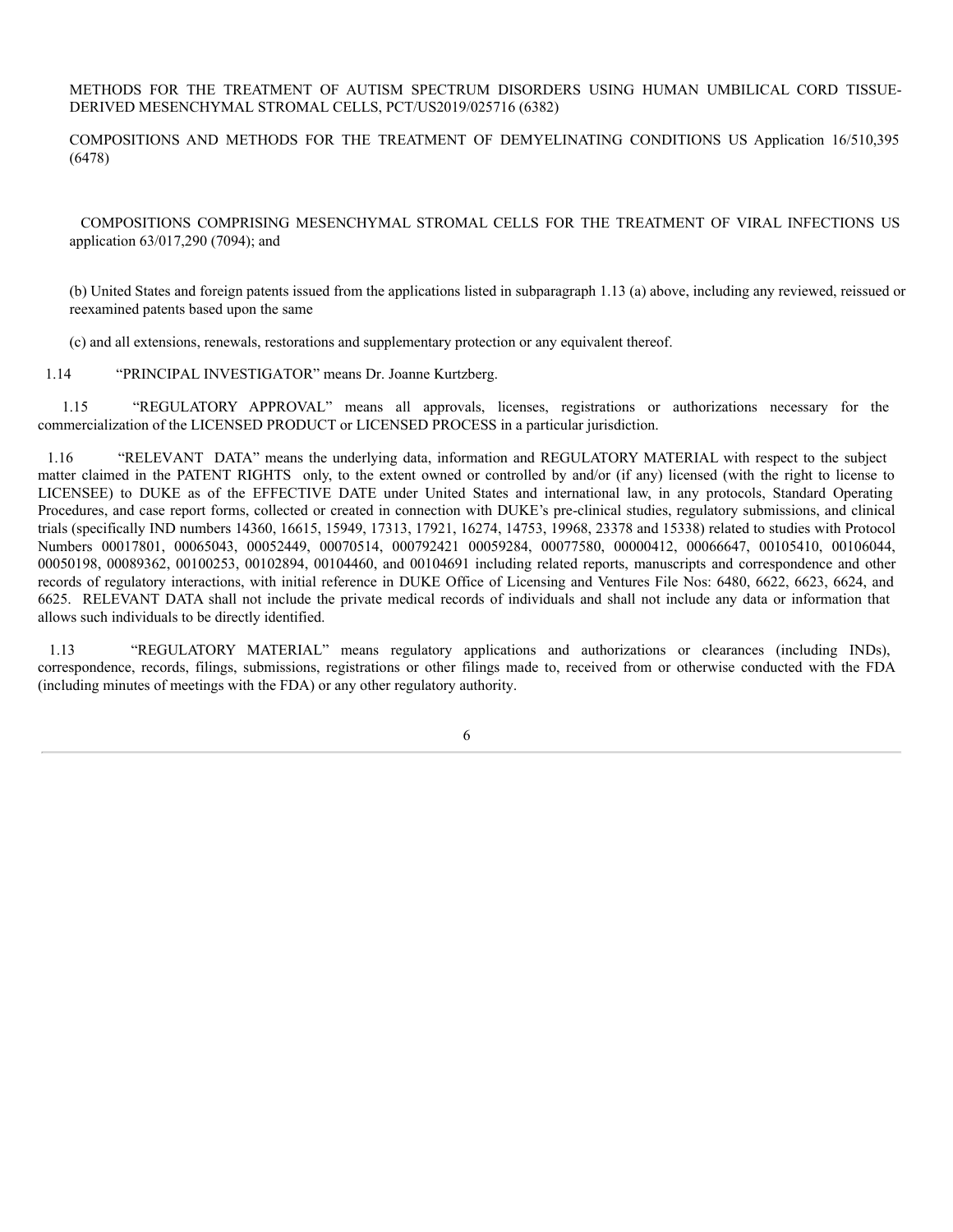METHODS FOR THE TREATMENT OF AUTISM SPECTRUM DISORDERS USING HUMAN UMBILICAL CORD TISSUE-DERIVED MESENCHYMAL STROMAL CELLS, PCT/US2019/025716 (6382)

COMPOSITIONS AND METHODS FOR THE TREATMENT OF DEMYELINATING CONDITIONS US Application 16/510,395 (6478)

COMPOSITIONS COMPRISING MESENCHYMAL STROMAL CELLS FOR THE TREATMENT OF VIRAL INFECTIONS US application 63/017,290 (7094); and

(b) United States and foreign patents issued from the applications listed in subparagraph 1.13 (a) above, including any reviewed, reissued or reexamined patents based upon the same

(c) and all extensions, renewals, restorations and supplementary protection or any equivalent thereof.

1.14 "PRINCIPAL INVESTIGATOR" means Dr. Joanne Kurtzberg.

1.15 "REGULATORY APPROVAL" means all approvals, licenses, registrations or authorizations necessary for the commercialization of the LICENSED PRODUCT or LICENSED PROCESS in a particular jurisdiction.

1.16 "RELEVANT DATA" means the underlying data, information and REGULATORY MATERIAL with respect to the subject matter claimed in the PATENT RIGHTS only, to the extent owned or controlled by and/or (if any) licensed (with the right to license to LICENSEE) to DUKE as of the EFFECTIVE DATE under United States and international law, in any protocols, Standard Operating Procedures, and case report forms, collected or created in connection with DUKE's pre-clinical studies, regulatory submissions, and clinical trials (specifically IND numbers 14360, 16615, 15949, 17313, 17921, 16274, 14753, 19968, 23378 and 15338) related to studies with Protocol Numbers 00017801, 00065043, 00052449, 00070514, 000792421 00059284, 00077580, 00000412, 00066647, 00105410, 00106044, 00050198, 00089362, 00100253, 00102894, 00104460, and 00104691 including related reports, manuscripts and correspondence and other records of regulatory interactions, with initial reference in DUKE Office of Licensing and Ventures File Nos: 6480, 6622, 6623, 6624, and 6625. RELEVANT DATA shall not include the private medical records of individuals and shall not include any data or information that allows such individuals to be directly identified.

1.13 "REGULATORY MATERIAL" means regulatory applications and authorizations or clearances (including INDs), correspondence, records, filings, submissions, registrations or other filings made to, received from or otherwise conducted with the FDA (including minutes of meetings with the FDA) or any other regulatory authority.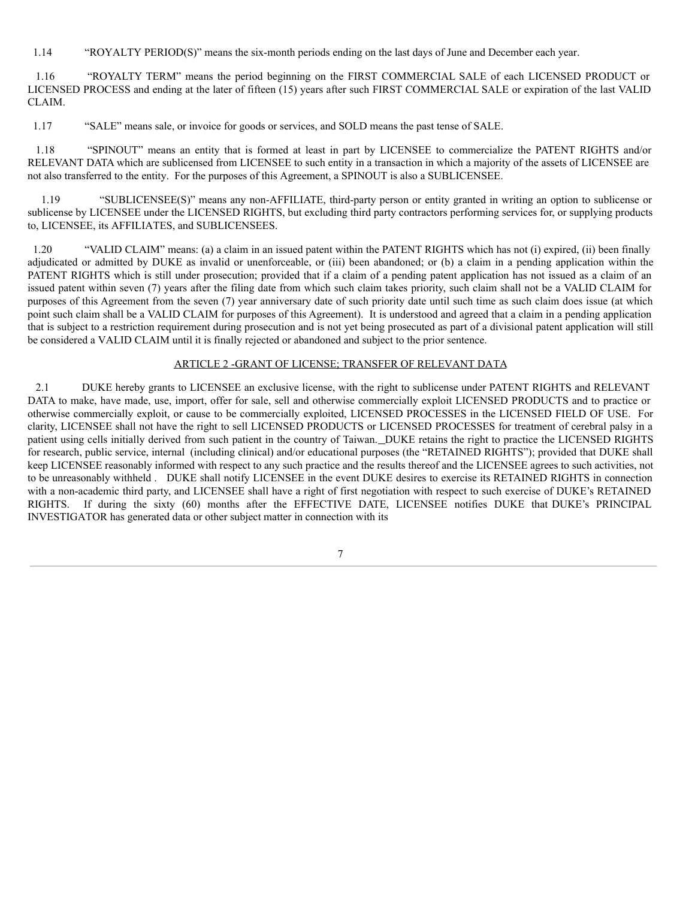1.14 "ROYALTY PERIOD(S)" means the six-month periods ending on the last days of June and December each year.

1.16 "ROYALTY TERM" means the period beginning on the FIRST COMMERCIAL SALE of each LICENSED PRODUCT or LICENSED PROCESS and ending at the later of fifteen (15) years after such FIRST COMMERCIAL SALE or expiration of the last VALID CLAIM.

1.17 "SALE" means sale, or invoice for goods or services, and SOLD means the past tense of SALE.

1.18 "SPINOUT" means an entity that is formed at least in part by LICENSEE to commercialize the PATENT RIGHTS and/or RELEVANT DATA which are sublicensed from LICENSEE to such entity in a transaction in which a majority of the assets of LICENSEE are not also transferred to the entity. For the purposes of this Agreement, a SPINOUT is also a SUBLICENSEE.

1.19 "SUBLICENSEE(S)" means any non-AFFILIATE, third-party person or entity granted in writing an option to sublicense or sublicense by LICENSEE under the LICENSED RIGHTS, but excluding third party contractors performing services for, or supplying products to, LICENSEE, its AFFILIATES, and SUBLICENSEES.

1.20 "VALID CLAIM" means: (a) a claim in an issued patent within the PATENT RIGHTS which has not (i) expired, (ii) been finally adjudicated or admitted by DUKE as invalid or unenforceable, or (iii) been abandoned; or (b) a claim in a pending application within the PATENT RIGHTS which is still under prosecution; provided that if a claim of a pending patent application has not issued as a claim of an issued patent within seven (7) years after the filing date from which such claim takes priority, such claim shall not be a VALID CLAIM for purposes of this Agreement from the seven (7) year anniversary date of such priority date until such time as such claim does issue (at which point such claim shall be a VALID CLAIM for purposes of this Agreement). It is understood and agreed that a claim in a pending application that is subject to a restriction requirement during prosecution and is not yet being prosecuted as part of a divisional patent application will still be considered a VALID CLAIM until it is finally rejected or abandoned and subject to the prior sentence.

## ARTICLE 2 -GRANT OF LICENSE; TRANSFER OF RELEVANT DATA

2.1 DUKE hereby grants to LICENSEE an exclusive license, with the right to sublicense under PATENT RIGHTS and RELEVANT DATA to make, have made, use, import, offer for sale, sell and otherwise commercially exploit LICENSED PRODUCTS and to practice or otherwise commercially exploit, or cause to be commercially exploited, LICENSED PROCESSES in the LICENSED FIELD OF USE. For clarity, LICENSEE shall not have the right to sell LICENSED PRODUCTS or LICENSED PROCESSES for treatment of cerebral palsy in a patient using cells initially derived from such patient in the country of Taiwan. DUKE retains the right to practice the LICENSED RIGHTS for research, public service, internal (including clinical) and/or educational purposes (the "RETAINED RIGHTS"); provided that DUKE shall keep LICENSEE reasonably informed with respect to any such practice and the results thereof and the LICENSEE agrees to such activities, not to be unreasonably withheld . DUKE shall notify LICENSEE in the event DUKE desires to exercise its RETAINED RIGHTS in connection with a non-academic third party, and LICENSEE shall have a right of first negotiation with respect to such exercise of DUKE's RETAINED RIGHTS. If during the sixty (60) months after the EFFECTIVE DATE, LICENSEE notifies DUKE that DUKE's PRINCIPAL INVESTIGATOR has generated data or other subject matter in connection with its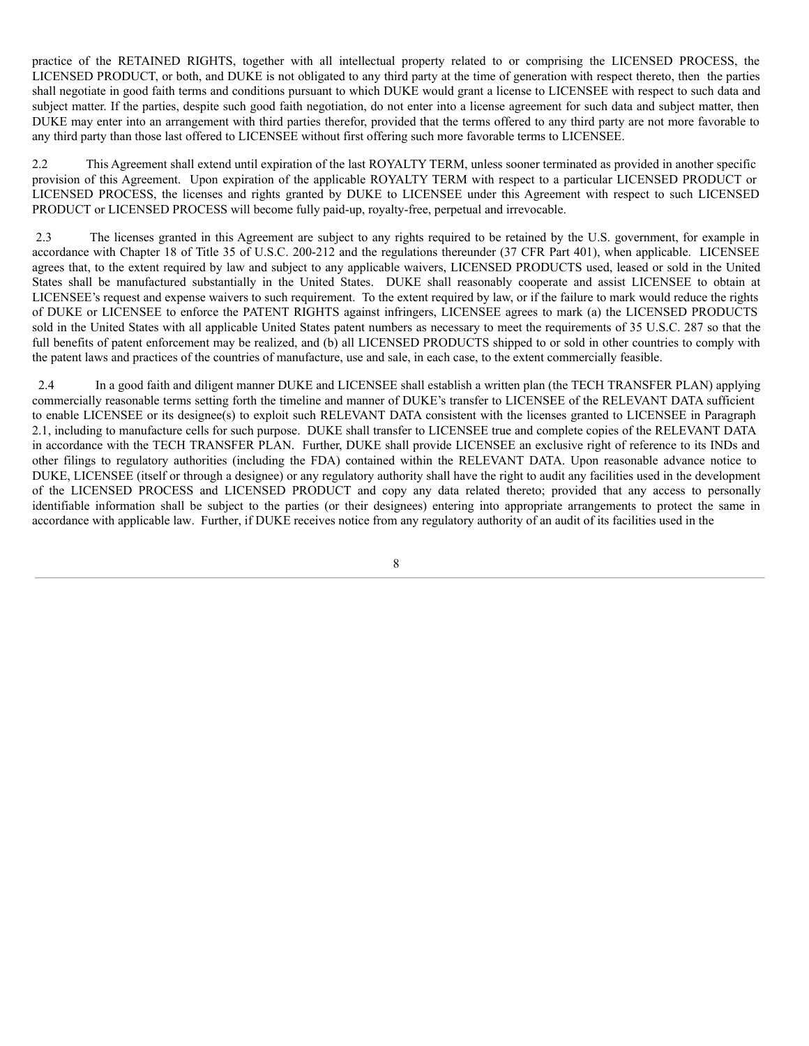practice of the RETAINED RIGHTS, together with all intellectual property related to or comprising the LICENSED PROCESS, the LICENSED PRODUCT, or both, and DUKE is not obligated to any third party at the time of generation with respect thereto, then the parties shall negotiate in good faith terms and conditions pursuant to which DUKE would grant a license to LICENSEE with respect to such data and subject matter. If the parties, despite such good faith negotiation, do not enter into a license agreement for such data and subject matter, then DUKE may enter into an arrangement with third parties therefor, provided that the terms offered to any third party are not more favorable to any third party than those last offered to LICENSEE without first offering such more favorable terms to LICENSEE.

2.2 This Agreement shall extend until expiration of the last ROYALTY TERM, unless sooner terminated as provided in another specific provision of this Agreement. Upon expiration of the applicable ROYALTY TERM with respect to a particular LICENSED PRODUCT or LICENSED PROCESS, the licenses and rights granted by DUKE to LICENSEE under this Agreement with respect to such LICENSED PRODUCT or LICENSED PROCESS will become fully paid-up, royalty-free, perpetual and irrevocable.

2.3 The licenses granted in this Agreement are subject to any rights required to be retained by the U.S. government, for example in accordance with Chapter 18 of Title 35 of U.S.C. 200-212 and the regulations thereunder (37 CFR Part 401), when applicable. LICENSEE agrees that, to the extent required by law and subject to any applicable waivers, LICENSED PRODUCTS used, leased or sold in the United States shall be manufactured substantially in the United States. DUKE shall reasonably cooperate and assist LICENSEE to obtain at LICENSEE's request and expense waivers to such requirement. To the extent required by law, or if the failure to mark would reduce the rights of DUKE or LICENSEE to enforce the PATENT RIGHTS against infringers, LICENSEE agrees to mark (a) the LICENSED PRODUCTS sold in the United States with all applicable United States patent numbers as necessary to meet the requirements of 35 U.S.C. 287 so that the full benefits of patent enforcement may be realized, and (b) all LICENSED PRODUCTS shipped to or sold in other countries to comply with the patent laws and practices of the countries of manufacture, use and sale, in each case, to the extent commercially feasible.

2.4 In a good faith and diligent manner DUKE and LICENSEE shall establish a written plan (the TECH TRANSFER PLAN) applying commercially reasonable terms setting forth the timeline and manner of DUKE's transfer to LICENSEE of the RELEVANT DATA sufficient to enable LICENSEE or its designee(s) to exploit such RELEVANT DATA consistent with the licenses granted to LICENSEE in Paragraph 2.1, including to manufacture cells for such purpose. DUKE shall transfer to LICENSEE true and complete copies of the RELEVANT DATA in accordance with the TECH TRANSFER PLAN. Further, DUKE shall provide LICENSEE an exclusive right of reference to its INDs and other filings to regulatory authorities (including the FDA) contained within the RELEVANT DATA. Upon reasonable advance notice to DUKE, LICENSEE (itself or through a designee) or any regulatory authority shall have the right to audit any facilities used in the development of the LICENSED PROCESS and LICENSED PRODUCT and copy any data related thereto; provided that any access to personally identifiable information shall be subject to the parties (or their designees) entering into appropriate arrangements to protect the same in accordance with applicable law. Further, if DUKE receives notice from any regulatory authority of an audit of its facilities used in the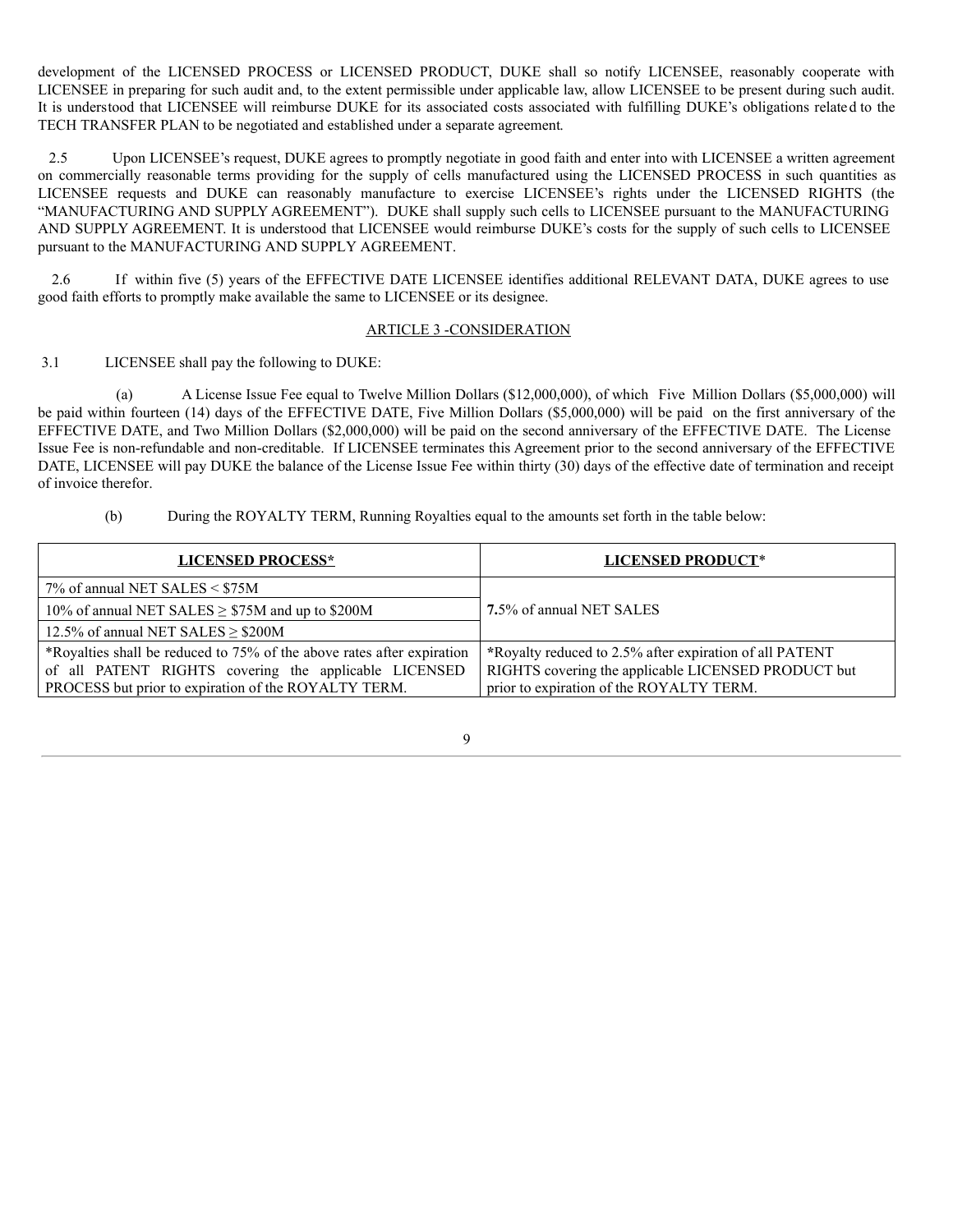development of the LICENSED PROCESS or LICENSED PRODUCT, DUKE shall so notify LICENSEE, reasonably cooperate with LICENSEE in preparing for such audit and, to the extent permissible under applicable law, allow LICENSEE to be present during such audit. It is understood that LICENSEE will reimburse DUKE for its associated costs associated with fulfilling DUKE's obligations related to the TECH TRANSFER PLAN to be negotiated and established under a separate agreement.

2.5 Upon LICENSEE's request, DUKE agrees to promptly negotiate in good faith and enter into with LICENSEE a written agreement on commercially reasonable terms providing for the supply of cells manufactured using the LICENSED PROCESS in such quantities as LICENSEE requests and DUKE can reasonably manufacture to exercise LICENSEE's rights under the LICENSED RIGHTS (the "MANUFACTURING AND SUPPLY AGREEMENT"). DUKE shall supply such cells to LICENSEE pursuant to the MANUFACTURING AND SUPPLY AGREEMENT. It is understood that LICENSEE would reimburse DUKE's costs for the supply of such cells to LICENSEE pursuant to the MANUFACTURING AND SUPPLY AGREEMENT.

2.6 If within five (5) years of the EFFECTIVE DATE LICENSEE identifies additional RELEVANT DATA, DUKE agrees to use good faith efforts to promptly make available the same to LICENSEE or its designee.

## ARTICLE 3 -CONSIDERATION

3.1 LICENSEE shall pay the following to DUKE:

(a) A License Issue Fee equal to Twelve Million Dollars ($12,000,000), of which Five Million Dollars ($5,000,000) will be paid within fourteen (14) days of the EFFECTIVE DATE, Five Million Dollars ($5,000,000) will be paid on the first anniversary of the EFFECTIVE DATE, and Two Million Dollars ($2,000,000) will be paid on the second anniversary of the EFFECTIVE DATE. The License Issue Fee is non-refundable and non-creditable. If LICENSEE terminates this Agreement prior to the second anniversary of the EFFECTIVE DATE, LICENSEE will pay DUKE the balance of the License Issue Fee within thirty (30) days of the effective date of termination and receipt of invoice therefor.

(b) During the ROYALTY TERM, Running Royalties equal to the amounts set forth in the table below:

| **LICENSED PROCESS*** | **LICENSED PRODUCT*** |
|---|---|
| 7% of annual NET SALES < $75M | **7.**5% of annual NET SALES |
| 10% of annual NET SALES ≥ $75M and up to $200M | |
| 12.5% of annual NET SALES ≥ $200M | |
| *Royalties shall be reduced to 75% of the above rates after expiration of all PATENT RIGHTS covering the applicable LICENSED PROCESS but prior to expiration of the ROYALTY TERM. | *Royalty reduced to 2.5% after expiration of all PATENT RIGHTS covering the applicable LICENSED PRODUCT but prior to expiration of the ROYALTY TERM. |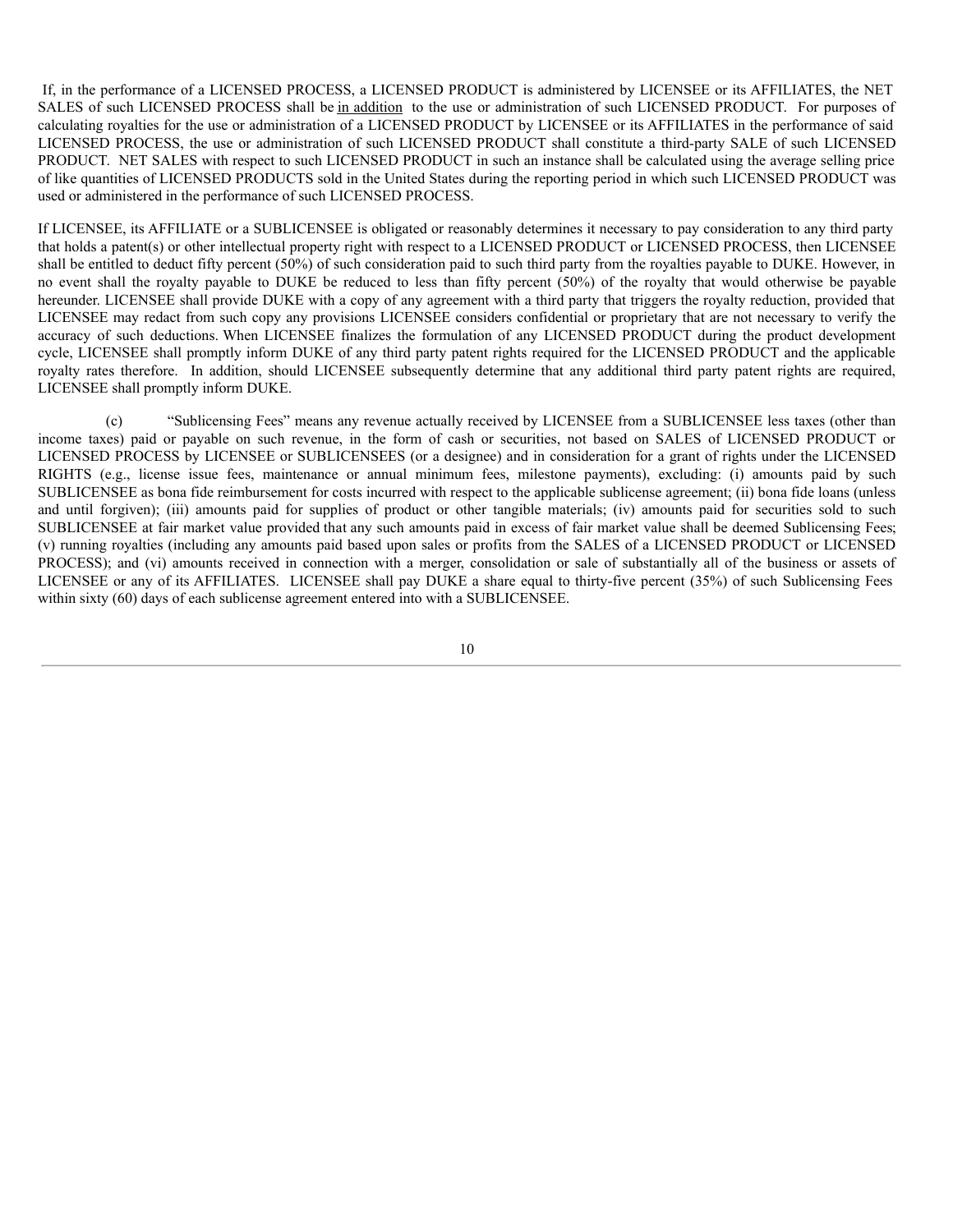If, in the performance of a LICENSED PROCESS, a LICENSED PRODUCT is administered by LICENSEE or its AFFILIATES, the NET SALES of such LICENSED PROCESS shall be in addition to the use or administration of such LICENSED PRODUCT. For purposes of calculating royalties for the use or administration of a LICENSED PRODUCT by LICENSEE or its AFFILIATES in the performance of said LICENSED PROCESS, the use or administration of such LICENSED PRODUCT shall constitute a third-party SALE of such LICENSED PRODUCT. NET SALES with respect to such LICENSED PRODUCT in such an instance shall be calculated using the average selling price of like quantities of LICENSED PRODUCTS sold in the United States during the reporting period in which such LICENSED PRODUCT was used or administered in the performance of such LICENSED PROCESS.

If LICENSEE, its AFFILIATE or a SUBLICENSEE is obligated or reasonably determines it necessary to pay consideration to any third party that holds a patent(s) or other intellectual property right with respect to a LICENSED PRODUCT or LICENSED PROCESS, then LICENSEE shall be entitled to deduct fifty percent (50%) of such consideration paid to such third party from the royalties payable to DUKE. However, in no event shall the royalty payable to DUKE be reduced to less than fifty percent (50%) of the royalty that would otherwise be payable hereunder. LICENSEE shall provide DUKE with a copy of any agreement with a third party that triggers the royalty reduction, provided that LICENSEE may redact from such copy any provisions LICENSEE considers confidential or proprietary that are not necessary to verify the accuracy of such deductions. When LICENSEE finalizes the formulation of any LICENSED PRODUCT during the product development cycle, LICENSEE shall promptly inform DUKE of any third party patent rights required for the LICENSED PRODUCT and the applicable royalty rates therefore. In addition, should LICENSEE subsequently determine that any additional third party patent rights are required, LICENSEE shall promptly inform DUKE.

(c) "Sublicensing Fees" means any revenue actually received by LICENSEE from a SUBLICENSEE less taxes (other than income taxes) paid or payable on such revenue, in the form of cash or securities, not based on SALES of LICENSED PRODUCT or LICENSED PROCESS by LICENSEE or SUBLICENSEES (or a designee) and in consideration for a grant of rights under the LICENSED RIGHTS (e.g., license issue fees, maintenance or annual minimum fees, milestone payments), excluding: (i) amounts paid by such SUBLICENSEE as bona fide reimbursement for costs incurred with respect to the applicable sublicense agreement; (ii) bona fide loans (unless and until forgiven); (iii) amounts paid for supplies of product or other tangible materials; (iv) amounts paid for securities sold to such SUBLICENSEE at fair market value provided that any such amounts paid in excess of fair market value shall be deemed Sublicensing Fees; (v) running royalties (including any amounts paid based upon sales or profits from the SALES of a LICENSED PRODUCT or LICENSED PROCESS); and (vi) amounts received in connection with a merger, consolidation or sale of substantially all of the business or assets of LICENSEE or any of its AFFILIATES. LICENSEE shall pay DUKE a share equal to thirty-five percent (35%) of such Sublicensing Fees within sixty (60) days of each sublicense agreement entered into with a SUBLICENSEE.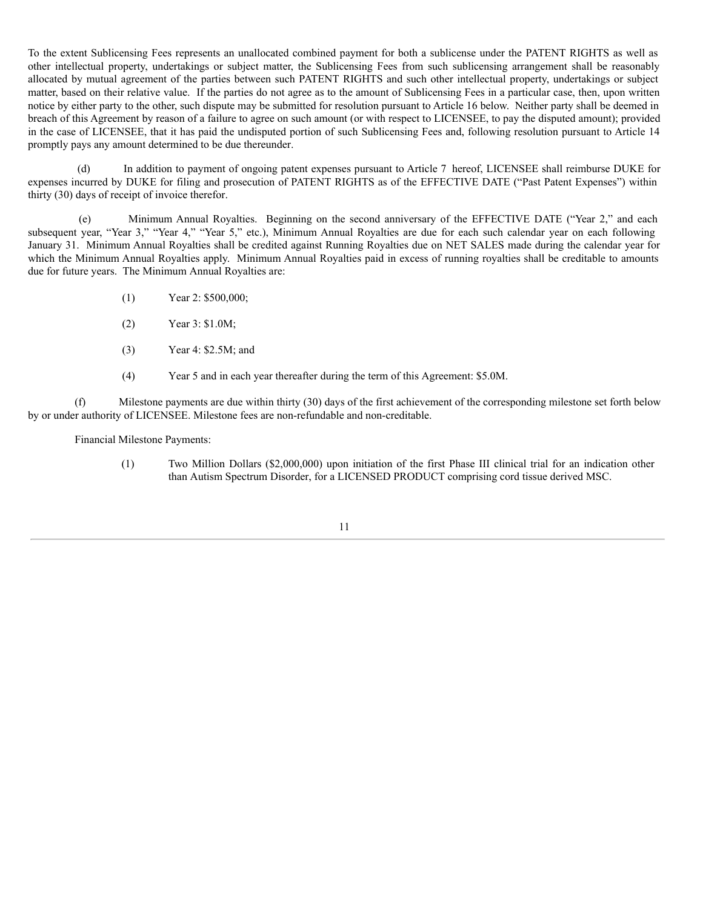To the extent Sublicensing Fees represents an unallocated combined payment for both a sublicense under the PATENT RIGHTS as well as other intellectual property, undertakings or subject matter, the Sublicensing Fees from such sublicensing arrangement shall be reasonably allocated by mutual agreement of the parties between such PATENT RIGHTS and such other intellectual property, undertakings or subject matter, based on their relative value. If the parties do not agree as to the amount of Sublicensing Fees in a particular case, then, upon written notice by either party to the other, such dispute may be submitted for resolution pursuant to Article 16 below. Neither party shall be deemed in breach of this Agreement by reason of a failure to agree on such amount (or with respect to LICENSEE, to pay the disputed amount); provided in the case of LICENSEE, that it has paid the undisputed portion of such Sublicensing Fees and, following resolution pursuant to Article 14 promptly pays any amount determined to be due thereunder.

(d) In addition to payment of ongoing patent expenses pursuant to Article 7 hereof, LICENSEE shall reimburse DUKE for expenses incurred by DUKE for filing and prosecution of PATENT RIGHTS as of the EFFECTIVE DATE ("Past Patent Expenses") within thirty (30) days of receipt of invoice therefor.

(e) Minimum Annual Royalties. Beginning on the second anniversary of the EFFECTIVE DATE ("Year 2," and each subsequent year, "Year 3," "Year 4," "Year 5," etc.), Minimum Annual Royalties are due for each such calendar year on each following January 31. Minimum Annual Royalties shall be credited against Running Royalties due on NET SALES made during the calendar year for which the Minimum Annual Royalties apply. Minimum Annual Royalties paid in excess of running royalties shall be creditable to amounts due for future years. The Minimum Annual Royalties are:

(1) Year 2: $500,000;

(2) Year 3: $1.0M;

(3) Year 4: $2.5M; and

(4) Year 5 and in each year thereafter during the term of this Agreement: $5.0M.

(f) Milestone payments are due within thirty (30) days of the first achievement of the corresponding milestone set forth below by or under authority of LICENSEE. Milestone fees are non-refundable and non-creditable.

Financial Milestone Payments:

(1) Two Million Dollars ($2,000,000) upon initiation of the first Phase III clinical trial for an indication other than Autism Spectrum Disorder, for a LICENSED PRODUCT comprising cord tissue derived MSC.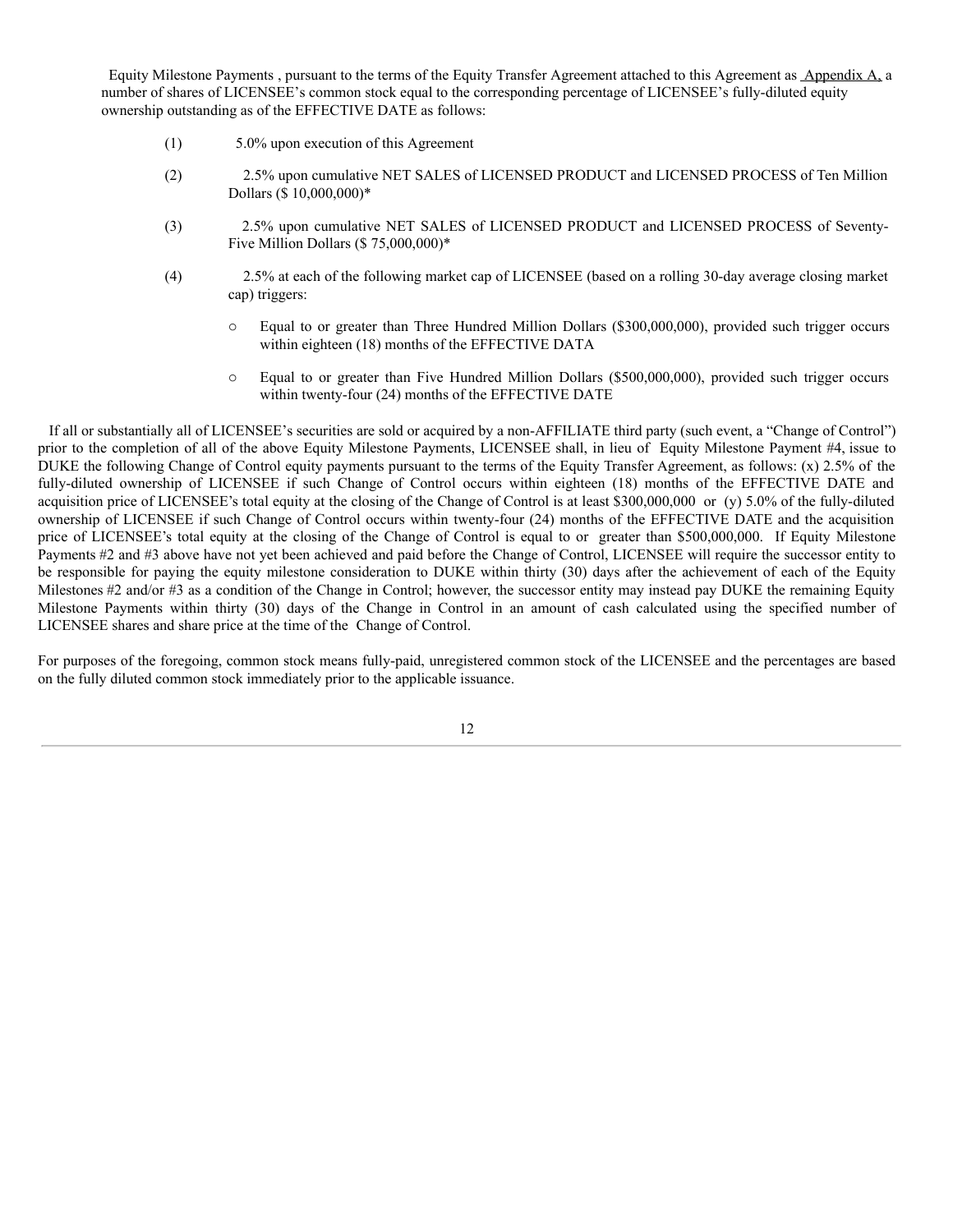Equity Milestone Payments , pursuant to the terms of the Equity Transfer Agreement attached to this Agreement as Appendix A, a number of shares of LICENSEE's common stock equal to the corresponding percentage of LICENSEE's fully-diluted equity ownership outstanding as of the EFFECTIVE DATE as follows:

(1) 5.0% upon execution of this Agreement

(2) 2.5% upon cumulative NET SALES of LICENSED PRODUCT and LICENSED PROCESS of Ten Million Dollars ($ 10,000,000)*

(3) 2.5% upon cumulative NET SALES of LICENSED PRODUCT and LICENSED PROCESS of Seventy-Five Million Dollars ($ 75,000,000)*

(4) 2.5% at each of the following market cap of LICENSEE (based on a rolling 30-day average closing market cap) triggers:

- Equal to or greater than Three Hundred Million Dollars ($300,000,000), provided such trigger occurs within eighteen (18) months of the EFFECTIVE DATA
- Equal to or greater than Five Hundred Million Dollars ($500,000,000), provided such trigger occurs within twenty-four (24) months of the EFFECTIVE DATE

If all or substantially all of LICENSEE's securities are sold or acquired by a non-AFFILIATE third party (such event, a "Change of Control") prior to the completion of all of the above Equity Milestone Payments, LICENSEE shall, in lieu of Equity Milestone Payment #4, issue to DUKE the following Change of Control equity payments pursuant to the terms of the Equity Transfer Agreement, as follows: (x) 2.5% of the fully-diluted ownership of LICENSEE if such Change of Control occurs within eighteen (18) months of the EFFECTIVE DATE and acquisition price of LICENSEE's total equity at the closing of the Change of Control is at least $300,000,000 or (y) 5.0% of the fully-diluted ownership of LICENSEE if such Change of Control occurs within twenty-four (24) months of the EFFECTIVE DATE and the acquisition price of LICENSEE's total equity at the closing of the Change of Control is equal to or greater than $500,000,000. If Equity Milestone Payments #2 and #3 above have not yet been achieved and paid before the Change of Control, LICENSEE will require the successor entity to be responsible for paying the equity milestone consideration to DUKE within thirty (30) days after the achievement of each of the Equity Milestones #2 and/or #3 as a condition of the Change in Control; however, the successor entity may instead pay DUKE the remaining Equity Milestone Payments within thirty (30) days of the Change in Control in an amount of cash calculated using the specified number of LICENSEE shares and share price at the time of the Change of Control.

For purposes of the foregoing, common stock means fully-paid, unregistered common stock of the LICENSEE and the percentages are based on the fully diluted common stock immediately prior to the applicable issuance.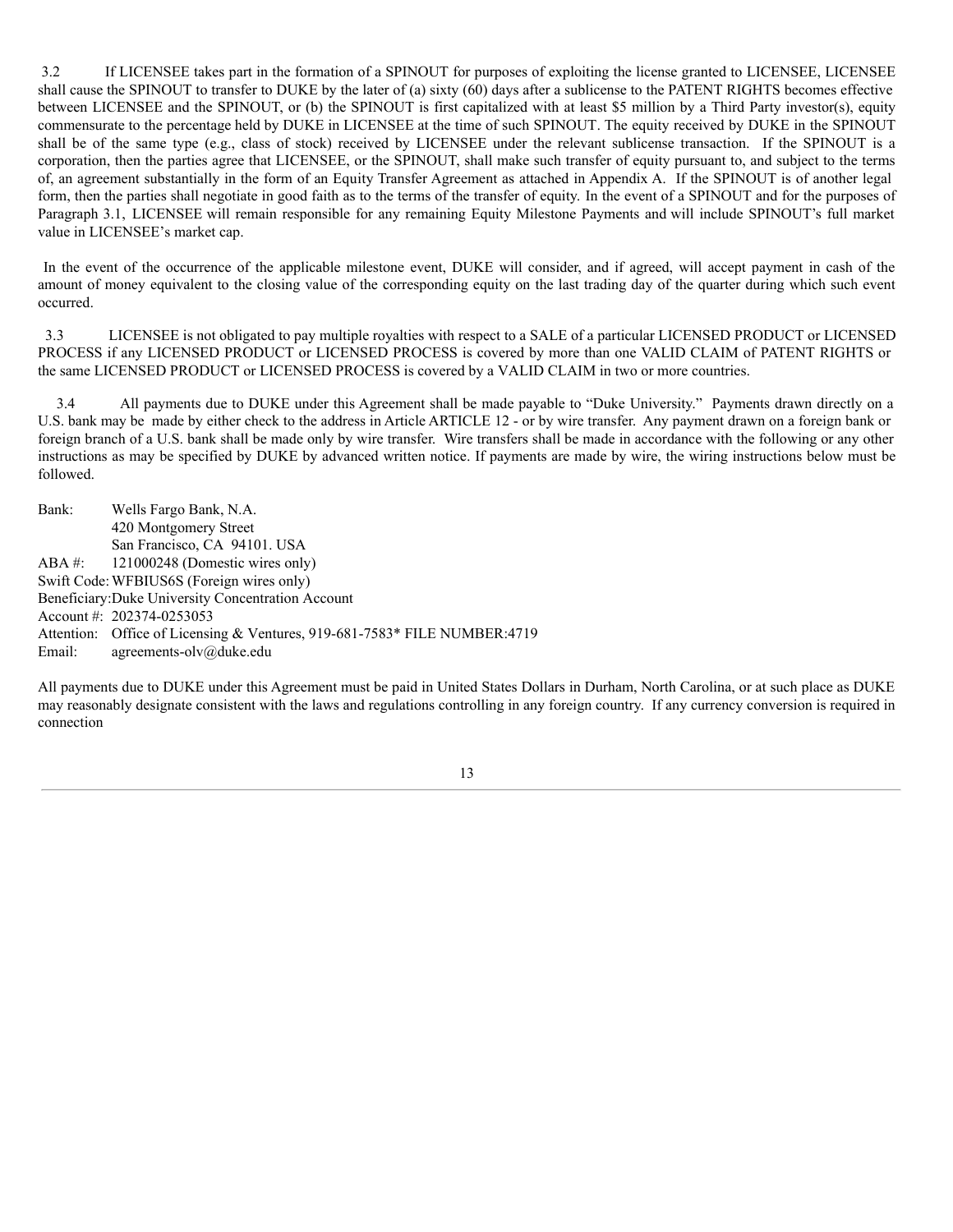3.2 If LICENSEE takes part in the formation of a SPINOUT for purposes of exploiting the license granted to LICENSEE, LICENSEE shall cause the SPINOUT to transfer to DUKE by the later of (a) sixty (60) days after a sublicense to the PATENT RIGHTS becomes effective between LICENSEE and the SPINOUT, or (b) the SPINOUT is first capitalized with at least $5 million by a Third Party investor(s), equity commensurate to the percentage held by DUKE in LICENSEE at the time of such SPINOUT. The equity received by DUKE in the SPINOUT shall be of the same type (e.g., class of stock) received by LICENSEE under the relevant sublicense transaction. If the SPINOUT is a corporation, then the parties agree that LICENSEE, or the SPINOUT, shall make such transfer of equity pursuant to, and subject to the terms of, an agreement substantially in the form of an Equity Transfer Agreement as attached in Appendix A. If the SPINOUT is of another legal form, then the parties shall negotiate in good faith as to the terms of the transfer of equity. In the event of a SPINOUT and for the purposes of Paragraph 3.1, LICENSEE will remain responsible for any remaining Equity Milestone Payments and will include SPINOUT's full market value in LICENSEE's market cap.

In the event of the occurrence of the applicable milestone event, DUKE will consider, and if agreed, will accept payment in cash of the amount of money equivalent to the closing value of the corresponding equity on the last trading day of the quarter during which such event occurred.

3.3 LICENSEE is not obligated to pay multiple royalties with respect to a SALE of a particular LICENSED PRODUCT or LICENSED PROCESS if any LICENSED PRODUCT or LICENSED PROCESS is covered by more than one VALID CLAIM of PATENT RIGHTS or the same LICENSED PRODUCT or LICENSED PROCESS is covered by a VALID CLAIM in two or more countries.

3.4 All payments due to DUKE under this Agreement shall be made payable to "Duke University." Payments drawn directly on a U.S. bank may be made by either check to the address in Article ARTICLE 12 - or by wire transfer. Any payment drawn on a foreign bank or foreign branch of a U.S. bank shall be made only by wire transfer. Wire transfers shall be made in accordance with the following or any other instructions as may be specified by DUKE by advanced written notice. If payments are made by wire, the wiring instructions below must be followed.

Bank: Wells Fargo Bank, N.A.
420 Montgomery Street
San Francisco, CA 94101. USA
ABA #: 121000248 (Domestic wires only)
Swift Code: WFBIUS6S (Foreign wires only)
Beneficiary: Duke University Concentration Account
Account #: 202374-0253053
Attention: Office of Licensing & Ventures, 919-681-7583* FILE NUMBER:4719
Email: agreements-olv@duke.edu

All payments due to DUKE under this Agreement must be paid in United States Dollars in Durham, North Carolina, or at such place as DUKE may reasonably designate consistent with the laws and regulations controlling in any foreign country. If any currency conversion is required in connection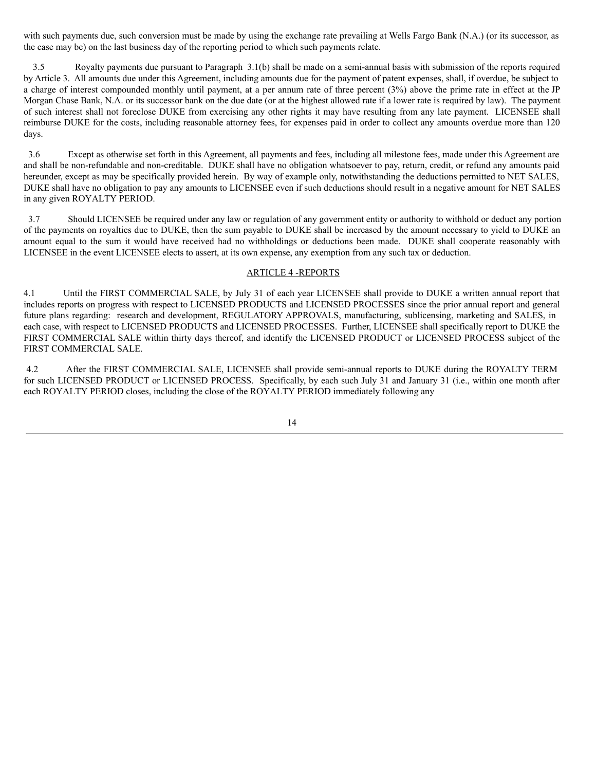with such payments due, such conversion must be made by using the exchange rate prevailing at Wells Fargo Bank (N.A.) (or its successor, as the case may be) on the last business day of the reporting period to which such payments relate.

3.5 Royalty payments due pursuant to Paragraph 3.1(b) shall be made on a semi-annual basis with submission of the reports required by Article 3. All amounts due under this Agreement, including amounts due for the payment of patent expenses, shall, if overdue, be subject to a charge of interest compounded monthly until payment, at a per annum rate of three percent (3%) above the prime rate in effect at the JP Morgan Chase Bank, N.A. or its successor bank on the due date (or at the highest allowed rate if a lower rate is required by law). The payment of such interest shall not foreclose DUKE from exercising any other rights it may have resulting from any late payment. LICENSEE shall reimburse DUKE for the costs, including reasonable attorney fees, for expenses paid in order to collect any amounts overdue more than 120 days.

3.6 Except as otherwise set forth in this Agreement, all payments and fees, including all milestone fees, made under this Agreement are and shall be non-refundable and non-creditable. DUKE shall have no obligation whatsoever to pay, return, credit, or refund any amounts paid hereunder, except as may be specifically provided herein. By way of example only, notwithstanding the deductions permitted to NET SALES, DUKE shall have no obligation to pay any amounts to LICENSEE even if such deductions should result in a negative amount for NET SALES in any given ROYALTY PERIOD.

3.7 Should LICENSEE be required under any law or regulation of any government entity or authority to withhold or deduct any portion of the payments on royalties due to DUKE, then the sum payable to DUKE shall be increased by the amount necessary to yield to DUKE an amount equal to the sum it would have received had no withholdings or deductions been made. DUKE shall cooperate reasonably with LICENSEE in the event LICENSEE elects to assert, at its own expense, any exemption from any such tax or deduction.

## ARTICLE 4 -REPORTS

4.1 Until the FIRST COMMERCIAL SALE, by July 31 of each year LICENSEE shall provide to DUKE a written annual report that includes reports on progress with respect to LICENSED PRODUCTS and LICENSED PROCESSES since the prior annual report and general future plans regarding: research and development, REGULATORY APPROVALS, manufacturing, sublicensing, marketing and SALES, in each case, with respect to LICENSED PRODUCTS and LICENSED PROCESSES. Further, LICENSEE shall specifically report to DUKE the FIRST COMMERCIAL SALE within thirty days thereof, and identify the LICENSED PRODUCT or LICENSED PROCESS subject of the FIRST COMMERCIAL SALE.

4.2 After the FIRST COMMERCIAL SALE, LICENSEE shall provide semi-annual reports to DUKE during the ROYALTY TERM for such LICENSED PRODUCT or LICENSED PROCESS. Specifically, by each such July 31 and January 31 (i.e., within one month after each ROYALTY PERIOD closes, including the close of the ROYALTY PERIOD immediately following any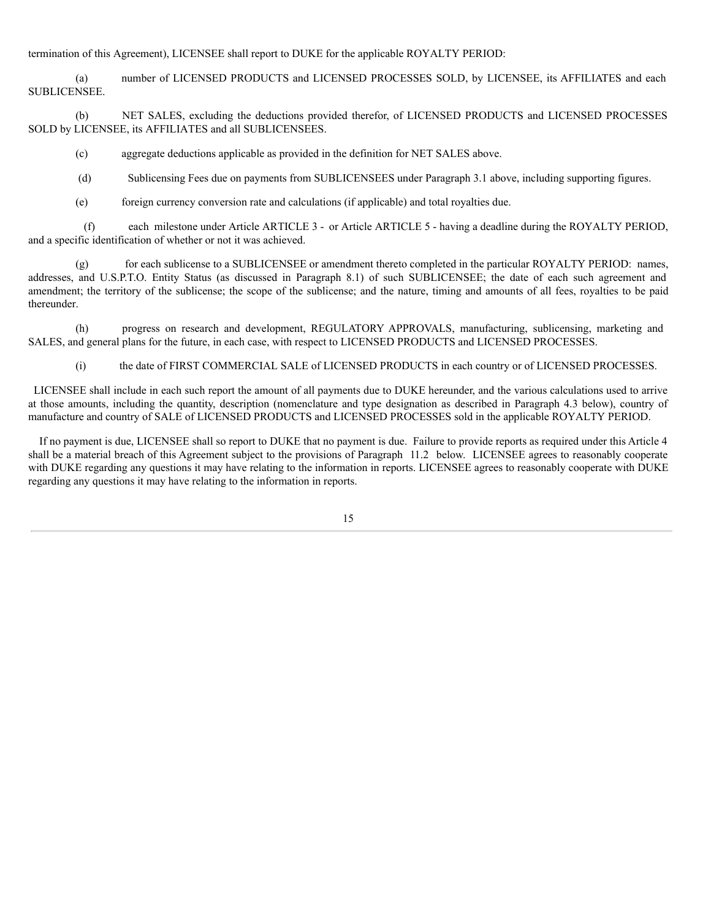termination of this Agreement), LICENSEE shall report to DUKE for the applicable ROYALTY PERIOD:

(a) number of LICENSED PRODUCTS and LICENSED PROCESSES SOLD, by LICENSEE, its AFFILIATES and each SUBLICENSEE.

(b) NET SALES, excluding the deductions provided therefor, of LICENSED PRODUCTS and LICENSED PROCESSES SOLD by LICENSEE, its AFFILIATES and all SUBLICENSEES.

(c) aggregate deductions applicable as provided in the definition for NET SALES above.

(d) Sublicensing Fees due on payments from SUBLICENSEES under Paragraph 3.1 above, including supporting figures.

(e) foreign currency conversion rate and calculations (if applicable) and total royalties due.

(f) each milestone under Article ARTICLE 3 - or Article ARTICLE 5 - having a deadline during the ROYALTY PERIOD, and a specific identification of whether or not it was achieved.

(g) for each sublicense to a SUBLICENSEE or amendment thereto completed in the particular ROYALTY PERIOD: names, addresses, and U.S.P.T.O. Entity Status (as discussed in Paragraph 8.1) of such SUBLICENSEE; the date of each such agreement and amendment; the territory of the sublicense; the scope of the sublicense; and the nature, timing and amounts of all fees, royalties to be paid thereunder.

(h) progress on research and development, REGULATORY APPROVALS, manufacturing, sublicensing, marketing and SALES, and general plans for the future, in each case, with respect to LICENSED PRODUCTS and LICENSED PROCESSES.

(i) the date of FIRST COMMERCIAL SALE of LICENSED PRODUCTS in each country or of LICENSED PROCESSES.

LICENSEE shall include in each such report the amount of all payments due to DUKE hereunder, and the various calculations used to arrive at those amounts, including the quantity, description (nomenclature and type designation as described in Paragraph 4.3 below), country of manufacture and country of SALE of LICENSED PRODUCTS and LICENSED PROCESSES sold in the applicable ROYALTY PERIOD.

If no payment is due, LICENSEE shall so report to DUKE that no payment is due. Failure to provide reports as required under this Article 4 shall be a material breach of this Agreement subject to the provisions of Paragraph 11.2 below. LICENSEE agrees to reasonably cooperate with DUKE regarding any questions it may have relating to the information in reports. LICENSEE agrees to reasonably cooperate with DUKE regarding any questions it may have relating to the information in reports.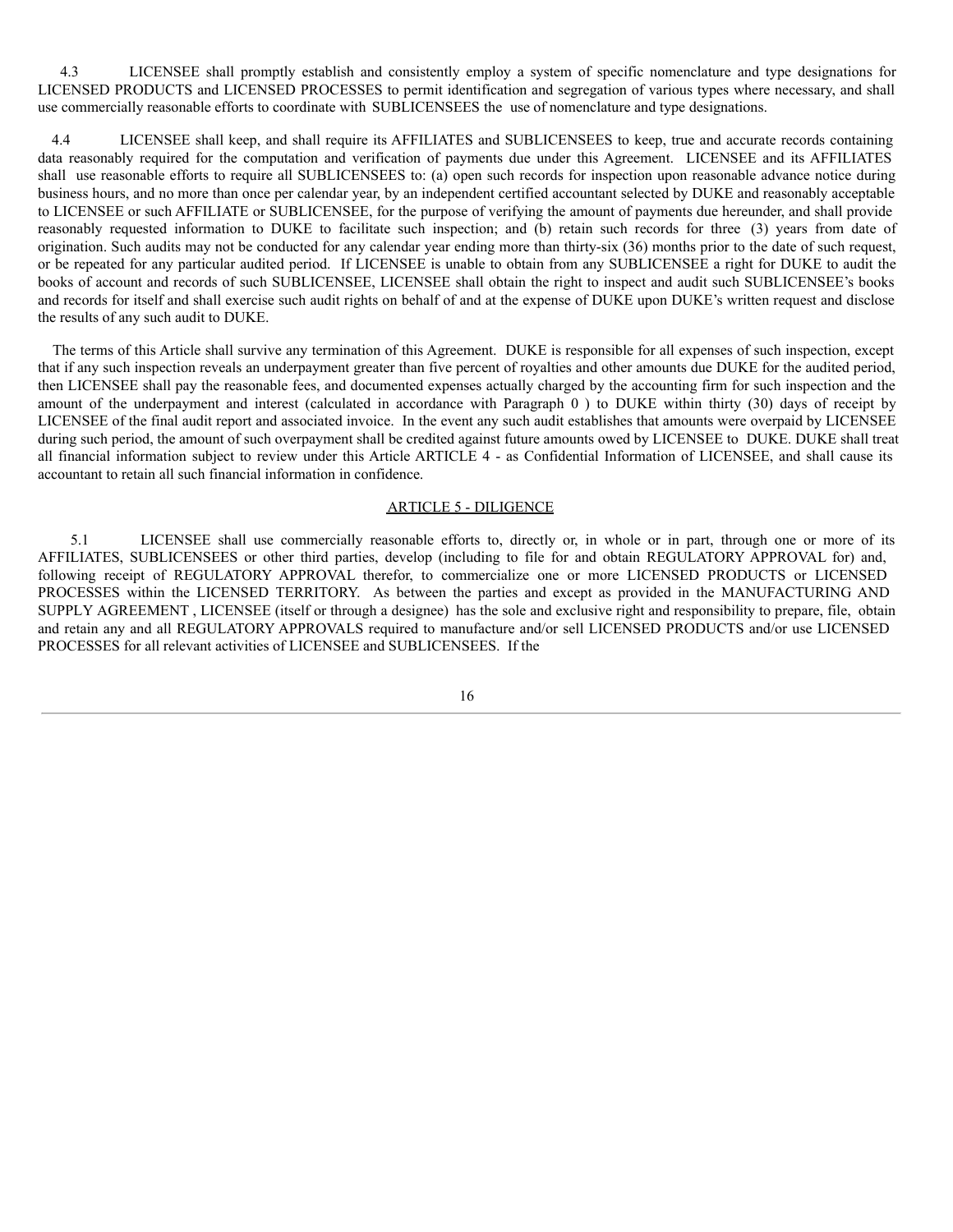4.3 LICENSEE shall promptly establish and consistently employ a system of specific nomenclature and type designations for LICENSED PRODUCTS and LICENSED PROCESSES to permit identification and segregation of various types where necessary, and shall use commercially reasonable efforts to coordinate with SUBLICENSEES the use of nomenclature and type designations.

4.4 LICENSEE shall keep, and shall require its AFFILIATES and SUBLICENSEES to keep, true and accurate records containing data reasonably required for the computation and verification of payments due under this Agreement. LICENSEE and its AFFILIATES shall use reasonable efforts to require all SUBLICENSEES to: (a) open such records for inspection upon reasonable advance notice during business hours, and no more than once per calendar year, by an independent certified accountant selected by DUKE and reasonably acceptable to LICENSEE or such AFFILIATE or SUBLICENSEE, for the purpose of verifying the amount of payments due hereunder, and shall provide reasonably requested information to DUKE to facilitate such inspection; and (b) retain such records for three (3) years from date of origination. Such audits may not be conducted for any calendar year ending more than thirty-six (36) months prior to the date of such request, or be repeated for any particular audited period. If LICENSEE is unable to obtain from any SUBLICENSEE a right for DUKE to audit the books of account and records of such SUBLICENSEE, LICENSEE shall obtain the right to inspect and audit such SUBLICENSEE's books and records for itself and shall exercise such audit rights on behalf of and at the expense of DUKE upon DUKE's written request and disclose the results of any such audit to DUKE.

The terms of this Article shall survive any termination of this Agreement. DUKE is responsible for all expenses of such inspection, except that if any such inspection reveals an underpayment greater than five percent of royalties and other amounts due DUKE for the audited period, then LICENSEE shall pay the reasonable fees, and documented expenses actually charged by the accounting firm for such inspection and the amount of the underpayment and interest (calculated in accordance with Paragraph 0 ) to DUKE within thirty (30) days of receipt by LICENSEE of the final audit report and associated invoice. In the event any such audit establishes that amounts were overpaid by LICENSEE during such period, the amount of such overpayment shall be credited against future amounts owed by LICENSEE to DUKE. DUKE shall treat all financial information subject to review under this Article ARTICLE 4 - as Confidential Information of LICENSEE, and shall cause its accountant to retain all such financial information in confidence.

## ARTICLE 5 - DILIGENCE

5.1 LICENSEE shall use commercially reasonable efforts to, directly or, in whole or in part, through one or more of its AFFILIATES, SUBLICENSEES or other third parties, develop (including to file for and obtain REGULATORY APPROVAL for) and, following receipt of REGULATORY APPROVAL therefor, to commercialize one or more LICENSED PRODUCTS or LICENSED PROCESSES within the LICENSED TERRITORY. As between the parties and except as provided in the MANUFACTURING AND SUPPLY AGREEMENT , LICENSEE (itself or through a designee) has the sole and exclusive right and responsibility to prepare, file, obtain and retain any and all REGULATORY APPROVALS required to manufacture and/or sell LICENSED PRODUCTS and/or use LICENSED PROCESSES for all relevant activities of LICENSEE and SUBLICENSEES. If the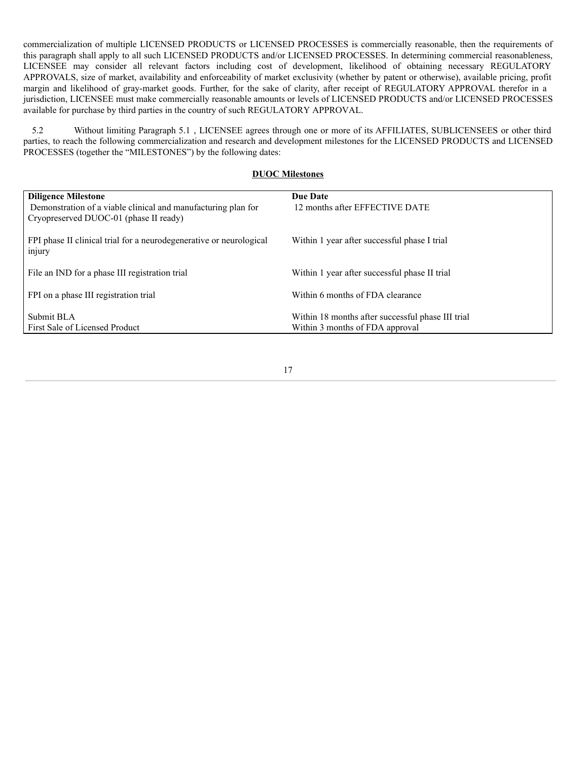commercialization of multiple LICENSED PRODUCTS or LICENSED PROCESSES is commercially reasonable, then the requirements of this paragraph shall apply to all such LICENSED PRODUCTS and/or LICENSED PROCESSES. In determining commercial reasonableness, LICENSEE may consider all relevant factors including cost of development, likelihood of obtaining necessary REGULATORY APPROVALS, size of market, availability and enforceability of market exclusivity (whether by patent or otherwise), available pricing, profit margin and likelihood of gray-market goods. Further, for the sake of clarity, after receipt of REGULATORY APPROVAL therefor in a jurisdiction, LICENSEE must make commercially reasonable amounts or levels of LICENSED PRODUCTS and/or LICENSED PROCESSES available for purchase by third parties in the country of such REGULATORY APPROVAL.

5.2 Without limiting Paragraph 5.1 , LICENSEE agrees through one or more of its AFFILIATES, SUBLICENSEES or other third parties, to reach the following commercialization and research and development milestones for the LICENSED PRODUCTS and LICENSED PROCESSES (together the "MILESTONES") by the following dates:

**DUOC Milestones**

| **Diligence Milestone** | **Due Date** |
|---|---|
| Demonstration of a viable clinical and manufacturing plan for Cryopreserved DUOC-01 (phase II ready) | 12 months after EFFECTIVE DATE |
| FPI phase II clinical trial for a neurodegenerative or neurological injury | Within 1 year after successful phase I trial |
| File an IND for a phase III registration trial | Within 1 year after successful phase II trial |
| FPI on a phase III registration trial | Within 6 months of FDA clearance |
| Submit BLA | Within 18 months after successful phase III trial |
| First Sale of Licensed Product | Within 3 months of FDA approval |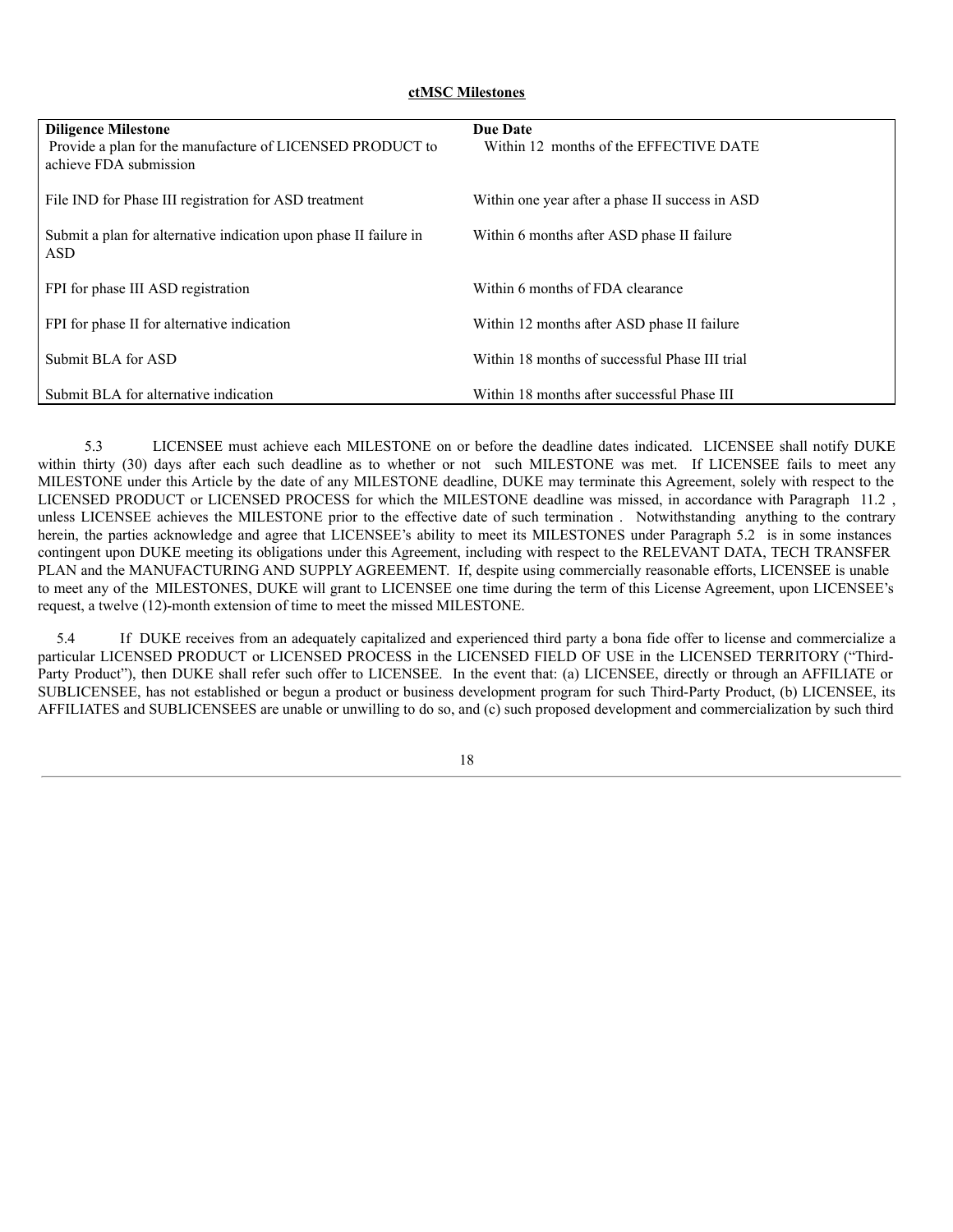**ctMSC Milestones**

| Diligence Milestone | Due Date |
|---|---|
| Provide a plan for the manufacture of LICENSED PRODUCT to achieve FDA submission | Within 12 months of the EFFECTIVE DATE |
| File IND for Phase III registration for ASD treatment | Within one year after a phase II success in ASD |
| Submit a plan for alternative indication upon phase II failure in ASD | Within 6 months after ASD phase II failure |
| FPI for phase III ASD registration | Within 6 months of FDA clearance |
| FPI for phase II for alternative indication | Within 12 months after ASD phase II failure |
| Submit BLA for ASD | Within 18 months of successful Phase III trial |
| Submit BLA for alternative indication | Within 18 months after successful Phase III |

5.3 LICENSEE must achieve each MILESTONE on or before the deadline dates indicated. LICENSEE shall notify DUKE within thirty (30) days after each such deadline as to whether or not such MILESTONE was met. If LICENSEE fails to meet any MILESTONE under this Article by the date of any MILESTONE deadline, DUKE may terminate this Agreement, solely with respect to the LICENSED PRODUCT or LICENSED PROCESS for which the MILESTONE deadline was missed, in accordance with Paragraph 11.2 , unless LICENSEE achieves the MILESTONE prior to the effective date of such termination . Notwithstanding anything to the contrary herein, the parties acknowledge and agree that LICENSEE's ability to meet its MILESTONES under Paragraph 5.2 is in some instances contingent upon DUKE meeting its obligations under this Agreement, including with respect to the RELEVANT DATA, TECH TRANSFER PLAN and the MANUFACTURING AND SUPPLY AGREEMENT. If, despite using commercially reasonable efforts, LICENSEE is unable to meet any of the MILESTONES, DUKE will grant to LICENSEE one time during the term of this License Agreement, upon LICENSEE's request, a twelve (12)-month extension of time to meet the missed MILESTONE.

5.4 If DUKE receives from an adequately capitalized and experienced third party a bona fide offer to license and commercialize a particular LICENSED PRODUCT or LICENSED PROCESS in the LICENSED FIELD OF USE in the LICENSED TERRITORY ("Third-Party Product"), then DUKE shall refer such offer to LICENSEE. In the event that: (a) LICENSEE, directly or through an AFFILIATE or SUBLICENSEE, has not established or begun a product or business development program for such Third-Party Product, (b) LICENSEE, its AFFILIATES and SUBLICENSEES are unable or unwilling to do so, and (c) such proposed development and commercialization by such third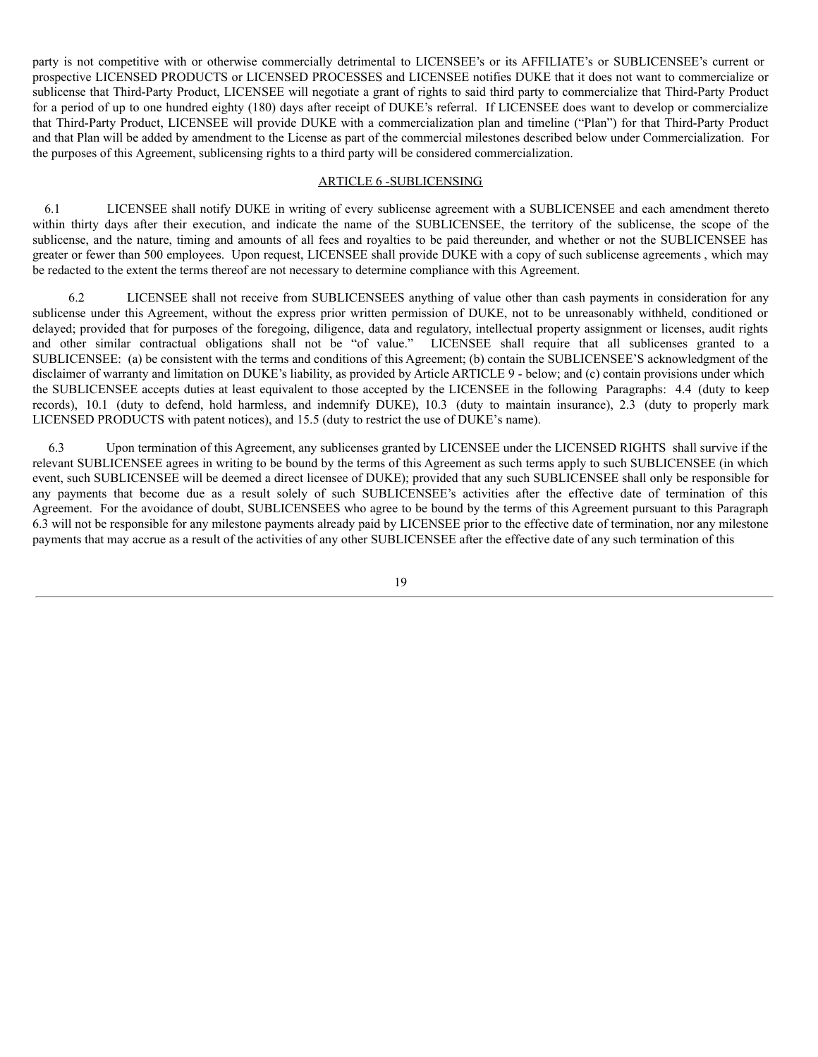party is not competitive with or otherwise commercially detrimental to LICENSEE's or its AFFILIATE's or SUBLICENSEE's current or prospective LICENSED PRODUCTS or LICENSED PROCESSES and LICENSEE notifies DUKE that it does not want to commercialize or sublicense that Third-Party Product, LICENSEE will negotiate a grant of rights to said third party to commercialize that Third-Party Product for a period of up to one hundred eighty (180) days after receipt of DUKE's referral. If LICENSEE does want to develop or commercialize that Third-Party Product, LICENSEE will provide DUKE with a commercialization plan and timeline ("Plan") for that Third-Party Product and that Plan will be added by amendment to the License as part of the commercial milestones described below under Commercialization. For the purposes of this Agreement, sublicensing rights to a third party will be considered commercialization.

## ARTICLE 6 -SUBLICENSING

6.1 LICENSEE shall notify DUKE in writing of every sublicense agreement with a SUBLICENSEE and each amendment thereto within thirty days after their execution, and indicate the name of the SUBLICENSEE, the territory of the sublicense, the scope of the sublicense, and the nature, timing and amounts of all fees and royalties to be paid thereunder, and whether or not the SUBLICENSEE has greater or fewer than 500 employees. Upon request, LICENSEE shall provide DUKE with a copy of such sublicense agreements , which may be redacted to the extent the terms thereof are not necessary to determine compliance with this Agreement.

6.2 LICENSEE shall not receive from SUBLICENSEES anything of value other than cash payments in consideration for any sublicense under this Agreement, without the express prior written permission of DUKE, not to be unreasonably withheld, conditioned or delayed; provided that for purposes of the foregoing, diligence, data and regulatory, intellectual property assignment or licenses, audit rights and other similar contractual obligations shall not be "of value." LICENSEE shall require that all sublicenses granted to a SUBLICENSEE: (a) be consistent with the terms and conditions of this Agreement; (b) contain the SUBLICENSEE'S acknowledgment of the disclaimer of warranty and limitation on DUKE's liability, as provided by Article ARTICLE 9 - below; and (c) contain provisions under which the SUBLICENSEE accepts duties at least equivalent to those accepted by the LICENSEE in the following Paragraphs: 4.4 (duty to keep records), 10.1 (duty to defend, hold harmless, and indemnify DUKE), 10.3 (duty to maintain insurance), 2.3 (duty to properly mark LICENSED PRODUCTS with patent notices), and 15.5 (duty to restrict the use of DUKE's name).

6.3 Upon termination of this Agreement, any sublicenses granted by LICENSEE under the LICENSED RIGHTS shall survive if the relevant SUBLICENSEE agrees in writing to be bound by the terms of this Agreement as such terms apply to such SUBLICENSEE (in which event, such SUBLICENSEE will be deemed a direct licensee of DUKE); provided that any such SUBLICENSEE shall only be responsible for any payments that become due as a result solely of such SUBLICENSEE's activities after the effective date of termination of this Agreement. For the avoidance of doubt, SUBLICENSEES who agree to be bound by the terms of this Agreement pursuant to this Paragraph 6.3 will not be responsible for any milestone payments already paid by LICENSEE prior to the effective date of termination, nor any milestone payments that may accrue as a result of the activities of any other SUBLICENSEE after the effective date of any such termination of this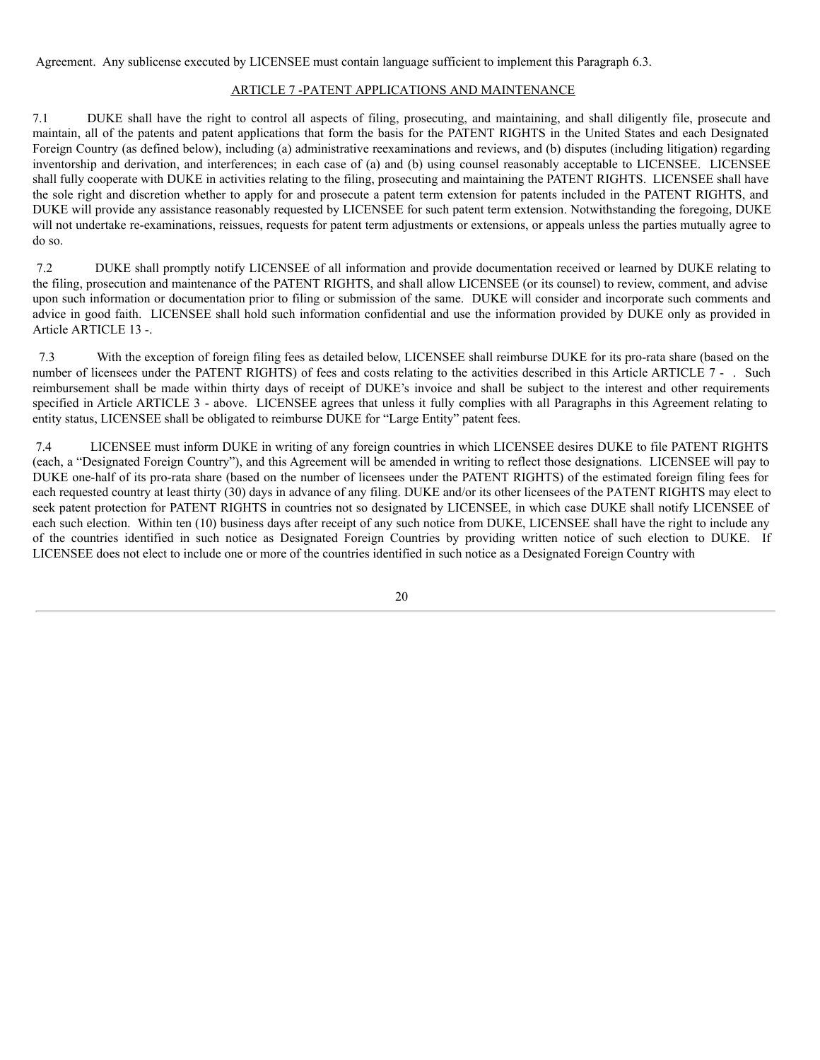Agreement. Any sublicense executed by LICENSEE must contain language sufficient to implement this Paragraph 6.3.

## ARTICLE 7 -PATENT APPLICATIONS AND MAINTENANCE

7.1 DUKE shall have the right to control all aspects of filing, prosecuting, and maintaining, and shall diligently file, prosecute and maintain, all of the patents and patent applications that form the basis for the PATENT RIGHTS in the United States and each Designated Foreign Country (as defined below), including (a) administrative reexaminations and reviews, and (b) disputes (including litigation) regarding inventorship and derivation, and interferences; in each case of (a) and (b) using counsel reasonably acceptable to LICENSEE. LICENSEE shall fully cooperate with DUKE in activities relating to the filing, prosecuting and maintaining the PATENT RIGHTS. LICENSEE shall have the sole right and discretion whether to apply for and prosecute a patent term extension for patents included in the PATENT RIGHTS, and DUKE will provide any assistance reasonably requested by LICENSEE for such patent term extension. Notwithstanding the foregoing, DUKE will not undertake re-examinations, reissues, requests for patent term adjustments or extensions, or appeals unless the parties mutually agree to do so.

7.2 DUKE shall promptly notify LICENSEE of all information and provide documentation received or learned by DUKE relating to the filing, prosecution and maintenance of the PATENT RIGHTS, and shall allow LICENSEE (or its counsel) to review, comment, and advise upon such information or documentation prior to filing or submission of the same. DUKE will consider and incorporate such comments and advice in good faith. LICENSEE shall hold such information confidential and use the information provided by DUKE only as provided in Article ARTICLE 13 -.

7.3 With the exception of foreign filing fees as detailed below, LICENSEE shall reimburse DUKE for its pro-rata share (based on the number of licensees under the PATENT RIGHTS) of fees and costs relating to the activities described in this Article ARTICLE 7 - . Such reimbursement shall be made within thirty days of receipt of DUKE's invoice and shall be subject to the interest and other requirements specified in Article ARTICLE 3 - above. LICENSEE agrees that unless it fully complies with all Paragraphs in this Agreement relating to entity status, LICENSEE shall be obligated to reimburse DUKE for "Large Entity" patent fees.

7.4 LICENSEE must inform DUKE in writing of any foreign countries in which LICENSEE desires DUKE to file PATENT RIGHTS (each, a "Designated Foreign Country"), and this Agreement will be amended in writing to reflect those designations. LICENSEE will pay to DUKE one-half of its pro-rata share (based on the number of licensees under the PATENT RIGHTS) of the estimated foreign filing fees for each requested country at least thirty (30) days in advance of any filing. DUKE and/or its other licensees of the PATENT RIGHTS may elect to seek patent protection for PATENT RIGHTS in countries not so designated by LICENSEE, in which case DUKE shall notify LICENSEE of each such election. Within ten (10) business days after receipt of any such notice from DUKE, LICENSEE shall have the right to include any of the countries identified in such notice as Designated Foreign Countries by providing written notice of such election to DUKE. If LICENSEE does not elect to include one or more of the countries identified in such notice as a Designated Foreign Country with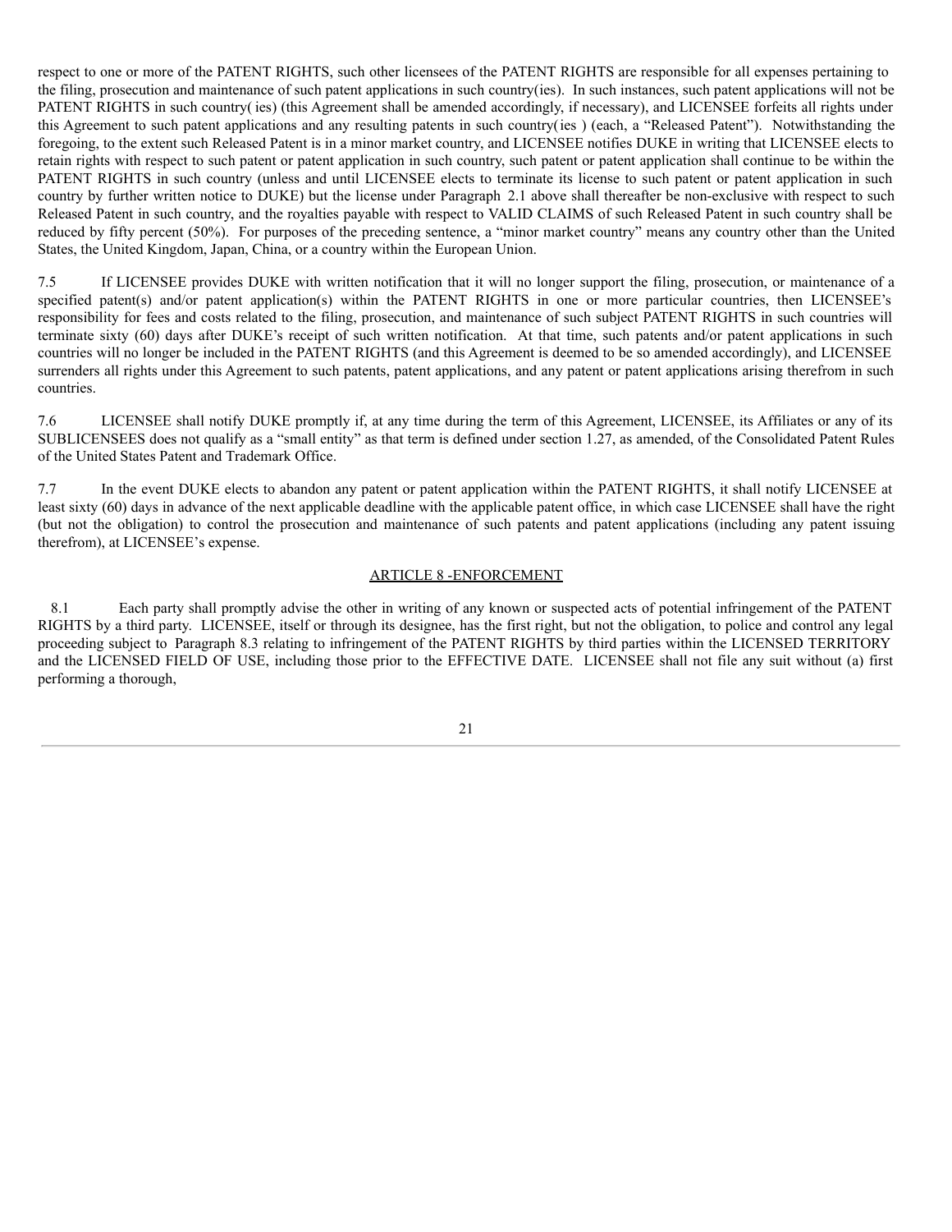respect to one or more of the PATENT RIGHTS, such other licensees of the PATENT RIGHTS are responsible for all expenses pertaining to the filing, prosecution and maintenance of such patent applications in such country(ies). In such instances, such patent applications will not be PATENT RIGHTS in such country( ies) (this Agreement shall be amended accordingly, if necessary), and LICENSEE forfeits all rights under this Agreement to such patent applications and any resulting patents in such country( ies ) (each, a "Released Patent"). Notwithstanding the foregoing, to the extent such Released Patent is in a minor market country, and LICENSEE notifies DUKE in writing that LICENSEE elects to retain rights with respect to such patent or patent application in such country, such patent or patent application shall continue to be within the PATENT RIGHTS in such country (unless and until LICENSEE elects to terminate its license to such patent or patent application in such country by further written notice to DUKE) but the license under Paragraph 2.1 above shall thereafter be non-exclusive with respect to such Released Patent in such country, and the royalties payable with respect to VALID CLAIMS of such Released Patent in such country shall be reduced by fifty percent (50%). For purposes of the preceding sentence, a "minor market country" means any country other than the United States, the United Kingdom, Japan, China, or a country within the European Union.

7.5 If LICENSEE provides DUKE with written notification that it will no longer support the filing, prosecution, or maintenance of a specified patent(s) and/or patent application(s) within the PATENT RIGHTS in one or more particular countries, then LICENSEE's responsibility for fees and costs related to the filing, prosecution, and maintenance of such subject PATENT RIGHTS in such countries will terminate sixty (60) days after DUKE's receipt of such written notification. At that time, such patents and/or patent applications in such countries will no longer be included in the PATENT RIGHTS (and this Agreement is deemed to be so amended accordingly), and LICENSEE surrenders all rights under this Agreement to such patents, patent applications, and any patent or patent applications arising therefrom in such countries.

7.6 LICENSEE shall notify DUKE promptly if, at any time during the term of this Agreement, LICENSEE, its Affiliates or any of its SUBLICENSEES does not qualify as a "small entity" as that term is defined under section 1.27, as amended, of the Consolidated Patent Rules of the United States Patent and Trademark Office.

7.7 In the event DUKE elects to abandon any patent or patent application within the PATENT RIGHTS, it shall notify LICENSEE at least sixty (60) days in advance of the next applicable deadline with the applicable patent office, in which case LICENSEE shall have the right (but not the obligation) to control the prosecution and maintenance of such patents and patent applications (including any patent issuing therefrom), at LICENSEE's expense.

## ARTICLE 8 -ENFORCEMENT

8.1 Each party shall promptly advise the other in writing of any known or suspected acts of potential infringement of the PATENT RIGHTS by a third party. LICENSEE, itself or through its designee, has the first right, but not the obligation, to police and control any legal proceeding subject to Paragraph 8.3 relating to infringement of the PATENT RIGHTS by third parties within the LICENSED TERRITORY and the LICENSED FIELD OF USE, including those prior to the EFFECTIVE DATE. LICENSEE shall not file any suit without (a) first performing a thorough,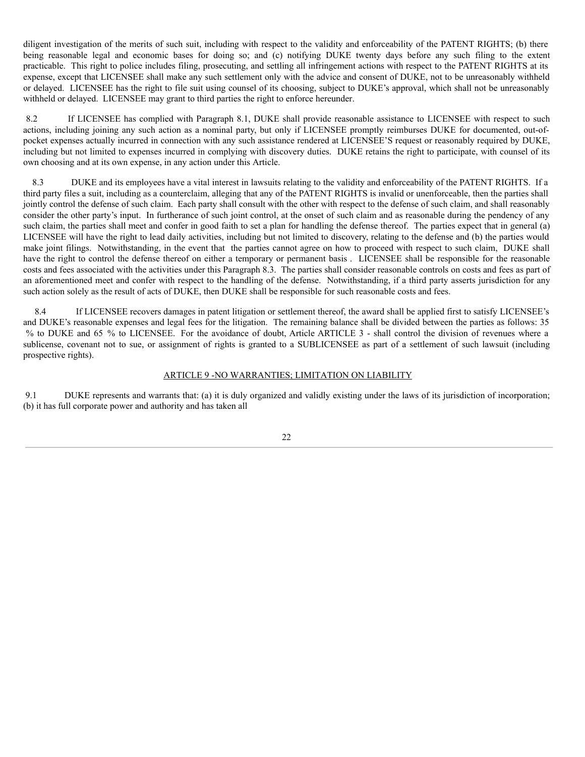diligent investigation of the merits of such suit, including with respect to the validity and enforceability of the PATENT RIGHTS; (b) there being reasonable legal and economic bases for doing so; and (c) notifying DUKE twenty days before any such filing to the extent practicable. This right to police includes filing, prosecuting, and settling all infringement actions with respect to the PATENT RIGHTS at its expense, except that LICENSEE shall make any such settlement only with the advice and consent of DUKE, not to be unreasonably withheld or delayed. LICENSEE has the right to file suit using counsel of its choosing, subject to DUKE's approval, which shall not be unreasonably withheld or delayed. LICENSEE may grant to third parties the right to enforce hereunder.

8.2 If LICENSEE has complied with Paragraph 8.1, DUKE shall provide reasonable assistance to LICENSEE with respect to such actions, including joining any such action as a nominal party, but only if LICENSEE promptly reimburses DUKE for documented, out-of-pocket expenses actually incurred in connection with any such assistance rendered at LICENSEE'S request or reasonably required by DUKE, including but not limited to expenses incurred in complying with discovery duties. DUKE retains the right to participate, with counsel of its own choosing and at its own expense, in any action under this Article.

8.3 DUKE and its employees have a vital interest in lawsuits relating to the validity and enforceability of the PATENT RIGHTS. If a third party files a suit, including as a counterclaim, alleging that any of the PATENT RIGHTS is invalid or unenforceable, then the parties shall jointly control the defense of such claim. Each party shall consult with the other with respect to the defense of such claim, and shall reasonably consider the other party's input. In furtherance of such joint control, at the onset of such claim and as reasonable during the pendency of any such claim, the parties shall meet and confer in good faith to set a plan for handling the defense thereof. The parties expect that in general (a) LICENSEE will have the right to lead daily activities, including but not limited to discovery, relating to the defense and (b) the parties would make joint filings. Notwithstanding, in the event that the parties cannot agree on how to proceed with respect to such claim, DUKE shall have the right to control the defense thereof on either a temporary or permanent basis . LICENSEE shall be responsible for the reasonable costs and fees associated with the activities under this Paragraph 8.3. The parties shall consider reasonable controls on costs and fees as part of an aforementioned meet and confer with respect to the handling of the defense. Notwithstanding, if a third party asserts jurisdiction for any such action solely as the result of acts of DUKE, then DUKE shall be responsible for such reasonable costs and fees.

8.4 If LICENSEE recovers damages in patent litigation or settlement thereof, the award shall be applied first to satisfy LICENSEE's and DUKE's reasonable expenses and legal fees for the litigation. The remaining balance shall be divided between the parties as follows: 35 % to DUKE and 65 % to LICENSEE. For the avoidance of doubt, Article ARTICLE 3 - shall control the division of revenues where a sublicense, covenant not to sue, or assignment of rights is granted to a SUBLICENSEE as part of a settlement of such lawsuit (including prospective rights).

## ARTICLE 9 -NO WARRANTIES; LIMITATION ON LIABILITY

9.1 DUKE represents and warrants that: (a) it is duly organized and validly existing under the laws of its jurisdiction of incorporation; (b) it has full corporate power and authority and has taken all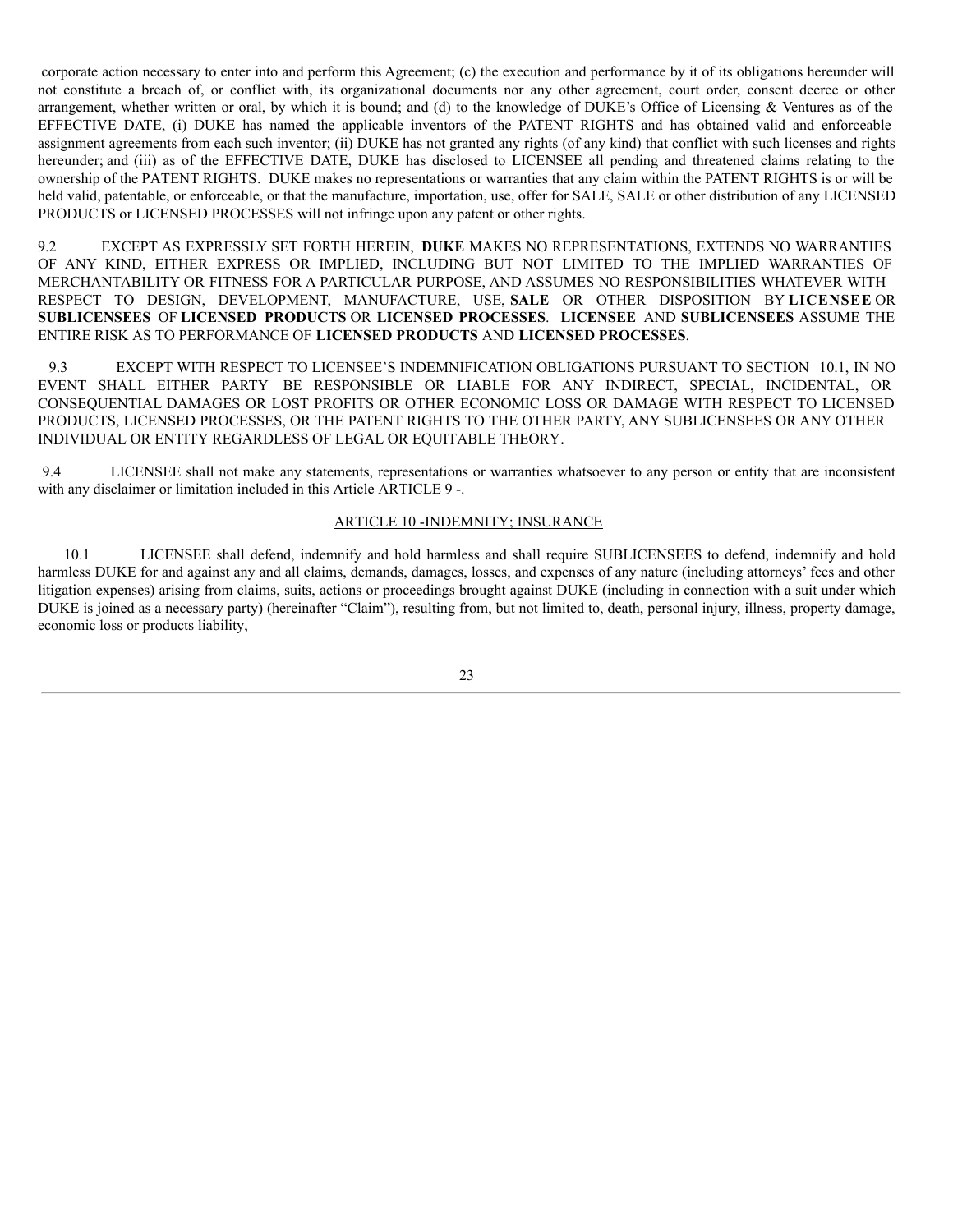corporate action necessary to enter into and perform this Agreement; (c) the execution and performance by it of its obligations hereunder will not constitute a breach of, or conflict with, its organizational documents nor any other agreement, court order, consent decree or other arrangement, whether written or oral, by which it is bound; and (d) to the knowledge of DUKE's Office of Licensing & Ventures as of the EFFECTIVE DATE, (i) DUKE has named the applicable inventors of the PATENT RIGHTS and has obtained valid and enforceable assignment agreements from each such inventor; (ii) DUKE has not granted any rights (of any kind) that conflict with such licenses and rights hereunder; and (iii) as of the EFFECTIVE DATE, DUKE has disclosed to LICENSEE all pending and threatened claims relating to the ownership of the PATENT RIGHTS. DUKE makes no representations or warranties that any claim within the PATENT RIGHTS is or will be held valid, patentable, or enforceable, or that the manufacture, importation, use, offer for SALE, SALE or other distribution of any LICENSED PRODUCTS or LICENSED PROCESSES will not infringe upon any patent or other rights.

9.2 EXCEPT AS EXPRESSLY SET FORTH HEREIN, **DUKE** MAKES NO REPRESENTATIONS, EXTENDS NO WARRANTIES OF ANY KIND, EITHER EXPRESS OR IMPLIED, INCLUDING BUT NOT LIMITED TO THE IMPLIED WARRANTIES OF MERCHANTABILITY OR FITNESS FOR A PARTICULAR PURPOSE, AND ASSUMES NO RESPONSIBILITIES WHATEVER WITH RESPECT TO DESIGN, DEVELOPMENT, MANUFACTURE, USE, **SALE** OR OTHER DISPOSITION BY **LICENSEE** OR **SUBLICENSEES** OF **LICENSED PRODUCTS** OR **LICENSED PROCESSES**. **LICENSEE** AND **SUBLICENSEES** ASSUME THE ENTIRE RISK AS TO PERFORMANCE OF **LICENSED PRODUCTS** AND **LICENSED PROCESSES**.

9.3 EXCEPT WITH RESPECT TO LICENSEE'S INDEMNIFICATION OBLIGATIONS PURSUANT TO SECTION 10.1, IN NO EVENT SHALL EITHER PARTY BE RESPONSIBLE OR LIABLE FOR ANY INDIRECT, SPECIAL, INCIDENTAL, OR CONSEQUENTIAL DAMAGES OR LOST PROFITS OR OTHER ECONOMIC LOSS OR DAMAGE WITH RESPECT TO LICENSED PRODUCTS, LICENSED PROCESSES, OR THE PATENT RIGHTS TO THE OTHER PARTY, ANY SUBLICENSEES OR ANY OTHER INDIVIDUAL OR ENTITY REGARDLESS OF LEGAL OR EQUITABLE THEORY.

9.4 LICENSEE shall not make any statements, representations or warranties whatsoever to any person or entity that are inconsistent with any disclaimer or limitation included in this Article ARTICLE 9 -.

## ARTICLE 10 -INDEMNITY; INSURANCE

10.1 LICENSEE shall defend, indemnify and hold harmless and shall require SUBLICENSEES to defend, indemnify and hold harmless DUKE for and against any and all claims, demands, damages, losses, and expenses of any nature (including attorneys' fees and other litigation expenses) arising from claims, suits, actions or proceedings brought against DUKE (including in connection with a suit under which DUKE is joined as a necessary party) (hereinafter "Claim"), resulting from, but not limited to, death, personal injury, illness, property damage, economic loss or products liability,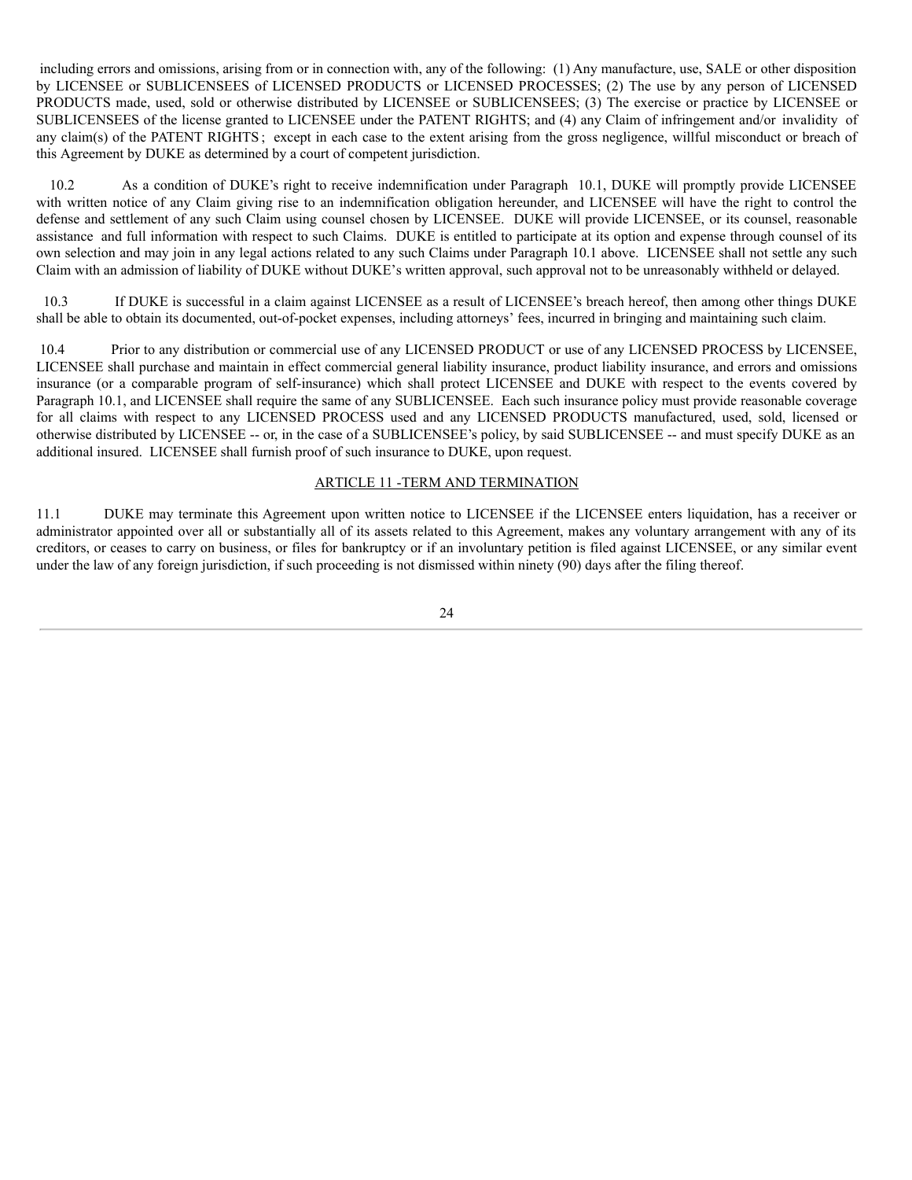including errors and omissions, arising from or in connection with, any of the following: (1) Any manufacture, use, SALE or other disposition by LICENSEE or SUBLICENSEES of LICENSED PRODUCTS or LICENSED PROCESSES; (2) The use by any person of LICENSED PRODUCTS made, used, sold or otherwise distributed by LICENSEE or SUBLICENSEES; (3) The exercise or practice by LICENSEE or SUBLICENSEES of the license granted to LICENSEE under the PATENT RIGHTS; and (4) any Claim of infringement and/or invalidity of any claim(s) of the PATENT RIGHTS ; except in each case to the extent arising from the gross negligence, willful misconduct or breach of this Agreement by DUKE as determined by a court of competent jurisdiction.

10.2 As a condition of DUKE's right to receive indemnification under Paragraph 10.1, DUKE will promptly provide LICENSEE with written notice of any Claim giving rise to an indemnification obligation hereunder, and LICENSEE will have the right to control the defense and settlement of any such Claim using counsel chosen by LICENSEE. DUKE will provide LICENSEE, or its counsel, reasonable assistance and full information with respect to such Claims. DUKE is entitled to participate at its option and expense through counsel of its own selection and may join in any legal actions related to any such Claims under Paragraph 10.1 above. LICENSEE shall not settle any such Claim with an admission of liability of DUKE without DUKE's written approval, such approval not to be unreasonably withheld or delayed.

10.3 If DUKE is successful in a claim against LICENSEE as a result of LICENSEE's breach hereof, then among other things DUKE shall be able to obtain its documented, out-of-pocket expenses, including attorneys' fees, incurred in bringing and maintaining such claim.

10.4 Prior to any distribution or commercial use of any LICENSED PRODUCT or use of any LICENSED PROCESS by LICENSEE, LICENSEE shall purchase and maintain in effect commercial general liability insurance, product liability insurance, and errors and omissions insurance (or a comparable program of self-insurance) which shall protect LICENSEE and DUKE with respect to the events covered by Paragraph 10.1, and LICENSEE shall require the same of any SUBLICENSEE. Each such insurance policy must provide reasonable coverage for all claims with respect to any LICENSED PROCESS used and any LICENSED PRODUCTS manufactured, used, sold, licensed or otherwise distributed by LICENSEE -- or, in the case of a SUBLICENSEE's policy, by said SUBLICENSEE -- and must specify DUKE as an additional insured. LICENSEE shall furnish proof of such insurance to DUKE, upon request.

## ARTICLE 11 -TERM AND TERMINATION

11.1 DUKE may terminate this Agreement upon written notice to LICENSEE if the LICENSEE enters liquidation, has a receiver or administrator appointed over all or substantially all of its assets related to this Agreement, makes any voluntary arrangement with any of its creditors, or ceases to carry on business, or files for bankruptcy or if an involuntary petition is filed against LICENSEE, or any similar event under the law of any foreign jurisdiction, if such proceeding is not dismissed within ninety (90) days after the filing thereof.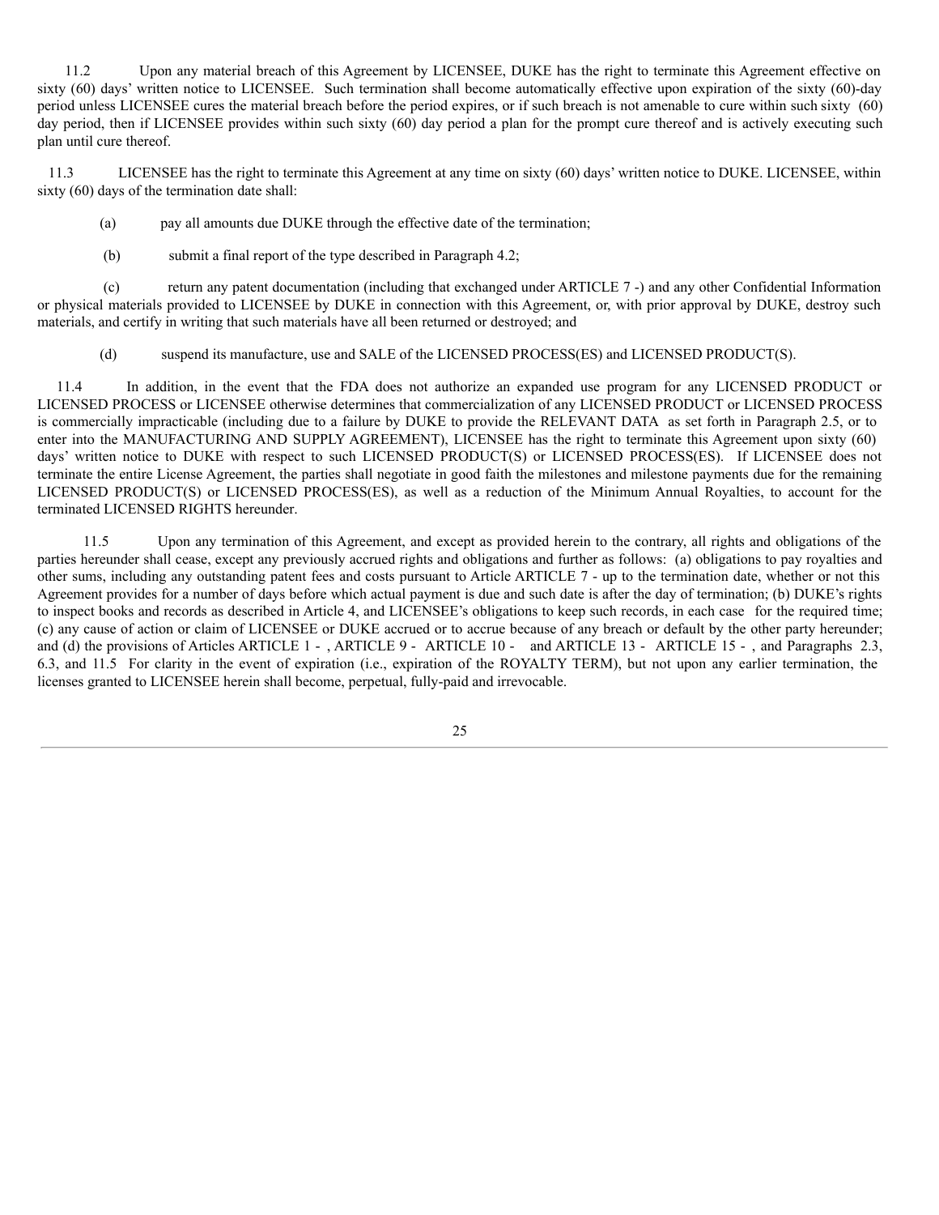11.2 Upon any material breach of this Agreement by LICENSEE, DUKE has the right to terminate this Agreement effective on sixty (60) days' written notice to LICENSEE. Such termination shall become automatically effective upon expiration of the sixty (60)-day period unless LICENSEE cures the material breach before the period expires, or if such breach is not amenable to cure within such sixty (60) day period, then if LICENSEE provides within such sixty (60) day period a plan for the prompt cure thereof and is actively executing such plan until cure thereof.

11.3 LICENSEE has the right to terminate this Agreement at any time on sixty (60) days' written notice to DUKE. LICENSEE, within sixty (60) days of the termination date shall:

(a) pay all amounts due DUKE through the effective date of the termination;

(b) submit a final report of the type described in Paragraph 4.2;

(c) return any patent documentation (including that exchanged under ARTICLE 7 -) and any other Confidential Information or physical materials provided to LICENSEE by DUKE in connection with this Agreement, or, with prior approval by DUKE, destroy such materials, and certify in writing that such materials have all been returned or destroyed; and

(d) suspend its manufacture, use and SALE of the LICENSED PROCESS(ES) and LICENSED PRODUCT(S).

11.4 In addition, in the event that the FDA does not authorize an expanded use program for any LICENSED PRODUCT or LICENSED PROCESS or LICENSEE otherwise determines that commercialization of any LICENSED PRODUCT or LICENSED PROCESS is commercially impracticable (including due to a failure by DUKE to provide the RELEVANT DATA as set forth in Paragraph 2.5, or to enter into the MANUFACTURING AND SUPPLY AGREEMENT), LICENSEE has the right to terminate this Agreement upon sixty (60) days' written notice to DUKE with respect to such LICENSED PRODUCT(S) or LICENSED PROCESS(ES). If LICENSEE does not terminate the entire License Agreement, the parties shall negotiate in good faith the milestones and milestone payments due for the remaining LICENSED PRODUCT(S) or LICENSED PROCESS(ES), as well as a reduction of the Minimum Annual Royalties, to account for the terminated LICENSED RIGHTS hereunder.

11.5 Upon any termination of this Agreement, and except as provided herein to the contrary, all rights and obligations of the parties hereunder shall cease, except any previously accrued rights and obligations and further as follows: (a) obligations to pay royalties and other sums, including any outstanding patent fees and costs pursuant to Article ARTICLE 7 - up to the termination date, whether or not this Agreement provides for a number of days before which actual payment is due and such date is after the day of termination; (b) DUKE's rights to inspect books and records as described in Article 4, and LICENSEE's obligations to keep such records, in each case for the required time; (c) any cause of action or claim of LICENSEE or DUKE accrued or to accrue because of any breach or default by the other party hereunder; and (d) the provisions of Articles ARTICLE 1 - , ARTICLE 9 - ARTICLE 10 - and ARTICLE 13 - ARTICLE 15 - , and Paragraphs 2.3, 6.3, and 11.5 For clarity in the event of expiration (i.e., expiration of the ROYALTY TERM), but not upon any earlier termination, the licenses granted to LICENSEE herein shall become, perpetual, fully-paid and irrevocable.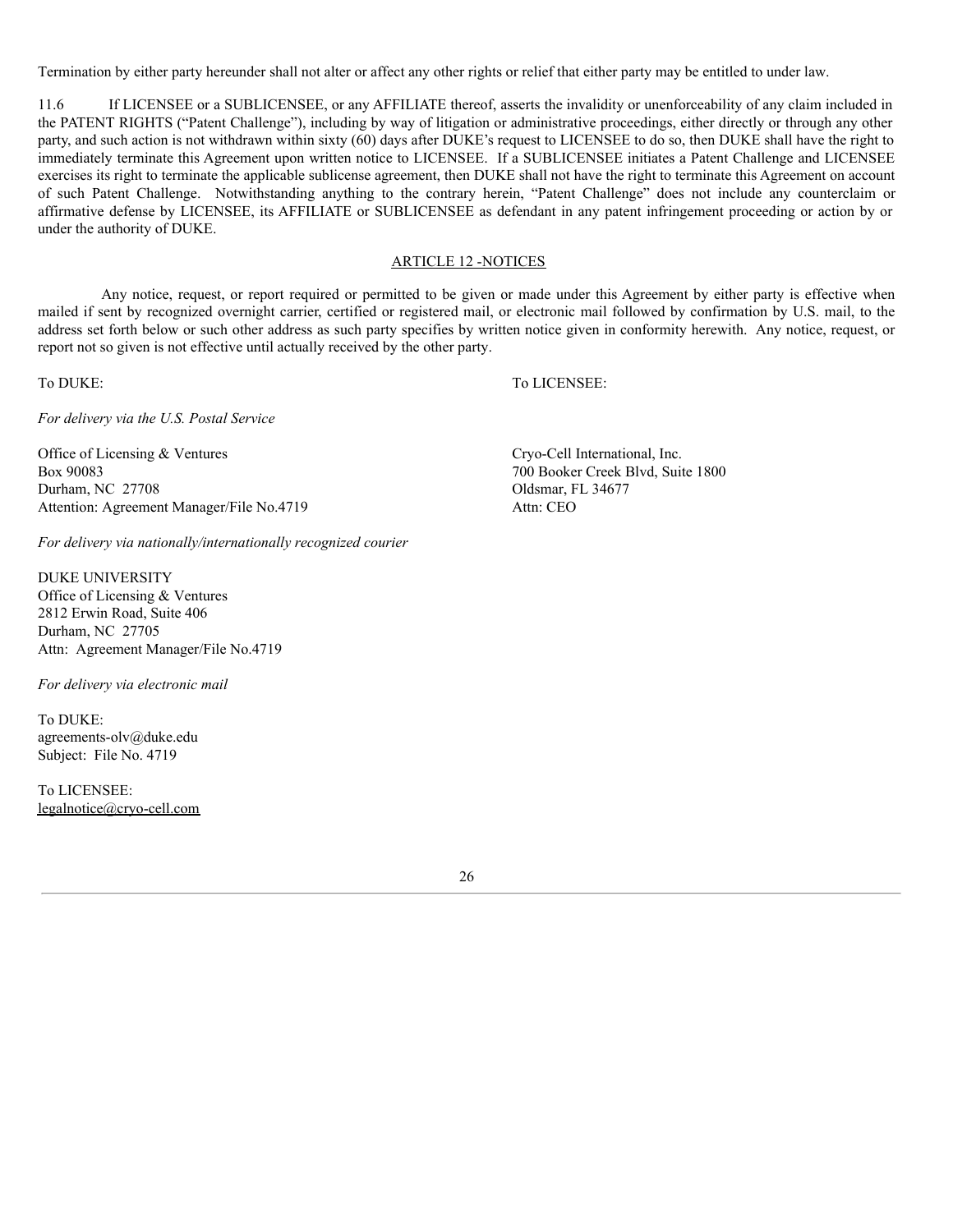Termination by either party hereunder shall not alter or affect any other rights or relief that either party may be entitled to under law.

11.6 If LICENSEE or a SUBLICENSEE, or any AFFILIATE thereof, asserts the invalidity or unenforceability of any claim included in the PATENT RIGHTS ("Patent Challenge"), including by way of litigation or administrative proceedings, either directly or through any other party, and such action is not withdrawn within sixty (60) days after DUKE's request to LICENSEE to do so, then DUKE shall have the right to immediately terminate this Agreement upon written notice to LICENSEE. If a SUBLICENSEE initiates a Patent Challenge and LICENSEE exercises its right to terminate the applicable sublicense agreement, then DUKE shall not have the right to terminate this Agreement on account of such Patent Challenge. Notwithstanding anything to the contrary herein, "Patent Challenge" does not include any counterclaim or affirmative defense by LICENSEE, its AFFILIATE or SUBLICENSEE as defendant in any patent infringement proceeding or action by or under the authority of DUKE.

## ARTICLE 12 -NOTICES

Any notice, request, or report required or permitted to be given or made under this Agreement by either party is effective when mailed if sent by recognized overnight carrier, certified or registered mail, or electronic mail followed by confirmation by U.S. mail, to the address set forth below or such other address as such party specifies by written notice given in conformity herewith. Any notice, request, or report not so given is not effective until actually received by the other party.

To DUKE:

*For delivery via the U.S. Postal Service*

Office of Licensing & Ventures
Box 90083
Durham, NC 27708
Attention: Agreement Manager/File No.4719

*For delivery via nationally/internationally recognized courier*

DUKE UNIVERSITY
Office of Licensing & Ventures
2812 Erwin Road, Suite 406
Durham, NC 27705
Attn: Agreement Manager/File No.4719

*For delivery via electronic mail*

To DUKE:
agreements-olv@duke.edu
Subject: File No. 4719

To LICENSEE:
legalnotice@cryo-cell.com

To LICENSEE:

Cryo-Cell International, Inc.
700 Booker Creek Blvd, Suite 1800
Oldsmar, FL 34677
Attn: CEO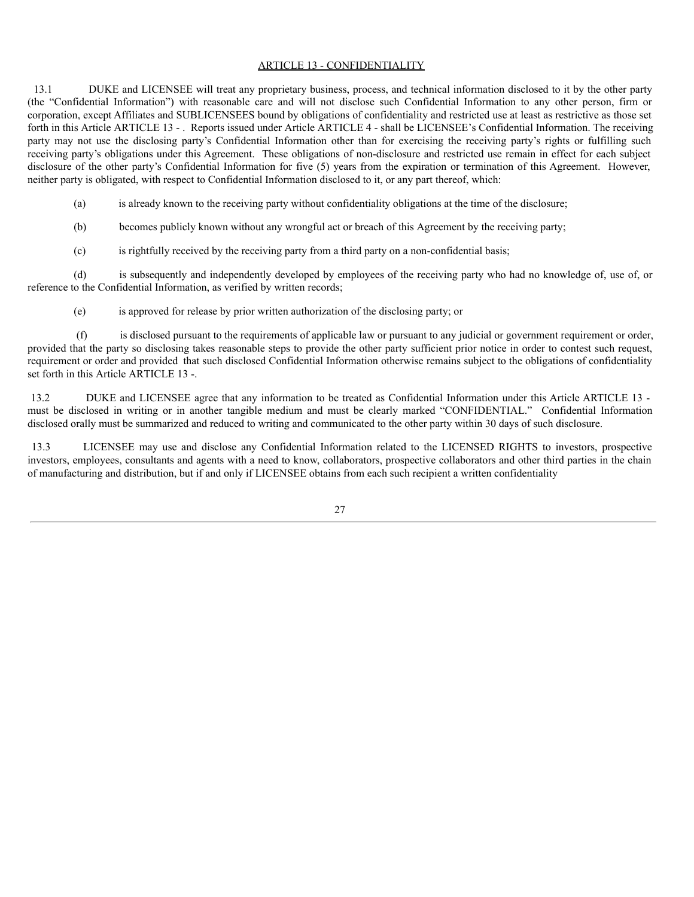## ARTICLE 13 - CONFIDENTIALITY

13.1 DUKE and LICENSEE will treat any proprietary business, process, and technical information disclosed to it by the other party (the "Confidential Information") with reasonable care and will not disclose such Confidential Information to any other person, firm or corporation, except Affiliates and SUBLICENSEES bound by obligations of confidentiality and restricted use at least as restrictive as those set forth in this Article ARTICLE 13 - . Reports issued under Article ARTICLE 4 - shall be LICENSEE's Confidential Information. The receiving party may not use the disclosing party's Confidential Information other than for exercising the receiving party's rights or fulfilling such receiving party's obligations under this Agreement. These obligations of non-disclosure and restricted use remain in effect for each subject disclosure of the other party's Confidential Information for five (5) years from the expiration or termination of this Agreement. However, neither party is obligated, with respect to Confidential Information disclosed to it, or any part thereof, which:

(a) is already known to the receiving party without confidentiality obligations at the time of the disclosure;

(b) becomes publicly known without any wrongful act or breach of this Agreement by the receiving party;

(c) is rightfully received by the receiving party from a third party on a non-confidential basis;

(d) is subsequently and independently developed by employees of the receiving party who had no knowledge of, use of, or reference to the Confidential Information, as verified by written records;

(e) is approved for release by prior written authorization of the disclosing party; or

(f) is disclosed pursuant to the requirements of applicable law or pursuant to any judicial or government requirement or order, provided that the party so disclosing takes reasonable steps to provide the other party sufficient prior notice in order to contest such request, requirement or order and provided that such disclosed Confidential Information otherwise remains subject to the obligations of confidentiality set forth in this Article ARTICLE 13 -.

13.2 DUKE and LICENSEE agree that any information to be treated as Confidential Information under this Article ARTICLE 13 - must be disclosed in writing or in another tangible medium and must be clearly marked "CONFIDENTIAL." Confidential Information disclosed orally must be summarized and reduced to writing and communicated to the other party within 30 days of such disclosure.

13.3 LICENSEE may use and disclose any Confidential Information related to the LICENSED RIGHTS to investors, prospective investors, employees, consultants and agents with a need to know, collaborators, prospective collaborators and other third parties in the chain of manufacturing and distribution, but if and only if LICENSEE obtains from each such recipient a written confidentiality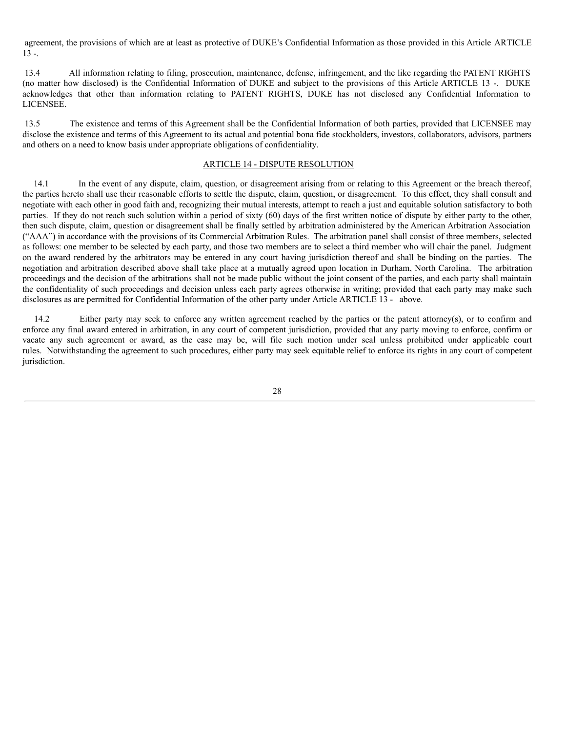agreement, the provisions of which are at least as protective of DUKE's Confidential Information as those provided in this Article ARTICLE 13 -.

13.4 All information relating to filing, prosecution, maintenance, defense, infringement, and the like regarding the PATENT RIGHTS (no matter how disclosed) is the Confidential Information of DUKE and subject to the provisions of this Article ARTICLE 13 -. DUKE acknowledges that other than information relating to PATENT RIGHTS, DUKE has not disclosed any Confidential Information to LICENSEE.

13.5 The existence and terms of this Agreement shall be the Confidential Information of both parties, provided that LICENSEE may disclose the existence and terms of this Agreement to its actual and potential bona fide stockholders, investors, collaborators, advisors, partners and others on a need to know basis under appropriate obligations of confidentiality.

## ARTICLE 14 - DISPUTE RESOLUTION

14.1 In the event of any dispute, claim, question, or disagreement arising from or relating to this Agreement or the breach thereof, the parties hereto shall use their reasonable efforts to settle the dispute, claim, question, or disagreement. To this effect, they shall consult and negotiate with each other in good faith and, recognizing their mutual interests, attempt to reach a just and equitable solution satisfactory to both parties. If they do not reach such solution within a period of sixty (60) days of the first written notice of dispute by either party to the other, then such dispute, claim, question or disagreement shall be finally settled by arbitration administered by the American Arbitration Association ("AAA") in accordance with the provisions of its Commercial Arbitration Rules. The arbitration panel shall consist of three members, selected as follows: one member to be selected by each party, and those two members are to select a third member who will chair the panel. Judgment on the award rendered by the arbitrators may be entered in any court having jurisdiction thereof and shall be binding on the parties. The negotiation and arbitration described above shall take place at a mutually agreed upon location in Durham, North Carolina. The arbitration proceedings and the decision of the arbitrations shall not be made public without the joint consent of the parties, and each party shall maintain the confidentiality of such proceedings and decision unless each party agrees otherwise in writing; provided that each party may make such disclosures as are permitted for Confidential Information of the other party under Article ARTICLE 13 - above.

14.2 Either party may seek to enforce any written agreement reached by the parties or the patent attorney(s), or to confirm and enforce any final award entered in arbitration, in any court of competent jurisdiction, provided that any party moving to enforce, confirm or vacate any such agreement or award, as the case may be, will file such motion under seal unless prohibited under applicable court rules. Notwithstanding the agreement to such procedures, either party may seek equitable relief to enforce its rights in any court of competent jurisdiction.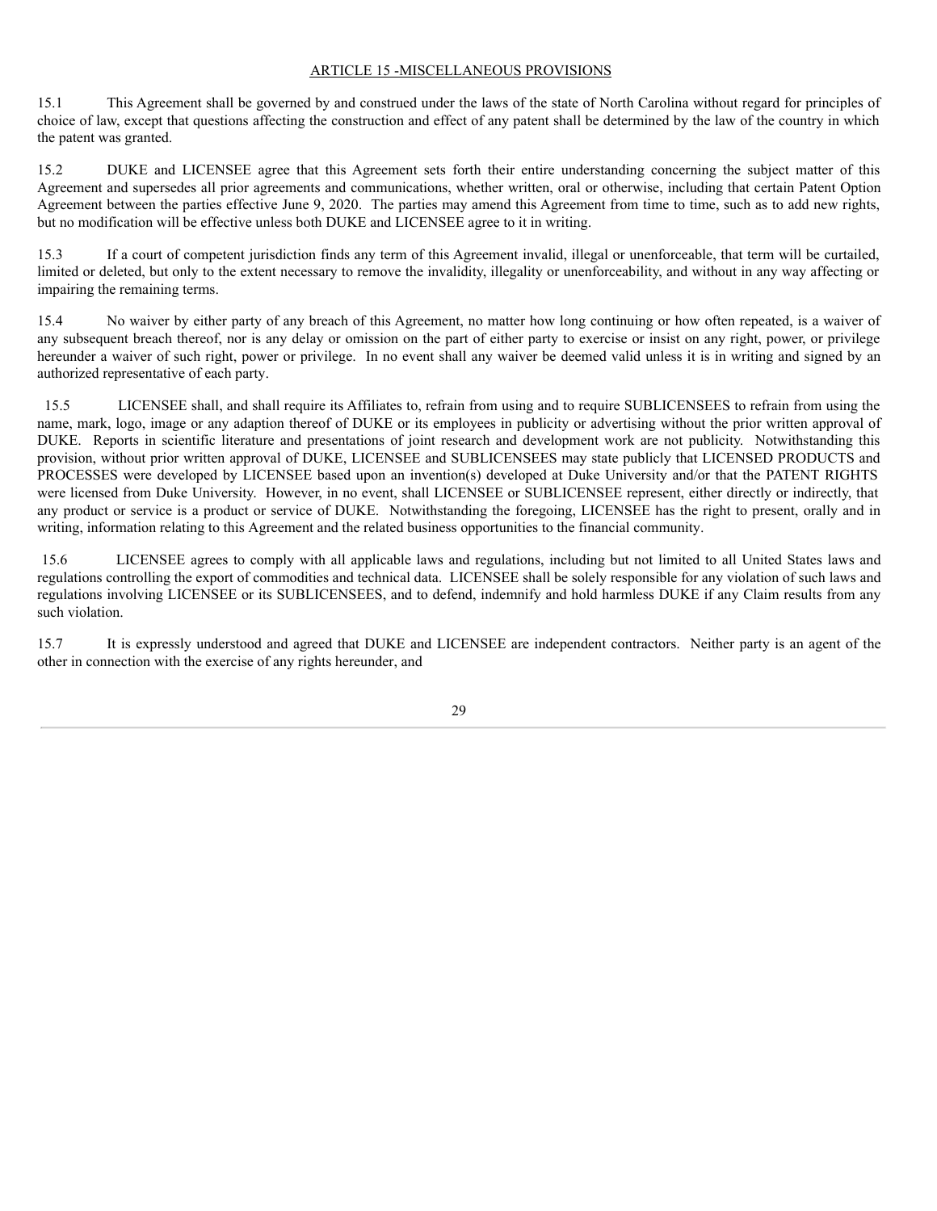## ARTICLE 15 -MISCELLANEOUS PROVISIONS

15.1 This Agreement shall be governed by and construed under the laws of the state of North Carolina without regard for principles of choice of law, except that questions affecting the construction and effect of any patent shall be determined by the law of the country in which the patent was granted.

15.2 DUKE and LICENSEE agree that this Agreement sets forth their entire understanding concerning the subject matter of this Agreement and supersedes all prior agreements and communications, whether written, oral or otherwise, including that certain Patent Option Agreement between the parties effective June 9, 2020. The parties may amend this Agreement from time to time, such as to add new rights, but no modification will be effective unless both DUKE and LICENSEE agree to it in writing.

15.3 If a court of competent jurisdiction finds any term of this Agreement invalid, illegal or unenforceable, that term will be curtailed, limited or deleted, but only to the extent necessary to remove the invalidity, illegality or unenforceability, and without in any way affecting or impairing the remaining terms.

15.4 No waiver by either party of any breach of this Agreement, no matter how long continuing or how often repeated, is a waiver of any subsequent breach thereof, nor is any delay or omission on the part of either party to exercise or insist on any right, power, or privilege hereunder a waiver of such right, power or privilege. In no event shall any waiver be deemed valid unless it is in writing and signed by an authorized representative of each party.

15.5 LICENSEE shall, and shall require its Affiliates to, refrain from using and to require SUBLICENSEES to refrain from using the name, mark, logo, image or any adaption thereof of DUKE or its employees in publicity or advertising without the prior written approval of DUKE. Reports in scientific literature and presentations of joint research and development work are not publicity. Notwithstanding this provision, without prior written approval of DUKE, LICENSEE and SUBLICENSEES may state publicly that LICENSED PRODUCTS and PROCESSES were developed by LICENSEE based upon an invention(s) developed at Duke University and/or that the PATENT RIGHTS were licensed from Duke University. However, in no event, shall LICENSEE or SUBLICENSEE represent, either directly or indirectly, that any product or service is a product or service of DUKE. Notwithstanding the foregoing, LICENSEE has the right to present, orally and in writing, information relating to this Agreement and the related business opportunities to the financial community.

15.6 LICENSEE agrees to comply with all applicable laws and regulations, including but not limited to all United States laws and regulations controlling the export of commodities and technical data. LICENSEE shall be solely responsible for any violation of such laws and regulations involving LICENSEE or its SUBLICENSEES, and to defend, indemnify and hold harmless DUKE if any Claim results from any such violation.

15.7 It is expressly understood and agreed that DUKE and LICENSEE are independent contractors. Neither party is an agent of the other in connection with the exercise of any rights hereunder, and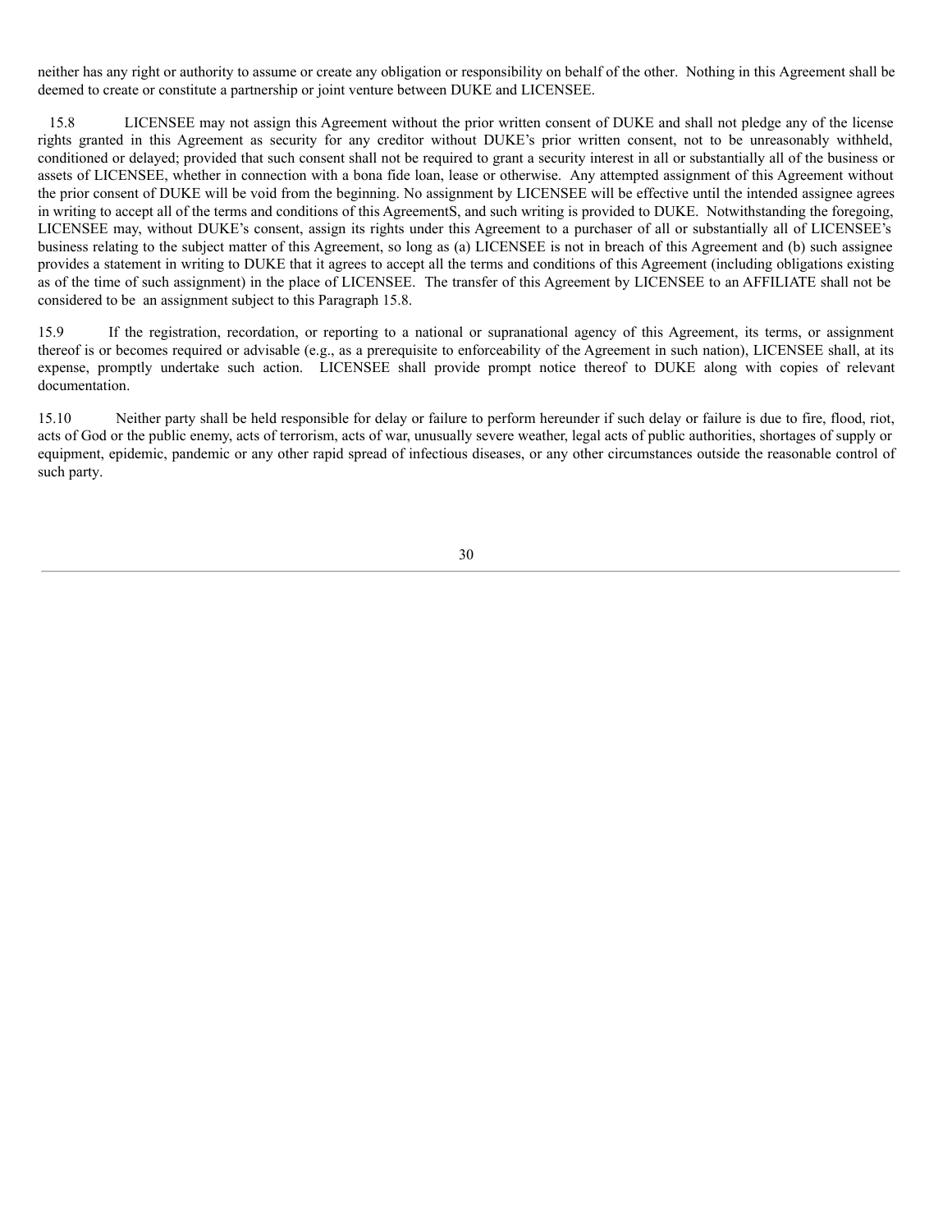neither has any right or authority to assume or create any obligation or responsibility on behalf of the other. Nothing in this Agreement shall be deemed to create or constitute a partnership or joint venture between DUKE and LICENSEE.

15.8 LICENSEE may not assign this Agreement without the prior written consent of DUKE and shall not pledge any of the license rights granted in this Agreement as security for any creditor without DUKE's prior written consent, not to be unreasonably withheld, conditioned or delayed; provided that such consent shall not be required to grant a security interest in all or substantially all of the business or assets of LICENSEE, whether in connection with a bona fide loan, lease or otherwise. Any attempted assignment of this Agreement without the prior consent of DUKE will be void from the beginning. No assignment by LICENSEE will be effective until the intended assignee agrees in writing to accept all of the terms and conditions of this AgreementS, and such writing is provided to DUKE. Notwithstanding the foregoing, LICENSEE may, without DUKE's consent, assign its rights under this Agreement to a purchaser of all or substantially all of LICENSEE's business relating to the subject matter of this Agreement, so long as (a) LICENSEE is not in breach of this Agreement and (b) such assignee provides a statement in writing to DUKE that it agrees to accept all the terms and conditions of this Agreement (including obligations existing as of the time of such assignment) in the place of LICENSEE. The transfer of this Agreement by LICENSEE to an AFFILIATE shall not be considered to be an assignment subject to this Paragraph 15.8.

15.9 If the registration, recordation, or reporting to a national or supranational agency of this Agreement, its terms, or assignment thereof is or becomes required or advisable (e.g., as a prerequisite to enforceability of the Agreement in such nation), LICENSEE shall, at its expense, promptly undertake such action. LICENSEE shall provide prompt notice thereof to DUKE along with copies of relevant documentation.

15.10 Neither party shall be held responsible for delay or failure to perform hereunder if such delay or failure is due to fire, flood, riot, acts of God or the public enemy, acts of terrorism, acts of war, unusually severe weather, legal acts of public authorities, shortages of supply or equipment, epidemic, pandemic or any other rapid spread of infectious diseases, or any other circumstances outside the reasonable control of such party.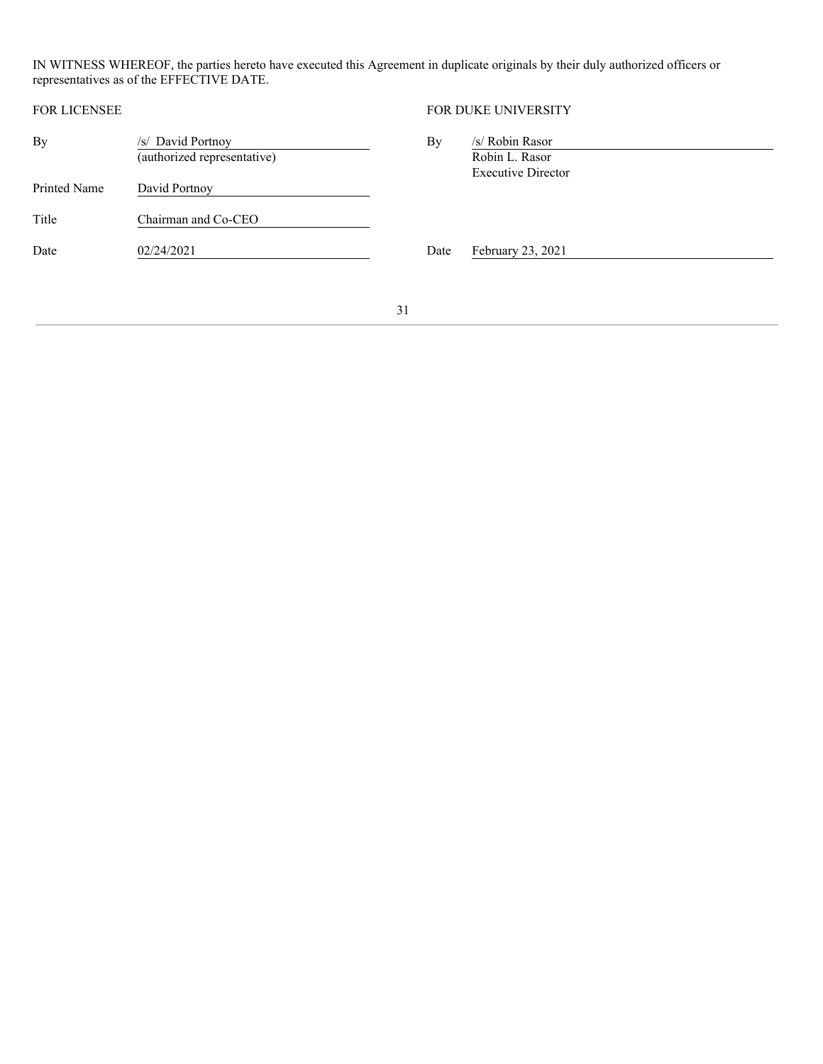IN WITNESS WHEREOF, the parties hereto have executed this Agreement in duplicate originals by their duly authorized officers or representatives as of the EFFECTIVE DATE.

| FOR LICENSEE | | FOR DUKE UNIVERSITY | |
|---|---|---|---|
| By | /s/ David Portnoy (authorized representative) | By | /s/ Robin Rasor Robin L. Rasor Executive Director |
| Printed Name | David Portnoy | | |
| Title | Chairman and Co-CEO | | |
| Date | 02/24/2021 | Date | February 23, 2021 |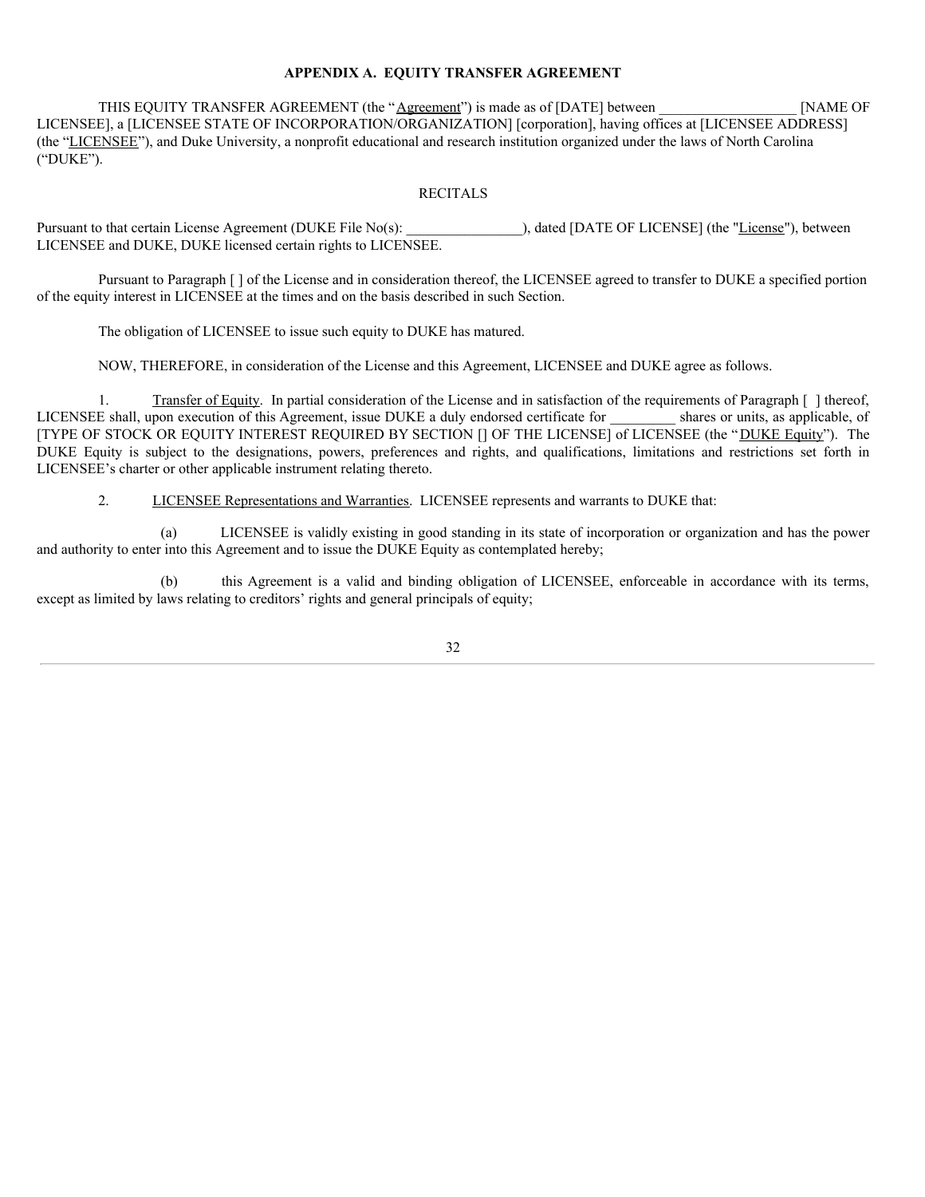**APPENDIX A. EQUITY TRANSFER AGREEMENT**

THIS EQUITY TRANSFER AGREEMENT (the "Agreement") is made as of [DATE] between ___________________ [NAME OF LICENSEE], a [LICENSEE STATE OF INCORPORATION/ORGANIZATION] [corporation], having offices at [LICENSEE ADDRESS] (the "LICENSEE"), and Duke University, a nonprofit educational and research institution organized under the laws of North Carolina ("DUKE").

RECITALS

Pursuant to that certain License Agreement (DUKE File No(s): ________________), dated [DATE OF LICENSE] (the "License"), between LICENSEE and DUKE, DUKE licensed certain rights to LICENSEE.

Pursuant to Paragraph [ ] of the License and in consideration thereof, the LICENSEE agreed to transfer to DUKE a specified portion of the equity interest in LICENSEE at the times and on the basis described in such Section.

The obligation of LICENSEE to issue such equity to DUKE has matured.

NOW, THEREFORE, in consideration of the License and this Agreement, LICENSEE and DUKE agree as follows.

1. Transfer of Equity. In partial consideration of the License and in satisfaction of the requirements of Paragraph [ ] thereof, LICENSEE shall, upon execution of this Agreement, issue DUKE a duly endorsed certificate for _________ shares or units, as applicable, of [TYPE OF STOCK OR EQUITY INTEREST REQUIRED BY SECTION [] OF THE LICENSE] of LICENSEE (the "DUKE Equity"). The DUKE Equity is subject to the designations, powers, preferences and rights, and qualifications, limitations and restrictions set forth in LICENSEE's charter or other applicable instrument relating thereto.

2. LICENSEE Representations and Warranties. LICENSEE represents and warrants to DUKE that:

(a) LICENSEE is validly existing in good standing in its state of incorporation or organization and has the power and authority to enter into this Agreement and to issue the DUKE Equity as contemplated hereby;

(b) this Agreement is a valid and binding obligation of LICENSEE, enforceable in accordance with its terms, except as limited by laws relating to creditors' rights and general principals of equity;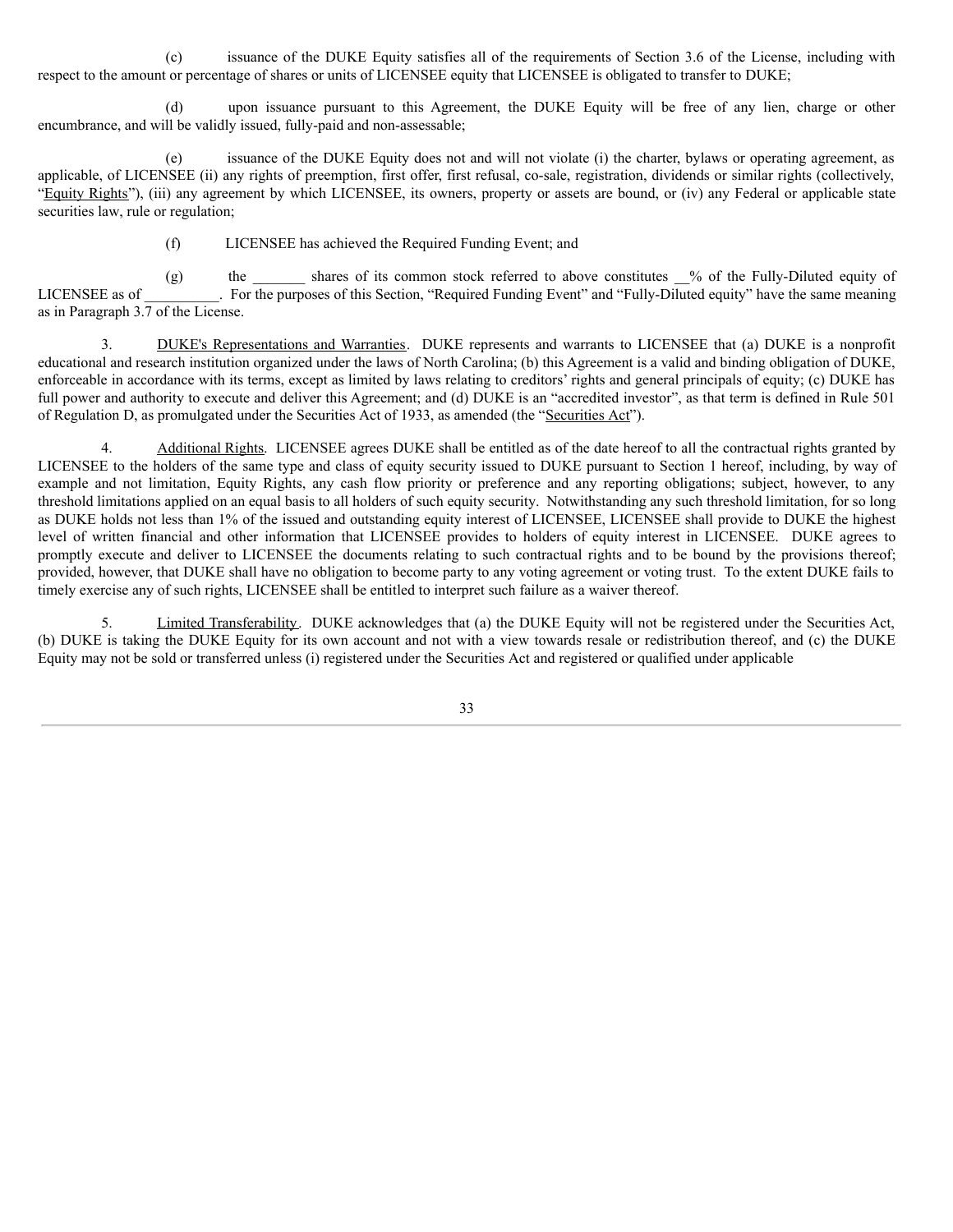(c) issuance of the DUKE Equity satisfies all of the requirements of Section 3.6 of the License, including with respect to the amount or percentage of shares or units of LICENSEE equity that LICENSEE is obligated to transfer to DUKE;

(d) upon issuance pursuant to this Agreement, the DUKE Equity will be free of any lien, charge or other encumbrance, and will be validly issued, fully-paid and non-assessable;

(e) issuance of the DUKE Equity does not and will not violate (i) the charter, bylaws or operating agreement, as applicable, of LICENSEE (ii) any rights of preemption, first offer, first refusal, co-sale, registration, dividends or similar rights (collectively, "<u>Equity Rights</u>"), (iii) any agreement by which LICENSEE, its owners, property or assets are bound, or (iv) any Federal or applicable state securities law, rule or regulation;

(f) LICENSEE has achieved the Required Funding Event; and

(g) the _______ shares of its common stock referred to above constitutes __% of the Fully-Diluted equity of LICENSEE as of __________. For the purposes of this Section, "Required Funding Event" and "Fully-Diluted equity" have the same meaning as in Paragraph 3.7 of the License.

3. <u>DUKE's Representations and Warranties</u>. DUKE represents and warrants to LICENSEE that (a) DUKE is a nonprofit educational and research institution organized under the laws of North Carolina; (b) this Agreement is a valid and binding obligation of DUKE, enforceable in accordance with its terms, except as limited by laws relating to creditors' rights and general principals of equity; (c) DUKE has full power and authority to execute and deliver this Agreement; and (d) DUKE is an "accredited investor", as that term is defined in Rule 501 of Regulation D, as promulgated under the Securities Act of 1933, as amended (the "<u>Securities Act</u>").

4. <u>Additional Rights</u>. LICENSEE agrees DUKE shall be entitled as of the date hereof to all the contractual rights granted by LICENSEE to the holders of the same type and class of equity security issued to DUKE pursuant to Section 1 hereof, including, by way of example and not limitation, Equity Rights, any cash flow priority or preference and any reporting obligations; subject, however, to any threshold limitations applied on an equal basis to all holders of such equity security. Notwithstanding any such threshold limitation, for so long as DUKE holds not less than 1% of the issued and outstanding equity interest of LICENSEE, LICENSEE shall provide to DUKE the highest level of written financial and other information that LICENSEE provides to holders of equity interest in LICENSEE. DUKE agrees to promptly execute and deliver to LICENSEE the documents relating to such contractual rights and to be bound by the provisions thereof; provided, however, that DUKE shall have no obligation to become party to any voting agreement or voting trust. To the extent DUKE fails to timely exercise any of such rights, LICENSEE shall be entitled to interpret such failure as a waiver thereof.

5. <u>Limited Transferability</u>. DUKE acknowledges that (a) the DUKE Equity will not be registered under the Securities Act, (b) DUKE is taking the DUKE Equity for its own account and not with a view towards resale or redistribution thereof, and (c) the DUKE Equity may not be sold or transferred unless (i) registered under the Securities Act and registered or qualified under applicable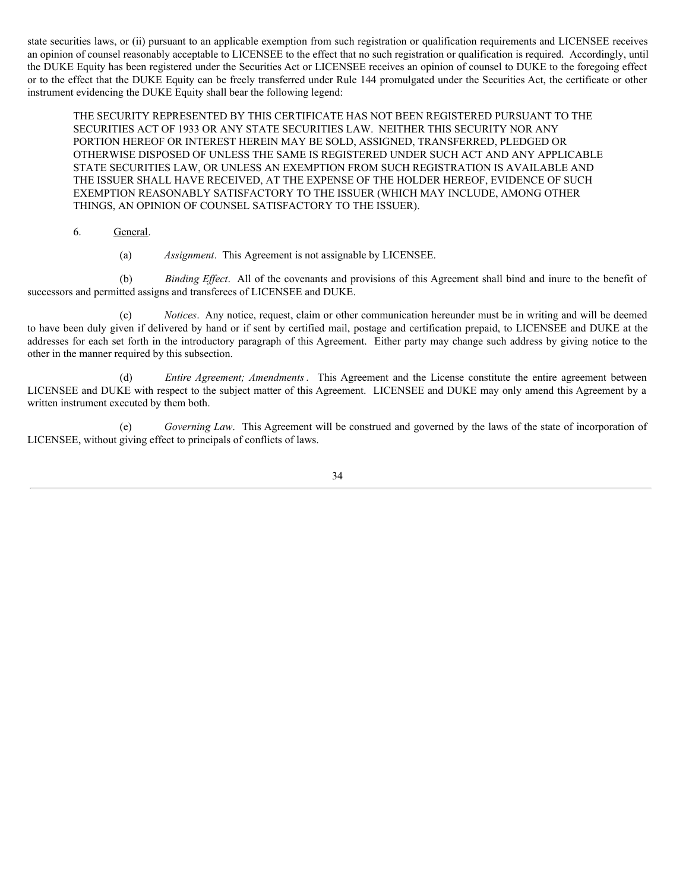state securities laws, or (ii) pursuant to an applicable exemption from such registration or qualification requirements and LICENSEE receives an opinion of counsel reasonably acceptable to LICENSEE to the effect that no such registration or qualification is required. Accordingly, until the DUKE Equity has been registered under the Securities Act or LICENSEE receives an opinion of counsel to DUKE to the foregoing effect or to the effect that the DUKE Equity can be freely transferred under Rule 144 promulgated under the Securities Act, the certificate or other instrument evidencing the DUKE Equity shall bear the following legend:

> THE SECURITY REPRESENTED BY THIS CERTIFICATE HAS NOT BEEN REGISTERED PURSUANT TO THE SECURITIES ACT OF 1933 OR ANY STATE SECURITIES LAW. NEITHER THIS SECURITY NOR ANY PORTION HEREOF OR INTEREST HEREIN MAY BE SOLD, ASSIGNED, TRANSFERRED, PLEDGED OR OTHERWISE DISPOSED OF UNLESS THE SAME IS REGISTERED UNDER SUCH ACT AND ANY APPLICABLE STATE SECURITIES LAW, OR UNLESS AN EXEMPTION FROM SUCH REGISTRATION IS AVAILABLE AND THE ISSUER SHALL HAVE RECEIVED, AT THE EXPENSE OF THE HOLDER HEREOF, EVIDENCE OF SUCH EXEMPTION REASONABLY SATISFACTORY TO THE ISSUER (WHICH MAY INCLUDE, AMONG OTHER THINGS, AN OPINION OF COUNSEL SATISFACTORY TO THE ISSUER).

6. General.

(a) *Assignment*. This Agreement is not assignable by LICENSEE.

(b) *Binding Effect*. All of the covenants and provisions of this Agreement shall bind and inure to the benefit of successors and permitted assigns and transferees of LICENSEE and DUKE.

(c) *Notices*. Any notice, request, claim or other communication hereunder must be in writing and will be deemed to have been duly given if delivered by hand or if sent by certified mail, postage and certification prepaid, to LICENSEE and DUKE at the addresses for each set forth in the introductory paragraph of this Agreement. Either party may change such address by giving notice to the other in the manner required by this subsection.

(d) *Entire Agreement; Amendments*. This Agreement and the License constitute the entire agreement between LICENSEE and DUKE with respect to the subject matter of this Agreement. LICENSEE and DUKE may only amend this Agreement by a written instrument executed by them both.

(e) *Governing Law*. This Agreement will be construed and governed by the laws of the state of incorporation of LICENSEE, without giving effect to principals of conflicts of laws.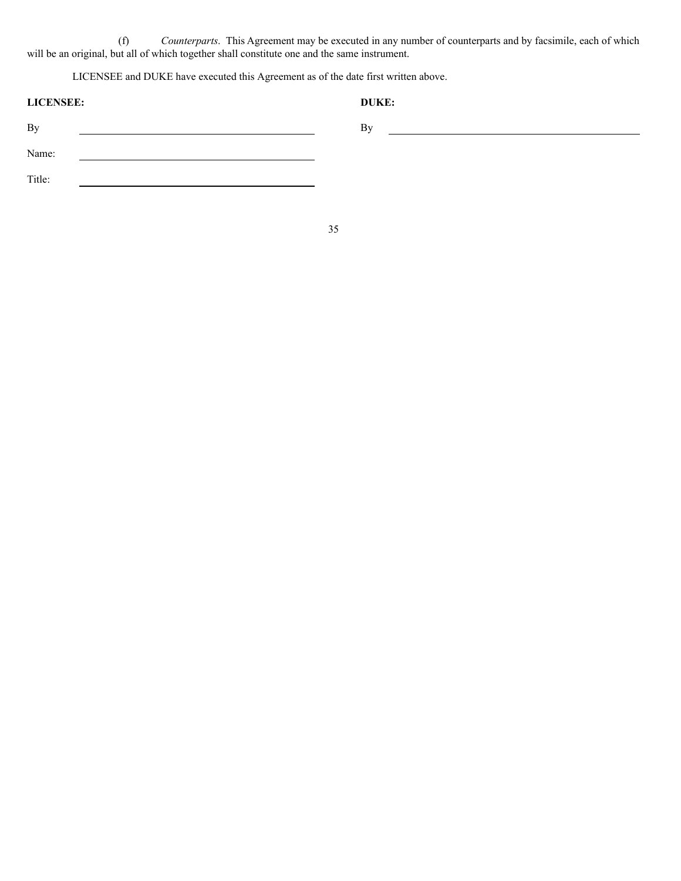(f) *Counterparts*. This Agreement may be executed in any number of counterparts and by facsimile, each of which will be an original, but all of which together shall constitute one and the same instrument.

LICENSEE and DUKE have executed this Agreement as of the date first written above.

| **LICENSEE:** | | **DUKE:** | |
|---|---|---|---|
| By | \_\_\_\_\_\_\_\_\_\_\_\_\_\_\_\_\_\_\_\_\_\_\_\_\_\_\_\_\_\_ | By | \_\_\_\_\_\_\_\_\_\_\_\_\_\_\_\_\_\_\_\_\_\_\_\_\_\_\_\_\_\_ |
| Name: | \_\_\_\_\_\_\_\_\_\_\_\_\_\_\_\_\_\_\_\_\_\_\_\_\_\_\_\_\_\_ | | |
| Title: | \_\_\_\_\_\_\_\_\_\_\_\_\_\_\_\_\_\_\_\_\_\_\_\_\_\_\_\_\_\_ | | |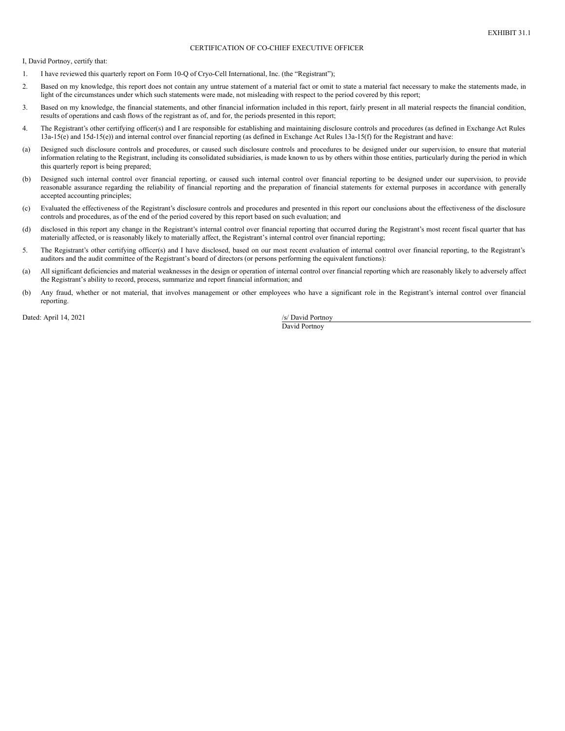EXHIBIT 31.1

CERTIFICATION OF CO-CHIEF EXECUTIVE OFFICER

I, David Portnoy, certify that:

1. I have reviewed this quarterly report on Form 10-Q of Cryo-Cell International, Inc. (the "Registrant");

2. Based on my knowledge, this report does not contain any untrue statement of a material fact or omit to state a material fact necessary to make the statements made, in light of the circumstances under which such statements were made, not misleading with respect to the period covered by this report;

3. Based on my knowledge, the financial statements, and other financial information included in this report, fairly present in all material respects the financial condition, results of operations and cash flows of the registrant as of, and for, the periods presented in this report;

4. The Registrant's other certifying officer(s) and I are responsible for establishing and maintaining disclosure controls and procedures (as defined in Exchange Act Rules 13a-15(e) and 15d-15(e)) and internal control over financial reporting (as defined in Exchange Act Rules 13a-15(f) for the Registrant and have:

(a) Designed such disclosure controls and procedures, or caused such disclosure controls and procedures to be designed under our supervision, to ensure that material information relating to the Registrant, including its consolidated subsidiaries, is made known to us by others within those entities, particularly during the period in which this quarterly report is being prepared;

(b) Designed such internal control over financial reporting, or caused such internal control over financial reporting to be designed under our supervision, to provide reasonable assurance regarding the reliability of financial reporting and the preparation of financial statements for external purposes in accordance with generally accepted accounting principles;

(c) Evaluated the effectiveness of the Registrant's disclosure controls and procedures and presented in this report our conclusions about the effectiveness of the disclosure controls and procedures, as of the end of the period covered by this report based on such evaluation; and

(d) disclosed in this report any change in the Registrant's internal control over financial reporting that occurred during the Registrant's most recent fiscal quarter that has materially affected, or is reasonably likely to materially affect, the Registrant's internal control over financial reporting;

5. The Registrant's other certifying officer(s) and I have disclosed, based on our most recent evaluation of internal control over financial reporting, to the Registrant's auditors and the audit committee of the Registrant's board of directors (or persons performing the equivalent functions):

(a) All significant deficiencies and material weaknesses in the design or operation of internal control over financial reporting which are reasonably likely to adversely affect the Registrant's ability to record, process, summarize and report financial information; and

(b) Any fraud, whether or not material, that involves management or other employees who have a significant role in the Registrant's internal control over financial reporting.

Dated: April 14, 2021

/s/ David Portnoy
David Portnoy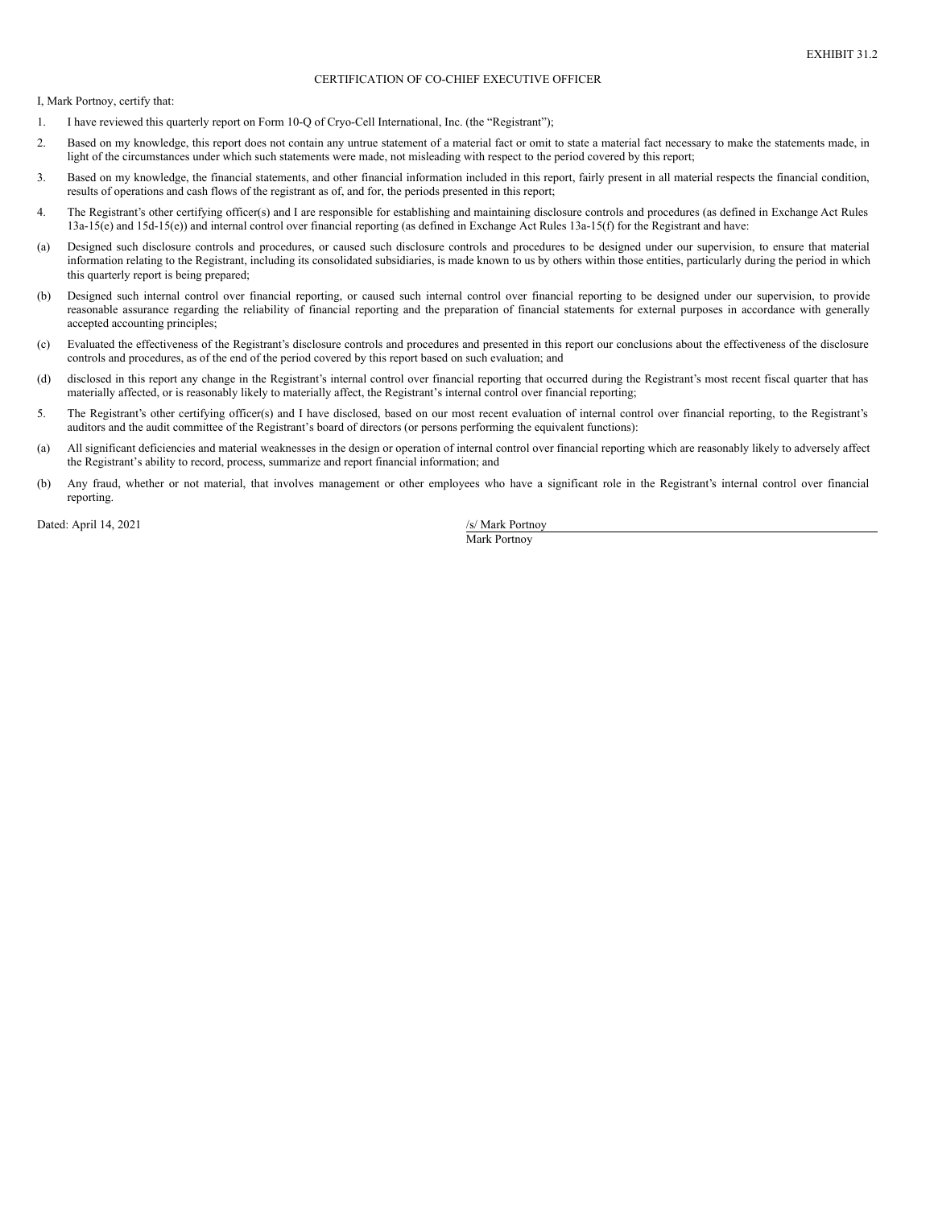EXHIBIT 31.2

CERTIFICATION OF CO-CHIEF EXECUTIVE OFFICER

I, Mark Portnoy, certify that:

1. I have reviewed this quarterly report on Form 10-Q of Cryo-Cell International, Inc. (the "Registrant");

2. Based on my knowledge, this report does not contain any untrue statement of a material fact or omit to state a material fact necessary to make the statements made, in light of the circumstances under which such statements were made, not misleading with respect to the period covered by this report;

3. Based on my knowledge, the financial statements, and other financial information included in this report, fairly present in all material respects the financial condition, results of operations and cash flows of the registrant as of, and for, the periods presented in this report;

4. The Registrant's other certifying officer(s) and I are responsible for establishing and maintaining disclosure controls and procedures (as defined in Exchange Act Rules 13a-15(e) and 15d-15(e)) and internal control over financial reporting (as defined in Exchange Act Rules 13a-15(f) for the Registrant and have:

(a) Designed such disclosure controls and procedures, or caused such disclosure controls and procedures to be designed under our supervision, to ensure that material information relating to the Registrant, including its consolidated subsidiaries, is made known to us by others within those entities, particularly during the period in which this quarterly report is being prepared;

(b) Designed such internal control over financial reporting, or caused such internal control over financial reporting to be designed under our supervision, to provide reasonable assurance regarding the reliability of financial reporting and the preparation of financial statements for external purposes in accordance with generally accepted accounting principles;

(c) Evaluated the effectiveness of the Registrant's disclosure controls and procedures and presented in this report our conclusions about the effectiveness of the disclosure controls and procedures, as of the end of the period covered by this report based on such evaluation; and

(d) disclosed in this report any change in the Registrant's internal control over financial reporting that occurred during the Registrant's most recent fiscal quarter that has materially affected, or is reasonably likely to materially affect, the Registrant's internal control over financial reporting;

5. The Registrant's other certifying officer(s) and I have disclosed, based on our most recent evaluation of internal control over financial reporting, to the Registrant's auditors and the audit committee of the Registrant's board of directors (or persons performing the equivalent functions):

(a) All significant deficiencies and material weaknesses in the design or operation of internal control over financial reporting which are reasonably likely to adversely affect the Registrant's ability to record, process, summarize and report financial information; and

(b) Any fraud, whether or not material, that involves management or other employees who have a significant role in the Registrant's internal control over financial reporting.

Dated: April 14, 2021

/s/ Mark Portnoy

Mark Portnoy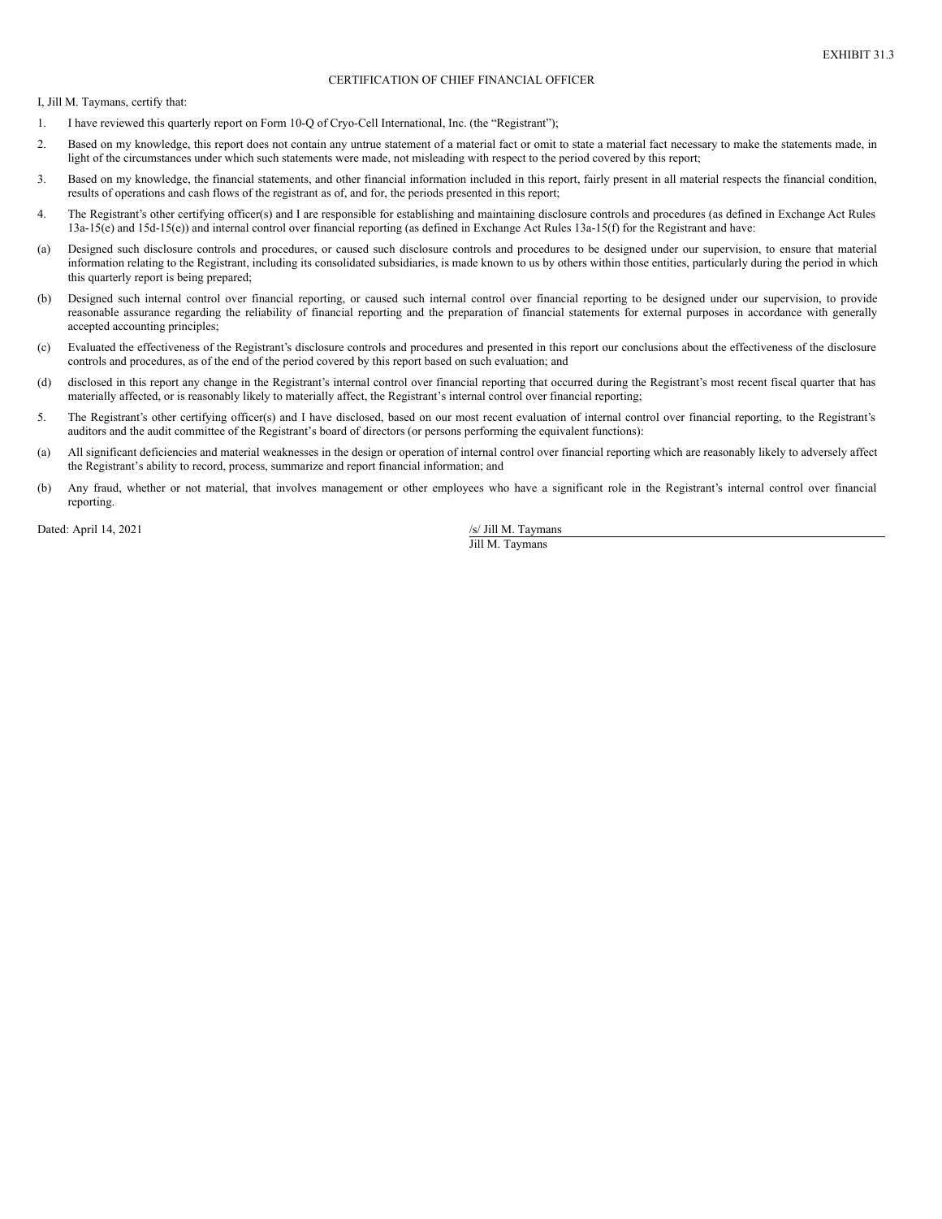EXHIBIT 31.3

CERTIFICATION OF CHIEF FINANCIAL OFFICER

I, Jill M. Taymans, certify that:

1. I have reviewed this quarterly report on Form 10-Q of Cryo-Cell International, Inc. (the "Registrant");

2. Based on my knowledge, this report does not contain any untrue statement of a material fact or omit to state a material fact necessary to make the statements made, in light of the circumstances under which such statements were made, not misleading with respect to the period covered by this report;

3. Based on my knowledge, the financial statements, and other financial information included in this report, fairly present in all material respects the financial condition, results of operations and cash flows of the registrant as of, and for, the periods presented in this report;

4. The Registrant's other certifying officer(s) and I are responsible for establishing and maintaining disclosure controls and procedures (as defined in Exchange Act Rules 13a-15(e) and 15d-15(e)) and internal control over financial reporting (as defined in Exchange Act Rules 13a-15(f) for the Registrant and have:

(a) Designed such disclosure controls and procedures, or caused such disclosure controls and procedures to be designed under our supervision, to ensure that material information relating to the Registrant, including its consolidated subsidiaries, is made known to us by others within those entities, particularly during the period in which this quarterly report is being prepared;

(b) Designed such internal control over financial reporting, or caused such internal control over financial reporting to be designed under our supervision, to provide reasonable assurance regarding the reliability of financial reporting and the preparation of financial statements for external purposes in accordance with generally accepted accounting principles;

(c) Evaluated the effectiveness of the Registrant's disclosure controls and procedures and presented in this report our conclusions about the effectiveness of the disclosure controls and procedures, as of the end of the period covered by this report based on such evaluation; and

(d) disclosed in this report any change in the Registrant's internal control over financial reporting that occurred during the Registrant's most recent fiscal quarter that has materially affected, or is reasonably likely to materially affect, the Registrant's internal control over financial reporting;

5. The Registrant's other certifying officer(s) and I have disclosed, based on our most recent evaluation of internal control over financial reporting, to the Registrant's auditors and the audit committee of the Registrant's board of directors (or persons performing the equivalent functions):

(a) All significant deficiencies and material weaknesses in the design or operation of internal control over financial reporting which are reasonably likely to adversely affect the Registrant's ability to record, process, summarize and report financial information; and

(b) Any fraud, whether or not material, that involves management or other employees who have a significant role in the Registrant's internal control over financial reporting.

Dated: April 14, 2021

/s/ Jill M. Taymans
Jill M. Taymans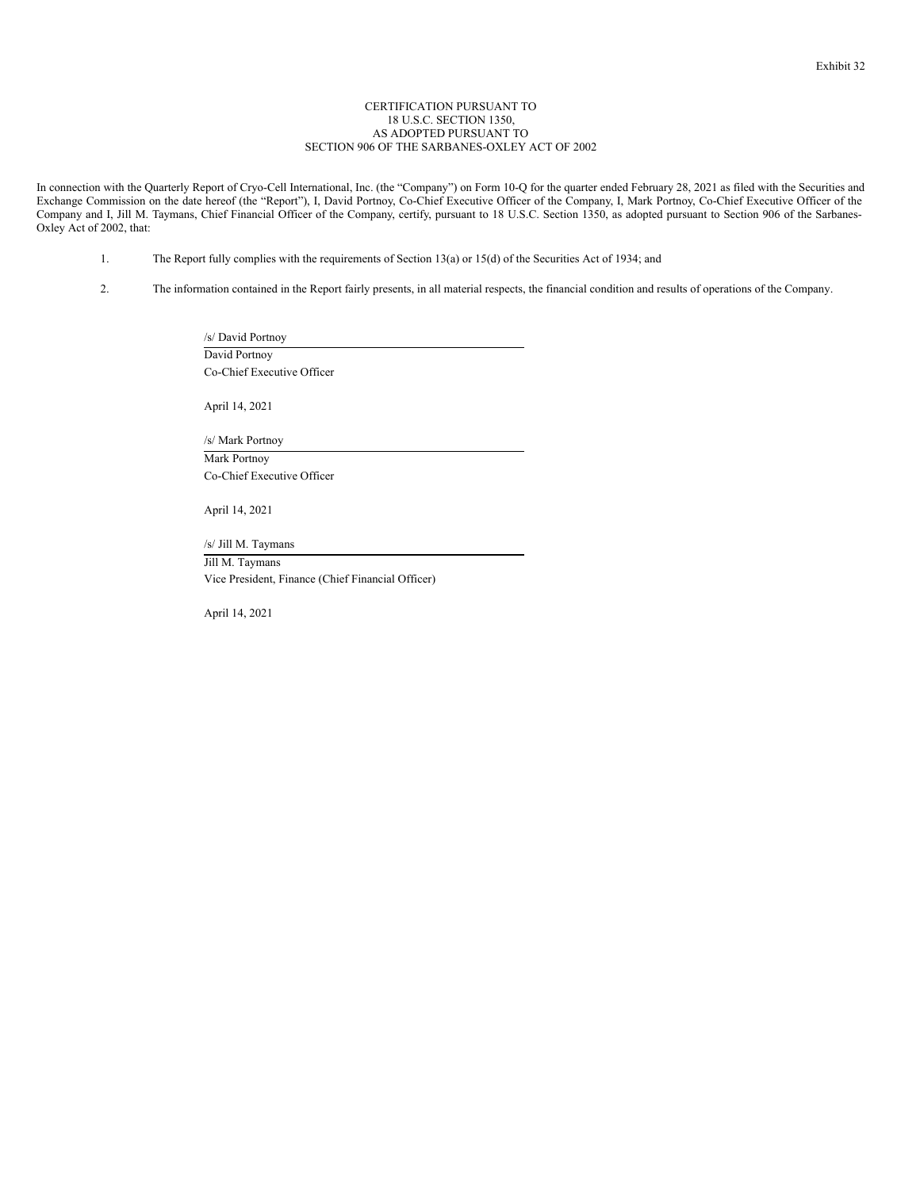Exhibit 32

CERTIFICATION PURSUANT TO
18 U.S.C. SECTION 1350,
AS ADOPTED PURSUANT TO
SECTION 906 OF THE SARBANES-OXLEY ACT OF 2002

In connection with the Quarterly Report of Cryo-Cell International, Inc. (the "Company") on Form 10-Q for the quarter ended February 28, 2021 as filed with the Securities and Exchange Commission on the date hereof (the "Report"), I, David Portnoy, Co-Chief Executive Officer of the Company, I, Mark Portnoy, Co-Chief Executive Officer of the Company and I, Jill M. Taymans, Chief Financial Officer of the Company, certify, pursuant to 18 U.S.C. Section 1350, as adopted pursuant to Section 906 of the Sarbanes-Oxley Act of 2002, that:

1. The Report fully complies with the requirements of Section 13(a) or 15(d) of the Securities Act of 1934; and

2. The information contained in the Report fairly presents, in all material respects, the financial condition and results of operations of the Company.

/s/ David Portnoy

David Portnoy
Co-Chief Executive Officer

April 14, 2021

/s/ Mark Portnoy

Mark Portnoy
Co-Chief Executive Officer

April 14, 2021

/s/ Jill M. Taymans

Jill M. Taymans
Vice President, Finance (Chief Financial Officer)

April 14, 2021